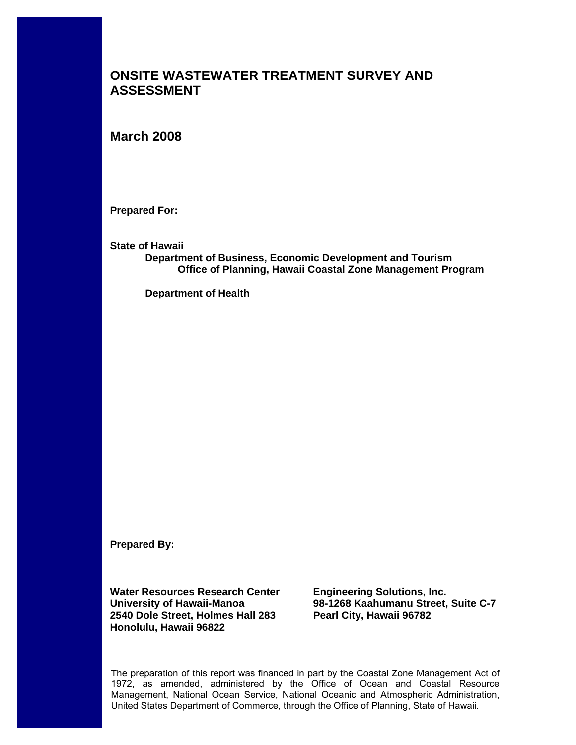# ONSITE WASTEWATER TREATMENT SURVEY AND ASSESSMENT

## March 2008

**Prepared For:**

**State of Hawaii**

**Department of Business, Economic Development and Tourism**

**Office of Planning, Hawaii Coastal Zone Management Program**

**Department of Health**

**Prepared By:**

**Water Resources Research Center**
**University of Hawaii-Manoa**
**2540 Dole Street, Holmes Hall 283**
**Honolulu, Hawaii 96822**

**Engineering Solutions, Inc.**
**98-1268 Kaahumanu Street, Suite C-7**
**Pearl City, Hawaii 96782**

The preparation of this report was financed in part by the Coastal Zone Management Act of 1972, as amended, administered by the Office of Ocean and Coastal Resource Management, National Ocean Service, National Oceanic and Atmospheric Administration, United States Department of Commerce, through the Office of Planning, State of Hawaii.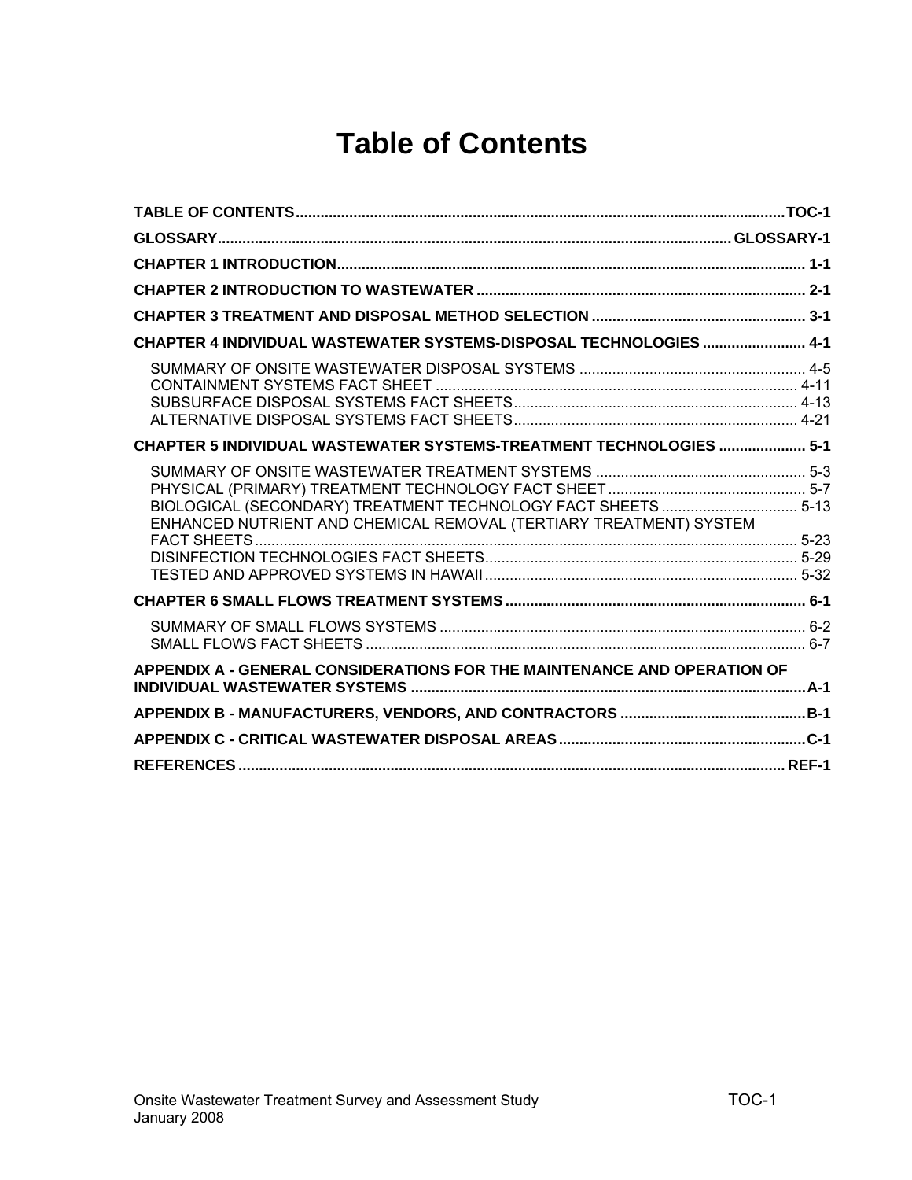# Table of Contents

**TABLE OF CONTENTS** .......... **TOC-1**

**GLOSSARY** .......... **GLOSSARY-1**

**CHAPTER 1 INTRODUCTION** .......... **1-1**

**CHAPTER 2 INTRODUCTION TO WASTEWATER** .......... **2-1**

**CHAPTER 3 TREATMENT AND DISPOSAL METHOD SELECTION** .......... **3-1**

**CHAPTER 4 INDIVIDUAL WASTEWATER SYSTEMS-DISPOSAL TECHNOLOGIES** .......... **4-1**

- SUMMARY OF ONSITE WASTEWATER DISPOSAL SYSTEMS .......... 4-5
- CONTAINMENT SYSTEMS FACT SHEET .......... 4-11
- SUBSURFACE DISPOSAL SYSTEMS FACT SHEETS .......... 4-13
- ALTERNATIVE DISPOSAL SYSTEMS FACT SHEETS .......... 4-21

**CHAPTER 5 INDIVIDUAL WASTEWATER SYSTEMS-TREATMENT TECHNOLOGIES** .......... **5-1**

- SUMMARY OF ONSITE WASTEWATER TREATMENT SYSTEMS .......... 5-3
- PHYSICAL (PRIMARY) TREATMENT TECHNOLOGY FACT SHEET .......... 5-7
- BIOLOGICAL (SECONDARY) TREATMENT TECHNOLOGY FACT SHEETS .......... 5-13
- ENHANCED NUTRIENT AND CHEMICAL REMOVAL (TERTIARY TREATMENT) SYSTEM FACT SHEETS .......... 5-23
- DISINFECTION TECHNOLOGIES FACT SHEETS .......... 5-29
- TESTED AND APPROVED SYSTEMS IN HAWAII .......... 5-32

**CHAPTER 6 SMALL FLOWS TREATMENT SYSTEMS** .......... **6-1**

- SUMMARY OF SMALL FLOWS SYSTEMS .......... 6-2
- SMALL FLOWS FACT SHEETS .......... 6-7

**APPENDIX A - GENERAL CONSIDERATIONS FOR THE MAINTENANCE AND OPERATION OF INDIVIDUAL WASTEWATER SYSTEMS** .......... **A-1**

**APPENDIX B - MANUFACTURERS, VENDORS, AND CONTRACTORS** .......... **B-1**

**APPENDIX C - CRITICAL WASTEWATER DISPOSAL AREAS** .......... **C-1**

**REFERENCES** .......... **REF-1**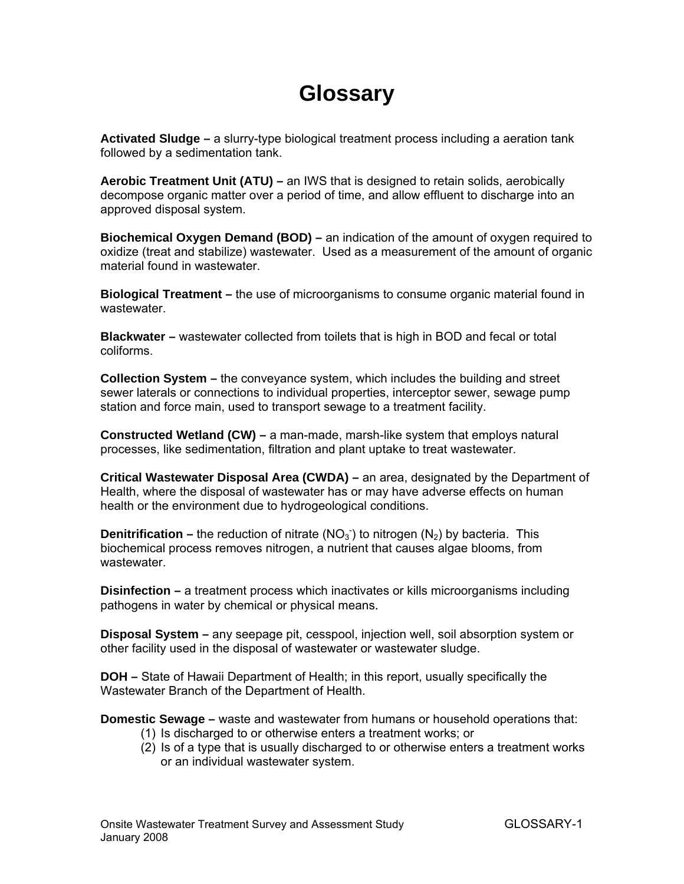# Glossary

**Activated Sludge –** a slurry-type biological treatment process including a aeration tank followed by a sedimentation tank.

**Aerobic Treatment Unit (ATU) –** an IWS that is designed to retain solids, aerobically decompose organic matter over a period of time, and allow effluent to discharge into an approved disposal system.

**Biochemical Oxygen Demand (BOD) –** an indication of the amount of oxygen required to oxidize (treat and stabilize) wastewater. Used as a measurement of the amount of organic material found in wastewater.

**Biological Treatment –** the use of microorganisms to consume organic material found in wastewater.

**Blackwater –** wastewater collected from toilets that is high in BOD and fecal or total coliforms.

**Collection System –** the conveyance system, which includes the building and street sewer laterals or connections to individual properties, interceptor sewer, sewage pump station and force main, used to transport sewage to a treatment facility.

**Constructed Wetland (CW) –** a man-made, marsh-like system that employs natural processes, like sedimentation, filtration and plant uptake to treat wastewater.

**Critical Wastewater Disposal Area (CWDA) –** an area, designated by the Department of Health, where the disposal of wastewater has or may have adverse effects on human health or the environment due to hydrogeological conditions.

**Denitrification –** the reduction of nitrate ($NO_3^-$) to nitrogen ($N_2$) by bacteria. This biochemical process removes nitrogen, a nutrient that causes algae blooms, from wastewater.

**Disinfection –** a treatment process which inactivates or kills microorganisms including pathogens in water by chemical or physical means.

**Disposal System –** any seepage pit, cesspool, injection well, soil absorption system or other facility used in the disposal of wastewater or wastewater sludge.

**DOH –** State of Hawaii Department of Health; in this report, usually specifically the Wastewater Branch of the Department of Health.

**Domestic Sewage –** waste and wastewater from humans or household operations that:

(1) Is discharged to or otherwise enters a treatment works; or
(2) Is of a type that is usually discharged to or otherwise enters a treatment works or an individual wastewater system.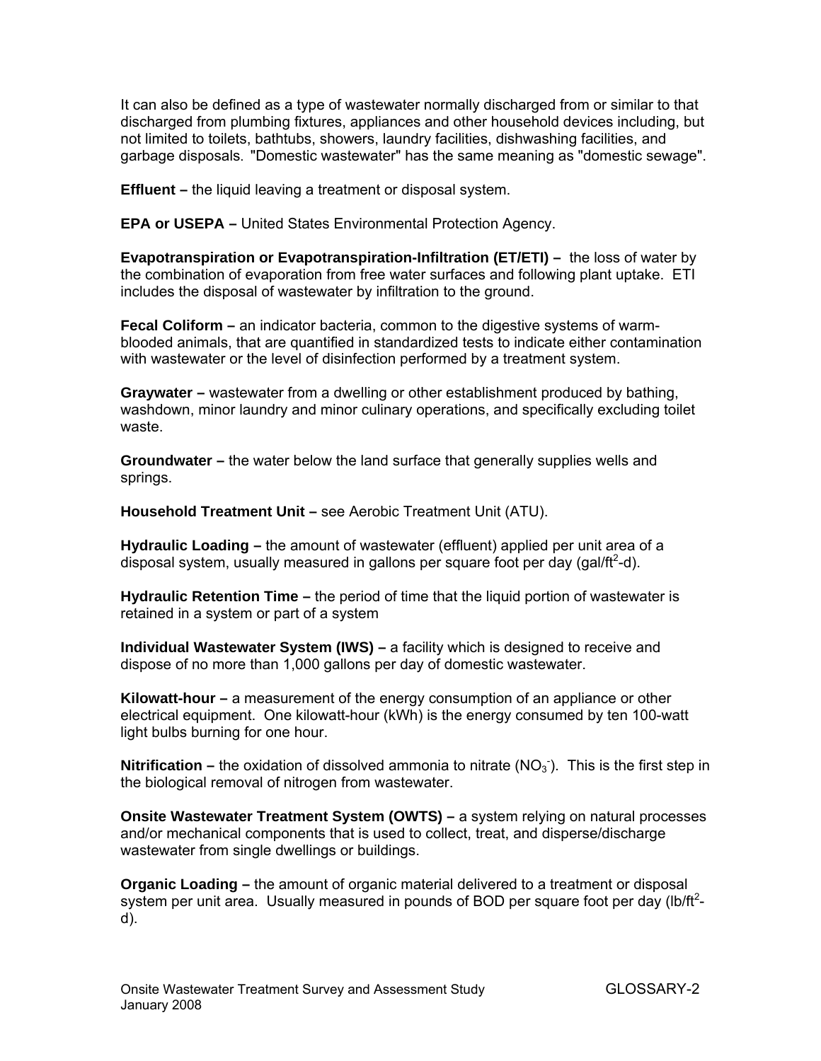It can also be defined as a type of wastewater normally discharged from or similar to that discharged from plumbing fixtures, appliances and other household devices including, but not limited to toilets, bathtubs, showers, laundry facilities, dishwashing facilities, and garbage disposals. "Domestic wastewater" has the same meaning as "domestic sewage".

**Effluent –** the liquid leaving a treatment or disposal system.

**EPA or USEPA –** United States Environmental Protection Agency.

**Evapotranspiration or Evapotranspiration-Infiltration (ET/ETI) –** the loss of water by the combination of evaporation from free water surfaces and following plant uptake. ETI includes the disposal of wastewater by infiltration to the ground.

**Fecal Coliform –** an indicator bacteria, common to the digestive systems of warm-blooded animals, that are quantified in standardized tests to indicate either contamination with wastewater or the level of disinfection performed by a treatment system.

**Graywater –** wastewater from a dwelling or other establishment produced by bathing, washdown, minor laundry and minor culinary operations, and specifically excluding toilet waste.

**Groundwater –** the water below the land surface that generally supplies wells and springs.

**Household Treatment Unit –** see Aerobic Treatment Unit (ATU).

**Hydraulic Loading –** the amount of wastewater (effluent) applied per unit area of a disposal system, usually measured in gallons per square foot per day (gal/ft$^2$-d).

**Hydraulic Retention Time –** the period of time that the liquid portion of wastewater is retained in a system or part of a system

**Individual Wastewater System (IWS) –** a facility which is designed to receive and dispose of no more than 1,000 gallons per day of domestic wastewater.

**Kilowatt-hour –** a measurement of the energy consumption of an appliance or other electrical equipment. One kilowatt-hour (kWh) is the energy consumed by ten 100-watt light bulbs burning for one hour.

**Nitrification –** the oxidation of dissolved ammonia to nitrate ($NO_3^-$). This is the first step in the biological removal of nitrogen from wastewater.

**Onsite Wastewater Treatment System (OWTS) –** a system relying on natural processes and/or mechanical components that is used to collect, treat, and disperse/discharge wastewater from single dwellings or buildings.

**Organic Loading –** the amount of organic material delivered to a treatment or disposal system per unit area. Usually measured in pounds of BOD per square foot per day (lb/ft$^2$-d).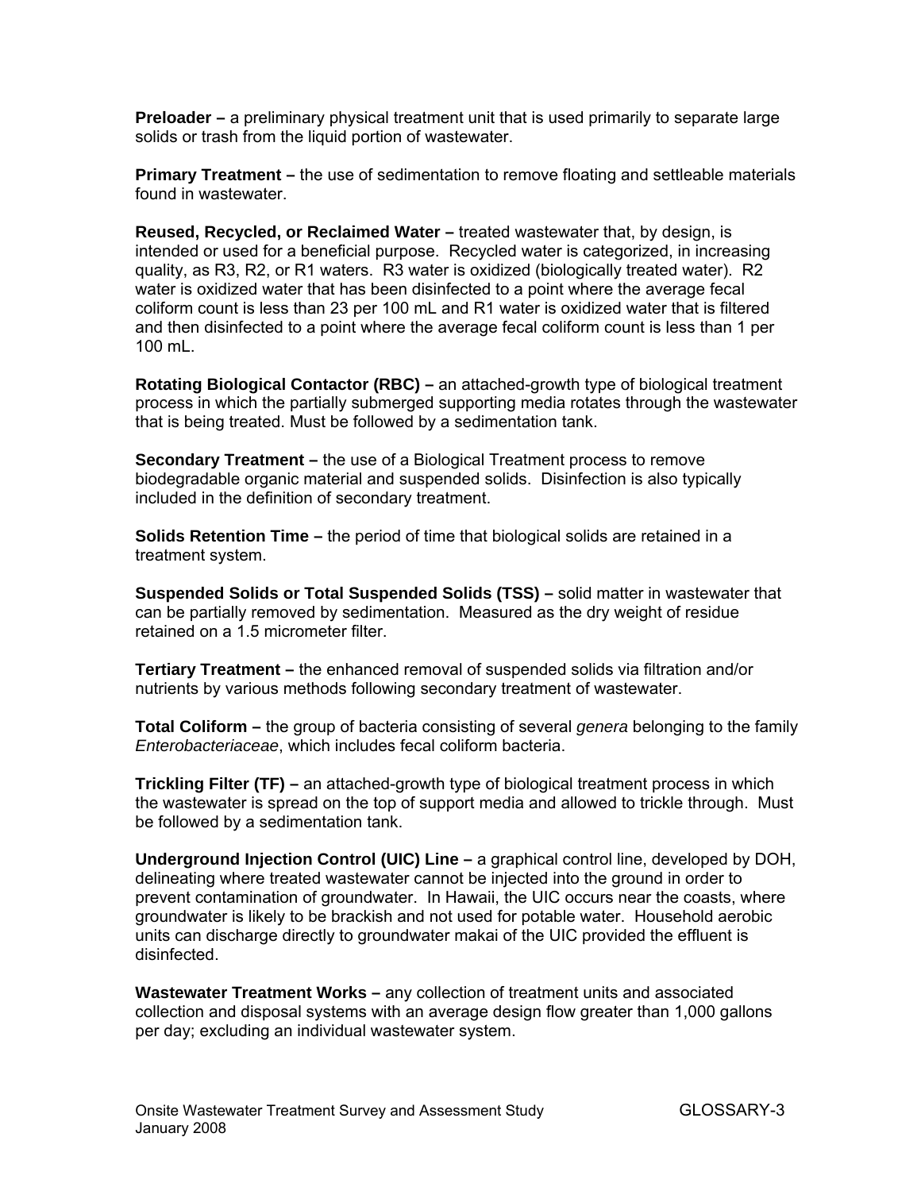**Preloader –** a preliminary physical treatment unit that is used primarily to separate large solids or trash from the liquid portion of wastewater.

**Primary Treatment –** the use of sedimentation to remove floating and settleable materials found in wastewater.

**Reused, Recycled, or Reclaimed Water –** treated wastewater that, by design, is intended or used for a beneficial purpose. Recycled water is categorized, in increasing quality, as R3, R2, or R1 waters. R3 water is oxidized (biologically treated water). R2 water is oxidized water that has been disinfected to a point where the average fecal coliform count is less than 23 per 100 mL and R1 water is oxidized water that is filtered and then disinfected to a point where the average fecal coliform count is less than 1 per 100 mL.

**Rotating Biological Contactor (RBC) –** an attached-growth type of biological treatment process in which the partially submerged supporting media rotates through the wastewater that is being treated. Must be followed by a sedimentation tank.

**Secondary Treatment –** the use of a Biological Treatment process to remove biodegradable organic material and suspended solids. Disinfection is also typically included in the definition of secondary treatment.

**Solids Retention Time –** the period of time that biological solids are retained in a treatment system.

**Suspended Solids or Total Suspended Solids (TSS) –** solid matter in wastewater that can be partially removed by sedimentation. Measured as the dry weight of residue retained on a 1.5 micrometer filter.

**Tertiary Treatment –** the enhanced removal of suspended solids via filtration and/or nutrients by various methods following secondary treatment of wastewater.

**Total Coliform –** the group of bacteria consisting of several *genera* belonging to the family *Enterobacteriaceae*, which includes fecal coliform bacteria.

**Trickling Filter (TF) –** an attached-growth type of biological treatment process in which the wastewater is spread on the top of support media and allowed to trickle through. Must be followed by a sedimentation tank.

**Underground Injection Control (UIC) Line –** a graphical control line, developed by DOH, delineating where treated wastewater cannot be injected into the ground in order to prevent contamination of groundwater. In Hawaii, the UIC occurs near the coasts, where groundwater is likely to be brackish and not used for potable water. Household aerobic units can discharge directly to groundwater makai of the UIC provided the effluent is disinfected.

**Wastewater Treatment Works –** any collection of treatment units and associated collection and disposal systems with an average design flow greater than 1,000 gallons per day; excluding an individual wastewater system.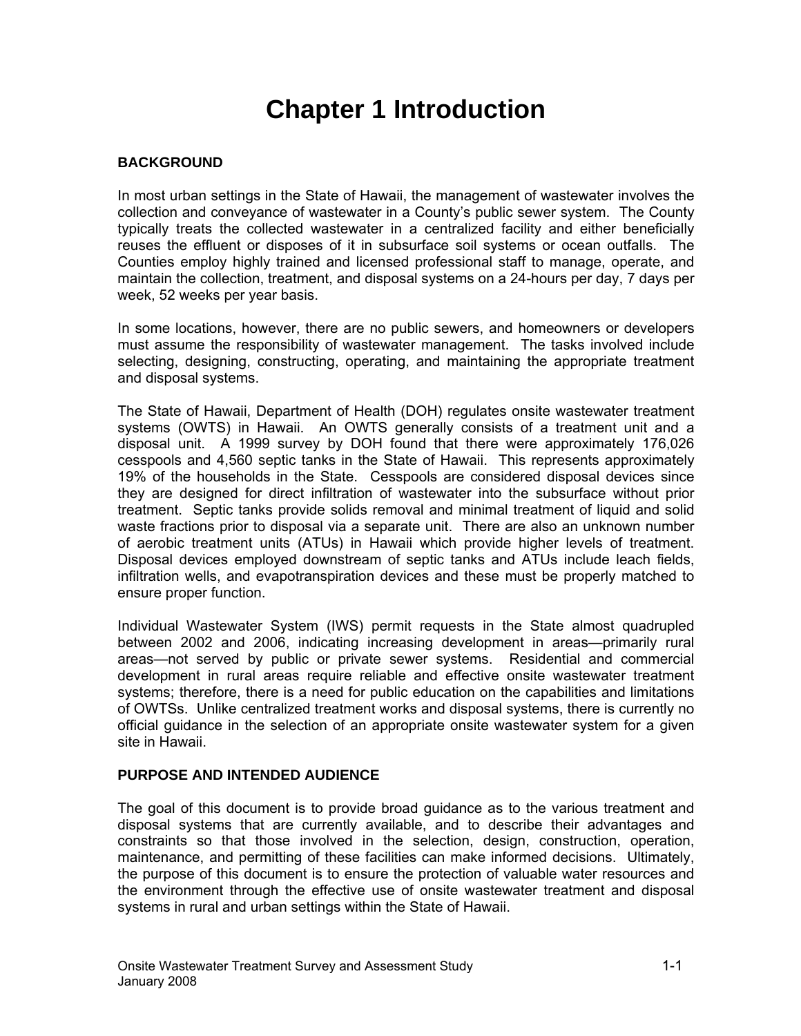# Chapter 1 Introduction

**BACKGROUND**

In most urban settings in the State of Hawaii, the management of wastewater involves the collection and conveyance of wastewater in a County's public sewer system. The County typically treats the collected wastewater in a centralized facility and either beneficially reuses the effluent or disposes of it in subsurface soil systems or ocean outfalls. The Counties employ highly trained and licensed professional staff to manage, operate, and maintain the collection, treatment, and disposal systems on a 24-hours per day, 7 days per week, 52 weeks per year basis.

In some locations, however, there are no public sewers, and homeowners or developers must assume the responsibility of wastewater management. The tasks involved include selecting, designing, constructing, operating, and maintaining the appropriate treatment and disposal systems.

The State of Hawaii, Department of Health (DOH) regulates onsite wastewater treatment systems (OWTS) in Hawaii. An OWTS generally consists of a treatment unit and a disposal unit. A 1999 survey by DOH found that there were approximately 176,026 cesspools and 4,560 septic tanks in the State of Hawaii. This represents approximately 19% of the households in the State. Cesspools are considered disposal devices since they are designed for direct infiltration of wastewater into the subsurface without prior treatment. Septic tanks provide solids removal and minimal treatment of liquid and solid waste fractions prior to disposal via a separate unit. There are also an unknown number of aerobic treatment units (ATUs) in Hawaii which provide higher levels of treatment. Disposal devices employed downstream of septic tanks and ATUs include leach fields, infiltration wells, and evapotranspiration devices and these must be properly matched to ensure proper function.

Individual Wastewater System (IWS) permit requests in the State almost quadrupled between 2002 and 2006, indicating increasing development in areas—primarily rural areas—not served by public or private sewer systems. Residential and commercial development in rural areas require reliable and effective onsite wastewater treatment systems; therefore, there is a need for public education on the capabilities and limitations of OWTSs. Unlike centralized treatment works and disposal systems, there is currently no official guidance in the selection of an appropriate onsite wastewater system for a given site in Hawaii.

**PURPOSE AND INTENDED AUDIENCE**

The goal of this document is to provide broad guidance as to the various treatment and disposal systems that are currently available, and to describe their advantages and constraints so that those involved in the selection, design, construction, operation, maintenance, and permitting of these facilities can make informed decisions. Ultimately, the purpose of this document is to ensure the protection of valuable water resources and the environment through the effective use of onsite wastewater treatment and disposal systems in rural and urban settings within the State of Hawaii.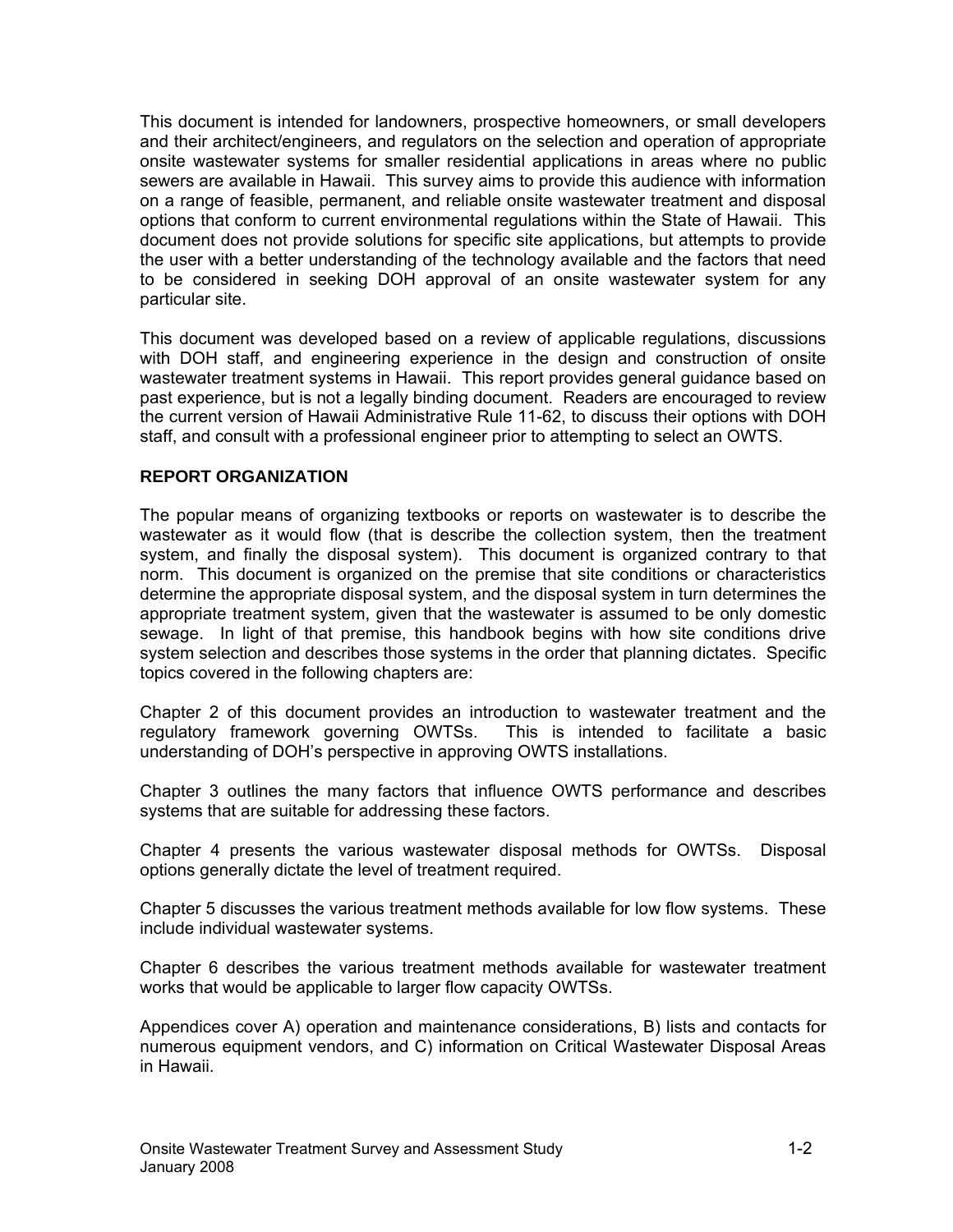This document is intended for landowners, prospective homeowners, or small developers and their architect/engineers, and regulators on the selection and operation of appropriate onsite wastewater systems for smaller residential applications in areas where no public sewers are available in Hawaii. This survey aims to provide this audience with information on a range of feasible, permanent, and reliable onsite wastewater treatment and disposal options that conform to current environmental regulations within the State of Hawaii. This document does not provide solutions for specific site applications, but attempts to provide the user with a better understanding of the technology available and the factors that need to be considered in seeking DOH approval of an onsite wastewater system for any particular site.

This document was developed based on a review of applicable regulations, discussions with DOH staff, and engineering experience in the design and construction of onsite wastewater treatment systems in Hawaii. This report provides general guidance based on past experience, but is not a legally binding document. Readers are encouraged to review the current version of Hawaii Administrative Rule 11-62, to discuss their options with DOH staff, and consult with a professional engineer prior to attempting to select an OWTS.

**REPORT ORGANIZATION**

The popular means of organizing textbooks or reports on wastewater is to describe the wastewater as it would flow (that is describe the collection system, then the treatment system, and finally the disposal system). This document is organized contrary to that norm. This document is organized on the premise that site conditions or characteristics determine the appropriate disposal system, and the disposal system in turn determines the appropriate treatment system, given that the wastewater is assumed to be only domestic sewage. In light of that premise, this handbook begins with how site conditions drive system selection and describes those systems in the order that planning dictates. Specific topics covered in the following chapters are:

Chapter 2 of this document provides an introduction to wastewater treatment and the regulatory framework governing OWTSs. This is intended to facilitate a basic understanding of DOH's perspective in approving OWTS installations.

Chapter 3 outlines the many factors that influence OWTS performance and describes systems that are suitable for addressing these factors.

Chapter 4 presents the various wastewater disposal methods for OWTSs. Disposal options generally dictate the level of treatment required.

Chapter 5 discusses the various treatment methods available for low flow systems. These include individual wastewater systems.

Chapter 6 describes the various treatment methods available for wastewater treatment works that would be applicable to larger flow capacity OWTSs.

Appendices cover A) operation and maintenance considerations, B) lists and contacts for numerous equipment vendors, and C) information on Critical Wastewater Disposal Areas in Hawaii.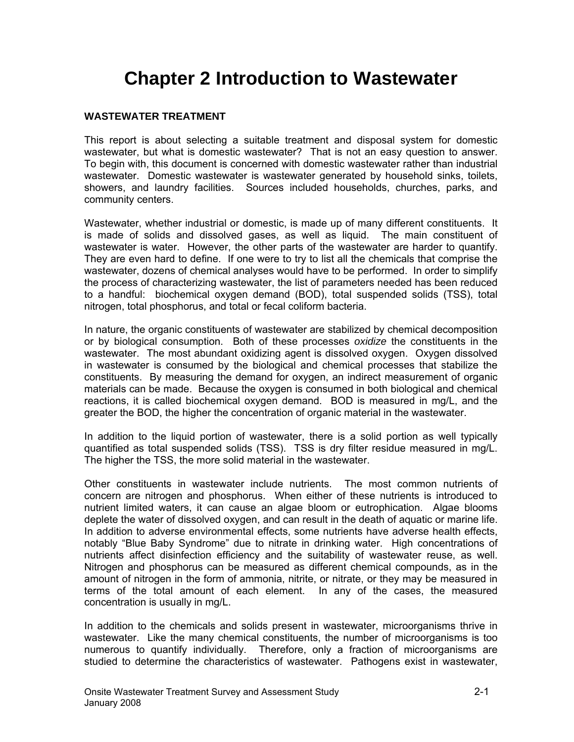# Chapter 2 Introduction to Wastewater

## WASTEWATER TREATMENT

This report is about selecting a suitable treatment and disposal system for domestic wastewater, but what is domestic wastewater? That is not an easy question to answer. To begin with, this document is concerned with domestic wastewater rather than industrial wastewater. Domestic wastewater is wastewater generated by household sinks, toilets, showers, and laundry facilities. Sources included households, churches, parks, and community centers.

Wastewater, whether industrial or domestic, is made up of many different constituents. It is made of solids and dissolved gases, as well as liquid. The main constituent of wastewater is water. However, the other parts of the wastewater are harder to quantify. They are even hard to define. If one were to try to list all the chemicals that comprise the wastewater, dozens of chemical analyses would have to be performed. In order to simplify the process of characterizing wastewater, the list of parameters needed has been reduced to a handful: biochemical oxygen demand (BOD), total suspended solids (TSS), total nitrogen, total phosphorus, and total or fecal coliform bacteria.

In nature, the organic constituents of wastewater are stabilized by chemical decomposition or by biological consumption. Both of these processes *oxidize* the constituents in the wastewater. The most abundant oxidizing agent is dissolved oxygen. Oxygen dissolved in wastewater is consumed by the biological and chemical processes that stabilize the constituents. By measuring the demand for oxygen, an indirect measurement of organic materials can be made. Because the oxygen is consumed in both biological and chemical reactions, it is called biochemical oxygen demand. BOD is measured in mg/L, and the greater the BOD, the higher the concentration of organic material in the wastewater.

In addition to the liquid portion of wastewater, there is a solid portion as well typically quantified as total suspended solids (TSS). TSS is dry filter residue measured in mg/L. The higher the TSS, the more solid material in the wastewater.

Other constituents in wastewater include nutrients. The most common nutrients of concern are nitrogen and phosphorus. When either of these nutrients is introduced to nutrient limited waters, it can cause an algae bloom or eutrophication. Algae blooms deplete the water of dissolved oxygen, and can result in the death of aquatic or marine life. In addition to adverse environmental effects, some nutrients have adverse health effects, notably "Blue Baby Syndrome" due to nitrate in drinking water. High concentrations of nutrients affect disinfection efficiency and the suitability of wastewater reuse, as well. Nitrogen and phosphorus can be measured as different chemical compounds, as in the amount of nitrogen in the form of ammonia, nitrite, or nitrate, or they may be measured in terms of the total amount of each element. In any of the cases, the measured concentration is usually in mg/L.

In addition to the chemicals and solids present in wastewater, microorganisms thrive in wastewater. Like the many chemical constituents, the number of microorganisms is too numerous to quantify individually. Therefore, only a fraction of microorganisms are studied to determine the characteristics of wastewater. Pathogens exist in wastewater,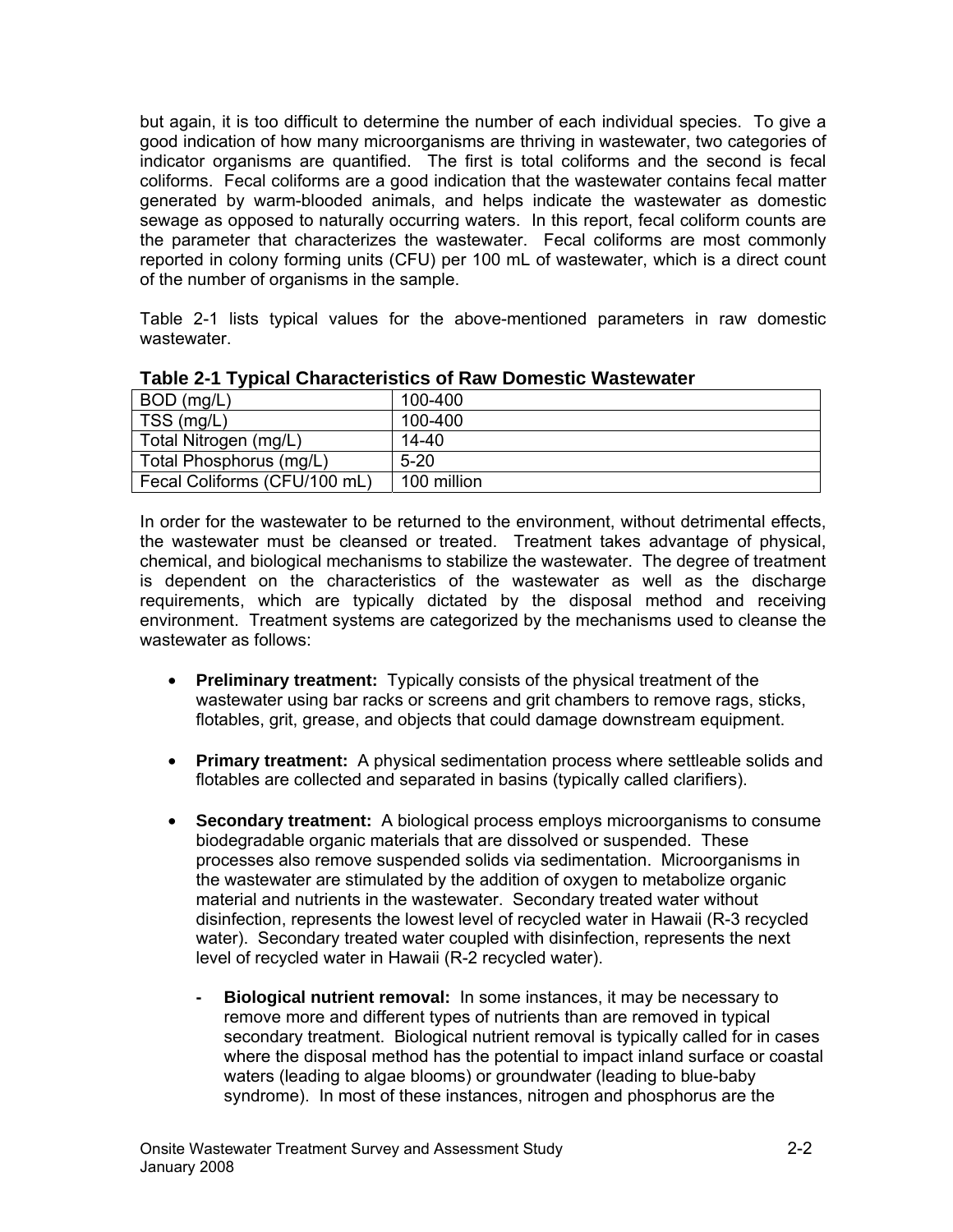but again, it is too difficult to determine the number of each individual species. To give a good indication of how many microorganisms are thriving in wastewater, two categories of indicator organisms are quantified. The first is total coliforms and the second is fecal coliforms. Fecal coliforms are a good indication that the wastewater contains fecal matter generated by warm-blooded animals, and helps indicate the wastewater as domestic sewage as opposed to naturally occurring waters. In this report, fecal coliform counts are the parameter that characterizes the wastewater. Fecal coliforms are most commonly reported in colony forming units (CFU) per 100 mL of wastewater, which is a direct count of the number of organisms in the sample.

Table 2-1 lists typical values for the above-mentioned parameters in raw domestic wastewater.

**Table 2-1 Typical Characteristics of Raw Domestic Wastewater**

| | |
|---|---|
| BOD (mg/L) | 100-400 |
| TSS (mg/L) | 100-400 |
| Total Nitrogen (mg/L) | 14-40 |
| Total Phosphorus (mg/L) | 5-20 |
| Fecal Coliforms (CFU/100 mL) | 100 million |

In order for the wastewater to be returned to the environment, without detrimental effects, the wastewater must be cleansed or treated. Treatment takes advantage of physical, chemical, and biological mechanisms to stabilize the wastewater. The degree of treatment is dependent on the characteristics of the wastewater as well as the discharge requirements, which are typically dictated by the disposal method and receiving environment. Treatment systems are categorized by the mechanisms used to cleanse the wastewater as follows:

- **Preliminary treatment:** Typically consists of the physical treatment of the wastewater using bar racks or screens and grit chambers to remove rags, sticks, flotables, grit, grease, and objects that could damage downstream equipment.

- **Primary treatment:** A physical sedimentation process where settleable solids and flotables are collected and separated in basins (typically called clarifiers).

- **Secondary treatment:** A biological process employs microorganisms to consume biodegradable organic materials that are dissolved or suspended. These processes also remove suspended solids via sedimentation. Microorganisms in the wastewater are stimulated by the addition of oxygen to metabolize organic material and nutrients in the wastewater. Secondary treated water without disinfection, represents the lowest level of recycled water in Hawaii (R-3 recycled water). Secondary treated water coupled with disinfection, represents the next level of recycled water in Hawaii (R-2 recycled water).

  - **Biological nutrient removal:** In some instances, it may be necessary to remove more and different types of nutrients than are removed in typical secondary treatment. Biological nutrient removal is typically called for in cases where the disposal method has the potential to impact inland surface or coastal waters (leading to algae blooms) or groundwater (leading to blue-baby syndrome). In most of these instances, nitrogen and phosphorus are the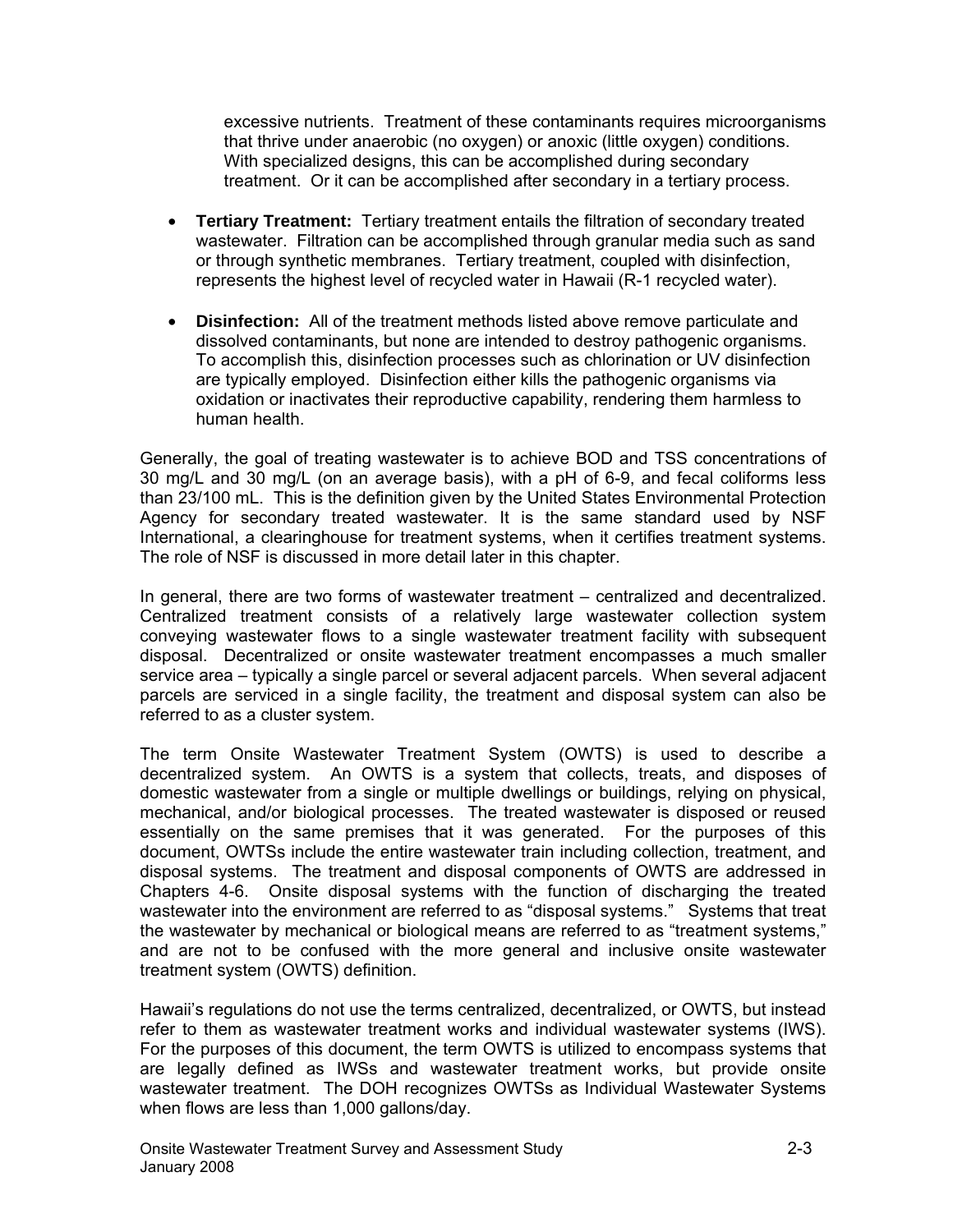excessive nutrients. Treatment of these contaminants requires microorganisms that thrive under anaerobic (no oxygen) or anoxic (little oxygen) conditions. With specialized designs, this can be accomplished during secondary treatment. Or it can be accomplished after secondary in a tertiary process.

- **Tertiary Treatment:** Tertiary treatment entails the filtration of secondary treated wastewater. Filtration can be accomplished through granular media such as sand or through synthetic membranes. Tertiary treatment, coupled with disinfection, represents the highest level of recycled water in Hawaii (R-1 recycled water).

- **Disinfection:** All of the treatment methods listed above remove particulate and dissolved contaminants, but none are intended to destroy pathogenic organisms. To accomplish this, disinfection processes such as chlorination or UV disinfection are typically employed. Disinfection either kills the pathogenic organisms via oxidation or inactivates their reproductive capability, rendering them harmless to human health.

Generally, the goal of treating wastewater is to achieve BOD and TSS concentrations of 30 mg/L and 30 mg/L (on an average basis), with a pH of 6-9, and fecal coliforms less than 23/100 mL. This is the definition given by the United States Environmental Protection Agency for secondary treated wastewater. It is the same standard used by NSF International, a clearinghouse for treatment systems, when it certifies treatment systems. The role of NSF is discussed in more detail later in this chapter.

In general, there are two forms of wastewater treatment – centralized and decentralized. Centralized treatment consists of a relatively large wastewater collection system conveying wastewater flows to a single wastewater treatment facility with subsequent disposal. Decentralized or onsite wastewater treatment encompasses a much smaller service area – typically a single parcel or several adjacent parcels. When several adjacent parcels are serviced in a single facility, the treatment and disposal system can also be referred to as a cluster system.

The term Onsite Wastewater Treatment System (OWTS) is used to describe a decentralized system. An OWTS is a system that collects, treats, and disposes of domestic wastewater from a single or multiple dwellings or buildings, relying on physical, mechanical, and/or biological processes. The treated wastewater is disposed or reused essentially on the same premises that it was generated. For the purposes of this document, OWTSs include the entire wastewater train including collection, treatment, and disposal systems. The treatment and disposal components of OWTS are addressed in Chapters 4-6. Onsite disposal systems with the function of discharging the treated wastewater into the environment are referred to as "disposal systems." Systems that treat the wastewater by mechanical or biological means are referred to as "treatment systems," and are not to be confused with the more general and inclusive onsite wastewater treatment system (OWTS) definition.

Hawaii's regulations do not use the terms centralized, decentralized, or OWTS, but instead refer to them as wastewater treatment works and individual wastewater systems (IWS). For the purposes of this document, the term OWTS is utilized to encompass systems that are legally defined as IWSs and wastewater treatment works, but provide onsite wastewater treatment. The DOH recognizes OWTSs as Individual Wastewater Systems when flows are less than 1,000 gallons/day.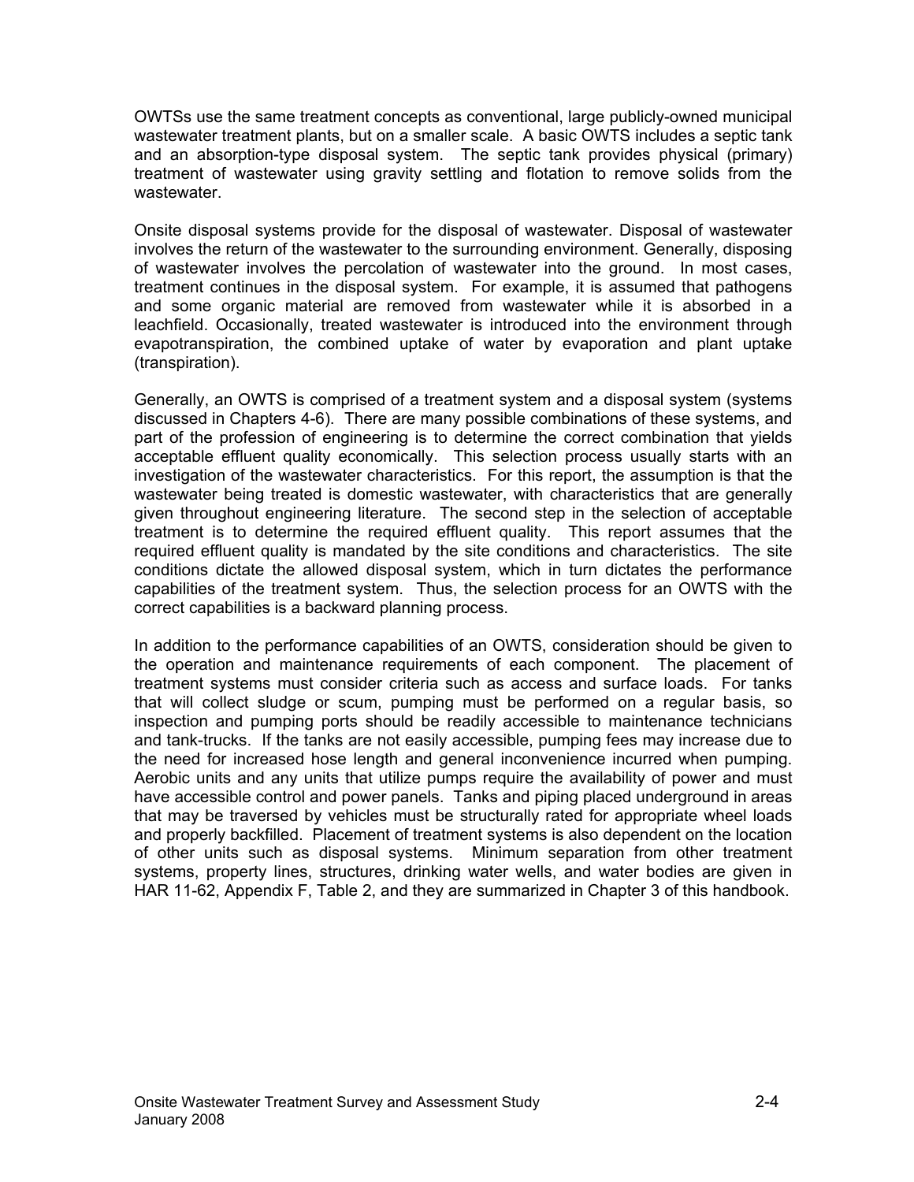OWTSs use the same treatment concepts as conventional, large publicly-owned municipal wastewater treatment plants, but on a smaller scale. A basic OWTS includes a septic tank and an absorption-type disposal system. The septic tank provides physical (primary) treatment of wastewater using gravity settling and flotation to remove solids from the wastewater.

Onsite disposal systems provide for the disposal of wastewater. Disposal of wastewater involves the return of the wastewater to the surrounding environment. Generally, disposing of wastewater involves the percolation of wastewater into the ground. In most cases, treatment continues in the disposal system. For example, it is assumed that pathogens and some organic material are removed from wastewater while it is absorbed in a leachfield. Occasionally, treated wastewater is introduced into the environment through evapotranspiration, the combined uptake of water by evaporation and plant uptake (transpiration).

Generally, an OWTS is comprised of a treatment system and a disposal system (systems discussed in Chapters 4-6). There are many possible combinations of these systems, and part of the profession of engineering is to determine the correct combination that yields acceptable effluent quality economically. This selection process usually starts with an investigation of the wastewater characteristics. For this report, the assumption is that the wastewater being treated is domestic wastewater, with characteristics that are generally given throughout engineering literature. The second step in the selection of acceptable treatment is to determine the required effluent quality. This report assumes that the required effluent quality is mandated by the site conditions and characteristics. The site conditions dictate the allowed disposal system, which in turn dictates the performance capabilities of the treatment system. Thus, the selection process for an OWTS with the correct capabilities is a backward planning process.

In addition to the performance capabilities of an OWTS, consideration should be given to the operation and maintenance requirements of each component. The placement of treatment systems must consider criteria such as access and surface loads. For tanks that will collect sludge or scum, pumping must be performed on a regular basis, so inspection and pumping ports should be readily accessible to maintenance technicians and tank-trucks. If the tanks are not easily accessible, pumping fees may increase due to the need for increased hose length and general inconvenience incurred when pumping. Aerobic units and any units that utilize pumps require the availability of power and must have accessible control and power panels. Tanks and piping placed underground in areas that may be traversed by vehicles must be structurally rated for appropriate wheel loads and properly backfilled. Placement of treatment systems is also dependent on the location of other units such as disposal systems. Minimum separation from other treatment systems, property lines, structures, drinking water wells, and water bodies are given in HAR 11-62, Appendix F, Table 2, and they are summarized in Chapter 3 of this handbook.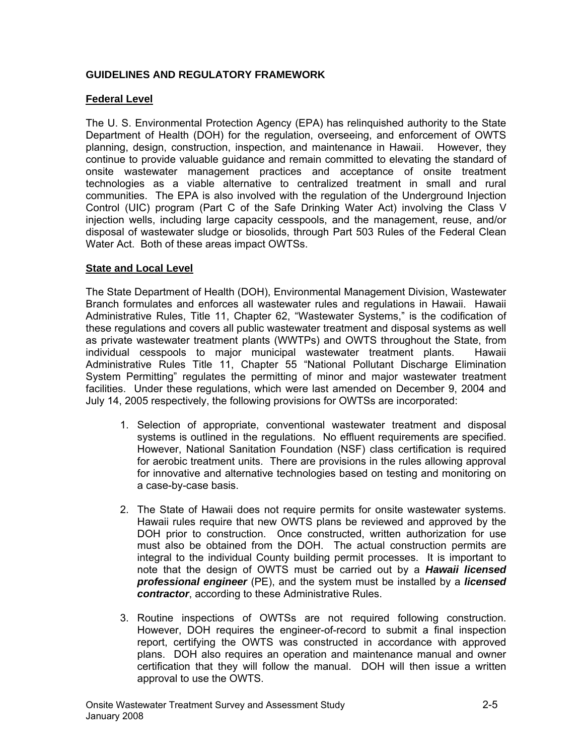## GUIDELINES AND REGULATORY FRAMEWORK

### Federal Level

The U. S. Environmental Protection Agency (EPA) has relinquished authority to the State Department of Health (DOH) for the regulation, overseeing, and enforcement of OWTS planning, design, construction, inspection, and maintenance in Hawaii. However, they continue to provide valuable guidance and remain committed to elevating the standard of onsite wastewater management practices and acceptance of onsite treatment technologies as a viable alternative to centralized treatment in small and rural communities. The EPA is also involved with the regulation of the Underground Injection Control (UIC) program (Part C of the Safe Drinking Water Act) involving the Class V injection wells, including large capacity cesspools, and the management, reuse, and/or disposal of wastewater sludge or biosolids, through Part 503 Rules of the Federal Clean Water Act. Both of these areas impact OWTSs.

### State and Local Level

The State Department of Health (DOH), Environmental Management Division, Wastewater Branch formulates and enforces all wastewater rules and regulations in Hawaii. Hawaii Administrative Rules, Title 11, Chapter 62, "Wastewater Systems," is the codification of these regulations and covers all public wastewater treatment and disposal systems as well as private wastewater treatment plants (WWTPs) and OWTS throughout the State, from individual cesspools to major municipal wastewater treatment plants. Hawaii Administrative Rules Title 11, Chapter 55 "National Pollutant Discharge Elimination System Permitting" regulates the permitting of minor and major wastewater treatment facilities. Under these regulations, which were last amended on December 9, 2004 and July 14, 2005 respectively, the following provisions for OWTSs are incorporated:

1. Selection of appropriate, conventional wastewater treatment and disposal systems is outlined in the regulations. No effluent requirements are specified. However, National Sanitation Foundation (NSF) class certification is required for aerobic treatment units. There are provisions in the rules allowing approval for innovative and alternative technologies based on testing and monitoring on a case-by-case basis.

2. The State of Hawaii does not require permits for onsite wastewater systems. Hawaii rules require that new OWTS plans be reviewed and approved by the DOH prior to construction. Once constructed, written authorization for use must also be obtained from the DOH. The actual construction permits are integral to the individual County building permit processes. It is important to note that the design of OWTS must be carried out by a ***Hawaii licensed professional engineer*** (PE), and the system must be installed by a ***licensed contractor***, according to these Administrative Rules.

3. Routine inspections of OWTSs are not required following construction. However, DOH requires the engineer-of-record to submit a final inspection report, certifying the OWTS was constructed in accordance with approved plans. DOH also requires an operation and maintenance manual and owner certification that they will follow the manual. DOH will then issue a written approval to use the OWTS.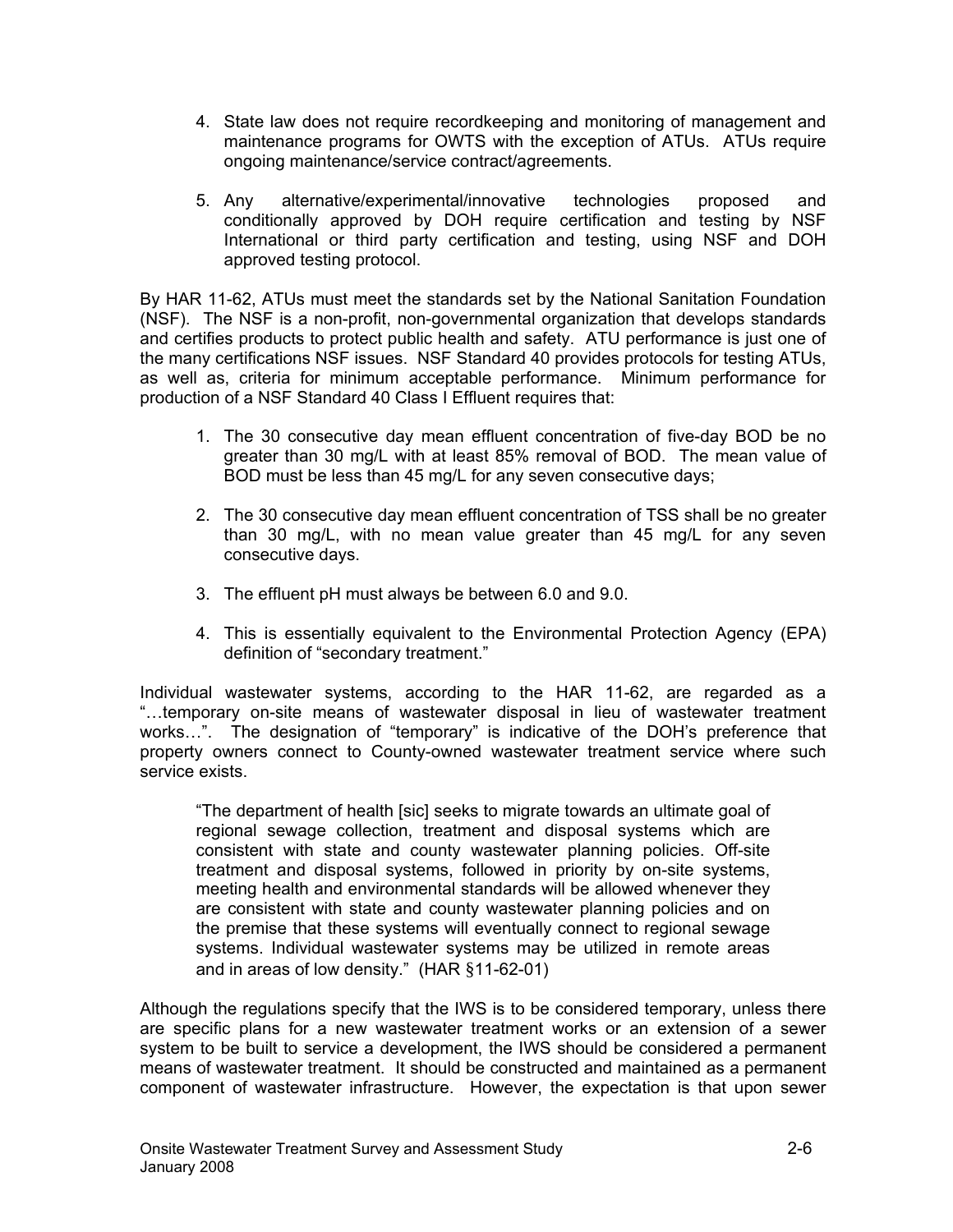4. State law does not require recordkeeping and monitoring of management and maintenance programs for OWTS with the exception of ATUs. ATUs require ongoing maintenance/service contract/agreements.

5. Any alternative/experimental/innovative technologies proposed and conditionally approved by DOH require certification and testing by NSF International or third party certification and testing, using NSF and DOH approved testing protocol.

By HAR 11-62, ATUs must meet the standards set by the National Sanitation Foundation (NSF). The NSF is a non-profit, non-governmental organization that develops standards and certifies products to protect public health and safety. ATU performance is just one of the many certifications NSF issues. NSF Standard 40 provides protocols for testing ATUs, as well as, criteria for minimum acceptable performance. Minimum performance for production of a NSF Standard 40 Class I Effluent requires that:

1. The 30 consecutive day mean effluent concentration of five-day BOD be no greater than 30 mg/L with at least 85% removal of BOD. The mean value of BOD must be less than 45 mg/L for any seven consecutive days;

2. The 30 consecutive day mean effluent concentration of TSS shall be no greater than 30 mg/L, with no mean value greater than 45 mg/L for any seven consecutive days.

3. The effluent pH must always be between 6.0 and 9.0.

4. This is essentially equivalent to the Environmental Protection Agency (EPA) definition of "secondary treatment."

Individual wastewater systems, according to the HAR 11-62, are regarded as a "…temporary on-site means of wastewater disposal in lieu of wastewater treatment works…". The designation of "temporary" is indicative of the DOH's preference that property owners connect to County-owned wastewater treatment service where such service exists.

> "The department of health [sic] seeks to migrate towards an ultimate goal of regional sewage collection, treatment and disposal systems which are consistent with state and county wastewater planning policies. Off-site treatment and disposal systems, followed in priority by on-site systems, meeting health and environmental standards will be allowed whenever they are consistent with state and county wastewater planning policies and on the premise that these systems will eventually connect to regional sewage systems. Individual wastewater systems may be utilized in remote areas and in areas of low density." (HAR §11-62-01)

Although the regulations specify that the IWS is to be considered temporary, unless there are specific plans for a new wastewater treatment works or an extension of a sewer system to be built to service a development, the IWS should be considered a permanent means of wastewater treatment. It should be constructed and maintained as a permanent component of wastewater infrastructure. However, the expectation is that upon sewer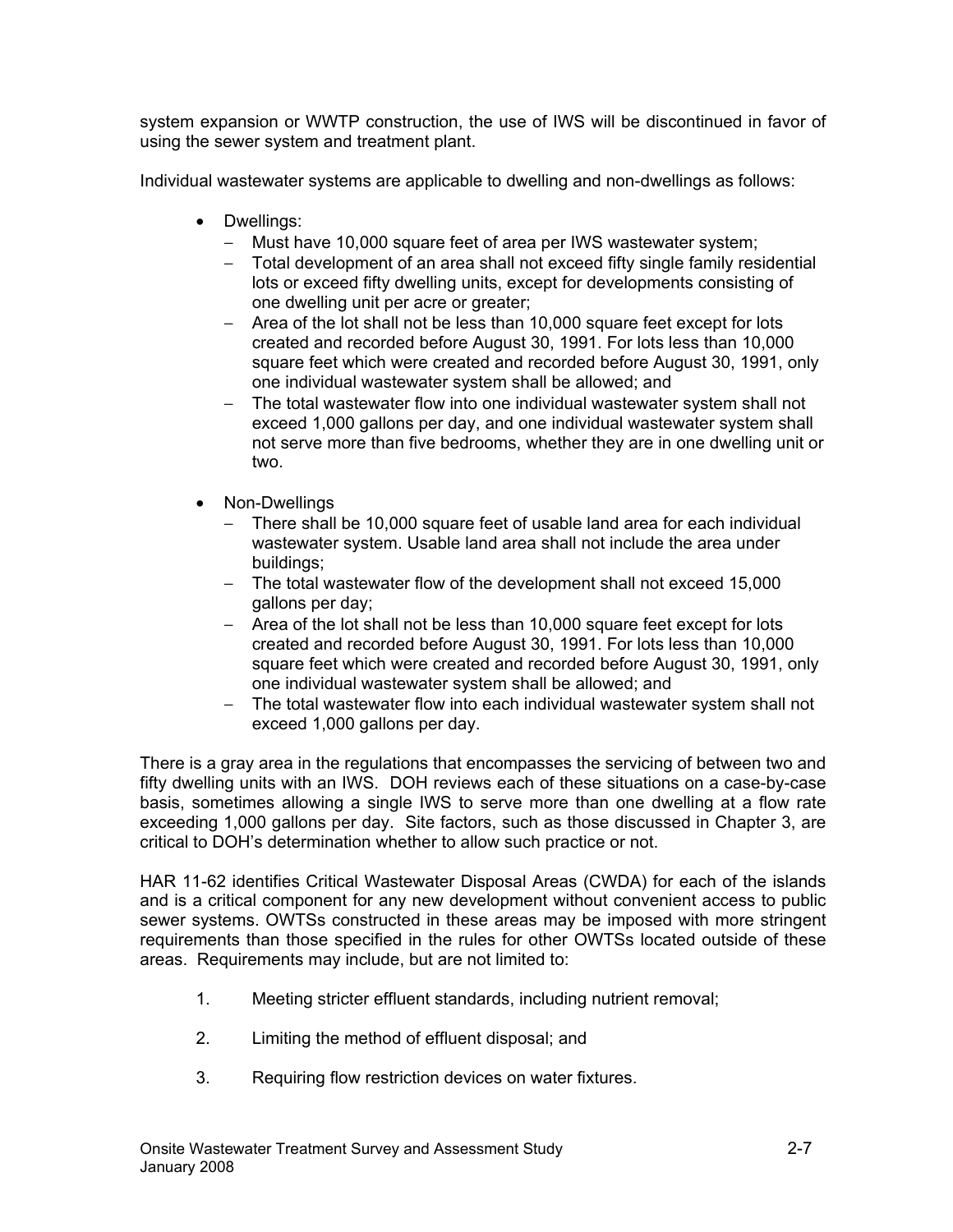system expansion or WWTP construction, the use of IWS will be discontinued in favor of using the sewer system and treatment plant.

Individual wastewater systems are applicable to dwelling and non-dwellings as follows:

- Dwellings:
  - Must have 10,000 square feet of area per IWS wastewater system;
  - Total development of an area shall not exceed fifty single family residential lots or exceed fifty dwelling units, except for developments consisting of one dwelling unit per acre or greater;
  - Area of the lot shall not be less than 10,000 square feet except for lots created and recorded before August 30, 1991. For lots less than 10,000 square feet which were created and recorded before August 30, 1991, only one individual wastewater system shall be allowed; and
  - The total wastewater flow into one individual wastewater system shall not exceed 1,000 gallons per day, and one individual wastewater system shall not serve more than five bedrooms, whether they are in one dwelling unit or two.

- Non-Dwellings
  - There shall be 10,000 square feet of usable land area for each individual wastewater system. Usable land area shall not include the area under buildings;
  - The total wastewater flow of the development shall not exceed 15,000 gallons per day;
  - Area of the lot shall not be less than 10,000 square feet except for lots created and recorded before August 30, 1991. For lots less than 10,000 square feet which were created and recorded before August 30, 1991, only one individual wastewater system shall be allowed; and
  - The total wastewater flow into each individual wastewater system shall not exceed 1,000 gallons per day.

There is a gray area in the regulations that encompasses the servicing of between two and fifty dwelling units with an IWS. DOH reviews each of these situations on a case-by-case basis, sometimes allowing a single IWS to serve more than one dwelling at a flow rate exceeding 1,000 gallons per day. Site factors, such as those discussed in Chapter 3, are critical to DOH's determination whether to allow such practice or not.

HAR 11-62 identifies Critical Wastewater Disposal Areas (CWDA) for each of the islands and is a critical component for any new development without convenient access to public sewer systems. OWTSs constructed in these areas may be imposed with more stringent requirements than those specified in the rules for other OWTSs located outside of these areas. Requirements may include, but are not limited to:

1. Meeting stricter effluent standards, including nutrient removal;

2. Limiting the method of effluent disposal; and

3. Requiring flow restriction devices on water fixtures.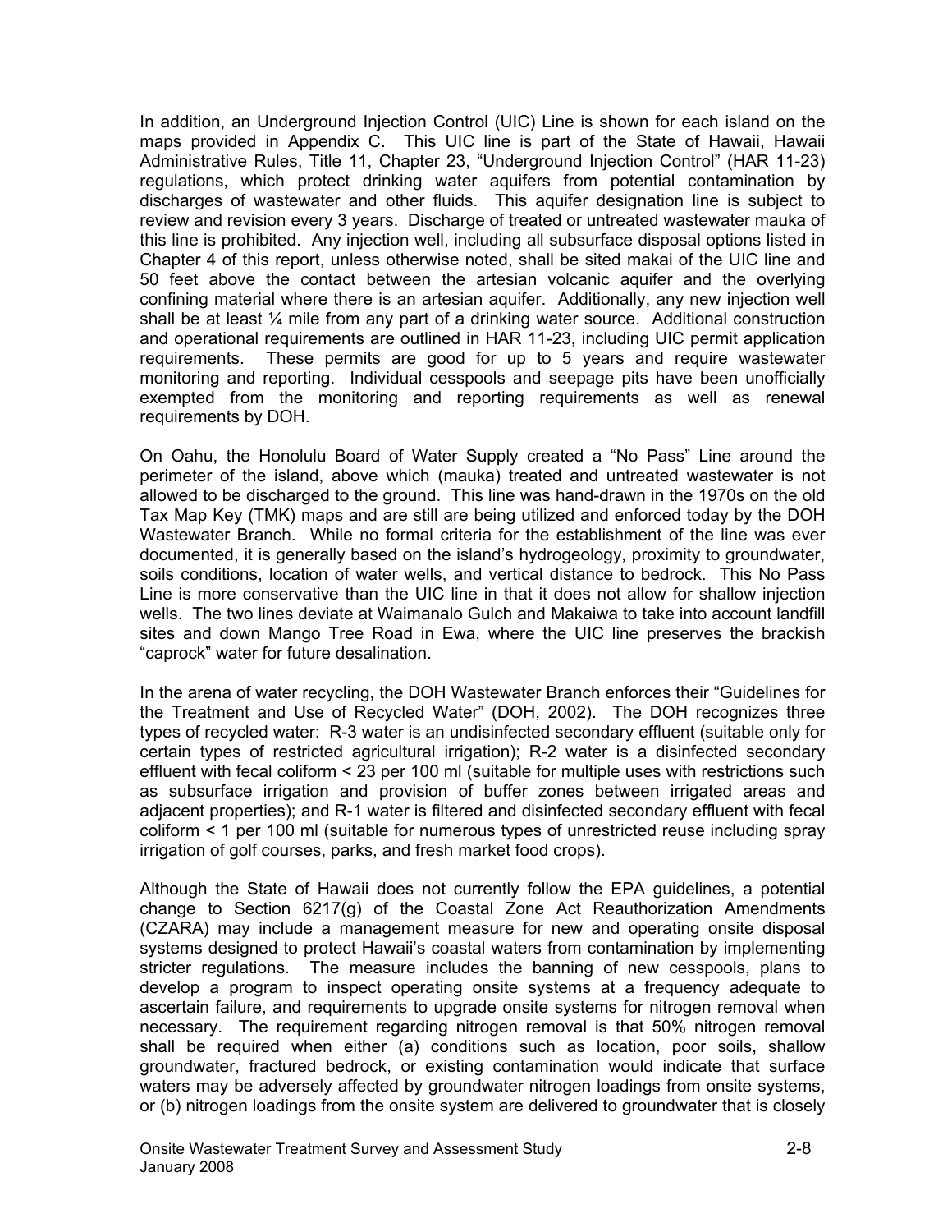In addition, an Underground Injection Control (UIC) Line is shown for each island on the maps provided in Appendix C. This UIC line is part of the State of Hawaii, Hawaii Administrative Rules, Title 11, Chapter 23, "Underground Injection Control" (HAR 11-23) regulations, which protect drinking water aquifers from potential contamination by discharges of wastewater and other fluids. This aquifer designation line is subject to review and revision every 3 years. Discharge of treated or untreated wastewater mauka of this line is prohibited. Any injection well, including all subsurface disposal options listed in Chapter 4 of this report, unless otherwise noted, shall be sited makai of the UIC line and 50 feet above the contact between the artesian volcanic aquifer and the overlying confining material where there is an artesian aquifer. Additionally, any new injection well shall be at least ¼ mile from any part of a drinking water source. Additional construction and operational requirements are outlined in HAR 11-23, including UIC permit application requirements. These permits are good for up to 5 years and require wastewater monitoring and reporting. Individual cesspools and seepage pits have been unofficially exempted from the monitoring and reporting requirements as well as renewal requirements by DOH.

On Oahu, the Honolulu Board of Water Supply created a "No Pass" Line around the perimeter of the island, above which (mauka) treated and untreated wastewater is not allowed to be discharged to the ground. This line was hand-drawn in the 1970s on the old Tax Map Key (TMK) maps and are still are being utilized and enforced today by the DOH Wastewater Branch. While no formal criteria for the establishment of the line was ever documented, it is generally based on the island's hydrogeology, proximity to groundwater, soils conditions, location of water wells, and vertical distance to bedrock. This No Pass Line is more conservative than the UIC line in that it does not allow for shallow injection wells. The two lines deviate at Waimanalo Gulch and Makaiwa to take into account landfill sites and down Mango Tree Road in Ewa, where the UIC line preserves the brackish "caprock" water for future desalination.

In the arena of water recycling, the DOH Wastewater Branch enforces their "Guidelines for the Treatment and Use of Recycled Water" (DOH, 2002). The DOH recognizes three types of recycled water: R-3 water is an undisinfected secondary effluent (suitable only for certain types of restricted agricultural irrigation); R-2 water is a disinfected secondary effluent with fecal coliform < 23 per 100 ml (suitable for multiple uses with restrictions such as subsurface irrigation and provision of buffer zones between irrigated areas and adjacent properties); and R-1 water is filtered and disinfected secondary effluent with fecal coliform < 1 per 100 ml (suitable for numerous types of unrestricted reuse including spray irrigation of golf courses, parks, and fresh market food crops).

Although the State of Hawaii does not currently follow the EPA guidelines, a potential change to Section 6217(g) of the Coastal Zone Act Reauthorization Amendments (CZARA) may include a management measure for new and operating onsite disposal systems designed to protect Hawaii's coastal waters from contamination by implementing stricter regulations. The measure includes the banning of new cesspools, plans to develop a program to inspect operating onsite systems at a frequency adequate to ascertain failure, and requirements to upgrade onsite systems for nitrogen removal when necessary. The requirement regarding nitrogen removal is that 50% nitrogen removal shall be required when either (a) conditions such as location, poor soils, shallow groundwater, fractured bedrock, or existing contamination would indicate that surface waters may be adversely affected by groundwater nitrogen loadings from onsite systems, or (b) nitrogen loadings from the onsite system are delivered to groundwater that is closely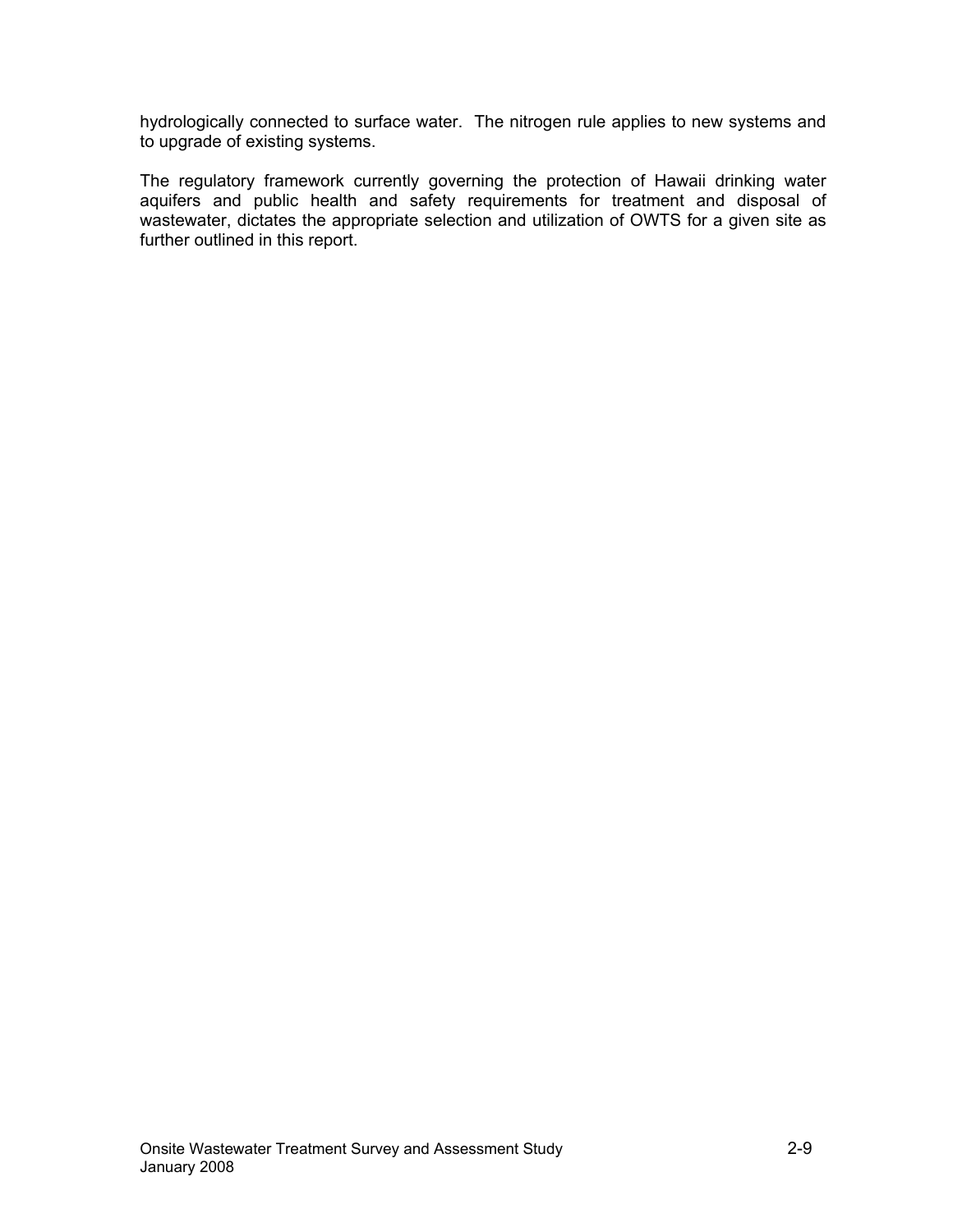hydrologically connected to surface water. The nitrogen rule applies to new systems and to upgrade of existing systems.

The regulatory framework currently governing the protection of Hawaii drinking water aquifers and public health and safety requirements for treatment and disposal of wastewater, dictates the appropriate selection and utilization of OWTS for a given site as further outlined in this report.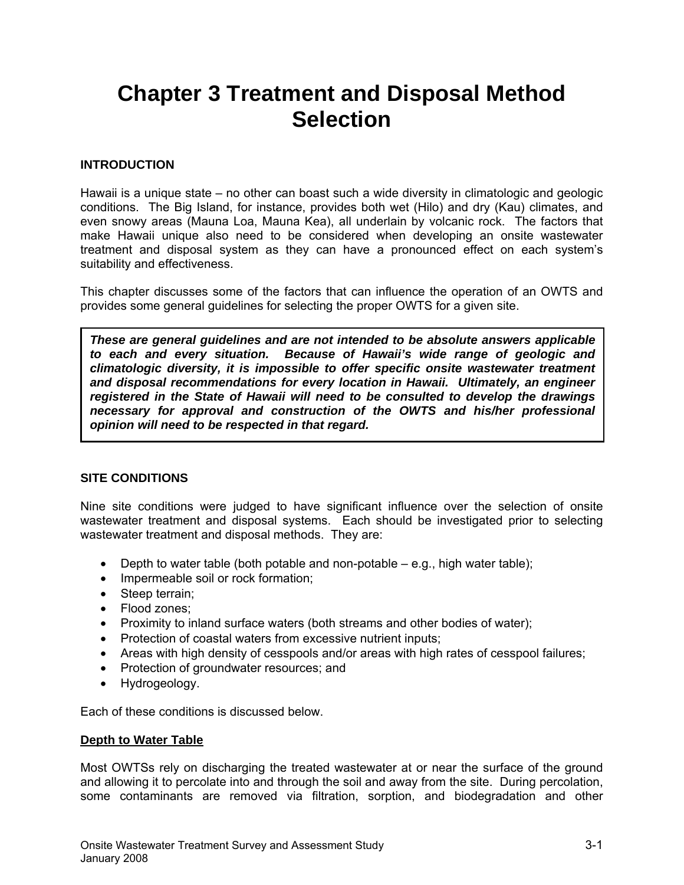# Chapter 3 Treatment and Disposal Method Selection

**INTRODUCTION**

Hawaii is a unique state – no other can boast such a wide diversity in climatologic and geologic conditions. The Big Island, for instance, provides both wet (Hilo) and dry (Kau) climates, and even snowy areas (Mauna Loa, Mauna Kea), all underlain by volcanic rock. The factors that make Hawaii unique also need to be considered when developing an onsite wastewater treatment and disposal system as they can have a pronounced effect on each system's suitability and effectiveness.

This chapter discusses some of the factors that can influence the operation of an OWTS and provides some general guidelines for selecting the proper OWTS for a given site.

> ***These are general guidelines and are not intended to be absolute answers applicable to each and every situation. Because of Hawaii's wide range of geologic and climatologic diversity, it is impossible to offer specific onsite wastewater treatment and disposal recommendations for every location in Hawaii. Ultimately, an engineer registered in the State of Hawaii will need to be consulted to develop the drawings necessary for approval and construction of the OWTS and his/her professional opinion will need to be respected in that regard.***

**SITE CONDITIONS**

Nine site conditions were judged to have significant influence over the selection of onsite wastewater treatment and disposal systems. Each should be investigated prior to selecting wastewater treatment and disposal methods. They are:

- Depth to water table (both potable and non-potable – e.g., high water table);
- Impermeable soil or rock formation;
- Steep terrain;
- Flood zones;
- Proximity to inland surface waters (both streams and other bodies of water);
- Protection of coastal waters from excessive nutrient inputs;
- Areas with high density of cesspools and/or areas with high rates of cesspool failures;
- Protection of groundwater resources; and
- Hydrogeology.

Each of these conditions is discussed below.

**<u>Depth to Water Table</u>**

Most OWTSs rely on discharging the treated wastewater at or near the surface of the ground and allowing it to percolate into and through the soil and away from the site. During percolation, some contaminants are removed via filtration, sorption, and biodegradation and other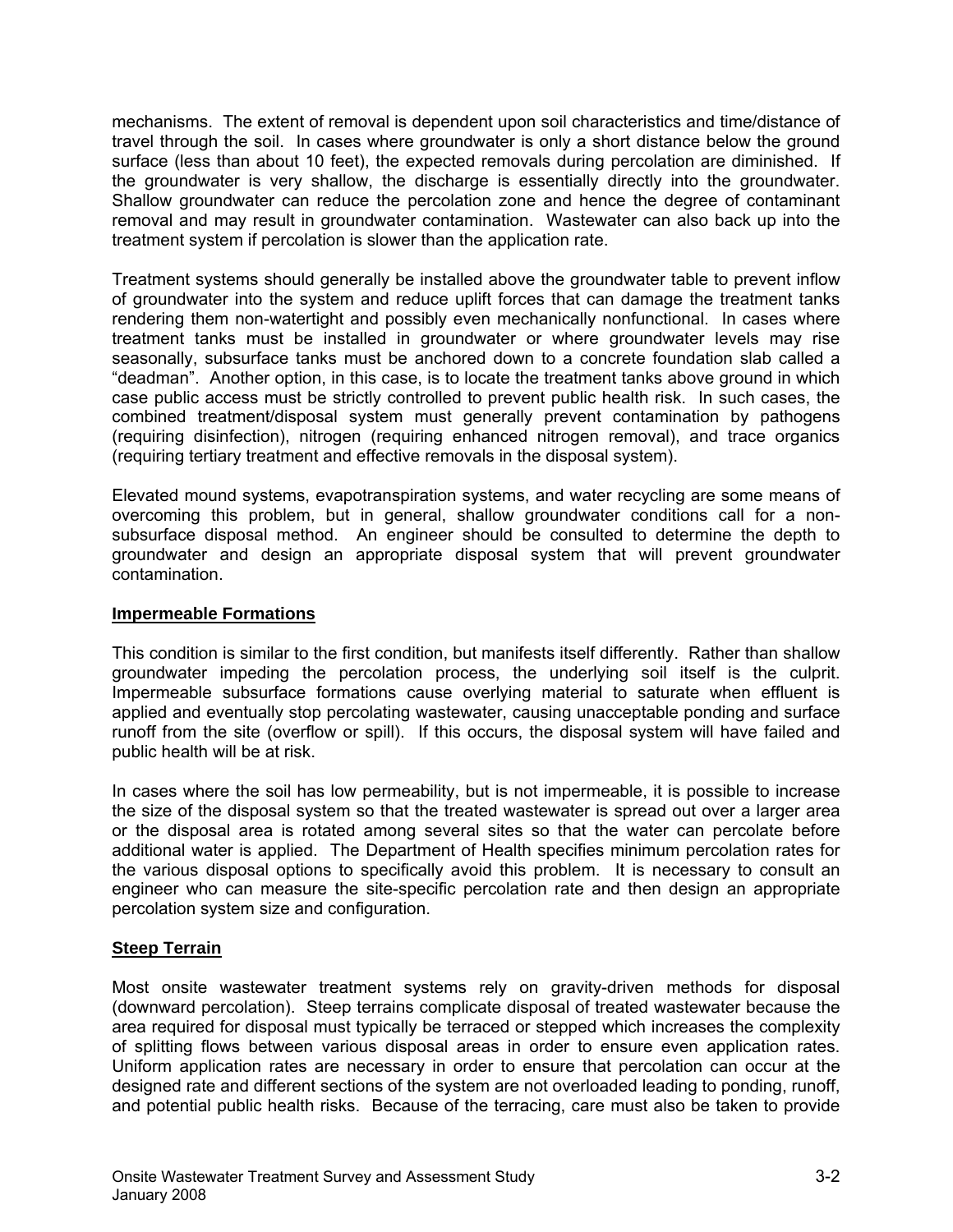mechanisms. The extent of removal is dependent upon soil characteristics and time/distance of travel through the soil. In cases where groundwater is only a short distance below the ground surface (less than about 10 feet), the expected removals during percolation are diminished. If the groundwater is very shallow, the discharge is essentially directly into the groundwater. Shallow groundwater can reduce the percolation zone and hence the degree of contaminant removal and may result in groundwater contamination. Wastewater can also back up into the treatment system if percolation is slower than the application rate.

Treatment systems should generally be installed above the groundwater table to prevent inflow of groundwater into the system and reduce uplift forces that can damage the treatment tanks rendering them non-watertight and possibly even mechanically nonfunctional. In cases where treatment tanks must be installed in groundwater or where groundwater levels may rise seasonally, subsurface tanks must be anchored down to a concrete foundation slab called a "deadman". Another option, in this case, is to locate the treatment tanks above ground in which case public access must be strictly controlled to prevent public health risk. In such cases, the combined treatment/disposal system must generally prevent contamination by pathogens (requiring disinfection), nitrogen (requiring enhanced nitrogen removal), and trace organics (requiring tertiary treatment and effective removals in the disposal system).

Elevated mound systems, evapotranspiration systems, and water recycling are some means of overcoming this problem, but in general, shallow groundwater conditions call for a non-subsurface disposal method. An engineer should be consulted to determine the depth to groundwater and design an appropriate disposal system that will prevent groundwater contamination.

**Impermeable Formations**

This condition is similar to the first condition, but manifests itself differently. Rather than shallow groundwater impeding the percolation process, the underlying soil itself is the culprit. Impermeable subsurface formations cause overlying material to saturate when effluent is applied and eventually stop percolating wastewater, causing unacceptable ponding and surface runoff from the site (overflow or spill). If this occurs, the disposal system will have failed and public health will be at risk.

In cases where the soil has low permeability, but is not impermeable, it is possible to increase the size of the disposal system so that the treated wastewater is spread out over a larger area or the disposal area is rotated among several sites so that the water can percolate before additional water is applied. The Department of Health specifies minimum percolation rates for the various disposal options to specifically avoid this problem. It is necessary to consult an engineer who can measure the site-specific percolation rate and then design an appropriate percolation system size and configuration.

**Steep Terrain**

Most onsite wastewater treatment systems rely on gravity-driven methods for disposal (downward percolation). Steep terrains complicate disposal of treated wastewater because the area required for disposal must typically be terraced or stepped which increases the complexity of splitting flows between various disposal areas in order to ensure even application rates. Uniform application rates are necessary in order to ensure that percolation can occur at the designed rate and different sections of the system are not overloaded leading to ponding, runoff, and potential public health risks. Because of the terracing, care must also be taken to provide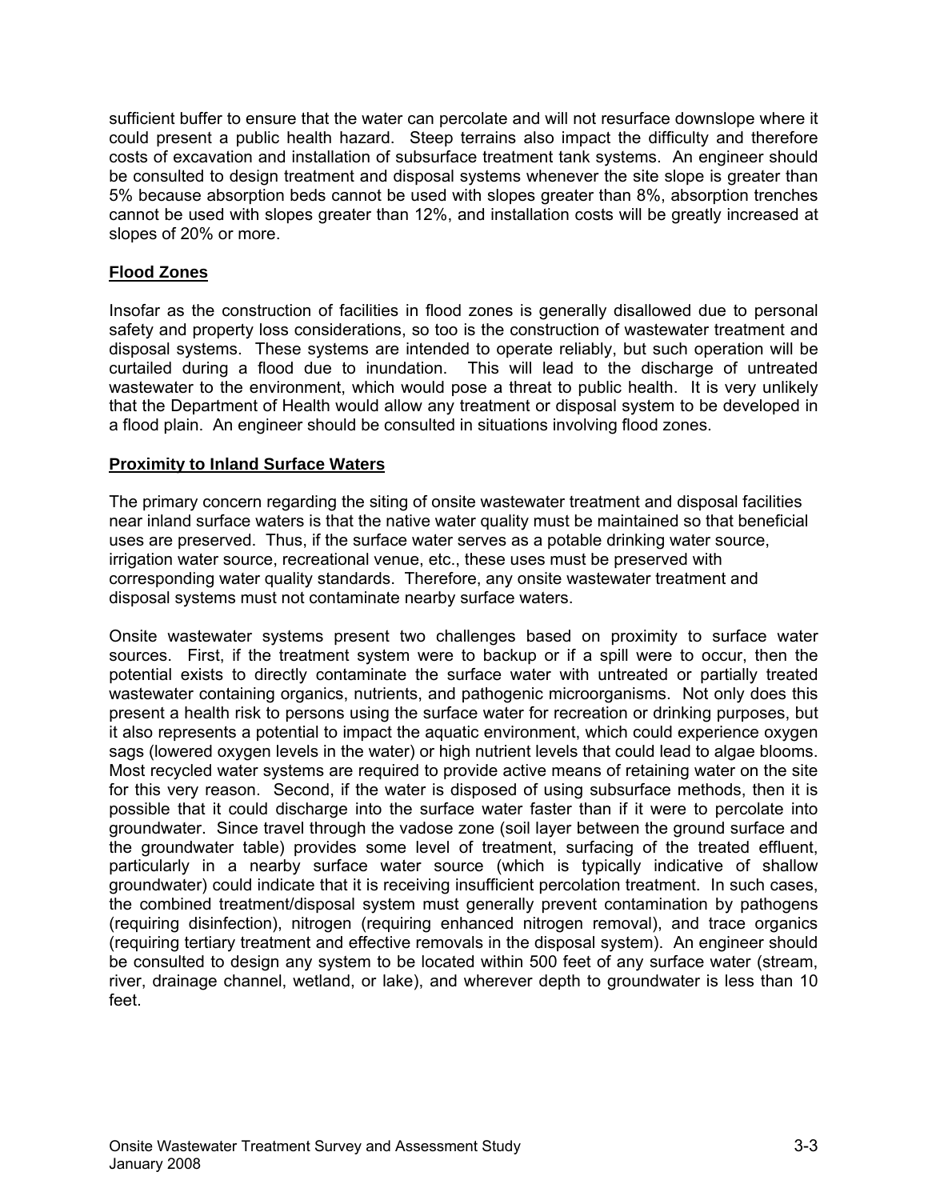sufficient buffer to ensure that the water can percolate and will not resurface downslope where it could present a public health hazard. Steep terrains also impact the difficulty and therefore costs of excavation and installation of subsurface treatment tank systems. An engineer should be consulted to design treatment and disposal systems whenever the site slope is greater than 5% because absorption beds cannot be used with slopes greater than 8%, absorption trenches cannot be used with slopes greater than 12%, and installation costs will be greatly increased at slopes of 20% or more.

### Flood Zones

Insofar as the construction of facilities in flood zones is generally disallowed due to personal safety and property loss considerations, so too is the construction of wastewater treatment and disposal systems. These systems are intended to operate reliably, but such operation will be curtailed during a flood due to inundation. This will lead to the discharge of untreated wastewater to the environment, which would pose a threat to public health. It is very unlikely that the Department of Health would allow any treatment or disposal system to be developed in a flood plain. An engineer should be consulted in situations involving flood zones.

### Proximity to Inland Surface Waters

The primary concern regarding the siting of onsite wastewater treatment and disposal facilities near inland surface waters is that the native water quality must be maintained so that beneficial uses are preserved. Thus, if the surface water serves as a potable drinking water source, irrigation water source, recreational venue, etc., these uses must be preserved with corresponding water quality standards. Therefore, any onsite wastewater treatment and disposal systems must not contaminate nearby surface waters.

Onsite wastewater systems present two challenges based on proximity to surface water sources. First, if the treatment system were to backup or if a spill were to occur, then the potential exists to directly contaminate the surface water with untreated or partially treated wastewater containing organics, nutrients, and pathogenic microorganisms. Not only does this present a health risk to persons using the surface water for recreation or drinking purposes, but it also represents a potential to impact the aquatic environment, which could experience oxygen sags (lowered oxygen levels in the water) or high nutrient levels that could lead to algae blooms. Most recycled water systems are required to provide active means of retaining water on the site for this very reason. Second, if the water is disposed of using subsurface methods, then it is possible that it could discharge into the surface water faster than if it were to percolate into groundwater. Since travel through the vadose zone (soil layer between the ground surface and the groundwater table) provides some level of treatment, surfacing of the treated effluent, particularly in a nearby surface water source (which is typically indicative of shallow groundwater) could indicate that it is receiving insufficient percolation treatment. In such cases, the combined treatment/disposal system must generally prevent contamination by pathogens (requiring disinfection), nitrogen (requiring enhanced nitrogen removal), and trace organics (requiring tertiary treatment and effective removals in the disposal system). An engineer should be consulted to design any system to be located within 500 feet of any surface water (stream, river, drainage channel, wetland, or lake), and wherever depth to groundwater is less than 10 feet.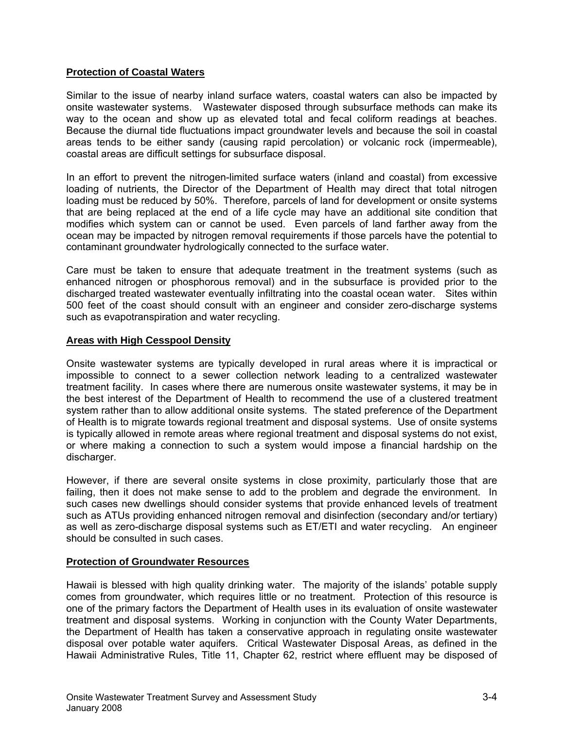**Protection of Coastal Waters**

Similar to the issue of nearby inland surface waters, coastal waters can also be impacted by onsite wastewater systems. Wastewater disposed through subsurface methods can make its way to the ocean and show up as elevated total and fecal coliform readings at beaches. Because the diurnal tide fluctuations impact groundwater levels and because the soil in coastal areas tends to be either sandy (causing rapid percolation) or volcanic rock (impermeable), coastal areas are difficult settings for subsurface disposal.

In an effort to prevent the nitrogen-limited surface waters (inland and coastal) from excessive loading of nutrients, the Director of the Department of Health may direct that total nitrogen loading must be reduced by 50%. Therefore, parcels of land for development or onsite systems that are being replaced at the end of a life cycle may have an additional site condition that modifies which system can or cannot be used. Even parcels of land farther away from the ocean may be impacted by nitrogen removal requirements if those parcels have the potential to contaminant groundwater hydrologically connected to the surface water.

Care must be taken to ensure that adequate treatment in the treatment systems (such as enhanced nitrogen or phosphorous removal) and in the subsurface is provided prior to the discharged treated wastewater eventually infiltrating into the coastal ocean water. Sites within 500 feet of the coast should consult with an engineer and consider zero-discharge systems such as evapotranspiration and water recycling.

**Areas with High Cesspool Density**

Onsite wastewater systems are typically developed in rural areas where it is impractical or impossible to connect to a sewer collection network leading to a centralized wastewater treatment facility. In cases where there are numerous onsite wastewater systems, it may be in the best interest of the Department of Health to recommend the use of a clustered treatment system rather than to allow additional onsite systems. The stated preference of the Department of Health is to migrate towards regional treatment and disposal systems. Use of onsite systems is typically allowed in remote areas where regional treatment and disposal systems do not exist, or where making a connection to such a system would impose a financial hardship on the discharger.

However, if there are several onsite systems in close proximity, particularly those that are failing, then it does not make sense to add to the problem and degrade the environment. In such cases new dwellings should consider systems that provide enhanced levels of treatment such as ATUs providing enhanced nitrogen removal and disinfection (secondary and/or tertiary) as well as zero-discharge disposal systems such as ET/ETI and water recycling. An engineer should be consulted in such cases.

**Protection of Groundwater Resources**

Hawaii is blessed with high quality drinking water. The majority of the islands' potable supply comes from groundwater, which requires little or no treatment. Protection of this resource is one of the primary factors the Department of Health uses in its evaluation of onsite wastewater treatment and disposal systems. Working in conjunction with the County Water Departments, the Department of Health has taken a conservative approach in regulating onsite wastewater disposal over potable water aquifers. Critical Wastewater Disposal Areas, as defined in the Hawaii Administrative Rules, Title 11, Chapter 62, restrict where effluent may be disposed of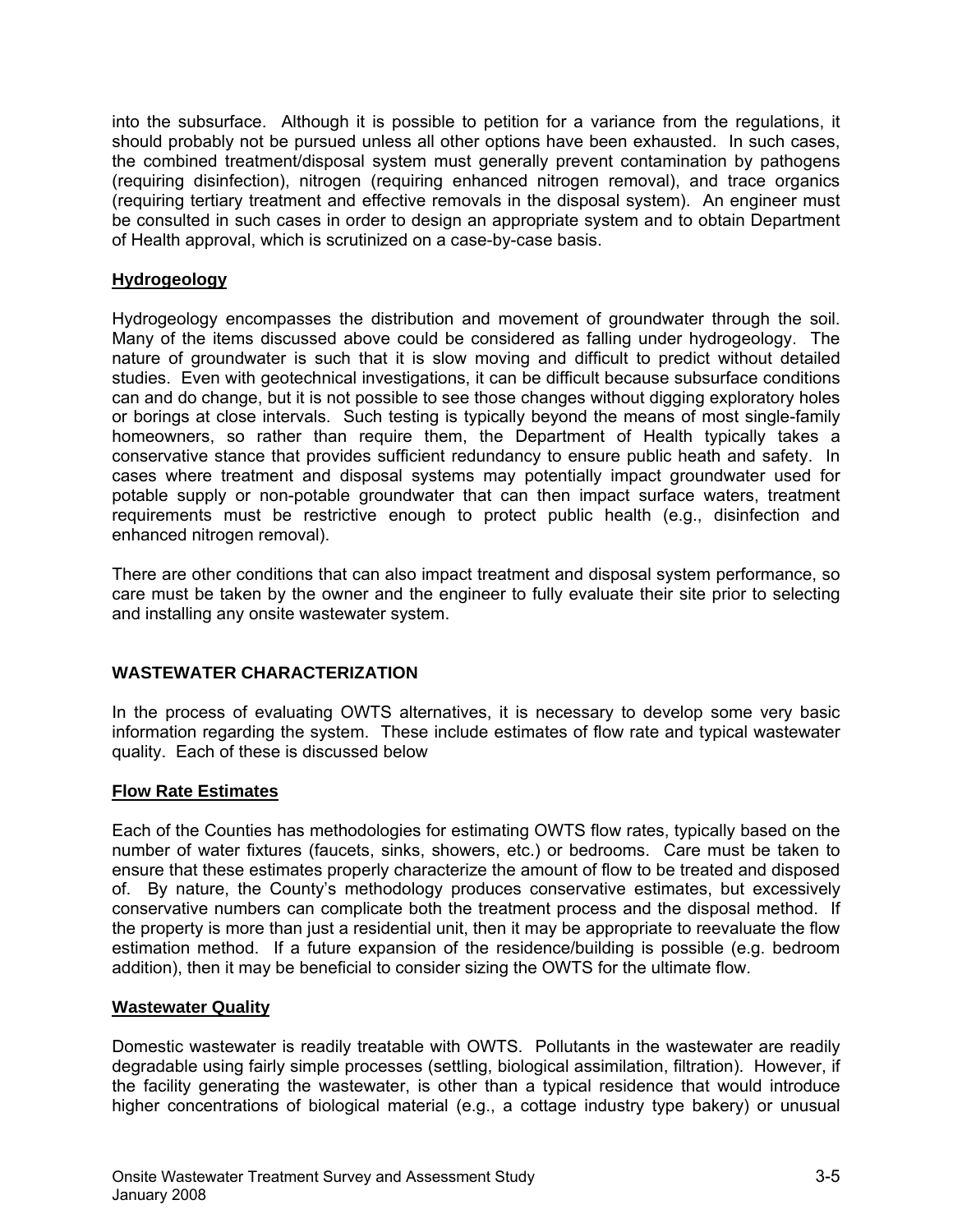into the subsurface. Although it is possible to petition for a variance from the regulations, it should probably not be pursued unless all other options have been exhausted. In such cases, the combined treatment/disposal system must generally prevent contamination by pathogens (requiring disinfection), nitrogen (requiring enhanced nitrogen removal), and trace organics (requiring tertiary treatment and effective removals in the disposal system). An engineer must be consulted in such cases in order to design an appropriate system and to obtain Department of Health approval, which is scrutinized on a case-by-case basis.

### Hydrogeology

Hydrogeology encompasses the distribution and movement of groundwater through the soil. Many of the items discussed above could be considered as falling under hydrogeology. The nature of groundwater is such that it is slow moving and difficult to predict without detailed studies. Even with geotechnical investigations, it can be difficult because subsurface conditions can and do change, but it is not possible to see those changes without digging exploratory holes or borings at close intervals. Such testing is typically beyond the means of most single-family homeowners, so rather than require them, the Department of Health typically takes a conservative stance that provides sufficient redundancy to ensure public heath and safety. In cases where treatment and disposal systems may potentially impact groundwater used for potable supply or non-potable groundwater that can then impact surface waters, treatment requirements must be restrictive enough to protect public health (e.g., disinfection and enhanced nitrogen removal).

There are other conditions that can also impact treatment and disposal system performance, so care must be taken by the owner and the engineer to fully evaluate their site prior to selecting and installing any onsite wastewater system.

## WASTEWATER CHARACTERIZATION

In the process of evaluating OWTS alternatives, it is necessary to develop some very basic information regarding the system. These include estimates of flow rate and typical wastewater quality. Each of these is discussed below

### Flow Rate Estimates

Each of the Counties has methodologies for estimating OWTS flow rates, typically based on the number of water fixtures (faucets, sinks, showers, etc.) or bedrooms. Care must be taken to ensure that these estimates properly characterize the amount of flow to be treated and disposed of. By nature, the County's methodology produces conservative estimates, but excessively conservative numbers can complicate both the treatment process and the disposal method. If the property is more than just a residential unit, then it may be appropriate to reevaluate the flow estimation method. If a future expansion of the residence/building is possible (e.g. bedroom addition), then it may be beneficial to consider sizing the OWTS for the ultimate flow.

### Wastewater Quality

Domestic wastewater is readily treatable with OWTS. Pollutants in the wastewater are readily degradable using fairly simple processes (settling, biological assimilation, filtration). However, if the facility generating the wastewater, is other than a typical residence that would introduce higher concentrations of biological material (e.g., a cottage industry type bakery) or unusual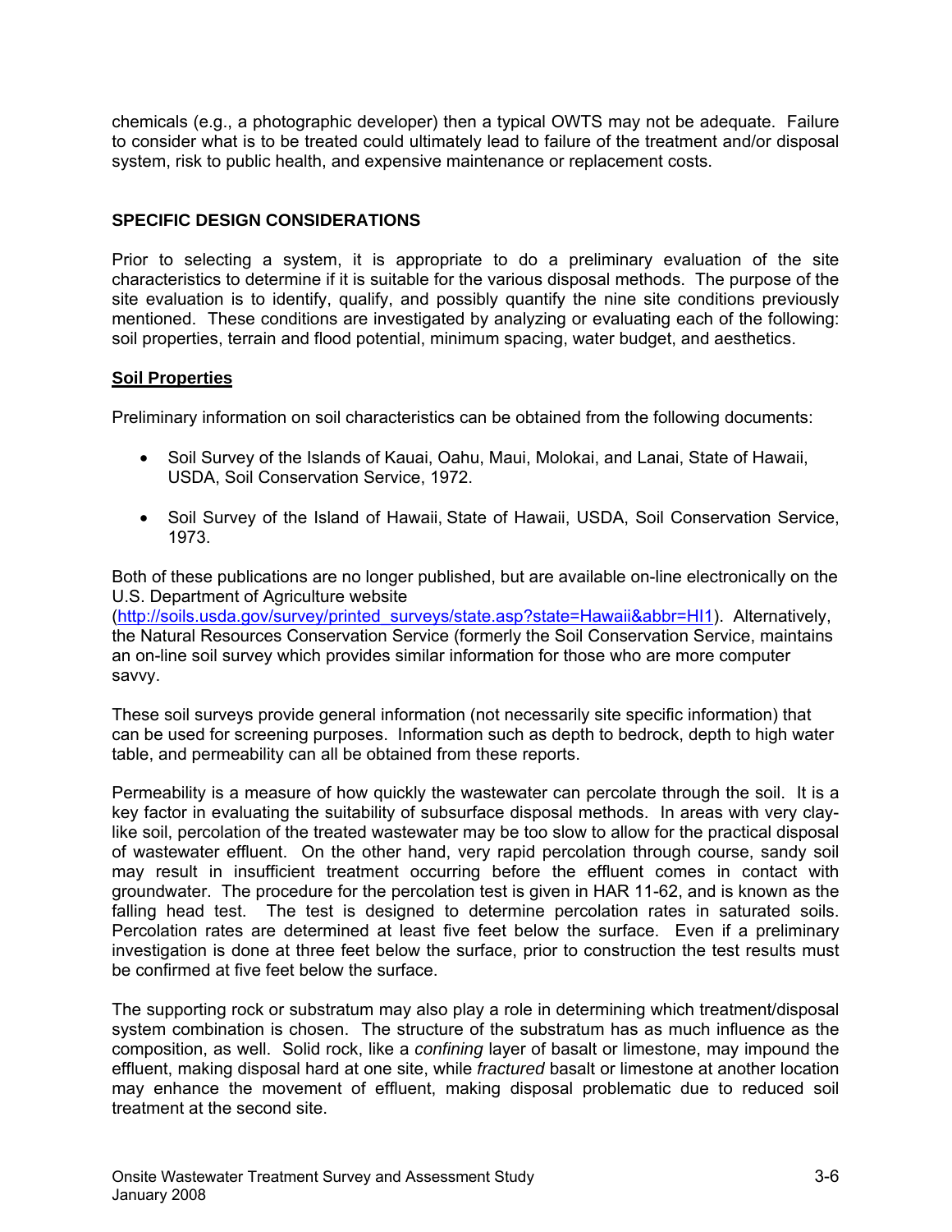chemicals (e.g., a photographic developer) then a typical OWTS may not be adequate. Failure to consider what is to be treated could ultimately lead to failure of the treatment and/or disposal system, risk to public health, and expensive maintenance or replacement costs.

## SPECIFIC DESIGN CONSIDERATIONS

Prior to selecting a system, it is appropriate to do a preliminary evaluation of the site characteristics to determine if it is suitable for the various disposal methods. The purpose of the site evaluation is to identify, qualify, and possibly quantify the nine site conditions previously mentioned. These conditions are investigated by analyzing or evaluating each of the following: soil properties, terrain and flood potential, minimum spacing, water budget, and aesthetics.

### Soil Properties

Preliminary information on soil characteristics can be obtained from the following documents:

- Soil Survey of the Islands of Kauai, Oahu, Maui, Molokai, and Lanai, State of Hawaii, USDA, Soil Conservation Service, 1972.
- Soil Survey of the Island of Hawaii, State of Hawaii, USDA, Soil Conservation Service, 1973.

Both of these publications are no longer published, but are available on-line electronically on the U.S. Department of Agriculture website (http://soils.usda.gov/survey/printed_surveys/state.asp?state=Hawaii&abbr=HI1). Alternatively, the Natural Resources Conservation Service (formerly the Soil Conservation Service, maintains an on-line soil survey which provides similar information for those who are more computer savvy.

These soil surveys provide general information (not necessarily site specific information) that can be used for screening purposes. Information such as depth to bedrock, depth to high water table, and permeability can all be obtained from these reports.

Permeability is a measure of how quickly the wastewater can percolate through the soil. It is a key factor in evaluating the suitability of subsurface disposal methods. In areas with very clay-like soil, percolation of the treated wastewater may be too slow to allow for the practical disposal of wastewater effluent. On the other hand, very rapid percolation through course, sandy soil may result in insufficient treatment occurring before the effluent comes in contact with groundwater. The procedure for the percolation test is given in HAR 11-62, and is known as the falling head test. The test is designed to determine percolation rates in saturated soils. Percolation rates are determined at least five feet below the surface. Even if a preliminary investigation is done at three feet below the surface, prior to construction the test results must be confirmed at five feet below the surface.

The supporting rock or substratum may also play a role in determining which treatment/disposal system combination is chosen. The structure of the substratum has as much influence as the composition, as well. Solid rock, like a *confining* layer of basalt or limestone, may impound the effluent, making disposal hard at one site, while *fractured* basalt or limestone at another location may enhance the movement of effluent, making disposal problematic due to reduced soil treatment at the second site.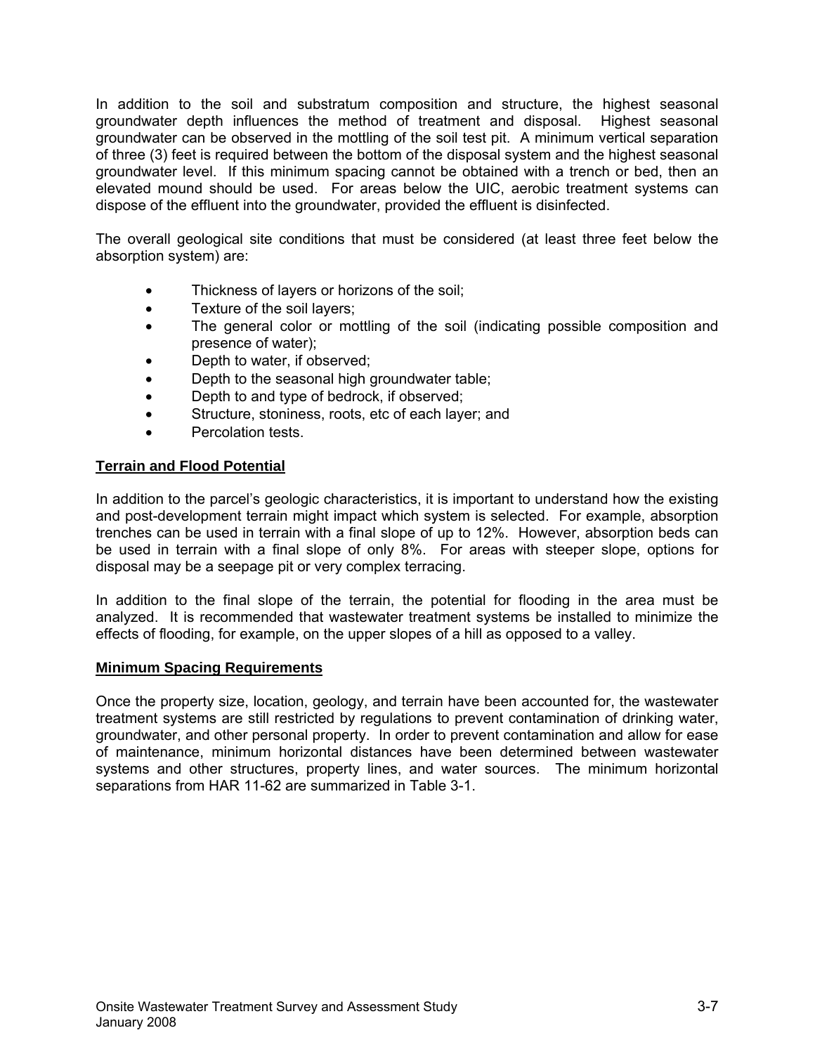In addition to the soil and substratum composition and structure, the highest seasonal groundwater depth influences the method of treatment and disposal. Highest seasonal groundwater can be observed in the mottling of the soil test pit. A minimum vertical separation of three (3) feet is required between the bottom of the disposal system and the highest seasonal groundwater level. If this minimum spacing cannot be obtained with a trench or bed, then an elevated mound should be used. For areas below the UIC, aerobic treatment systems can dispose of the effluent into the groundwater, provided the effluent is disinfected.

The overall geological site conditions that must be considered (at least three feet below the absorption system) are:

- Thickness of layers or horizons of the soil;
- Texture of the soil layers;
- The general color or mottling of the soil (indicating possible composition and presence of water);
- Depth to water, if observed;
- Depth to the seasonal high groundwater table;
- Depth to and type of bedrock, if observed;
- Structure, stoniness, roots, etc of each layer; and
- Percolation tests.

**Terrain and Flood Potential**

In addition to the parcel's geologic characteristics, it is important to understand how the existing and post-development terrain might impact which system is selected. For example, absorption trenches can be used in terrain with a final slope of up to 12%. However, absorption beds can be used in terrain with a final slope of only 8%. For areas with steeper slope, options for disposal may be a seepage pit or very complex terracing.

In addition to the final slope of the terrain, the potential for flooding in the area must be analyzed. It is recommended that wastewater treatment systems be installed to minimize the effects of flooding, for example, on the upper slopes of a hill as opposed to a valley.

**Minimum Spacing Requirements**

Once the property size, location, geology, and terrain have been accounted for, the wastewater treatment systems are still restricted by regulations to prevent contamination of drinking water, groundwater, and other personal property. In order to prevent contamination and allow for ease of maintenance, minimum horizontal distances have been determined between wastewater systems and other structures, property lines, and water sources. The minimum horizontal separations from HAR 11-62 are summarized in Table 3-1.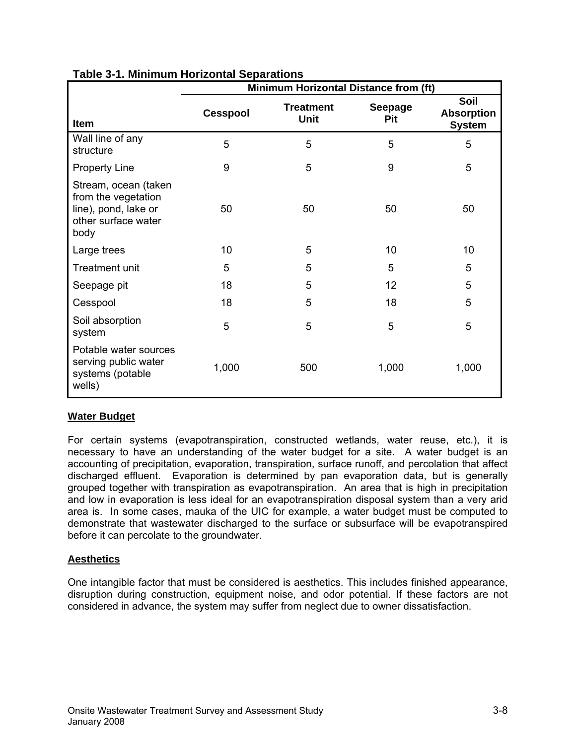**Table 3-1. Minimum Horizontal Separations**

| Item | Minimum Horizontal Distance from (ft) | | | |
|---|---|---|---|---|
| | **Cesspool** | **Treatment Unit** | **Seepage Pit** | **Soil Absorption System** |
| Wall line of any structure | 5 | 5 | 5 | 5 |
| Property Line | 9 | 5 | 9 | 5 |
| Stream, ocean (taken from the vegetation line), pond, lake or other surface water body | 50 | 50 | 50 | 50 |
| Large trees | 10 | 5 | 10 | 10 |
| Treatment unit | 5 | 5 | 5 | 5 |
| Seepage pit | 18 | 5 | 12 | 5 |
| Cesspool | 18 | 5 | 18 | 5 |
| Soil absorption system | 5 | 5 | 5 | 5 |
| Potable water sources serving public water systems (potable wells) | 1,000 | 500 | 1,000 | 1,000 |

**Water Budget**

For certain systems (evapotranspiration, constructed wetlands, water reuse, etc.), it is necessary to have an understanding of the water budget for a site. A water budget is an accounting of precipitation, evaporation, transpiration, surface runoff, and percolation that affect discharged effluent. Evaporation is determined by pan evaporation data, but is generally grouped together with transpiration as evapotranspiration. An area that is high in precipitation and low in evaporation is less ideal for an evapotranspiration disposal system than a very arid area is. In some cases, mauka of the UIC for example, a water budget must be computed to demonstrate that wastewater discharged to the surface or subsurface will be evapotranspired before it can percolate to the groundwater.

**Aesthetics**

One intangible factor that must be considered is aesthetics. This includes finished appearance, disruption during construction, equipment noise, and odor potential. If these factors are not considered in advance, the system may suffer from neglect due to owner dissatisfaction.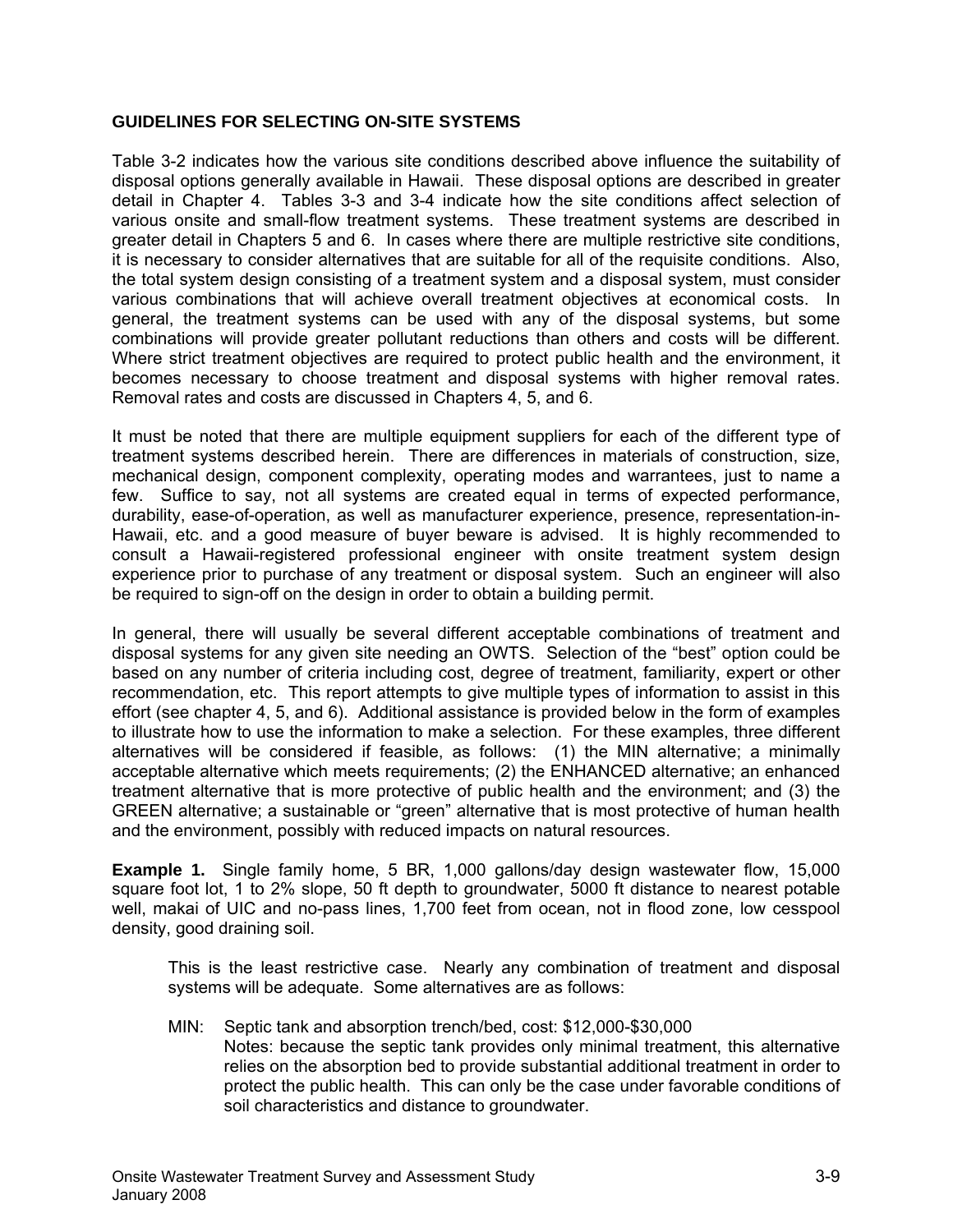## GUIDELINES FOR SELECTING ON-SITE SYSTEMS

Table 3-2 indicates how the various site conditions described above influence the suitability of disposal options generally available in Hawaii. These disposal options are described in greater detail in Chapter 4. Tables 3-3 and 3-4 indicate how the site conditions affect selection of various onsite and small-flow treatment systems. These treatment systems are described in greater detail in Chapters 5 and 6. In cases where there are multiple restrictive site conditions, it is necessary to consider alternatives that are suitable for all of the requisite conditions. Also, the total system design consisting of a treatment system and a disposal system, must consider various combinations that will achieve overall treatment objectives at economical costs. In general, the treatment systems can be used with any of the disposal systems, but some combinations will provide greater pollutant reductions than others and costs will be different. Where strict treatment objectives are required to protect public health and the environment, it becomes necessary to choose treatment and disposal systems with higher removal rates. Removal rates and costs are discussed in Chapters 4, 5, and 6.

It must be noted that there are multiple equipment suppliers for each of the different type of treatment systems described herein. There are differences in materials of construction, size, mechanical design, component complexity, operating modes and warrantees, just to name a few. Suffice to say, not all systems are created equal in terms of expected performance, durability, ease-of-operation, as well as manufacturer experience, presence, representation-in-Hawaii, etc. and a good measure of buyer beware is advised. It is highly recommended to consult a Hawaii-registered professional engineer with onsite treatment system design experience prior to purchase of any treatment or disposal system. Such an engineer will also be required to sign-off on the design in order to obtain a building permit.

In general, there will usually be several different acceptable combinations of treatment and disposal systems for any given site needing an OWTS. Selection of the "best" option could be based on any number of criteria including cost, degree of treatment, familiarity, expert or other recommendation, etc. This report attempts to give multiple types of information to assist in this effort (see chapter 4, 5, and 6). Additional assistance is provided below in the form of examples to illustrate how to use the information to make a selection. For these examples, three different alternatives will be considered if feasible, as follows: (1) the MIN alternative; a minimally acceptable alternative which meets requirements; (2) the ENHANCED alternative; an enhanced treatment alternative that is more protective of public health and the environment; and (3) the GREEN alternative; a sustainable or "green" alternative that is most protective of human health and the environment, possibly with reduced impacts on natural resources.

**Example 1.** Single family home, 5 BR, 1,000 gallons/day design wastewater flow, 15,000 square foot lot, 1 to 2% slope, 50 ft depth to groundwater, 5000 ft distance to nearest potable well, makai of UIC and no-pass lines, 1,700 feet from ocean, not in flood zone, low cesspool density, good draining soil.

This is the least restrictive case. Nearly any combination of treatment and disposal systems will be adequate. Some alternatives are as follows:

MIN: Septic tank and absorption trench/bed, cost: $12,000-$30,000
Notes: because the septic tank provides only minimal treatment, this alternative relies on the absorption bed to provide substantial additional treatment in order to protect the public health. This can only be the case under favorable conditions of soil characteristics and distance to groundwater.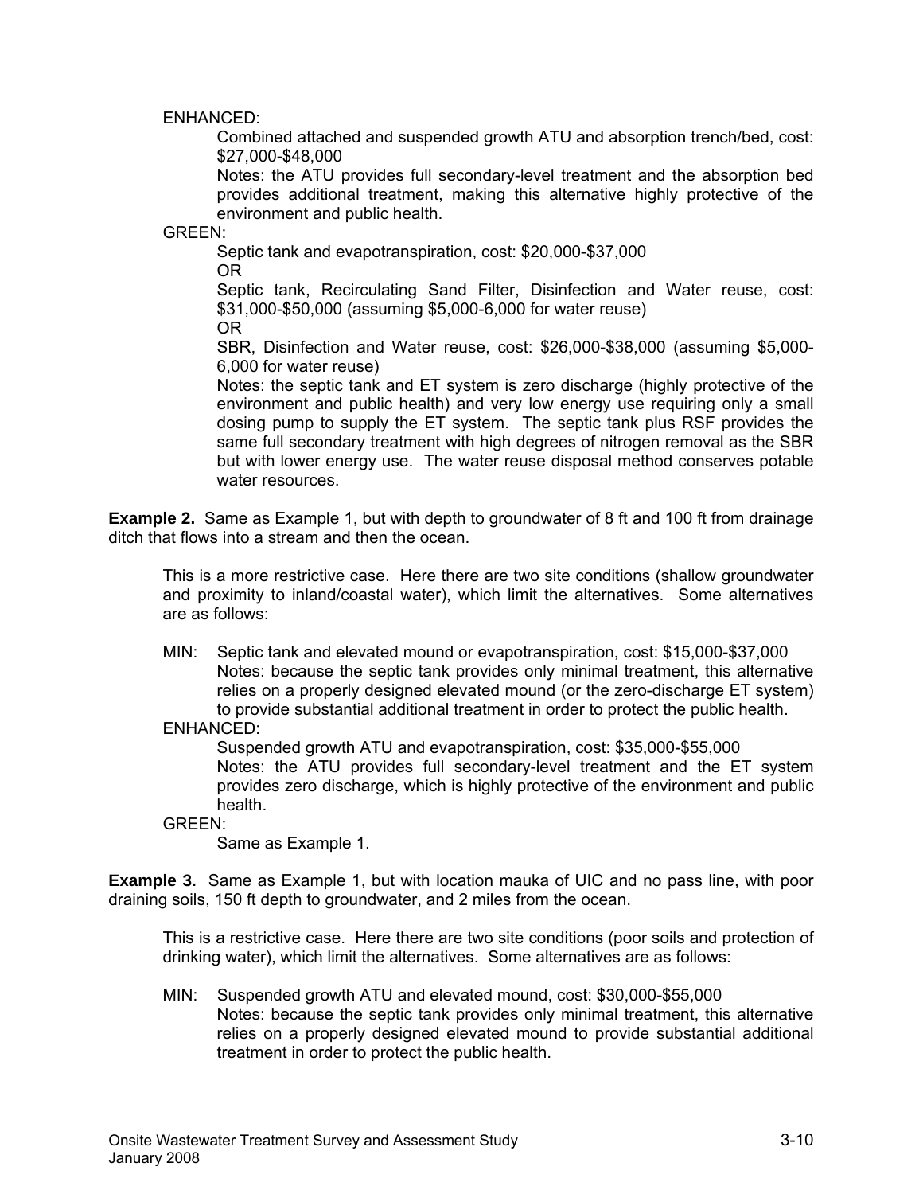ENHANCED:

Combined attached and suspended growth ATU and absorption trench/bed, cost: $27,000-$48,000

Notes: the ATU provides full secondary-level treatment and the absorption bed provides additional treatment, making this alternative highly protective of the environment and public health.

GREEN:

Septic tank and evapotranspiration, cost: $20,000-$37,000

OR

Septic tank, Recirculating Sand Filter, Disinfection and Water reuse, cost: $31,000-$50,000 (assuming $5,000-6,000 for water reuse)

OR

SBR, Disinfection and Water reuse, cost: $26,000-$38,000 (assuming $5,000-6,000 for water reuse)

Notes: the septic tank and ET system is zero discharge (highly protective of the environment and public health) and very low energy use requiring only a small dosing pump to supply the ET system. The septic tank plus RSF provides the same full secondary treatment with high degrees of nitrogen removal as the SBR but with lower energy use. The water reuse disposal method conserves potable water resources.

**Example 2.** Same as Example 1, but with depth to groundwater of 8 ft and 100 ft from drainage ditch that flows into a stream and then the ocean.

This is a more restrictive case. Here there are two site conditions (shallow groundwater and proximity to inland/coastal water), which limit the alternatives. Some alternatives are as follows:

MIN: Septic tank and elevated mound or evapotranspiration, cost: $15,000-$37,000

Notes: because the septic tank provides only minimal treatment, this alternative relies on a properly designed elevated mound (or the zero-discharge ET system) to provide substantial additional treatment in order to protect the public health.

ENHANCED:

Suspended growth ATU and evapotranspiration, cost: $35,000-$55,000

Notes: the ATU provides full secondary-level treatment and the ET system provides zero discharge, which is highly protective of the environment and public health.

GREEN:

Same as Example 1.

**Example 3.** Same as Example 1, but with location mauka of UIC and no pass line, with poor draining soils, 150 ft depth to groundwater, and 2 miles from the ocean.

This is a restrictive case. Here there are two site conditions (poor soils and protection of drinking water), which limit the alternatives. Some alternatives are as follows:

MIN: Suspended growth ATU and elevated mound, cost: $30,000-$55,000

Notes: because the septic tank provides only minimal treatment, this alternative relies on a properly designed elevated mound to provide substantial additional treatment in order to protect the public health.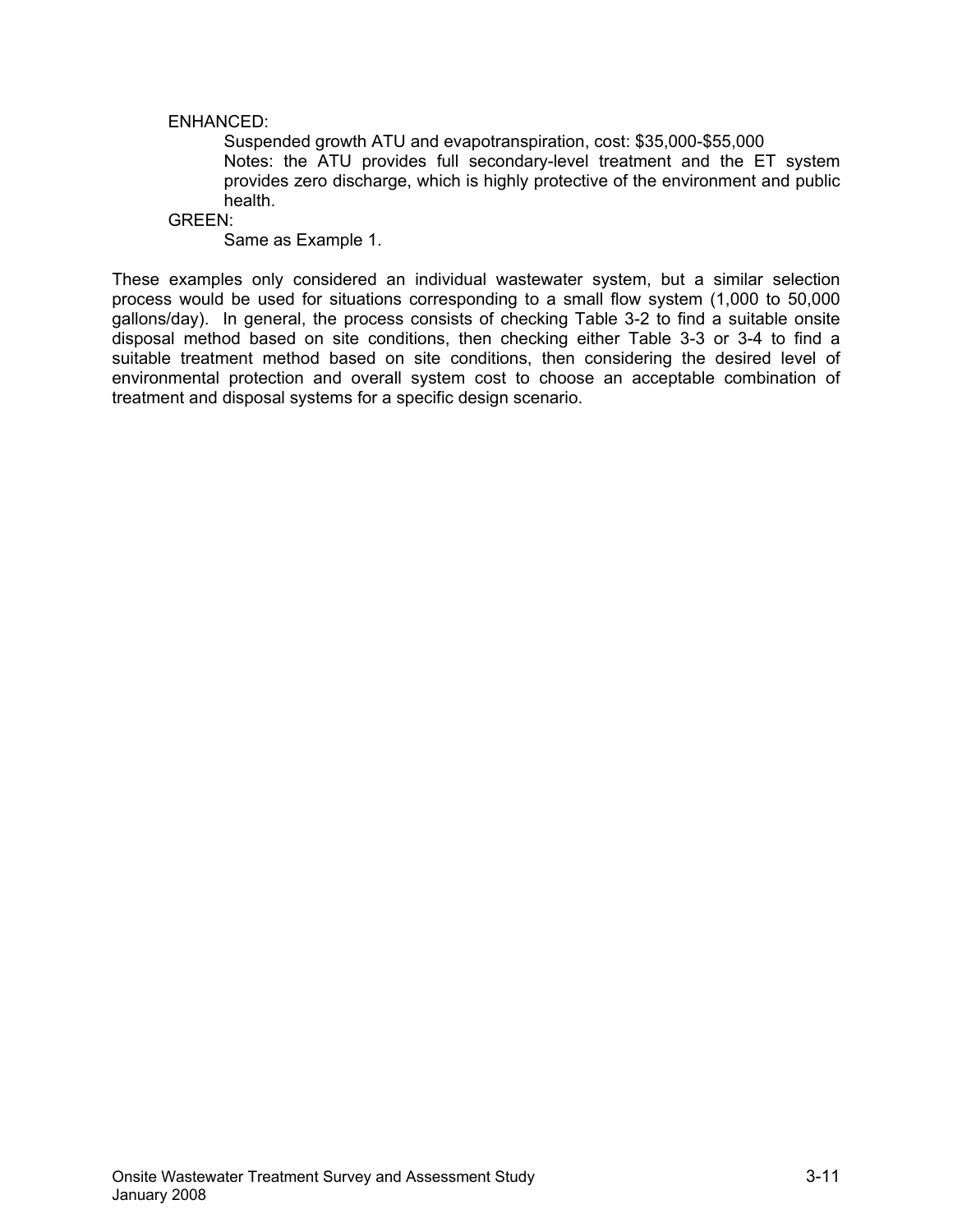ENHANCED:

Suspended growth ATU and evapotranspiration, cost: $35,000-$55,000

Notes: the ATU provides full secondary-level treatment and the ET system provides zero discharge, which is highly protective of the environment and public health.

GREEN:

Same as Example 1.

These examples only considered an individual wastewater system, but a similar selection process would be used for situations corresponding to a small flow system (1,000 to 50,000 gallons/day). In general, the process consists of checking Table 3-2 to find a suitable onsite disposal method based on site conditions, then checking either Table 3-3 or 3-4 to find a suitable treatment method based on site conditions, then considering the desired level of environmental protection and overall system cost to choose an acceptable combination of treatment and disposal systems for a specific design scenario.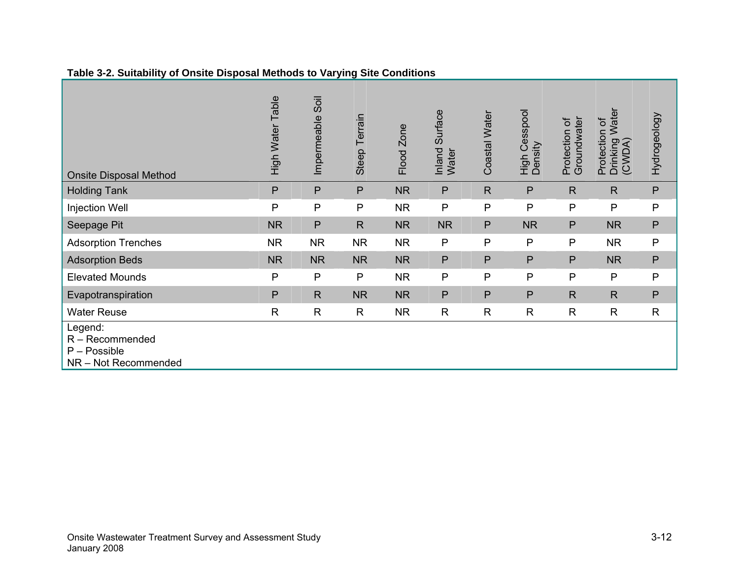**Table 3-2. Suitability of Onsite Disposal Methods to Varying Site Conditions**

| Onsite Disposal Method | High Water Table | Impermeable Soil | Steep Terrain | Flood Zone | Inland Surface Water | Coastal Water | High Cesspool Density | Protection of Groundwater | Protection of Drinking Water (CWDA) | Hydrogeology |
|---|---|---|---|---|---|---|---|---|---|---|
| Holding Tank | P | P | P | NR | P | R | P | R | R | P |
| Injection Well | P | P | P | NR | P | P | P | P | P | P |
| Seepage Pit | NR | P | R | NR | NR | P | NR | P | NR | P |
| Adsorption Trenches | NR | NR | NR | NR | P | P | P | P | NR | P |
| Adsorption Beds | NR | NR | NR | NR | P | P | P | P | NR | P |
| Elevated Mounds | P | P | P | NR | P | P | P | P | P | P |
| Evapotranspiration | P | R | NR | NR | P | P | P | R | R | P |
| Water Reuse | R | R | R | NR | R | R | R | R | R | R |

Legend:
R – Recommended
P – Possible
NR – Not Recommended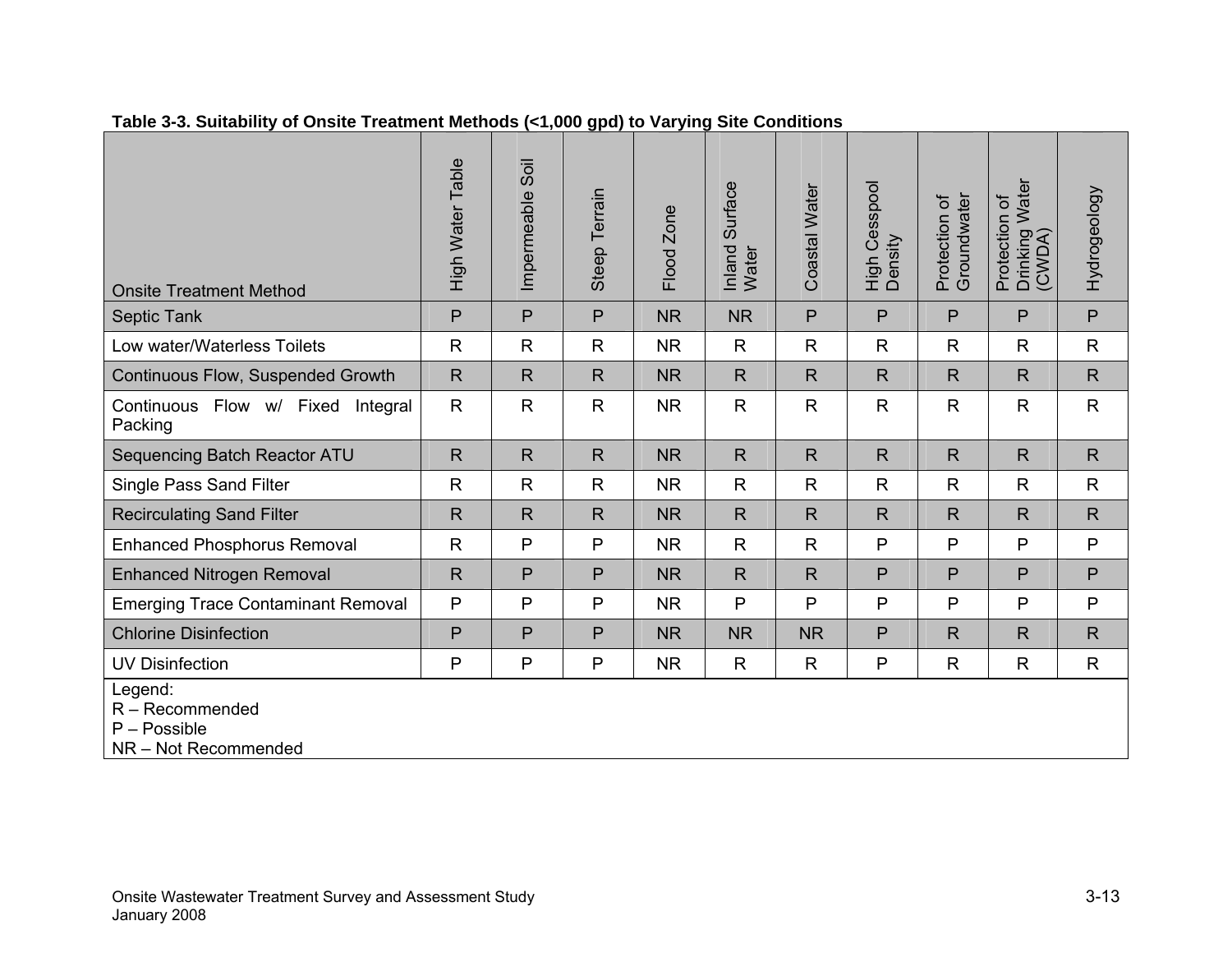**Table 3-3. Suitability of Onsite Treatment Methods (<1,000 gpd) to Varying Site Conditions**

| Onsite Treatment Method | High Water Table | Impermeable Soil | Steep Terrain | Flood Zone | Inland Surface Water | Coastal Water | High Cesspool Density | Protection of Groundwater | Protection of Drinking Water (CWDA) | Hydrogeology |
|---|---|---|---|---|---|---|---|---|---|---|
| Septic Tank | P | P | P | NR | NR | P | P | P | P | P |
| Low water/Waterless Toilets | R | R | R | NR | R | R | R | R | R | R |
| Continuous Flow, Suspended Growth | R | R | R | NR | R | R | R | R | R | R |
| Continuous Flow w/ Fixed Integral Packing | R | R | R | NR | R | R | R | R | R | R |
| Sequencing Batch Reactor ATU | R | R | R | NR | R | R | R | R | R | R |
| Single Pass Sand Filter | R | R | R | NR | R | R | R | R | R | R |
| Recirculating Sand Filter | R | R | R | NR | R | R | R | R | R | R |
| Enhanced Phosphorus Removal | R | P | P | NR | R | R | P | P | P | P |
| Enhanced Nitrogen Removal | R | P | P | NR | R | R | P | P | P | P |
| Emerging Trace Contaminant Removal | P | P | P | NR | P | P | P | P | P | P |
| Chlorine Disinfection | P | P | P | NR | NR | NR | P | R | R | R |
| UV Disinfection | P | P | P | NR | R | R | P | R | R | R |

Legend:
R – Recommended
P – Possible
NR – Not Recommended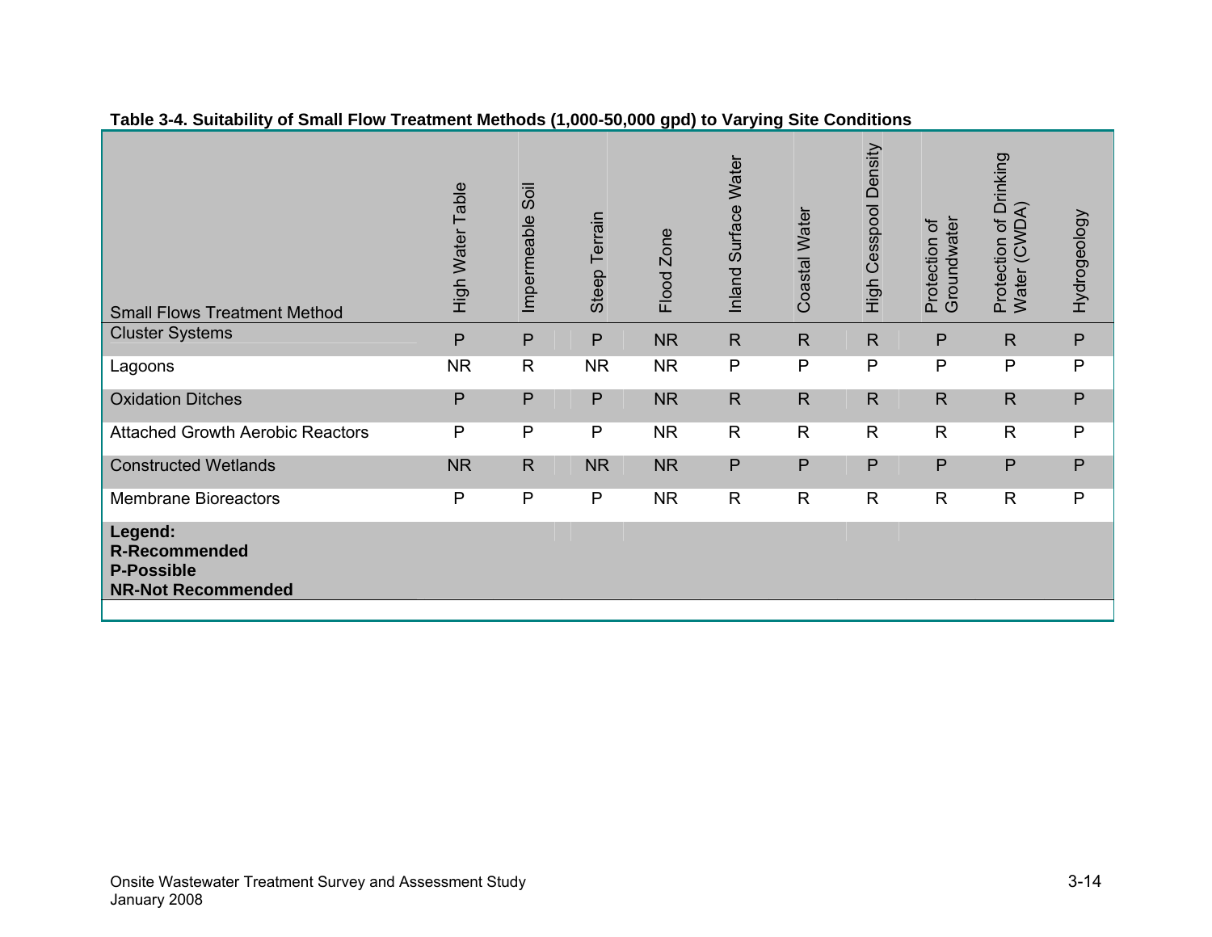**Table 3-4. Suitability of Small Flow Treatment Methods (1,000-50,000 gpd) to Varying Site Conditions**

| Small Flows Treatment Method | High Water Table | Impermeable Soil | Steep Terrain | Flood Zone | Inland Surface Water | Coastal Water | High Cesspool Density | Protection of Groundwater | Protection of Drinking Water (CWDA) | Hydrogeology |
|---|---|---|---|---|---|---|---|---|---|---|
| Cluster Systems | P | P | P | NR | R | R | R | P | R | P |
| Lagoons | NR | R | NR | NR | P | P | P | P | P | P |
| Oxidation Ditches | P | P | P | NR | R | R | R | R | R | P |
| Attached Growth Aerobic Reactors | P | P | P | NR | R | R | R | R | R | P |
| Constructed Wetlands | NR | R | NR | NR | P | P | P | P | P | P |
| Membrane Bioreactors | P | P | P | NR | R | R | R | R | R | P |

**Legend:**
**R-Recommended**
**P-Possible**
**NR-Not Recommended**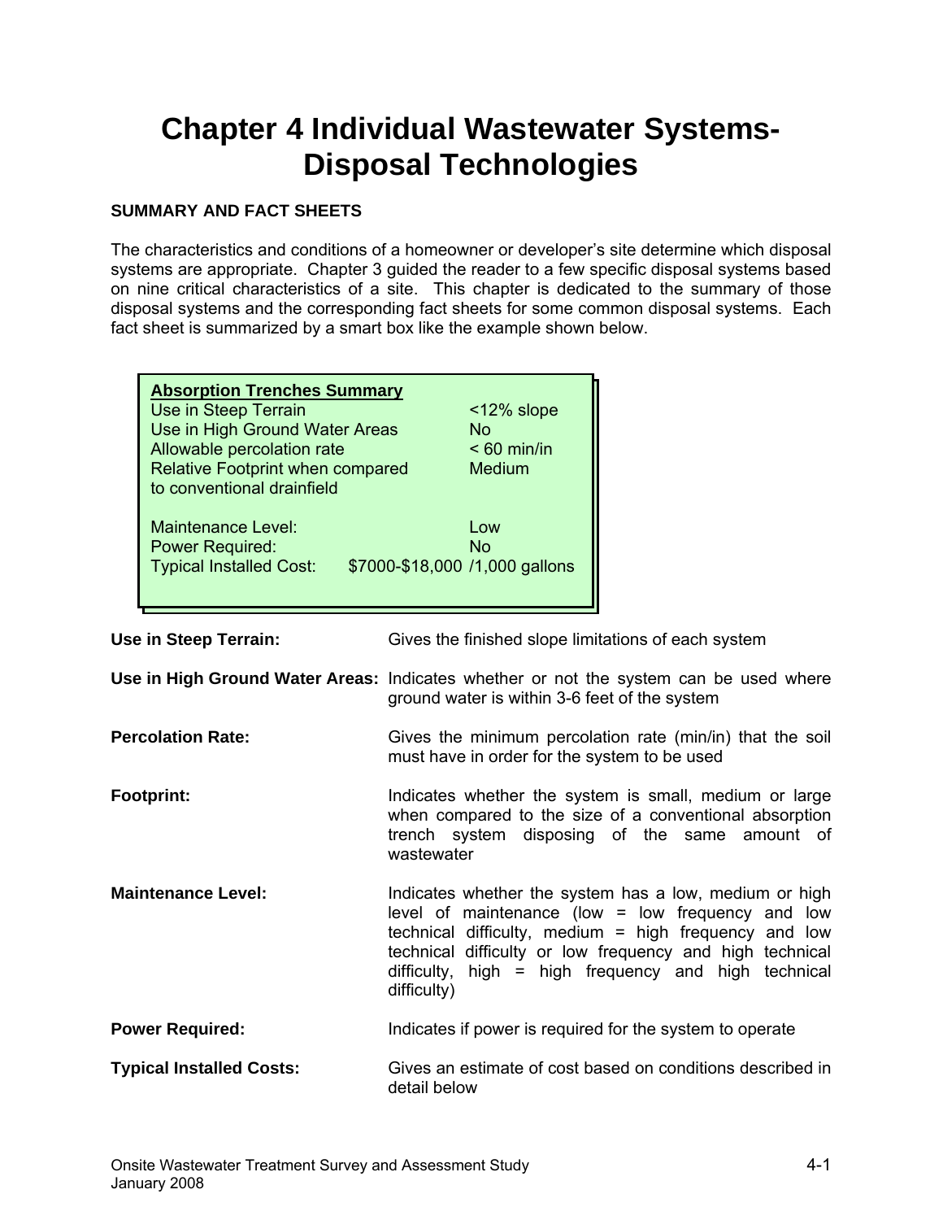# Chapter 4 Individual Wastewater Systems-Disposal Technologies

**SUMMARY AND FACT SHEETS**

The characteristics and conditions of a homeowner or developer's site determine which disposal systems are appropriate. Chapter 3 guided the reader to a few specific disposal systems based on nine critical characteristics of a site. This chapter is dedicated to the summary of those disposal systems and the corresponding fact sheets for some common disposal systems. Each fact sheet is summarized by a smart box like the example shown below.

| **Absorption Trenches Summary** | |
|---|---|
| Use in Steep Terrain | <12% slope |
| Use in High Ground Water Areas | No |
| Allowable percolation rate | < 60 min/in |
| Relative Footprint when compared to conventional drainfield | Medium |
| Maintenance Level: | Low |
| Power Required: | No |
| Typical Installed Cost: | $7000-$18,000 /1,000 gallons |

**Use in Steep Terrain:** Gives the finished slope limitations of each system

**Use in High Ground Water Areas:** Indicates whether or not the system can be used where ground water is within 3-6 feet of the system

**Percolation Rate:** Gives the minimum percolation rate (min/in) that the soil must have in order for the system to be used

**Footprint:** Indicates whether the system is small, medium or large when compared to the size of a conventional absorption trench system disposing of the same amount of wastewater

**Maintenance Level:** Indicates whether the system has a low, medium or high level of maintenance (low = low frequency and low technical difficulty, medium = high frequency and low technical difficulty or low frequency and high technical difficulty, high = high frequency and high technical difficulty)

**Power Required:** Indicates if power is required for the system to operate

**Typical Installed Costs:** Gives an estimate of cost based on conditions described in detail below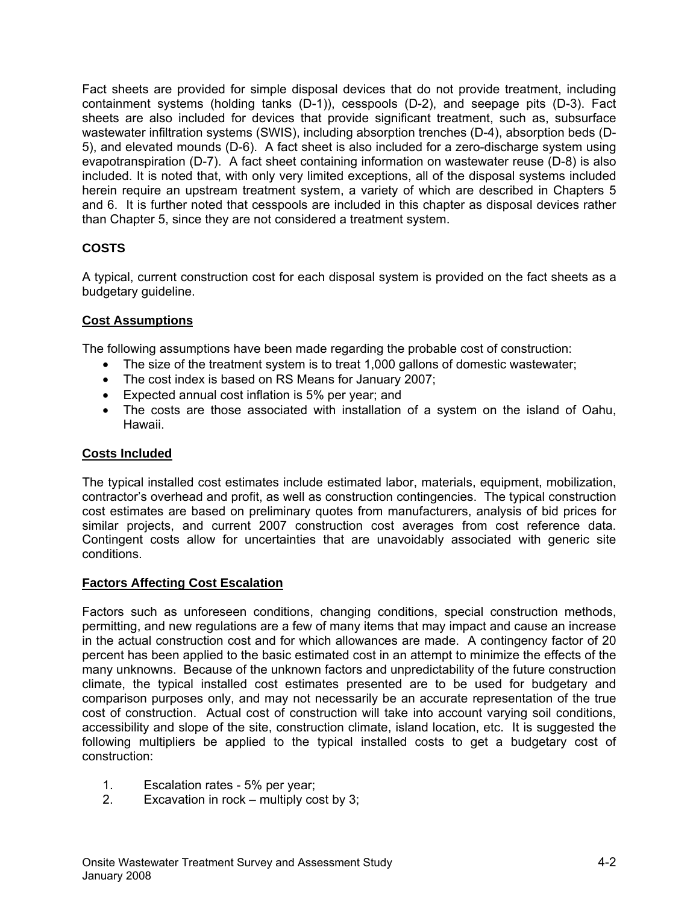Fact sheets are provided for simple disposal devices that do not provide treatment, including containment systems (holding tanks (D-1)), cesspools (D-2), and seepage pits (D-3). Fact sheets are also included for devices that provide significant treatment, such as, subsurface wastewater infiltration systems (SWIS), including absorption trenches (D-4), absorption beds (D-5), and elevated mounds (D-6). A fact sheet is also included for a zero-discharge system using evapotranspiration (D-7). A fact sheet containing information on wastewater reuse (D-8) is also included. It is noted that, with only very limited exceptions, all of the disposal systems included herein require an upstream treatment system, a variety of which are described in Chapters 5 and 6. It is further noted that cesspools are included in this chapter as disposal devices rather than Chapter 5, since they are not considered a treatment system.

## COSTS

A typical, current construction cost for each disposal system is provided on the fact sheets as a budgetary guideline.

### Cost Assumptions

The following assumptions have been made regarding the probable cost of construction:

- The size of the treatment system is to treat 1,000 gallons of domestic wastewater;
- The cost index is based on RS Means for January 2007;
- Expected annual cost inflation is 5% per year; and
- The costs are those associated with installation of a system on the island of Oahu, Hawaii.

### Costs Included

The typical installed cost estimates include estimated labor, materials, equipment, mobilization, contractor's overhead and profit, as well as construction contingencies. The typical construction cost estimates are based on preliminary quotes from manufacturers, analysis of bid prices for similar projects, and current 2007 construction cost averages from cost reference data. Contingent costs allow for uncertainties that are unavoidably associated with generic site conditions.

### Factors Affecting Cost Escalation

Factors such as unforeseen conditions, changing conditions, special construction methods, permitting, and new regulations are a few of many items that may impact and cause an increase in the actual construction cost and for which allowances are made. A contingency factor of 20 percent has been applied to the basic estimated cost in an attempt to minimize the effects of the many unknowns. Because of the unknown factors and unpredictability of the future construction climate, the typical installed cost estimates presented are to be used for budgetary and comparison purposes only, and may not necessarily be an accurate representation of the true cost of construction. Actual cost of construction will take into account varying soil conditions, accessibility and slope of the site, construction climate, island location, etc. It is suggested the following multipliers be applied to the typical installed costs to get a budgetary cost of construction:

1. Escalation rates - 5% per year;
2. Excavation in rock – multiply cost by 3;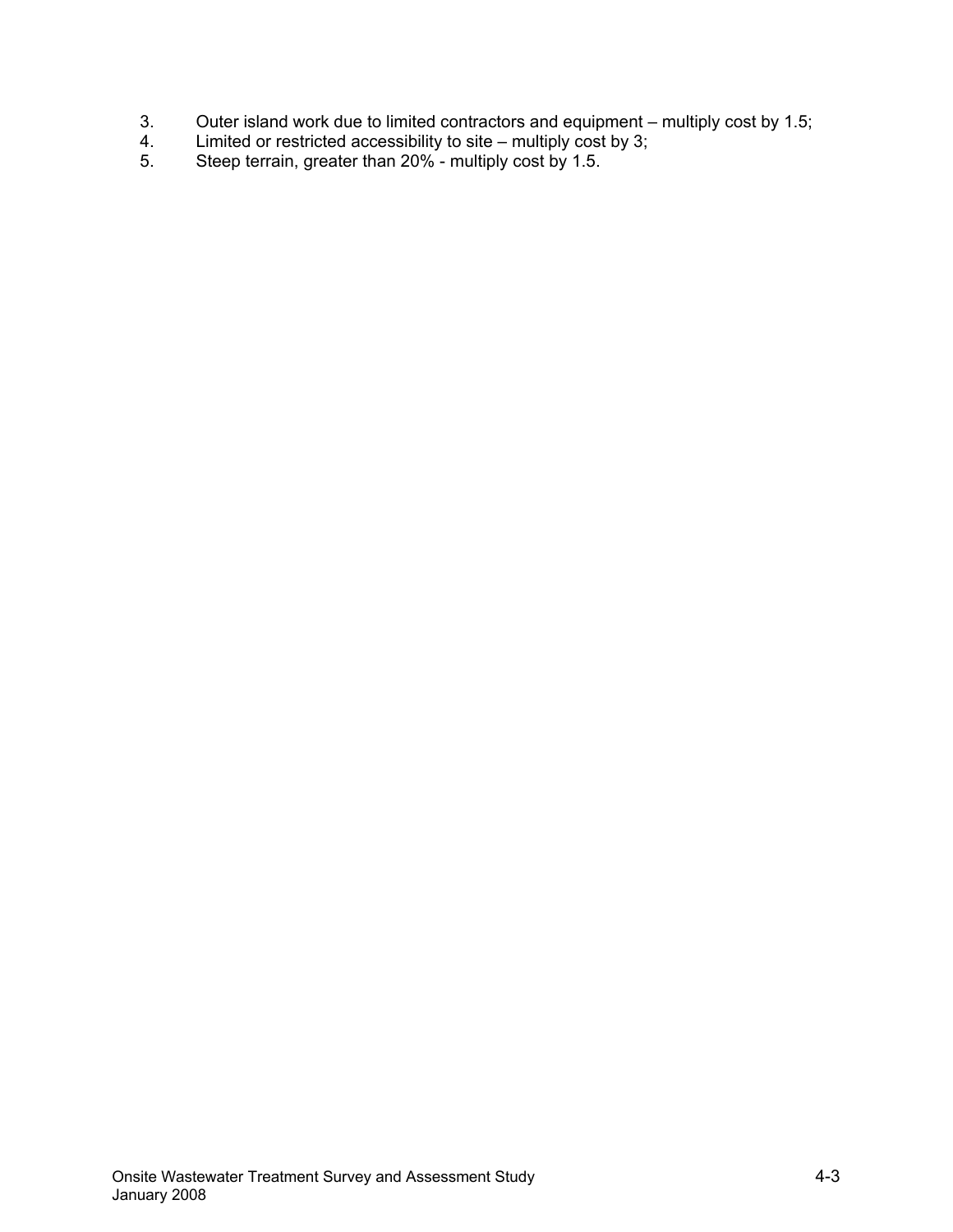3. Outer island work due to limited contractors and equipment – multiply cost by 1.5;
4. Limited or restricted accessibility to site – multiply cost by 3;
5. Steep terrain, greater than 20% - multiply cost by 1.5.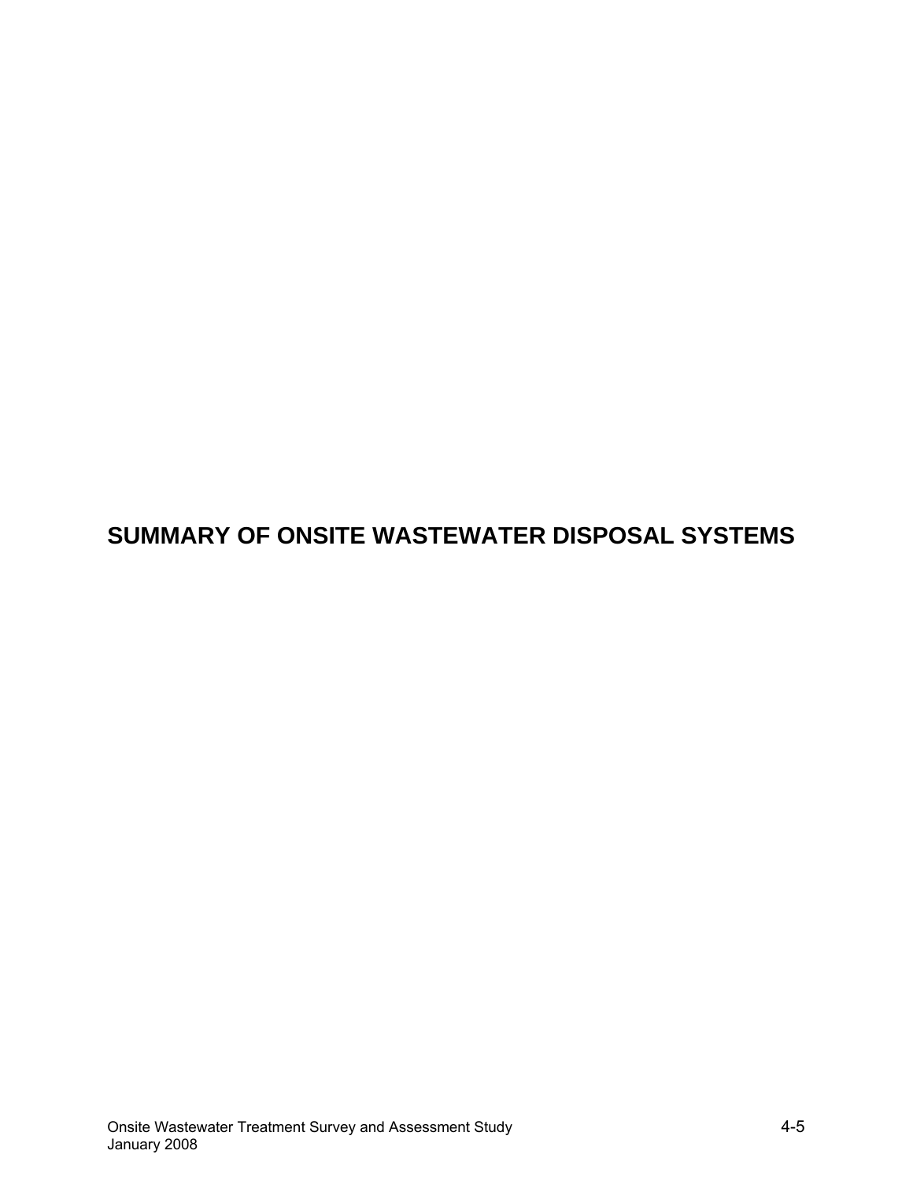# SUMMARY OF ONSITE WASTEWATER DISPOSAL SYSTEMS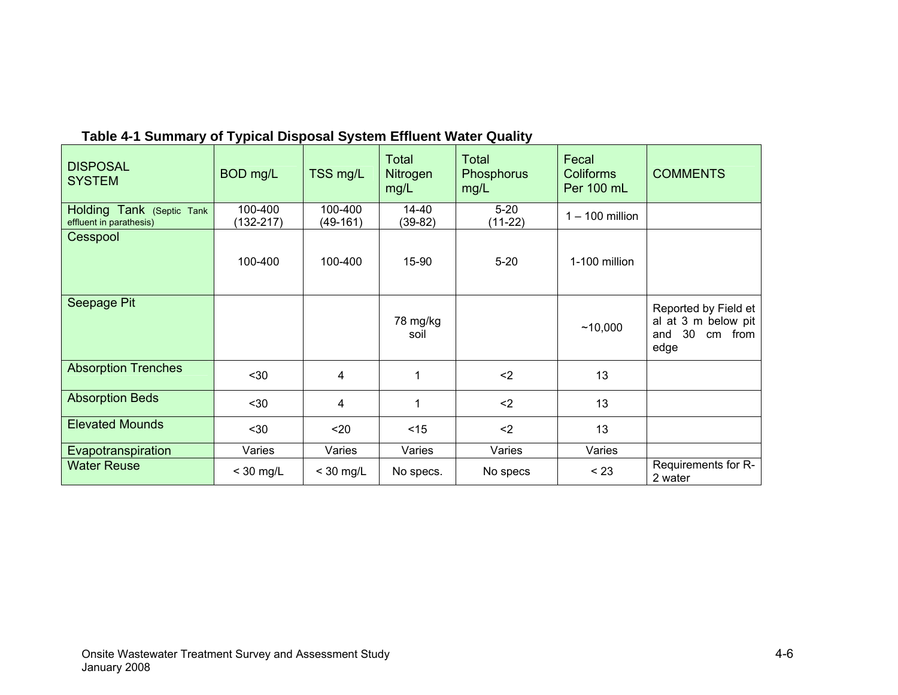**Table 4-1 Summary of Typical Disposal System Effluent Water Quality**

| DISPOSAL SYSTEM | BOD mg/L | TSS mg/L | Total Nitrogen mg/L | Total Phosphorus mg/L | Fecal Coliforms Per 100 mL | COMMENTS |
|---|---|---|---|---|---|---|
| Holding Tank (Septic Tank effluent in parathesis) | 100-400 (132-217) | 100-400 (49-161) | 14-40 (39-82) | 5-20 (11-22) | 1 – 100 million | |
| Cesspool | 100-400 | 100-400 | 15-90 | 5-20 | 1-100 million | |
| Seepage Pit | | | 78 mg/kg soil | | ~10,000 | Reported by Field et al at 3 m below pit and 30 cm from edge |
| Absorption Trenches | <30 | 4 | 1 | <2 | 13 | |
| Absorption Beds | <30 | 4 | 1 | <2 | 13 | |
| Elevated Mounds | <30 | <20 | <15 | <2 | 13 | |
| Evapotranspiration | Varies | Varies | Varies | Varies | Varies | |
| Water Reuse | < 30 mg/L | < 30 mg/L | No specs. | No specs | < 23 | Requirements for R-2 water |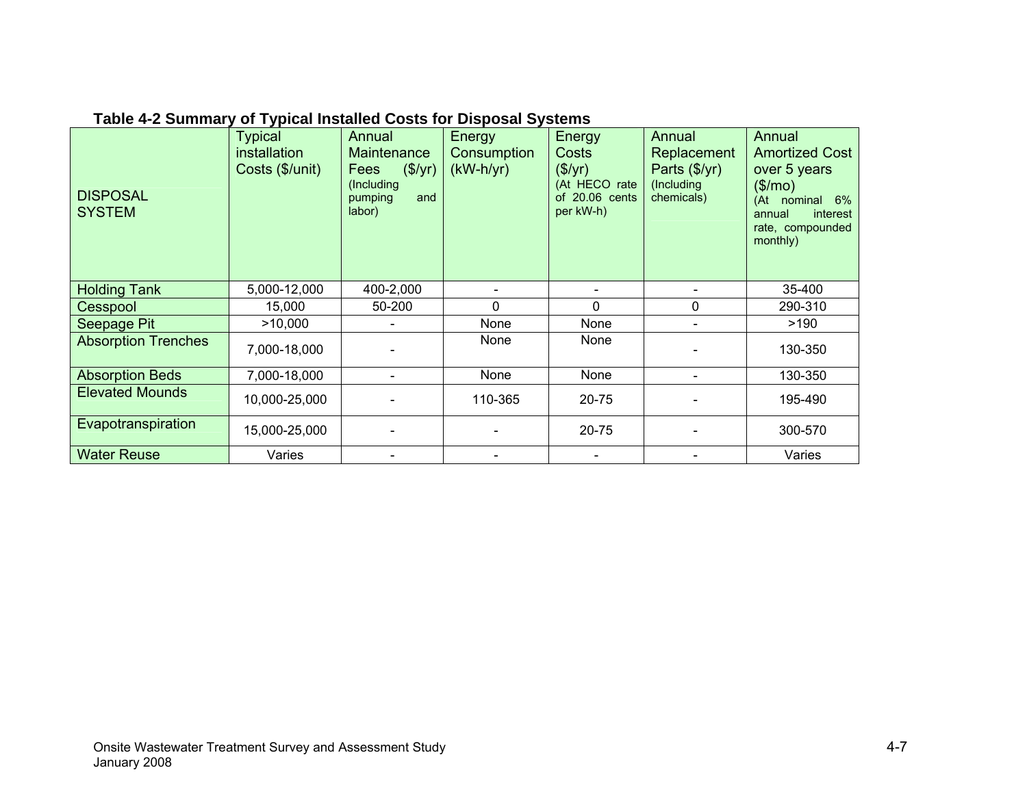**Table 4-2 Summary of Typical Installed Costs for Disposal Systems**

| DISPOSAL SYSTEM | Typical installation Costs ($/unit) | Annual Maintenance Fees ($/yr) (Including pumping and labor) | Energy Consumption (kW-h/yr) | Energy Costs ($/yr) (At HECO rate of 20.06 cents per kW-h) | Annual Replacement Parts ($/yr) (Including chemicals) | Annual Amortized Cost over 5 years ($/mo) (At nominal 6% annual interest rate, compounded monthly) |
|---|---|---|---|---|---|---|
| Holding Tank | 5,000-12,000 | 400-2,000 | - | - | - | 35-400 |
| Cesspool | 15,000 | 50-200 | 0 | 0 | 0 | 290-310 |
| Seepage Pit | >10,000 | - | None | None | - | >190 |
| Absorption Trenches | 7,000-18,000 | - | None | None | - | 130-350 |
| Absorption Beds | 7,000-18,000 | - | None | None | - | 130-350 |
| Elevated Mounds | 10,000-25,000 | - | 110-365 | 20-75 | - | 195-490 |
| Evapotranspiration | 15,000-25,000 | - | - | 20-75 | - | 300-570 |
| Water Reuse | Varies | - | - | - | - | Varies |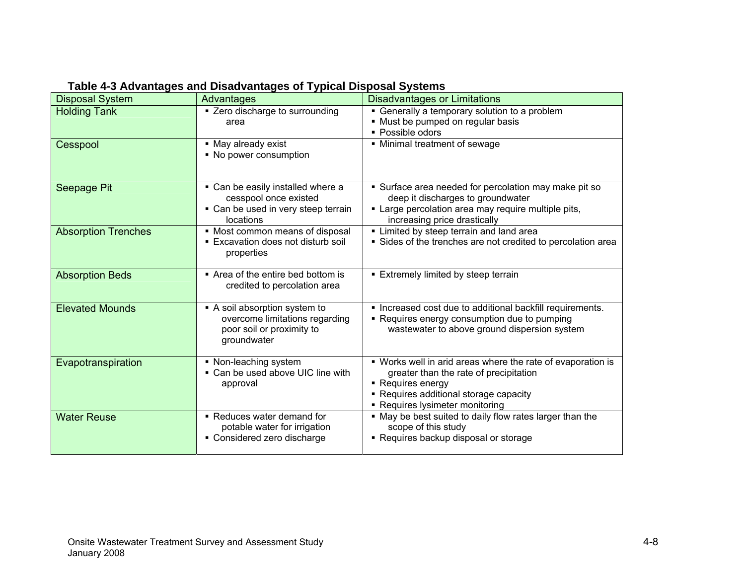**Table 4-3 Advantages and Disadvantages of Typical Disposal Systems**

| Disposal System | Advantages | Disadvantages or Limitations |
|---|---|---|
| Holding Tank | ▪ Zero discharge to surrounding area | ▪ Generally a temporary solution to a problem<br>▪ Must be pumped on regular basis<br>▪ Possible odors |
| Cesspool | ▪ May already exist<br>▪ No power consumption | ▪ Minimal treatment of sewage |
| Seepage Pit | ▪ Can be easily installed where a cesspool once existed<br>▪ Can be used in very steep terrain locations | ▪ Surface area needed for percolation may make pit so deep it discharges to groundwater<br>▪ Large percolation area may require multiple pits, increasing price drastically |
| Absorption Trenches | ▪ Most common means of disposal<br>▪ Excavation does not disturb soil properties | ▪ Limited by steep terrain and land area<br>▪ Sides of the trenches are not credited to percolation area |
| Absorption Beds | ▪ Area of the entire bed bottom is credited to percolation area | ▪ Extremely limited by steep terrain |
| Elevated Mounds | ▪ A soil absorption system to overcome limitations regarding poor soil or proximity to groundwater | ▪ Increased cost due to additional backfill requirements.<br>▪ Requires energy consumption due to pumping wastewater to above ground dispersion system |
| Evapotranspiration | ▪ Non-leaching system<br>▪ Can be used above UIC line with approval | ▪ Works well in arid areas where the rate of evaporation is greater than the rate of precipitation<br>▪ Requires energy<br>▪ Requires additional storage capacity<br>▪ Requires lysimeter monitoring |
| Water Reuse | ▪ Reduces water demand for potable water for irrigation<br>▪ Considered zero discharge | ▪ May be best suited to daily flow rates larger than the scope of this study<br>▪ Requires backup disposal or storage |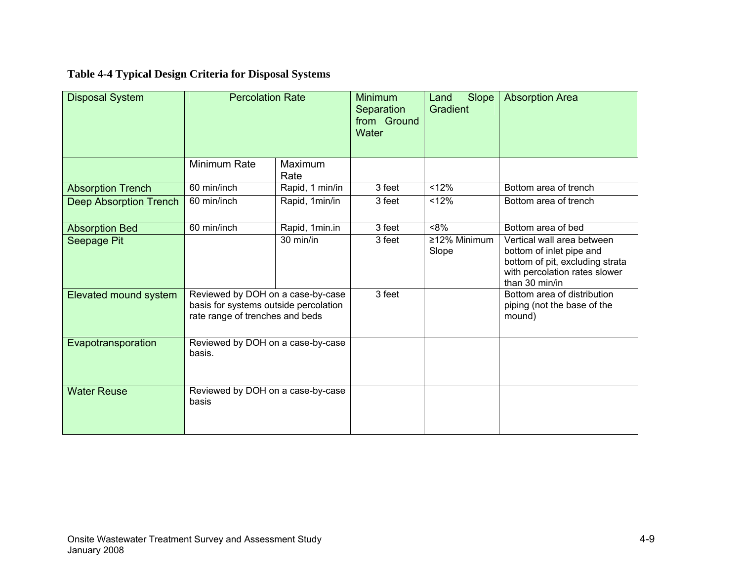**Table 4-4 Typical Design Criteria for Disposal Systems**

| Disposal System | Percolation Rate | | Minimum Separation from Ground Water | Land Slope Gradient | Absorption Area |
|---|---|---|---|---|---|
| | Minimum Rate | Maximum Rate | | | |
| Absorption Trench | 60 min/inch | Rapid, 1 min/in | 3 feet | <12% | Bottom area of trench |
| Deep Absorption Trench | 60 min/inch | Rapid, 1min/in | 3 feet | <12% | Bottom area of trench |
| Absorption Bed | 60 min/inch | Rapid, 1min.in | 3 feet | <8% | Bottom area of bed |
| Seepage Pit | | 30 min/in | 3 feet | ≥12% Minimum Slope | Vertical wall area between bottom of inlet pipe and bottom of pit, excluding strata with percolation rates slower than 30 min/in |
| Elevated mound system | Reviewed by DOH on a case-by-case basis for systems outside percolation rate range of trenches and beds | | 3 feet | | Bottom area of distribution piping (not the base of the mound) |
| Evapotransporation | Reviewed by DOH on a case-by-case basis. | | | | |
| Water Reuse | Reviewed by DOH on a case-by-case basis | | | | |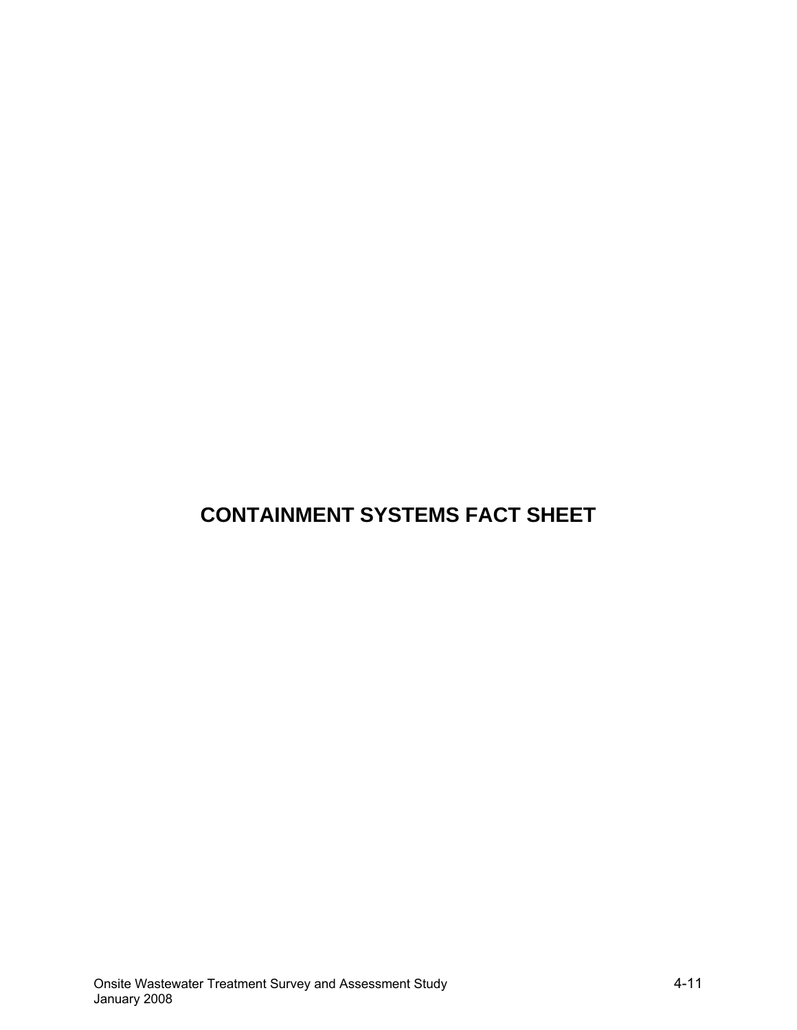# CONTAINMENT SYSTEMS FACT SHEET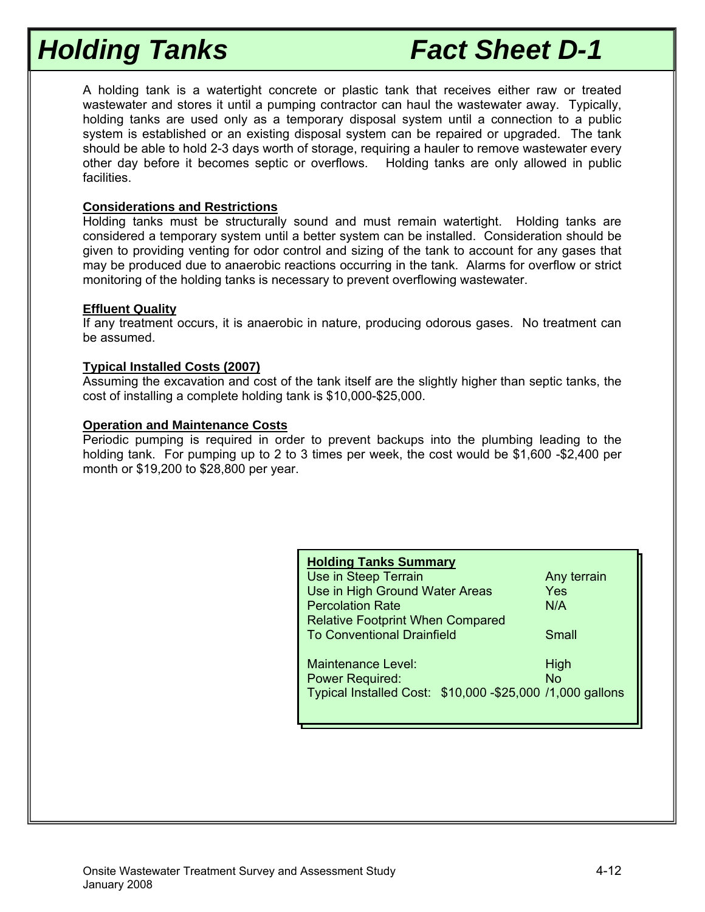# Holding Tanks — Fact Sheet D-1

A holding tank is a watertight concrete or plastic tank that receives either raw or treated wastewater and stores it until a pumping contractor can haul the wastewater away. Typically, holding tanks are used only as a temporary disposal system until a connection to a public system is established or an existing disposal system can be repaired or upgraded. The tank should be able to hold 2-3 days worth of storage, requiring a hauler to remove wastewater every other day before it becomes septic or overflows. Holding tanks are only allowed in public facilities.

**Considerations and Restrictions**

Holding tanks must be structurally sound and must remain watertight. Holding tanks are considered a temporary system until a better system can be installed. Consideration should be given to providing venting for odor control and sizing of the tank to account for any gases that may be produced due to anaerobic reactions occurring in the tank. Alarms for overflow or strict monitoring of the holding tanks is necessary to prevent overflowing wastewater.

**Effluent Quality**

If any treatment occurs, it is anaerobic in nature, producing odorous gases. No treatment can be assumed.

**Typical Installed Costs (2007)**

Assuming the excavation and cost of the tank itself are the slightly higher than septic tanks, the cost of installing a complete holding tank is $10,000-$25,000.

**Operation and Maintenance Costs**

Periodic pumping is required in order to prevent backups into the plumbing leading to the holding tank. For pumping up to 2 to 3 times per week, the cost would be $1,600 -$2,400 per month or $19,200 to $28,800 per year.

**Holding Tanks Summary**

| | |
|---|---|
| Use in Steep Terrain | Any terrain |
| Use in High Ground Water Areas | Yes |
| Percolation Rate | N/A |
| Relative Footprint When Compared To Conventional Drainfield | Small |
| Maintenance Level: | High |
| Power Required: | No |
| Typical Installed Cost: | $10,000 -$25,000 /1,000 gallons |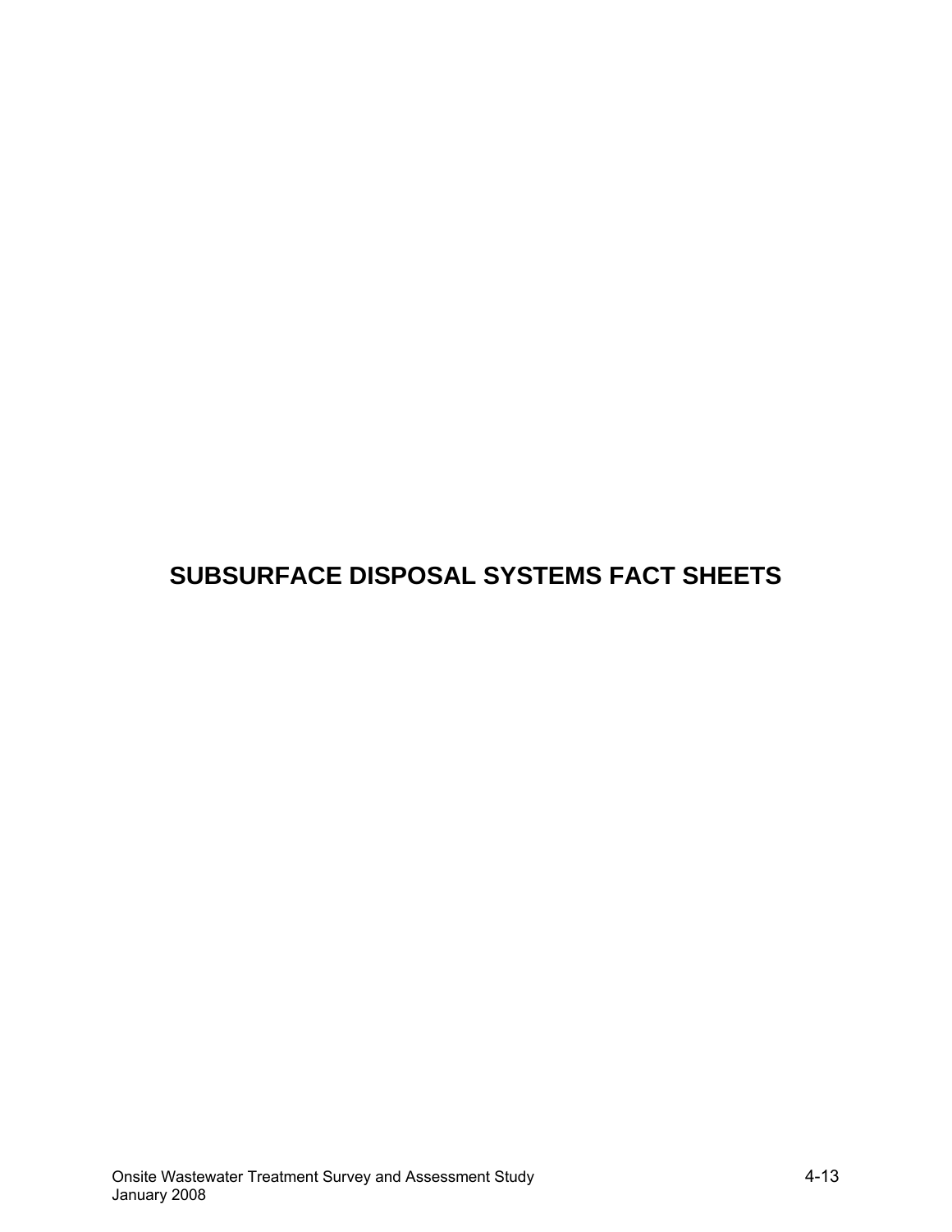# SUBSURFACE DISPOSAL SYSTEMS FACT SHEETS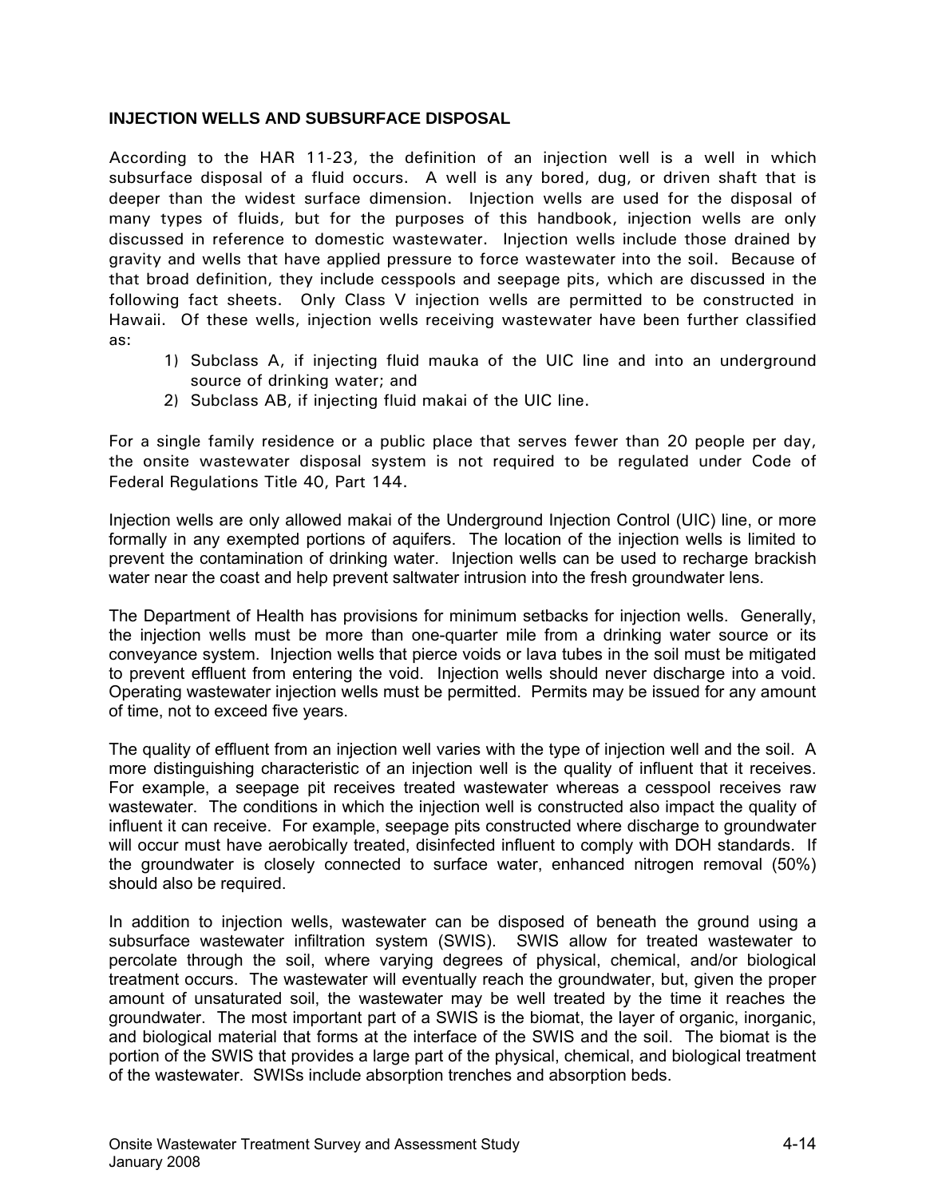## INJECTION WELLS AND SUBSURFACE DISPOSAL

According to the HAR 11-23, the definition of an injection well is a well in which subsurface disposal of a fluid occurs. A well is any bored, dug, or driven shaft that is deeper than the widest surface dimension. Injection wells are used for the disposal of many types of fluids, but for the purposes of this handbook, injection wells are only discussed in reference to domestic wastewater. Injection wells include those drained by gravity and wells that have applied pressure to force wastewater into the soil. Because of that broad definition, they include cesspools and seepage pits, which are discussed in the following fact sheets. Only Class V injection wells are permitted to be constructed in Hawaii. Of these wells, injection wells receiving wastewater have been further classified as:

1) Subclass A, if injecting fluid mauka of the UIC line and into an underground source of drinking water; and
2) Subclass AB, if injecting fluid makai of the UIC line.

For a single family residence or a public place that serves fewer than 20 people per day, the onsite wastewater disposal system is not required to be regulated under Code of Federal Regulations Title 40, Part 144.

Injection wells are only allowed makai of the Underground Injection Control (UIC) line, or more formally in any exempted portions of aquifers. The location of the injection wells is limited to prevent the contamination of drinking water. Injection wells can be used to recharge brackish water near the coast and help prevent saltwater intrusion into the fresh groundwater lens.

The Department of Health has provisions for minimum setbacks for injection wells. Generally, the injection wells must be more than one-quarter mile from a drinking water source or its conveyance system. Injection wells that pierce voids or lava tubes in the soil must be mitigated to prevent effluent from entering the void. Injection wells should never discharge into a void. Operating wastewater injection wells must be permitted. Permits may be issued for any amount of time, not to exceed five years.

The quality of effluent from an injection well varies with the type of injection well and the soil. A more distinguishing characteristic of an injection well is the quality of influent that it receives. For example, a seepage pit receives treated wastewater whereas a cesspool receives raw wastewater. The conditions in which the injection well is constructed also impact the quality of influent it can receive. For example, seepage pits constructed where discharge to groundwater will occur must have aerobically treated, disinfected influent to comply with DOH standards. If the groundwater is closely connected to surface water, enhanced nitrogen removal (50%) should also be required.

In addition to injection wells, wastewater can be disposed of beneath the ground using a subsurface wastewater infiltration system (SWIS). SWIS allow for treated wastewater to percolate through the soil, where varying degrees of physical, chemical, and/or biological treatment occurs. The wastewater will eventually reach the groundwater, but, given the proper amount of unsaturated soil, the wastewater may be well treated by the time it reaches the groundwater. The most important part of a SWIS is the biomat, the layer of organic, inorganic, and biological material that forms at the interface of the SWIS and the soil. The biomat is the portion of the SWIS that provides a large part of the physical, chemical, and biological treatment of the wastewater. SWISs include absorption trenches and absorption beds.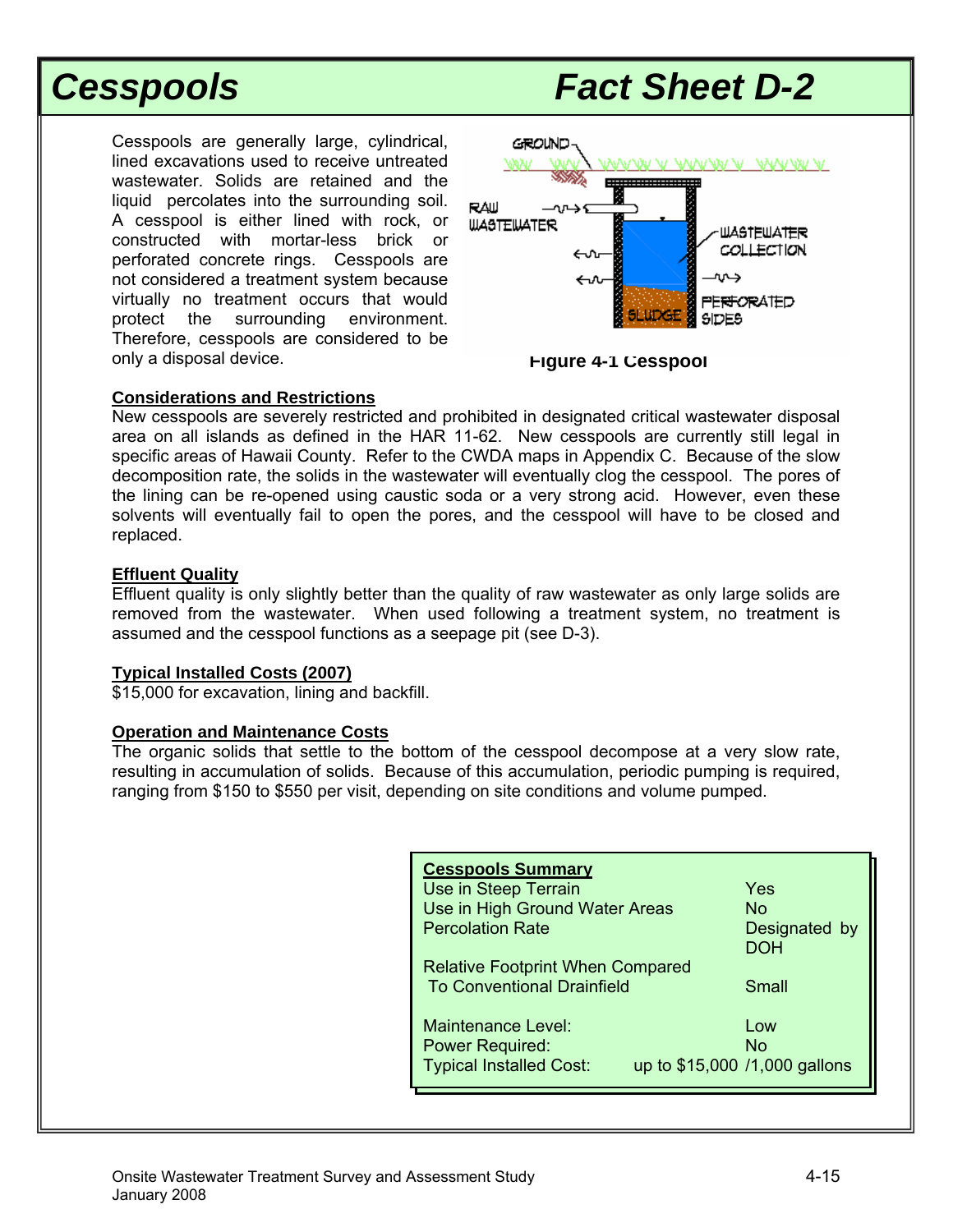# Cesspools — Fact Sheet D-2

Cesspools are generally large, cylindrical, lined excavations used to receive untreated wastewater. Solids are retained and the liquid percolates into the surrounding soil. A cesspool is either lined with rock, or constructed with mortar-less brick or perforated concrete rings. Cesspools are not considered a treatment system because virtually no treatment occurs that would protect the surrounding environment. Therefore, cesspools are considered to be only a disposal device.

Figure 4-1 Cesspool

**Considerations and Restrictions**

New cesspools are severely restricted and prohibited in designated critical wastewater disposal area on all islands as defined in the HAR 11-62. New cesspools are currently still legal in specific areas of Hawaii County. Refer to the CWDA maps in Appendix C. Because of the slow decomposition rate, the solids in the wastewater will eventually clog the cesspool. The pores of the lining can be re-opened using caustic soda or a very strong acid. However, even these solvents will eventually fail to open the pores, and the cesspool will have to be closed and replaced.

**Effluent Quality**

Effluent quality is only slightly better than the quality of raw wastewater as only large solids are removed from the wastewater. When used following a treatment system, no treatment is assumed and the cesspool functions as a seepage pit (see D-3).

**Typical Installed Costs (2007)**

$15,000 for excavation, lining and backfill.

**Operation and Maintenance Costs**

The organic solids that settle to the bottom of the cesspool decompose at a very slow rate, resulting in accumulation of solids. Because of this accumulation, periodic pumping is required, ranging from $150 to $550 per visit, depending on site conditions and volume pumped.

| Cesspools Summary | |
|---|---|
| Use in Steep Terrain | Yes |
| Use in High Ground Water Areas | No |
| Percolation Rate | Designated by DOH |
| Relative Footprint When Compared To Conventional Drainfield | Small |
| Maintenance Level: | Low |
| Power Required: | No |
| Typical Installed Cost: | up to $15,000 /1,000 gallons |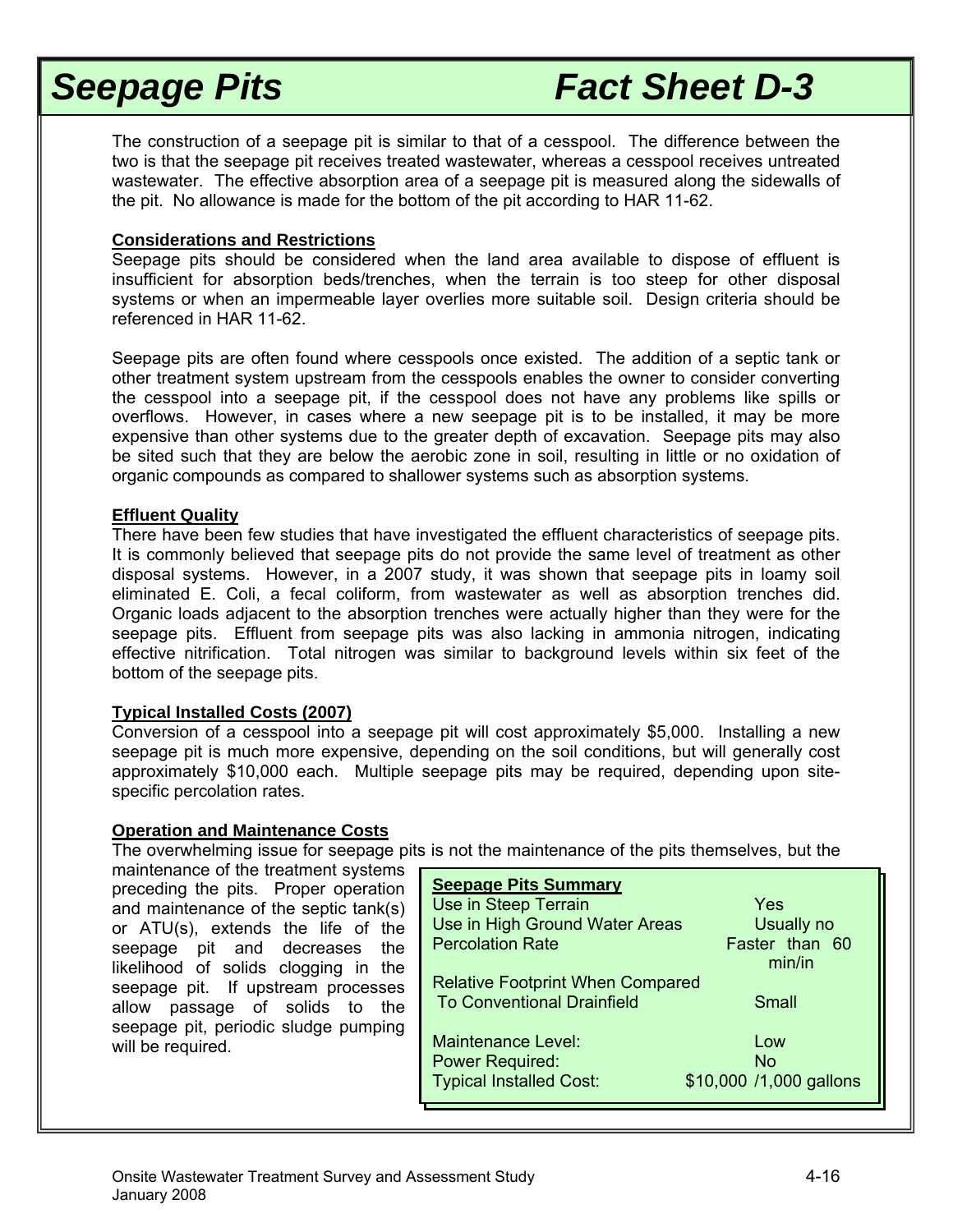# Seepage Pits Fact Sheet D-3

The construction of a seepage pit is similar to that of a cesspool. The difference between the two is that the seepage pit receives treated wastewater, whereas a cesspool receives untreated wastewater. The effective absorption area of a seepage pit is measured along the sidewalls of the pit. No allowance is made for the bottom of the pit according to HAR 11-62.

**Considerations and Restrictions**

Seepage pits should be considered when the land area available to dispose of effluent is insufficient for absorption beds/trenches, when the terrain is too steep for other disposal systems or when an impermeable layer overlies more suitable soil. Design criteria should be referenced in HAR 11-62.

Seepage pits are often found where cesspools once existed. The addition of a septic tank or other treatment system upstream from the cesspools enables the owner to consider converting the cesspool into a seepage pit, if the cesspool does not have any problems like spills or overflows. However, in cases where a new seepage pit is to be installed, it may be more expensive than other systems due to the greater depth of excavation. Seepage pits may also be sited such that they are below the aerobic zone in soil, resulting in little or no oxidation of organic compounds as compared to shallower systems such as absorption systems.

**Effluent Quality**

There have been few studies that have investigated the effluent characteristics of seepage pits. It is commonly believed that seepage pits do not provide the same level of treatment as other disposal systems. However, in a 2007 study, it was shown that seepage pits in loamy soil eliminated E. Coli, a fecal coliform, from wastewater as well as absorption trenches did. Organic loads adjacent to the absorption trenches were actually higher than they were for the seepage pits. Effluent from seepage pits was also lacking in ammonia nitrogen, indicating effective nitrification. Total nitrogen was similar to background levels within six feet of the bottom of the seepage pits.

**Typical Installed Costs (2007)**

Conversion of a cesspool into a seepage pit will cost approximately $5,000. Installing a new seepage pit is much more expensive, depending on the soil conditions, but will generally cost approximately $10,000 each. Multiple seepage pits may be required, depending upon site-specific percolation rates.

**Operation and Maintenance Costs**

The overwhelming issue for seepage pits is not the maintenance of the pits themselves, but the maintenance of the treatment systems preceding the pits. Proper operation and maintenance of the septic tank(s) or ATU(s), extends the life of the seepage pit and decreases the likelihood of solids clogging in the seepage pit. If upstream processes allow passage of solids to the seepage pit, periodic sludge pumping will be required.

| Seepage Pits Summary | |
|---|---|
| Use in Steep Terrain | Yes |
| Use in High Ground Water Areas | Usually no |
| Percolation Rate | Faster than 60 min/in |
| Relative Footprint When Compared To Conventional Drainfield | Small |
| Maintenance Level: | Low |
| Power Required: | No |
| Typical Installed Cost: | $10,000 /1,000 gallons |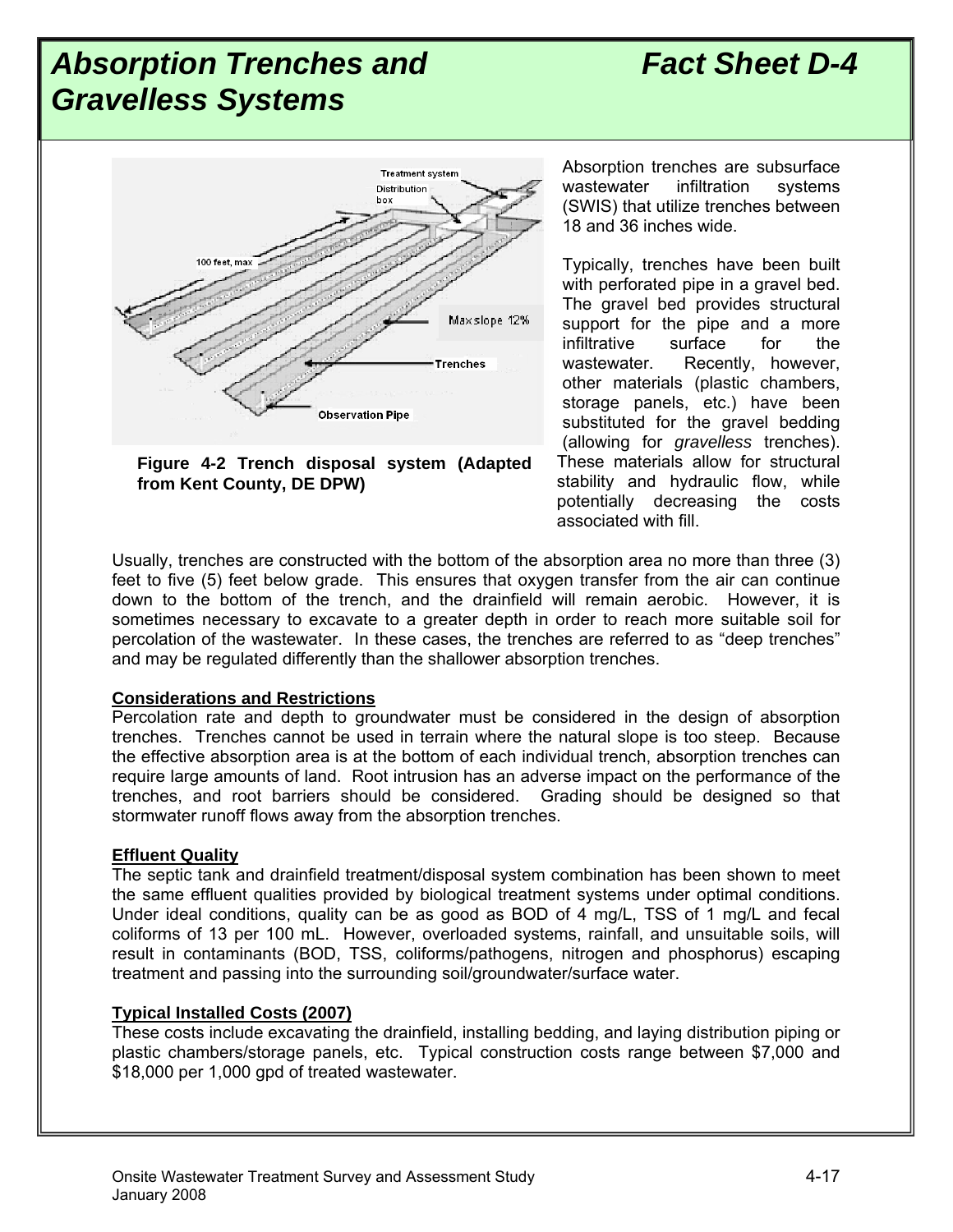# Absorption Trenches and Gravelless Systems

# Fact Sheet D-4

Figure 4-2 Trench disposal system (Adapted from Kent County, DE DPW)

Absorption trenches are subsurface wastewater infiltration systems (SWIS) that utilize trenches between 18 and 36 inches wide.

Typically, trenches have been built with perforated pipe in a gravel bed. The gravel bed provides structural support for the pipe and a more infiltrative surface for the wastewater. Recently, however, other materials (plastic chambers, storage panels, etc.) have been substituted for the gravel bedding (allowing for *gravelless* trenches). These materials allow for structural stability and hydraulic flow, while potentially decreasing the costs associated with fill.

Usually, trenches are constructed with the bottom of the absorption area no more than three (3) feet to five (5) feet below grade. This ensures that oxygen transfer from the air can continue down to the bottom of the trench, and the drainfield will remain aerobic. However, it is sometimes necessary to excavate to a greater depth in order to reach more suitable soil for percolation of the wastewater. In these cases, the trenches are referred to as "deep trenches" and may be regulated differently than the shallower absorption trenches.

## Considerations and Restrictions

Percolation rate and depth to groundwater must be considered in the design of absorption trenches. Trenches cannot be used in terrain where the natural slope is too steep. Because the effective absorption area is at the bottom of each individual trench, absorption trenches can require large amounts of land. Root intrusion has an adverse impact on the performance of the trenches, and root barriers should be considered. Grading should be designed so that stormwater runoff flows away from the absorption trenches.

## Effluent Quality

The septic tank and drainfield treatment/disposal system combination has been shown to meet the same effluent qualities provided by biological treatment systems under optimal conditions. Under ideal conditions, quality can be as good as BOD of 4 mg/L, TSS of 1 mg/L and fecal coliforms of 13 per 100 mL. However, overloaded systems, rainfall, and unsuitable soils, will result in contaminants (BOD, TSS, coliforms/pathogens, nitrogen and phosphorus) escaping treatment and passing into the surrounding soil/groundwater/surface water.

## Typical Installed Costs (2007)

These costs include excavating the drainfield, installing bedding, and laying distribution piping or plastic chambers/storage panels, etc. Typical construction costs range between $7,000 and $18,000 per 1,000 gpd of treated wastewater.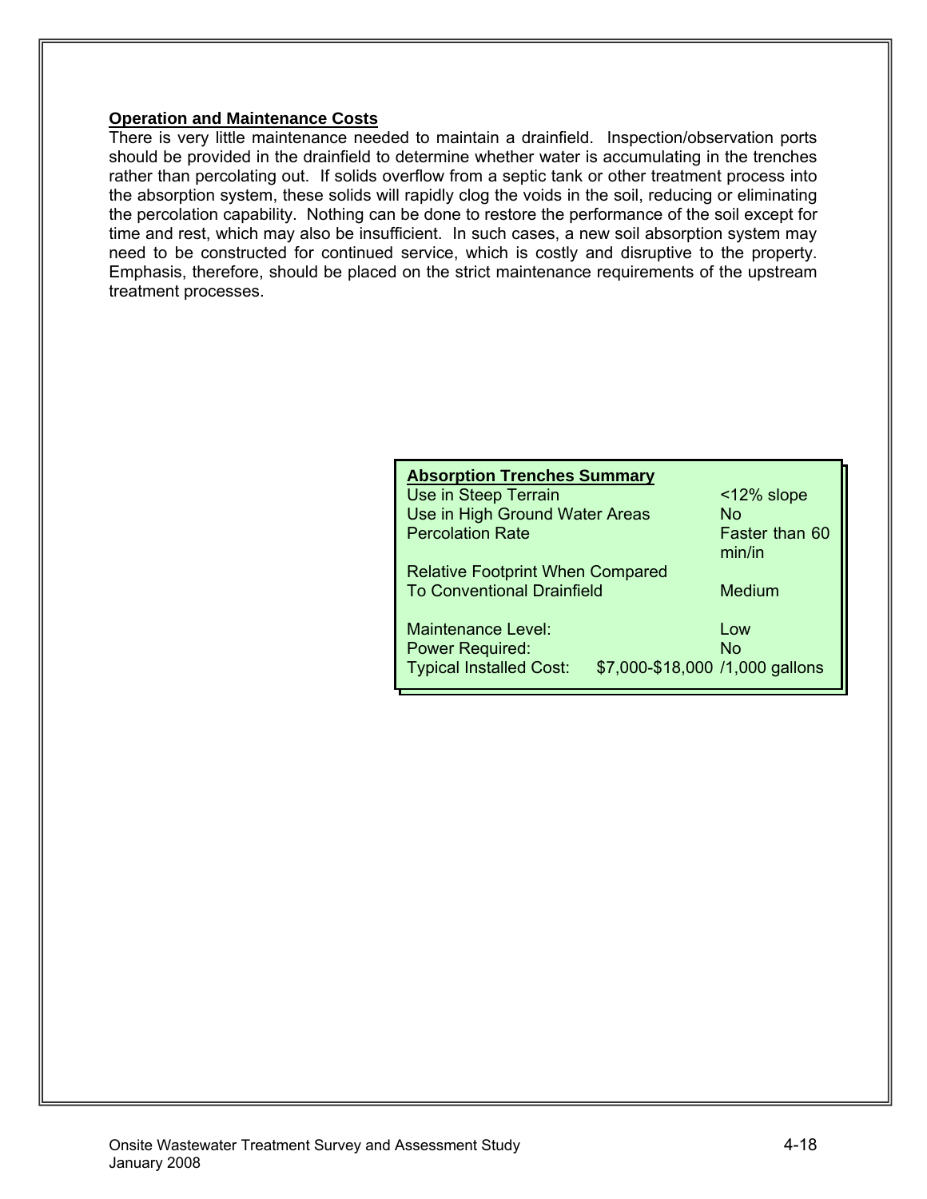**Operation and Maintenance Costs**

There is very little maintenance needed to maintain a drainfield. Inspection/observation ports should be provided in the drainfield to determine whether water is accumulating in the trenches rather than percolating out. If solids overflow from a septic tank or other treatment process into the absorption system, these solids will rapidly clog the voids in the soil, reducing or eliminating the percolation capability. Nothing can be done to restore the performance of the soil except for time and rest, which may also be insufficient. In such cases, a new soil absorption system may need to be constructed for continued service, which is costly and disruptive to the property. Emphasis, therefore, should be placed on the strict maintenance requirements of the upstream treatment processes.

| **Absorption Trenches Summary** | |
|---|---|
| Use in Steep Terrain | <12% slope |
| Use in High Ground Water Areas | No |
| Percolation Rate | Faster than 60 min/in |
| Relative Footprint When Compared To Conventional Drainfield | Medium |
| Maintenance Level: | Low |
| Power Required: | No |
| Typical Installed Cost: | $7,000-$18,000 /1,000 gallons |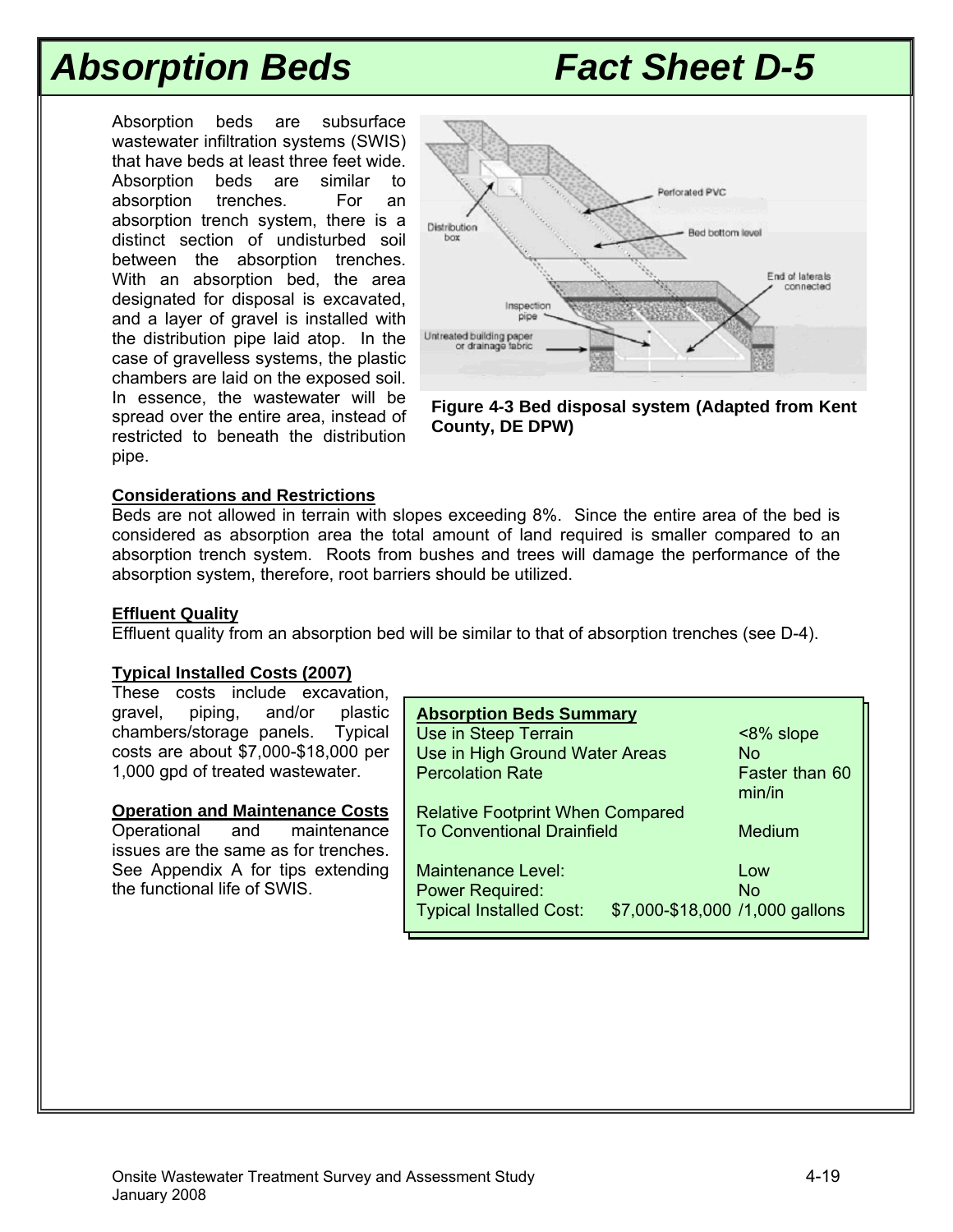// Absorption Beds — Fact Sheet D-5

# Absorption Beds Fact Sheet D-5

Absorption beds are subsurface wastewater infiltration systems (SWIS) that have beds at least three feet wide. Absorption beds are similar to absorption trenches. For an absorption trench system, there is a distinct section of undisturbed soil between the absorption trenches. With an absorption bed, the area designated for disposal is excavated, and a layer of gravel is installed with the distribution pipe laid atop. In the case of gravelless systems, the plastic chambers are laid on the exposed soil. In essence, the wastewater will be spread over the entire area, instead of restricted to beneath the distribution pipe.

**Figure 4-3 Bed disposal system (Adapted from Kent County, DE DPW)**

**Considerations and Restrictions**

Beds are not allowed in terrain with slopes exceeding 8%. Since the entire area of the bed is considered as absorption area the total amount of land required is smaller compared to an absorption trench system. Roots from bushes and trees will damage the performance of the absorption system, therefore, root barriers should be utilized.

**Effluent Quality**

Effluent quality from an absorption bed will be similar to that of absorption trenches (see D-4).

**Typical Installed Costs (2007)**

These costs include excavation, gravel, piping, and/or plastic chambers/storage panels. Typical costs are about $7,000-$18,000 per 1,000 gpd of treated wastewater.

**Operation and Maintenance Costs**

Operational and maintenance issues are the same as for trenches. See Appendix A for tips extending the functional life of SWIS.

**Absorption Beds Summary**

| Item | Value |
|---|---|
| Use in Steep Terrain | <8% slope |
| Use in High Ground Water Areas | No |
| Percolation Rate | Faster than 60 min/in |
| Relative Footprint When Compared To Conventional Drainfield | Medium |
| Maintenance Level: | Low |
| Power Required: | No |
| Typical Installed Cost: | $7,000-$18,000 /1,000 gallons |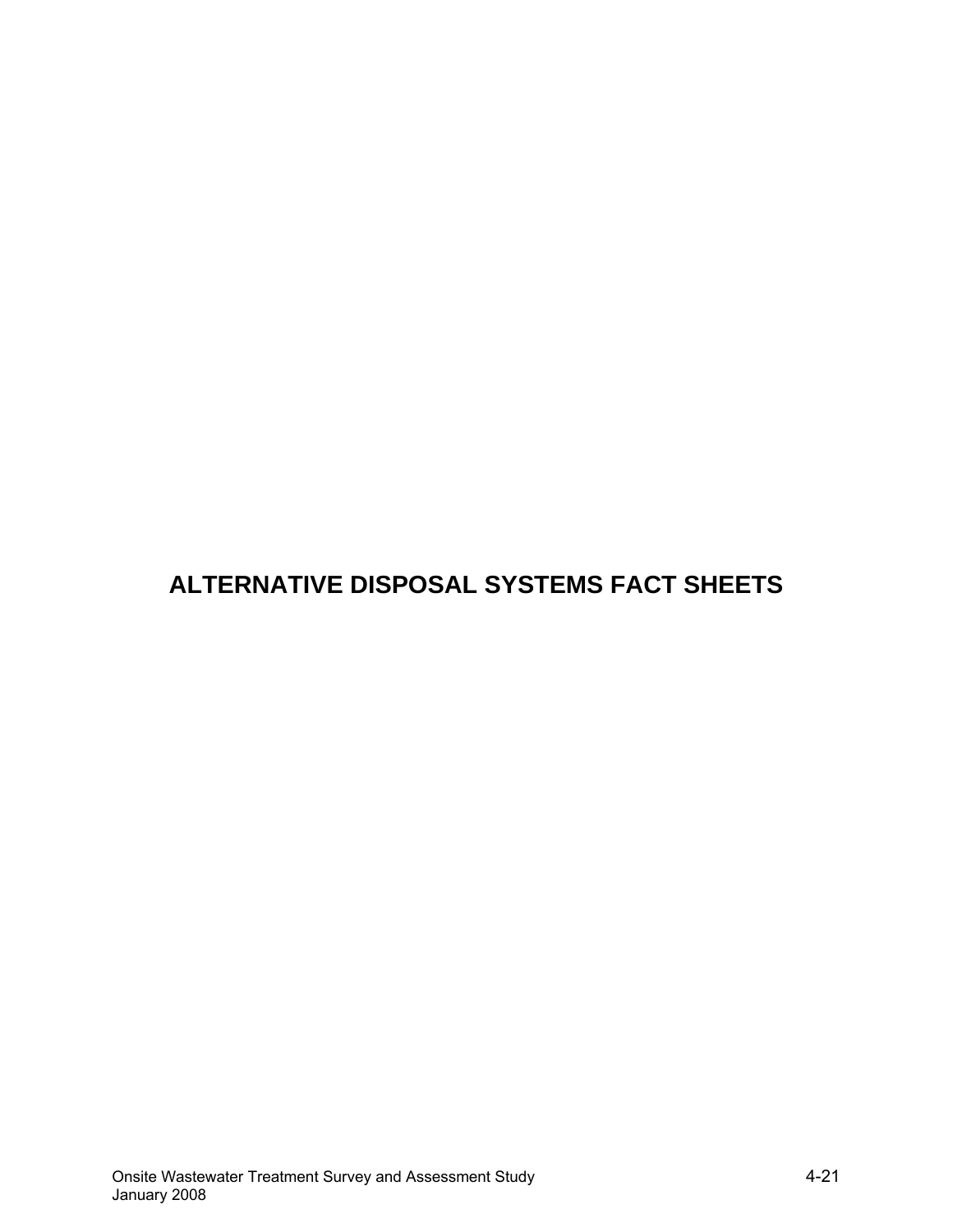# ALTERNATIVE DISPOSAL SYSTEMS FACT SHEETS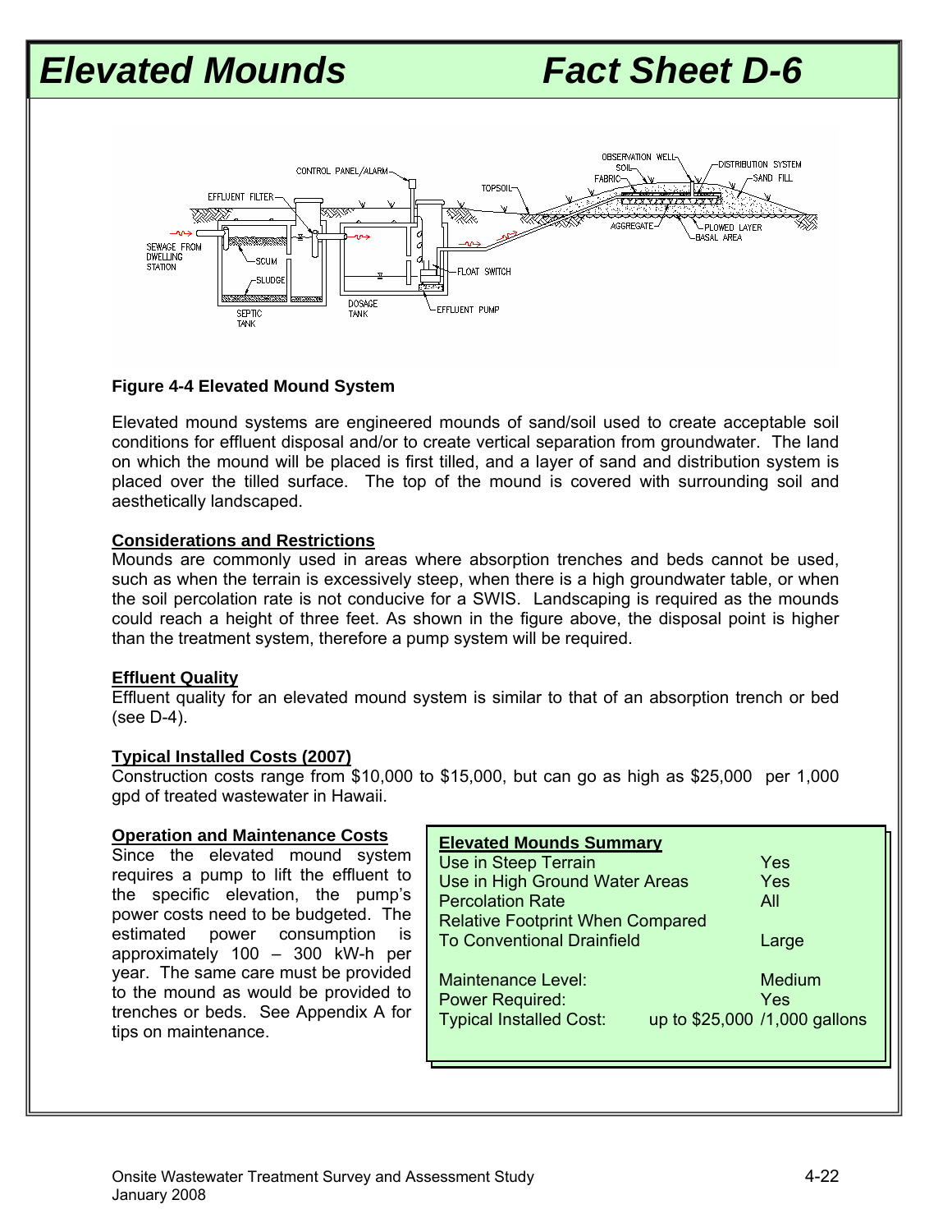# Elevated Mounds — Fact Sheet D-6

**Figure 4-4 Elevated Mound System**

Elevated mound systems are engineered mounds of sand/soil used to create acceptable soil conditions for effluent disposal and/or to create vertical separation from groundwater. The land on which the mound will be placed is first tilled, and a layer of sand and distribution system is placed over the tilled surface. The top of the mound is covered with surrounding soil and aesthetically landscaped.

## Considerations and Restrictions

Mounds are commonly used in areas where absorption trenches and beds cannot be used, such as when the terrain is excessively steep, when there is a high groundwater table, or when the soil percolation rate is not conducive for a SWIS. Landscaping is required as the mounds could reach a height of three feet. As shown in the figure above, the disposal point is higher than the treatment system, therefore a pump system will be required.

## Effluent Quality

Effluent quality for an elevated mound system is similar to that of an absorption trench or bed (see D-4).

## Typical Installed Costs (2007)

Construction costs range from $10,000 to $15,000, but can go as high as $25,000 per 1,000 gpd of treated wastewater in Hawaii.

## Operation and Maintenance Costs

Since the elevated mound system requires a pump to lift the effluent to the specific elevation, the pump's power costs need to be budgeted. The estimated power consumption is approximately 100 – 300 kW-h per year. The same care must be provided to the mound as would be provided to trenches or beds. See Appendix A for tips on maintenance.

| Elevated Mounds Summary | |
|---|---|
| Use in Steep Terrain | Yes |
| Use in High Ground Water Areas | Yes |
| Percolation Rate | All |
| Relative Footprint When Compared To Conventional Drainfield | Large |
| Maintenance Level: | Medium |
| Power Required: | Yes |
| Typical Installed Cost: | up to $25,000 /1,000 gallons |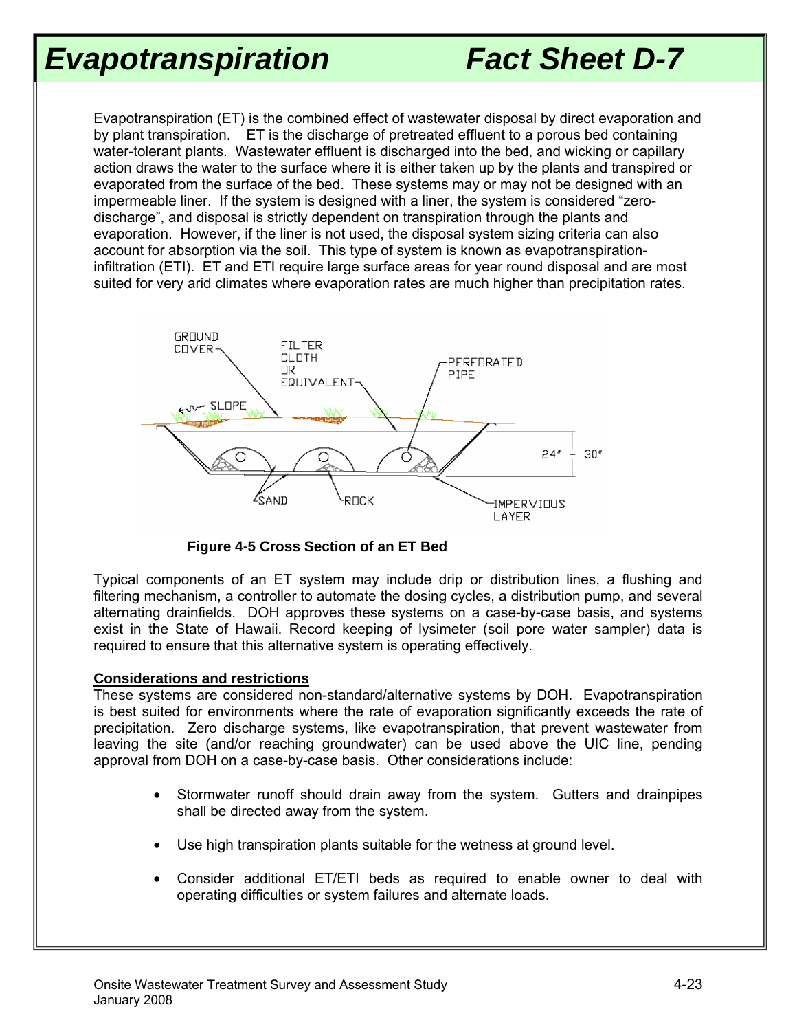# Evapotranspiration Fact Sheet D-7

Evapotranspiration (ET) is the combined effect of wastewater disposal by direct evaporation and by plant transpiration. ET is the discharge of pretreated effluent to a porous bed containing water-tolerant plants. Wastewater effluent is discharged into the bed, and wicking or capillary action draws the water to the surface where it is either taken up by the plants and transpired or evaporated from the surface of the bed. These systems may or may not be designed with an impermeable liner. If the system is designed with a liner, the system is considered "zero-discharge", and disposal is strictly dependent on transpiration through the plants and evaporation. However, if the liner is not used, the disposal system sizing criteria can also account for absorption via the soil. This type of system is known as evapotranspiration-infiltration (ETI). ET and ETI require large surface areas for year round disposal and are most suited for very arid climates where evaporation rates are much higher than precipitation rates.

**Figure 4-5 Cross Section of an ET Bed**

Typical components of an ET system may include drip or distribution lines, a flushing and filtering mechanism, a controller to automate the dosing cycles, a distribution pump, and several alternating drainfields. DOH approves these systems on a case-by-case basis, and systems exist in the State of Hawaii. Record keeping of lysimeter (soil pore water sampler) data is required to ensure that this alternative system is operating effectively.

**Considerations and restrictions**

These systems are considered non-standard/alternative systems by DOH. Evapotranspiration is best suited for environments where the rate of evaporation significantly exceeds the rate of precipitation. Zero discharge systems, like evapotranspiration, that prevent wastewater from leaving the site (and/or reaching groundwater) can be used above the UIC line, pending approval from DOH on a case-by-case basis. Other considerations include:

- Stormwater runoff should drain away from the system. Gutters and drainpipes shall be directed away from the system.
- Use high transpiration plants suitable for the wetness at ground level.
- Consider additional ET/ETI beds as required to enable owner to deal with operating difficulties or system failures and alternate loads.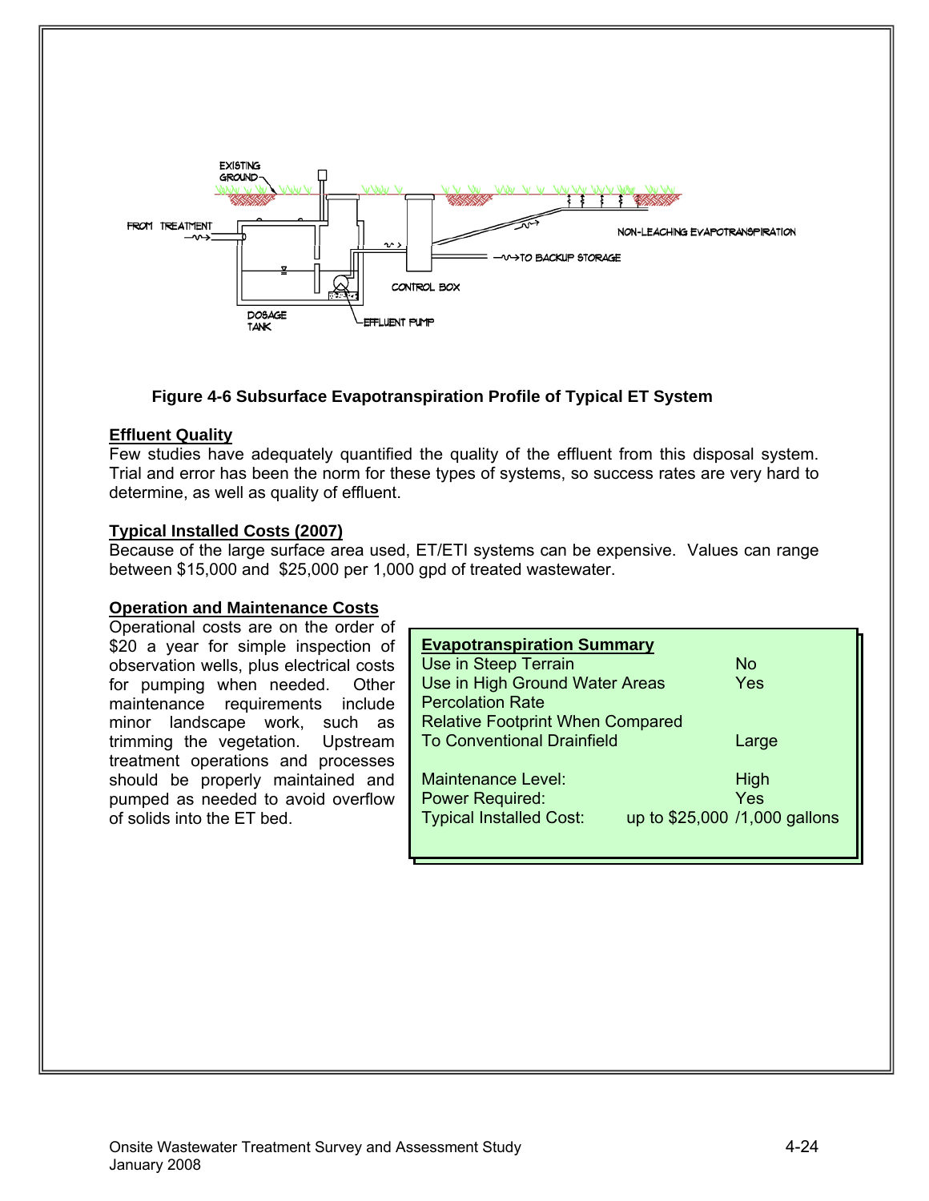**Figure 4-6 Subsurface Evapotranspiration Profile of Typical ET System**

**Effluent Quality**

Few studies have adequately quantified the quality of the effluent from this disposal system. Trial and error has been the norm for these types of systems, so success rates are very hard to determine, as well as quality of effluent.

**Typical Installed Costs (2007)**

Because of the large surface area used, ET/ETI systems can be expensive. Values can range between $15,000 and $25,000 per 1,000 gpd of treated wastewater.

**Operation and Maintenance Costs**

Operational costs are on the order of $20 a year for simple inspection of observation wells, plus electrical costs for pumping when needed. Other maintenance requirements include minor landscape work, such as trimming the vegetation. Upstream treatment operations and processes should be properly maintained and pumped as needed to avoid overflow of solids into the ET bed.

| Evapotranspiration Summary | |
|---|---|
| Use in Steep Terrain | No |
| Use in High Ground Water Areas | Yes |
| Percolation Rate | |
| Relative Footprint When Compared To Conventional Drainfield | Large |
| Maintenance Level: | High |
| Power Required: | Yes |
| Typical Installed Cost: | up to $25,000 /1,000 gallons |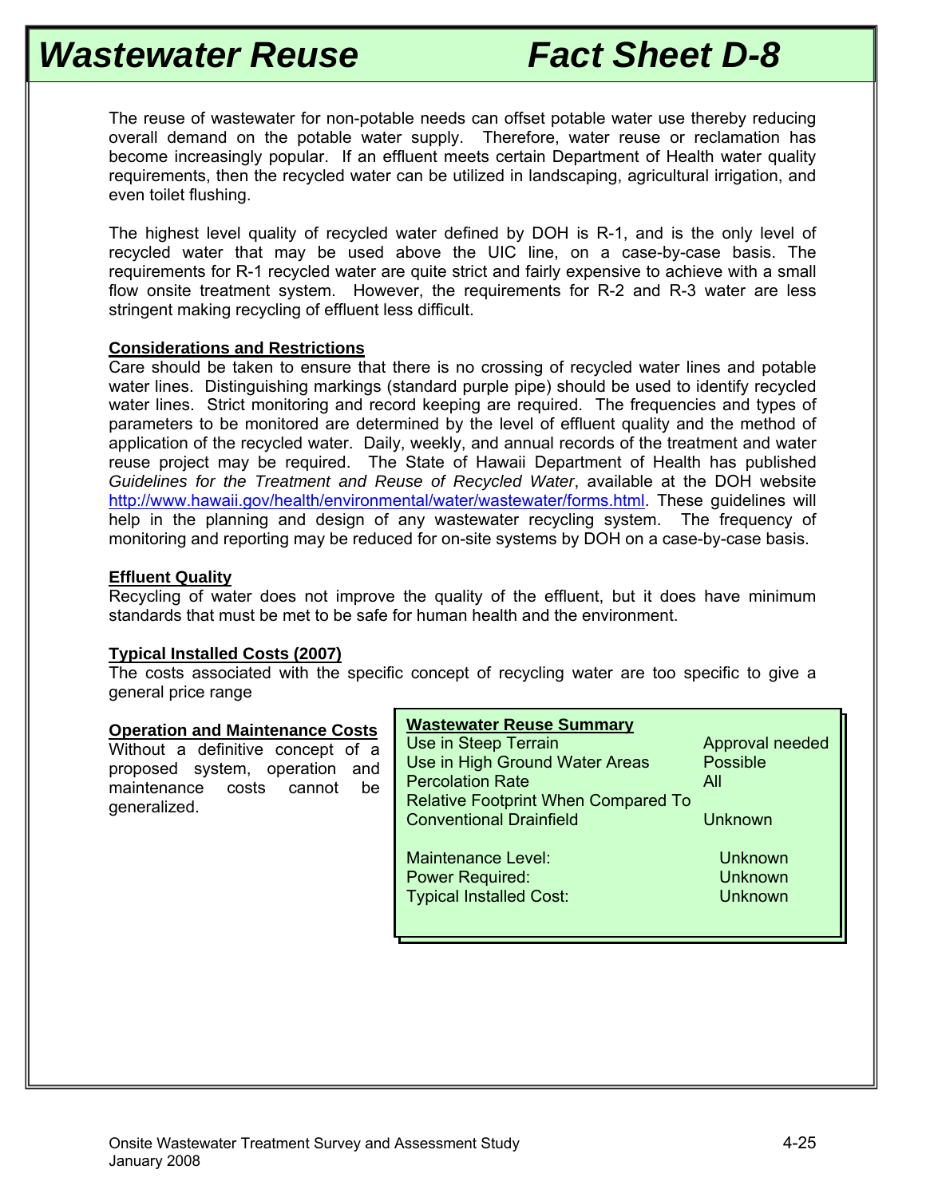# Wastewater Reuse — Fact Sheet D-8

The reuse of wastewater for non-potable needs can offset potable water use thereby reducing overall demand on the potable water supply. Therefore, water reuse or reclamation has become increasingly popular. If an effluent meets certain Department of Health water quality requirements, then the recycled water can be utilized in landscaping, agricultural irrigation, and even toilet flushing.

The highest level quality of recycled water defined by DOH is R-1, and is the only level of recycled water that may be used above the UIC line, on a case-by-case basis. The requirements for R-1 recycled water are quite strict and fairly expensive to achieve with a small flow onsite treatment system. However, the requirements for R-2 and R-3 water are less stringent making recycling of effluent less difficult.

## Considerations and Restrictions

Care should be taken to ensure that there is no crossing of recycled water lines and potable water lines. Distinguishing markings (standard purple pipe) should be used to identify recycled water lines. Strict monitoring and record keeping are required. The frequencies and types of parameters to be monitored are determined by the level of effluent quality and the method of application of the recycled water. Daily, weekly, and annual records of the treatment and water reuse project may be required. The State of Hawaii Department of Health has published *Guidelines for the Treatment and Reuse of Recycled Water*, available at the DOH website http://www.hawaii.gov/health/environmental/water/wastewater/forms.html. These guidelines will help in the planning and design of any wastewater recycling system. The frequency of monitoring and reporting may be reduced for on-site systems by DOH on a case-by-case basis.

## Effluent Quality

Recycling of water does not improve the quality of the effluent, but it does have minimum standards that must be met to be safe for human health and the environment.

## Typical Installed Costs (2007)

The costs associated with the specific concept of recycling water are too specific to give a general price range

## Operation and Maintenance Costs

Without a definitive concept of a proposed system, operation and maintenance costs cannot be generalized.

| Wastewater Reuse Summary | |
|---|---|
| Use in Steep Terrain | Approval needed |
| Use in High Ground Water Areas | Possible |
| Percolation Rate | All |
| Relative Footprint When Compared To Conventional Drainfield | Unknown |
| Maintenance Level: | Unknown |
| Power Required: | Unknown |
| Typical Installed Cost: | Unknown |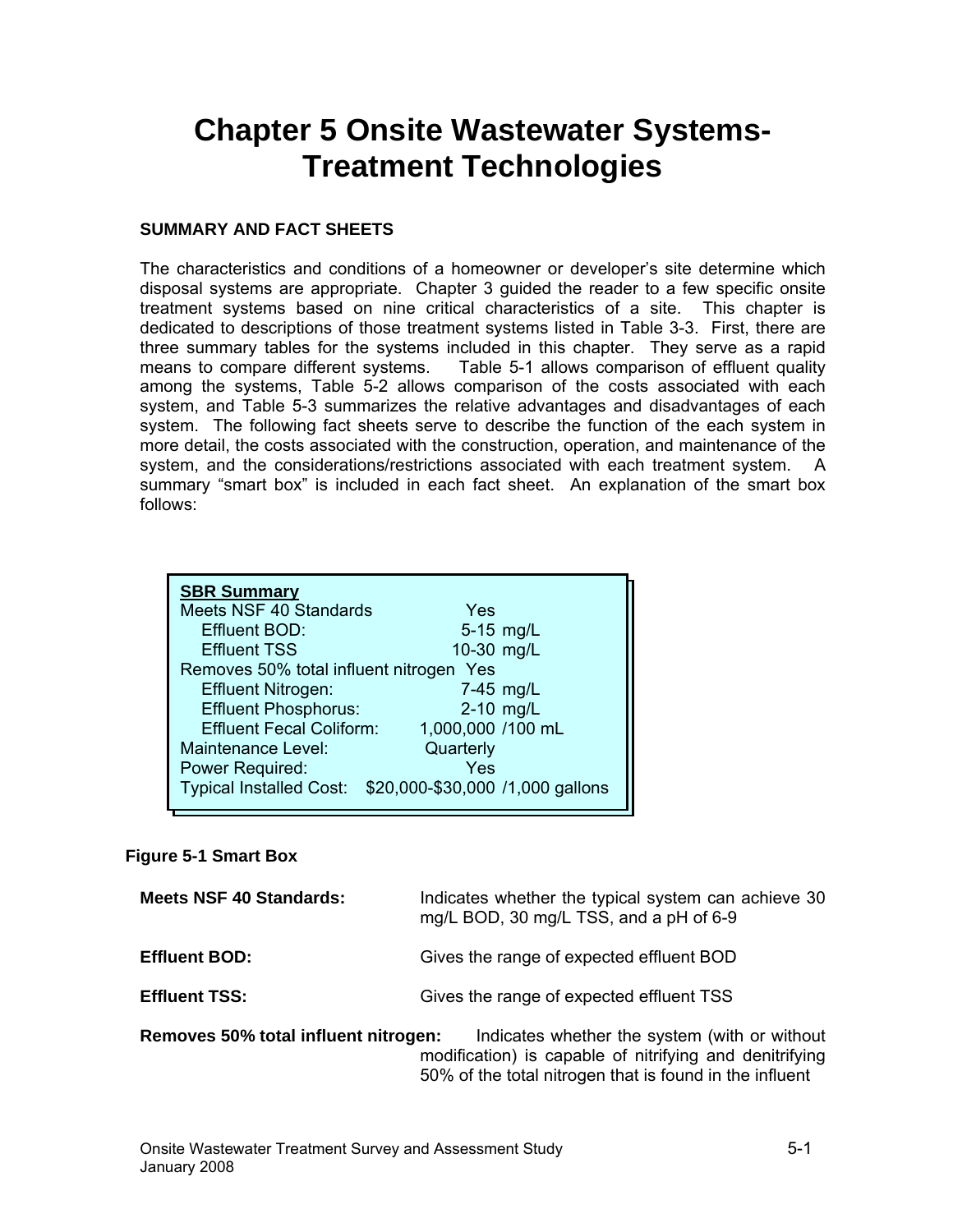# Chapter 5 Onsite Wastewater Systems-Treatment Technologies

## SUMMARY AND FACT SHEETS

The characteristics and conditions of a homeowner or developer's site determine which disposal systems are appropriate. Chapter 3 guided the reader to a few specific onsite treatment systems based on nine critical characteristics of a site. This chapter is dedicated to descriptions of those treatment systems listed in Table 3-3. First, there are three summary tables for the systems included in this chapter. They serve as a rapid means to compare different systems. Table 5-1 allows comparison of effluent quality among the systems, Table 5-2 allows comparison of the costs associated with each system, and Table 5-3 summarizes the relative advantages and disadvantages of each system. The following fact sheets serve to describe the function of the each system in more detail, the costs associated with the construction, operation, and maintenance of the system, and the considerations/restrictions associated with each treatment system. A summary "smart box" is included in each fact sheet. An explanation of the smart box follows:

| **SBR Summary** | |
|---|---|
| Meets NSF 40 Standards | Yes |
| Effluent BOD: | 5-15 mg/L |
| Effluent TSS | 10-30 mg/L |
| Removes 50% total influent nitrogen | Yes |
| Effluent Nitrogen: | 7-45 mg/L |
| Effluent Phosphorus: | 2-10 mg/L |
| Effluent Fecal Coliform: | 1,000,000 /100 mL |
| Maintenance Level: | Quarterly |
| Power Required: | Yes |
| Typical Installed Cost: | $20,000-$30,000 /1,000 gallons |

**Figure 5-1 Smart Box**

**Meets NSF 40 Standards:** Indicates whether the typical system can achieve 30 mg/L BOD, 30 mg/L TSS, and a pH of 6-9

**Effluent BOD:** Gives the range of expected effluent BOD

**Effluent TSS:** Gives the range of expected effluent TSS

**Removes 50% total influent nitrogen:** Indicates whether the system (with or without modification) is capable of nitrifying and denitrifying 50% of the total nitrogen that is found in the influent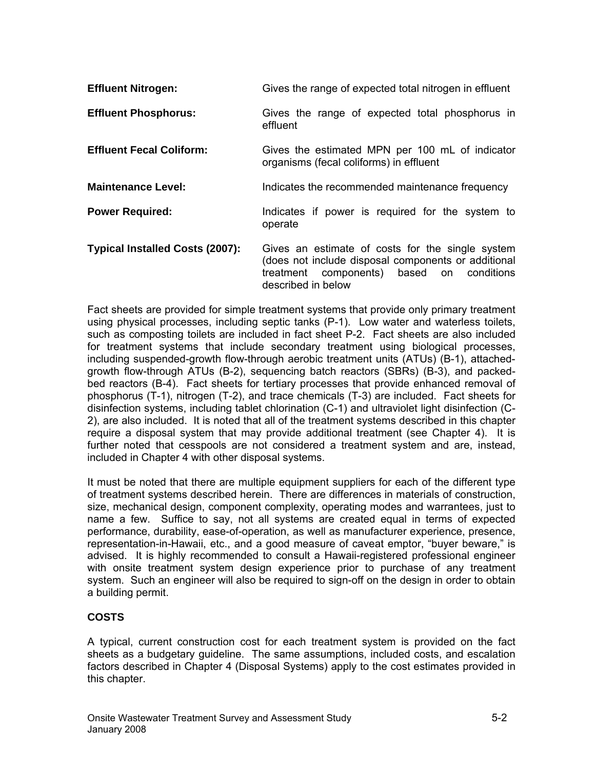**Effluent Nitrogen:** Gives the range of expected total nitrogen in effluent

**Effluent Phosphorus:** Gives the range of expected total phosphorus in effluent

**Effluent Fecal Coliform:** Gives the estimated MPN per 100 mL of indicator organisms (fecal coliforms) in effluent

**Maintenance Level:** Indicates the recommended maintenance frequency

**Power Required:** Indicates if power is required for the system to operate

**Typical Installed Costs (2007):** Gives an estimate of costs for the single system (does not include disposal components or additional treatment components) based on conditions described in below

Fact sheets are provided for simple treatment systems that provide only primary treatment using physical processes, including septic tanks (P-1). Low water and waterless toilets, such as composting toilets are included in fact sheet P-2. Fact sheets are also included for treatment systems that include secondary treatment using biological processes, including suspended-growth flow-through aerobic treatment units (ATUs) (B-1), attached-growth flow-through ATUs (B-2), sequencing batch reactors (SBRs) (B-3), and packed-bed reactors (B-4). Fact sheets for tertiary processes that provide enhanced removal of phosphorus (T-1), nitrogen (T-2), and trace chemicals (T-3) are included. Fact sheets for disinfection systems, including tablet chlorination (C-1) and ultraviolet light disinfection (C-2), are also included. It is noted that all of the treatment systems described in this chapter require a disposal system that may provide additional treatment (see Chapter 4). It is further noted that cesspools are not considered a treatment system and are, instead, included in Chapter 4 with other disposal systems.

It must be noted that there are multiple equipment suppliers for each of the different type of treatment systems described herein. There are differences in materials of construction, size, mechanical design, component complexity, operating modes and warrantees, just to name a few. Suffice to say, not all systems are created equal in terms of expected performance, durability, ease-of-operation, as well as manufacturer experience, presence, representation-in-Hawaii, etc., and a good measure of caveat emptor, "buyer beware," is advised. It is highly recommended to consult a Hawaii-registered professional engineer with onsite treatment system design experience prior to purchase of any treatment system. Such an engineer will also be required to sign-off on the design in order to obtain a building permit.

**COSTS**

A typical, current construction cost for each treatment system is provided on the fact sheets as a budgetary guideline. The same assumptions, included costs, and escalation factors described in Chapter 4 (Disposal Systems) apply to the cost estimates provided in this chapter.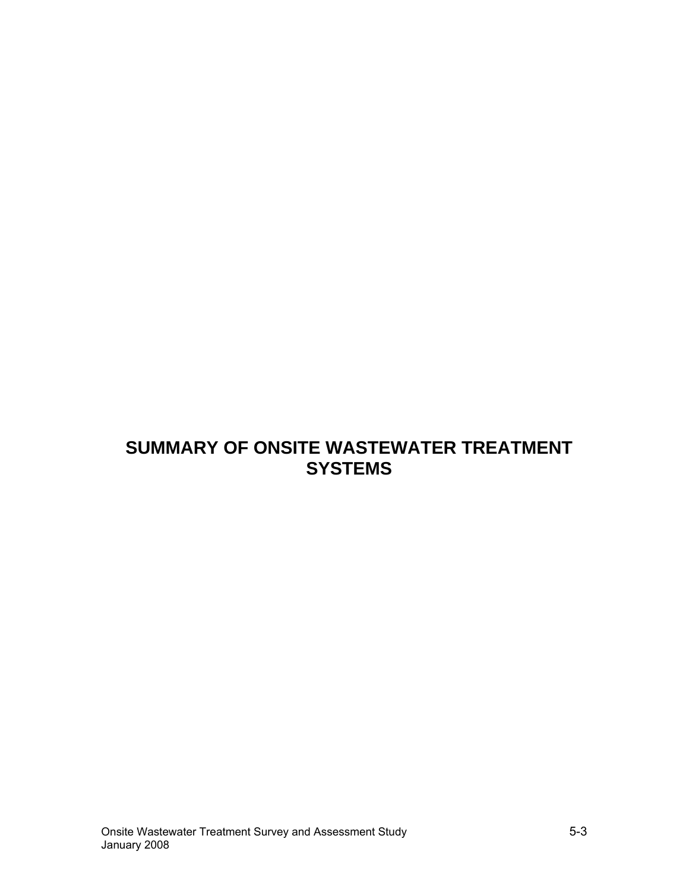# SUMMARY OF ONSITE WASTEWATER TREATMENT SYSTEMS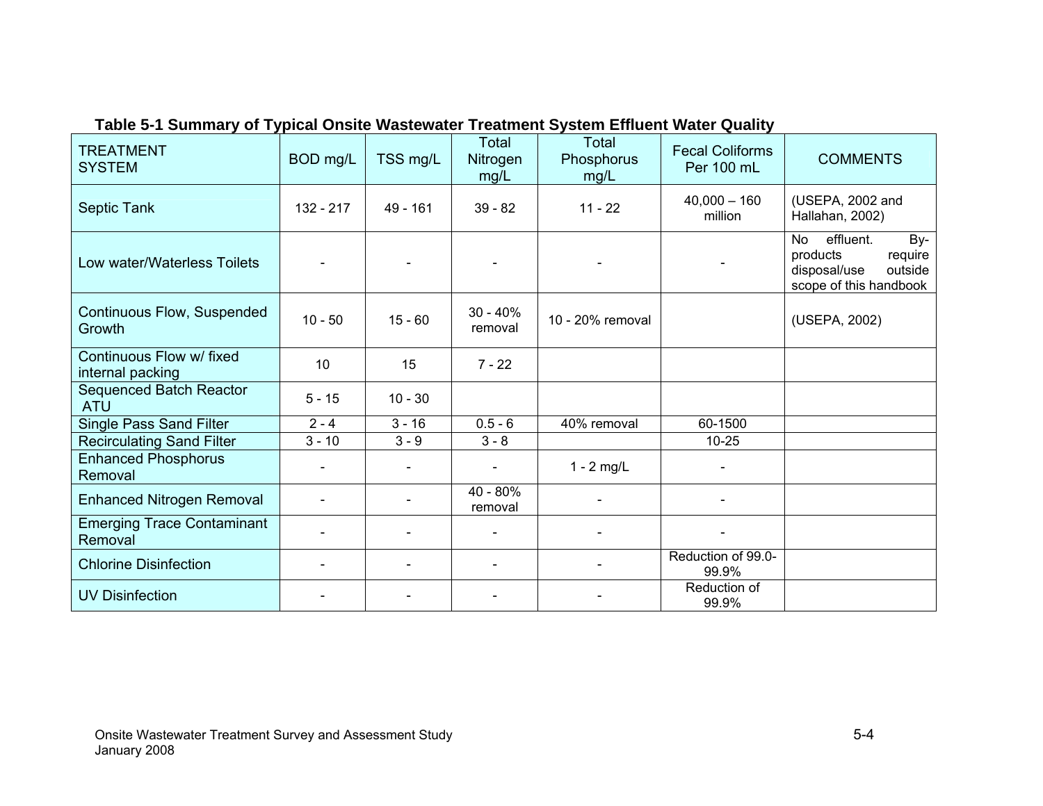**Table 5-1 Summary of Typical Onsite Wastewater Treatment System Effluent Water Quality**

| TREATMENT SYSTEM | BOD mg/L | TSS mg/L | Total Nitrogen mg/L | Total Phosphorus mg/L | Fecal Coliforms Per 100 mL | COMMENTS |
|---|---|---|---|---|---|---|
| Septic Tank | 132 - 217 | 49 - 161 | 39 - 82 | 11 - 22 | 40,000 – 160 million | (USEPA, 2002 and Hallahan, 2002) |
| Low water/Waterless Toilets | - | - | - | - | - | No effluent. By-products require disposal/use outside scope of this handbook |
| Continuous Flow, Suspended Growth | 10 - 50 | 15 - 60 | 30 - 40% removal | 10 - 20% removal | | (USEPA, 2002) |
| Continuous Flow w/ fixed internal packing | 10 | 15 | 7 - 22 | | | |
| Sequenced Batch Reactor ATU | 5 - 15 | 10 - 30 | | | | |
| Single Pass Sand Filter | 2 - 4 | 3 - 16 | 0.5 - 6 | 40% removal | 60-1500 | |
| Recirculating Sand Filter | 3 - 10 | 3 - 9 | 3 - 8 | | 10-25 | |
| Enhanced Phosphorus Removal | - | - | - | 1 - 2 mg/L | - | |
| Enhanced Nitrogen Removal | - | - | 40 - 80% removal | - | - | |
| Emerging Trace Contaminant Removal | - | - | - | - | - | |
| Chlorine Disinfection | - | - | - | - | Reduction of 99.0-99.9% | |
| UV Disinfection | - | - | - | - | Reduction of 99.9% | |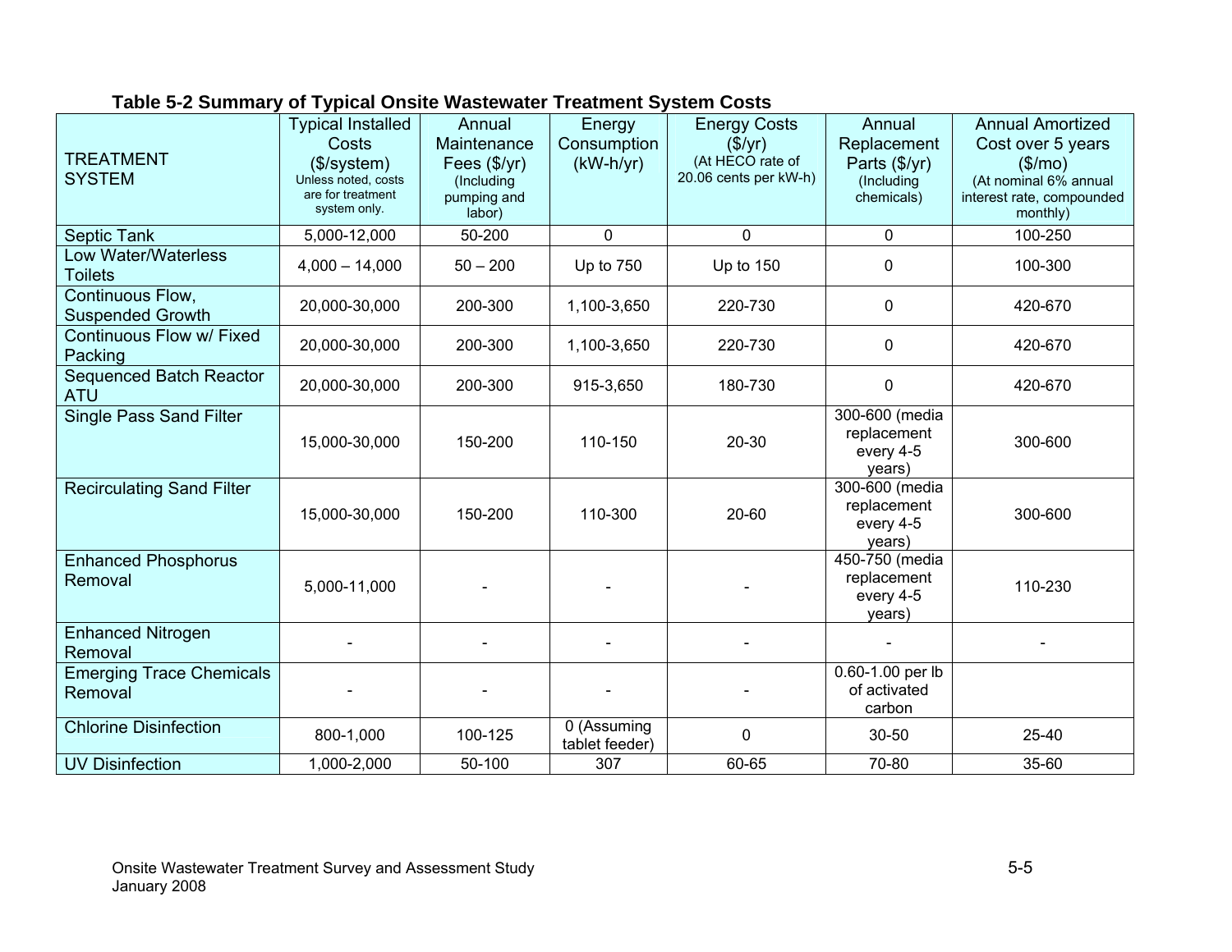**Table 5-2 Summary of Typical Onsite Wastewater Treatment System Costs**

| TREATMENT SYSTEM | Typical Installed Costs ($/system) Unless noted, costs are for treatment system only. | Annual Maintenance Fees ($/yr) (Including pumping and labor) | Energy Consumption (kW-h/yr) | Energy Costs ($/yr) (At HECO rate of 20.06 cents per kW-h) | Annual Replacement Parts ($/yr) (Including chemicals) | Annual Amortized Cost over 5 years ($/mo) (At nominal 6% annual interest rate, compounded monthly) |
|---|---|---|---|---|---|---|
| Septic Tank | 5,000-12,000 | 50-200 | 0 | 0 | 0 | 100-250 |
| Low Water/Waterless Toilets | 4,000 – 14,000 | 50 – 200 | Up to 750 | Up to 150 | 0 | 100-300 |
| Continuous Flow, Suspended Growth | 20,000-30,000 | 200-300 | 1,100-3,650 | 220-730 | 0 | 420-670 |
| Continuous Flow w/ Fixed Packing | 20,000-30,000 | 200-300 | 1,100-3,650 | 220-730 | 0 | 420-670 |
| Sequenced Batch Reactor ATU | 20,000-30,000 | 200-300 | 915-3,650 | 180-730 | 0 | 420-670 |
| Single Pass Sand Filter | 15,000-30,000 | 150-200 | 110-150 | 20-30 | 300-600 (media replacement every 4-5 years) | 300-600 |
| Recirculating Sand Filter | 15,000-30,000 | 150-200 | 110-300 | 20-60 | 300-600 (media replacement every 4-5 years) | 300-600 |
| Enhanced Phosphorus Removal | 5,000-11,000 | - | - | - | 450-750 (media replacement every 4-5 years) | 110-230 |
| Enhanced Nitrogen Removal | - | - | - | - | - | - |
| Emerging Trace Chemicals Removal | - | - | - | - | 0.60-1.00 per lb of activated carbon | |
| Chlorine Disinfection | 800-1,000 | 100-125 | 0 (Assuming tablet feeder) | 0 | 30-50 | 25-40 |
| UV Disinfection | 1,000-2,000 | 50-100 | 307 | 60-65 | 70-80 | 35-60 |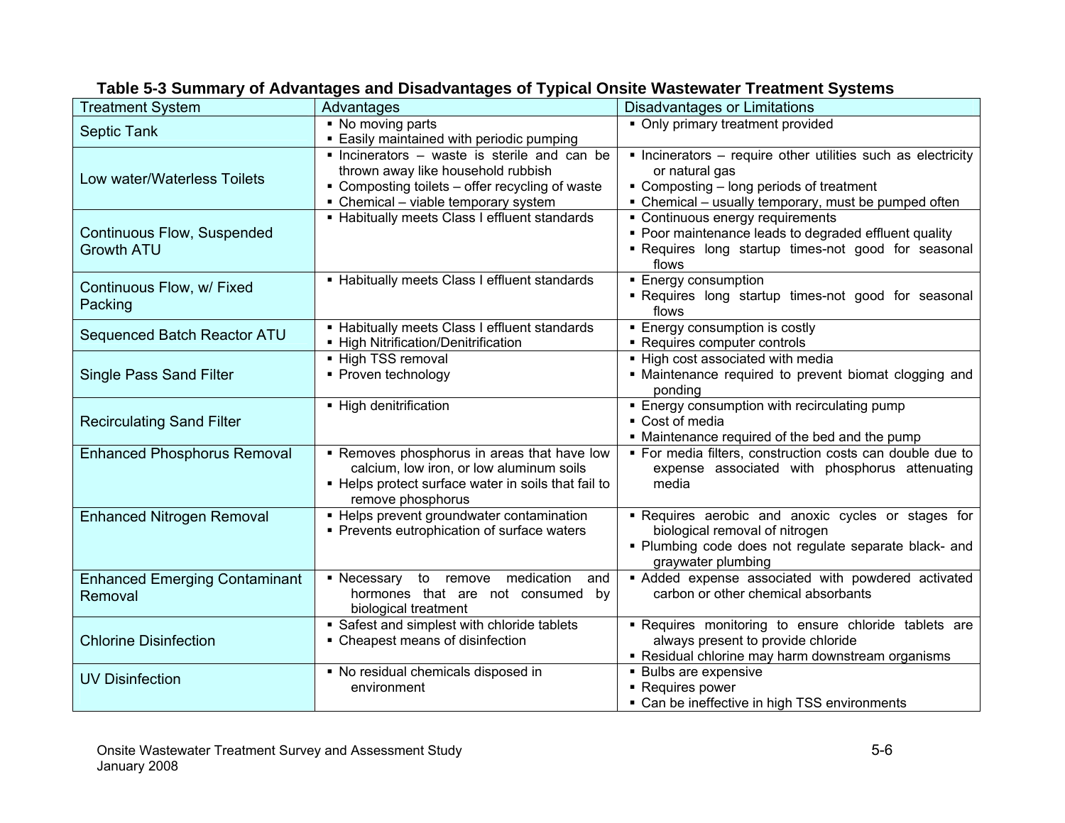**Table 5-3 Summary of Advantages and Disadvantages of Typical Onsite Wastewater Treatment Systems**

| Treatment System | Advantages | Disadvantages or Limitations |
|---|---|---|
| Septic Tank | ▪ No moving parts<br>▪ Easily maintained with periodic pumping | ▪ Only primary treatment provided |
| Low water/Waterless Toilets | ▪ Incinerators – waste is sterile and can be thrown away like household rubbish<br>▪ Composting toilets – offer recycling of waste<br>▪ Chemical – viable temporary system | ▪ Incinerators – require other utilities such as electricity or natural gas<br>▪ Composting – long periods of treatment<br>▪ Chemical – usually temporary, must be pumped often |
| Continuous Flow, Suspended Growth ATU | ▪ Habitually meets Class I effluent standards | ▪ Continuous energy requirements<br>▪ Poor maintenance leads to degraded effluent quality<br>▪ Requires long startup times-not good for seasonal flows |
| Continuous Flow, w/ Fixed Packing | ▪ Habitually meets Class I effluent standards | ▪ Energy consumption<br>▪ Requires long startup times-not good for seasonal flows |
| Sequenced Batch Reactor ATU | ▪ Habitually meets Class I effluent standards<br>▪ High Nitrification/Denitrification | ▪ Energy consumption is costly<br>▪ Requires computer controls |
| Single Pass Sand Filter | ▪ High TSS removal<br>▪ Proven technology | ▪ High cost associated with media<br>▪ Maintenance required to prevent biomat clogging and ponding |
| Recirculating Sand Filter | ▪ High denitrification | ▪ Energy consumption with recirculating pump<br>▪ Cost of media<br>▪ Maintenance required of the bed and the pump |
| Enhanced Phosphorus Removal | ▪ Removes phosphorus in areas that have low calcium, low iron, or low aluminum soils<br>▪ Helps protect surface water in soils that fail to remove phosphorus | ▪ For media filters, construction costs can double due to expense associated with phosphorus attenuating media |
| Enhanced Nitrogen Removal | ▪ Helps prevent groundwater contamination<br>▪ Prevents eutrophication of surface waters | ▪ Requires aerobic and anoxic cycles or stages for biological removal of nitrogen<br>▪ Plumbing code does not regulate separate black- and graywater plumbing |
| Enhanced Emerging Contaminant Removal | ▪ Necessary to remove medication and hormones that are not consumed by biological treatment | ▪ Added expense associated with powdered activated carbon or other chemical absorbants |
| Chlorine Disinfection | ▪ Safest and simplest with chloride tablets<br>▪ Cheapest means of disinfection | ▪ Requires monitoring to ensure chloride tablets are always present to provide chloride<br>▪ Residual chlorine may harm downstream organisms |
| UV Disinfection | ▪ No residual chemicals disposed in environment | ▪ Bulbs are expensive<br>▪ Requires power<br>▪ Can be ineffective in high TSS environments |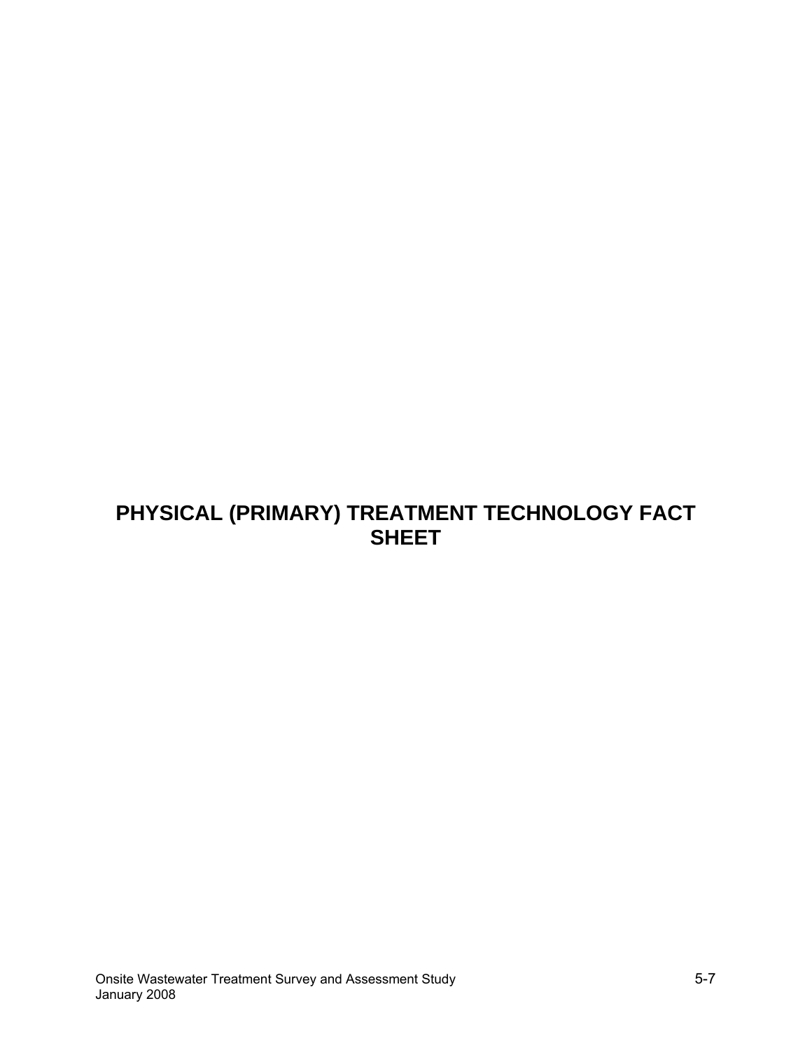# PHYSICAL (PRIMARY) TREATMENT TECHNOLOGY FACT SHEET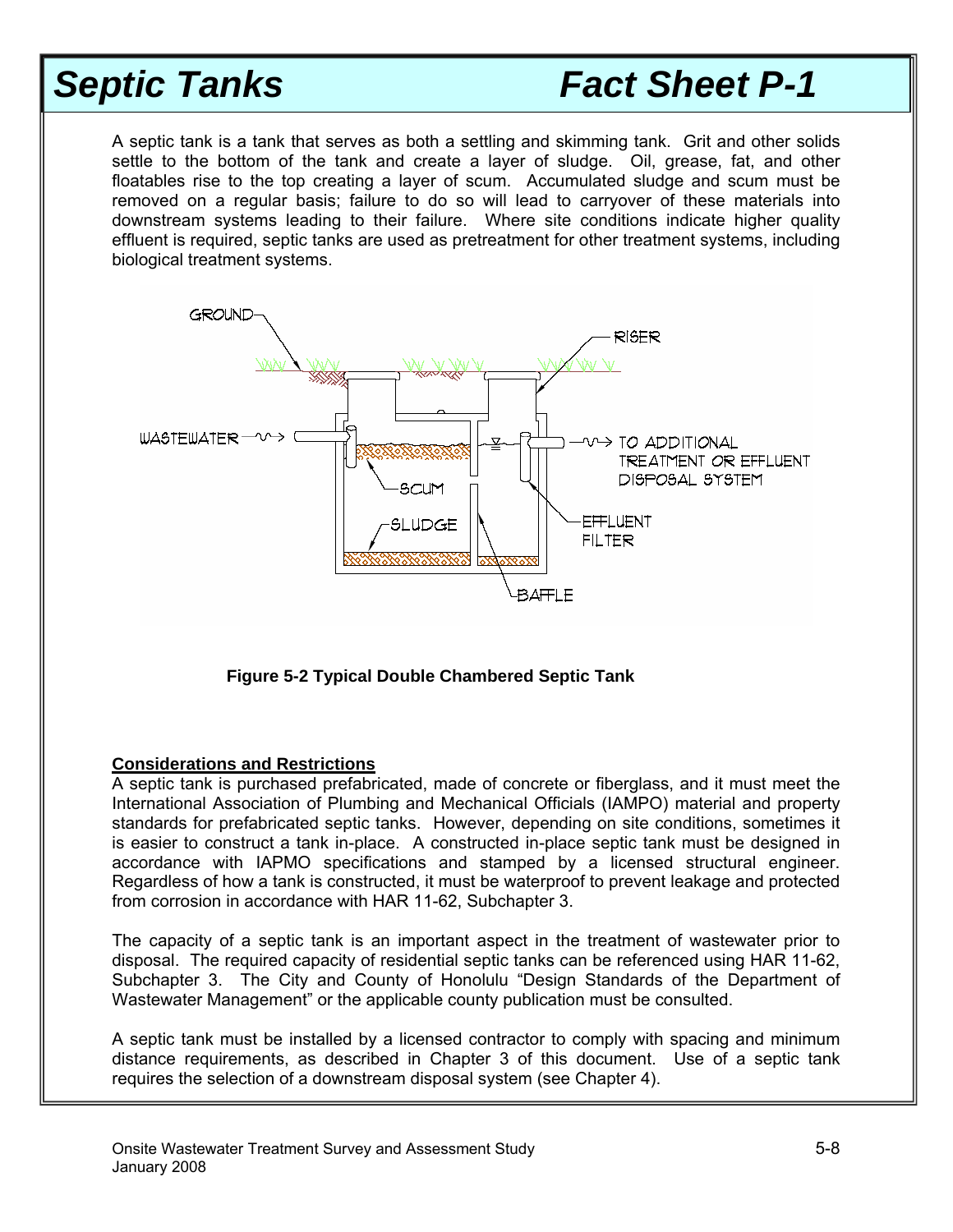# Septic Tanks Fact Sheet P-1

A septic tank is a tank that serves as both a settling and skimming tank. Grit and other solids settle to the bottom of the tank and create a layer of sludge. Oil, grease, fat, and other floatables rise to the top creating a layer of scum. Accumulated sludge and scum must be removed on a regular basis; failure to do so will lead to carryover of these materials into downstream systems leading to their failure. Where site conditions indicate higher quality effluent is required, septic tanks are used as pretreatment for other treatment systems, including biological treatment systems.

**Figure 5-2 Typical Double Chambered Septic Tank**

**Considerations and Restrictions**

A septic tank is purchased prefabricated, made of concrete or fiberglass, and it must meet the International Association of Plumbing and Mechanical Officials (IAMPO) material and property standards for prefabricated septic tanks. However, depending on site conditions, sometimes it is easier to construct a tank in-place. A constructed in-place septic tank must be designed in accordance with IAPMO specifications and stamped by a licensed structural engineer. Regardless of how a tank is constructed, it must be waterproof to prevent leakage and protected from corrosion in accordance with HAR 11-62, Subchapter 3.

The capacity of a septic tank is an important aspect in the treatment of wastewater prior to disposal. The required capacity of residential septic tanks can be referenced using HAR 11-62, Subchapter 3. The City and County of Honolulu "Design Standards of the Department of Wastewater Management" or the applicable county publication must be consulted.

A septic tank must be installed by a licensed contractor to comply with spacing and minimum distance requirements, as described in Chapter 3 of this document. Use of a septic tank requires the selection of a downstream disposal system (see Chapter 4).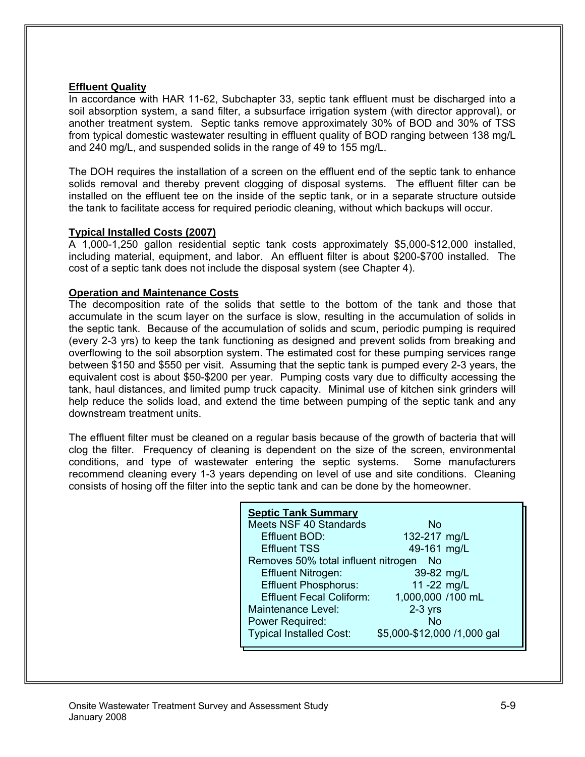**Effluent Quality**

In accordance with HAR 11-62, Subchapter 33, septic tank effluent must be discharged into a soil absorption system, a sand filter, a subsurface irrigation system (with director approval), or another treatment system. Septic tanks remove approximately 30% of BOD and 30% of TSS from typical domestic wastewater resulting in effluent quality of BOD ranging between 138 mg/L and 240 mg/L, and suspended solids in the range of 49 to 155 mg/L.

The DOH requires the installation of a screen on the effluent end of the septic tank to enhance solids removal and thereby prevent clogging of disposal systems. The effluent filter can be installed on the effluent tee on the inside of the septic tank, or in a separate structure outside the tank to facilitate access for required periodic cleaning, without which backups will occur.

**Typical Installed Costs (2007)**

A 1,000-1,250 gallon residential septic tank costs approximately \$5,000-\$12,000 installed, including material, equipment, and labor. An effluent filter is about \$200-\$700 installed. The cost of a septic tank does not include the disposal system (see Chapter 4).

**Operation and Maintenance Costs**

The decomposition rate of the solids that settle to the bottom of the tank and those that accumulate in the scum layer on the surface is slow, resulting in the accumulation of solids in the septic tank. Because of the accumulation of solids and scum, periodic pumping is required (every 2-3 yrs) to keep the tank functioning as designed and prevent solids from breaking and overflowing to the soil absorption system. The estimated cost for these pumping services range between \$150 and \$550 per visit. Assuming that the septic tank is pumped every 2-3 years, the equivalent cost is about \$50-\$200 per year. Pumping costs vary due to difficulty accessing the tank, haul distances, and limited pump truck capacity. Minimal use of kitchen sink grinders will help reduce the solids load, and extend the time between pumping of the septic tank and any downstream treatment units.

The effluent filter must be cleaned on a regular basis because of the growth of bacteria that will clog the filter. Frequency of cleaning is dependent on the size of the screen, environmental conditions, and type of wastewater entering the septic systems. Some manufacturers recommend cleaning every 1-3 years depending on level of use and site conditions. Cleaning consists of hosing off the filter into the septic tank and can be done by the homeowner.

| **Septic Tank Summary** | |
|---|---|
| Meets NSF 40 Standards | No |
| Effluent BOD: | 132-217 mg/L |
| Effluent TSS | 49-161 mg/L |
| Removes 50% total influent nitrogen | No |
| Effluent Nitrogen: | 39-82 mg/L |
| Effluent Phosphorus: | 11 -22 mg/L |
| Effluent Fecal Coliform: | 1,000,000 /100 mL |
| Maintenance Level: | 2-3 yrs |
| Power Required: | No |
| Typical Installed Cost: | \$5,000-\$12,000 /1,000 gal |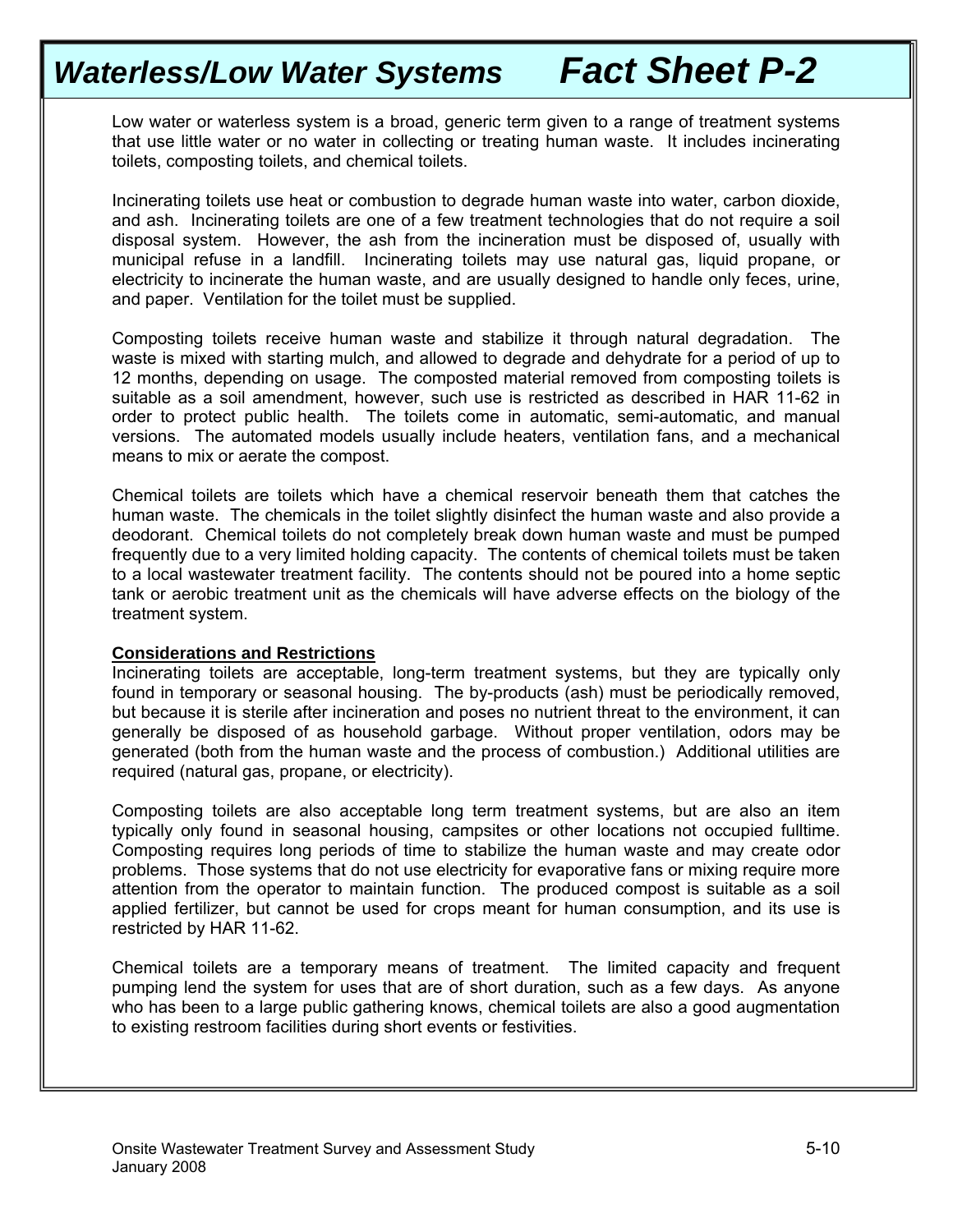# Waterless/Low Water Systems Fact Sheet P-2

Low water or waterless system is a broad, generic term given to a range of treatment systems that use little water or no water in collecting or treating human waste. It includes incinerating toilets, composting toilets, and chemical toilets.

Incinerating toilets use heat or combustion to degrade human waste into water, carbon dioxide, and ash. Incinerating toilets are one of a few treatment technologies that do not require a soil disposal system. However, the ash from the incineration must be disposed of, usually with municipal refuse in a landfill. Incinerating toilets may use natural gas, liquid propane, or electricity to incinerate the human waste, and are usually designed to handle only feces, urine, and paper. Ventilation for the toilet must be supplied.

Composting toilets receive human waste and stabilize it through natural degradation. The waste is mixed with starting mulch, and allowed to degrade and dehydrate for a period of up to 12 months, depending on usage. The composted material removed from composting toilets is suitable as a soil amendment, however, such use is restricted as described in HAR 11-62 in order to protect public health. The toilets come in automatic, semi-automatic, and manual versions. The automated models usually include heaters, ventilation fans, and a mechanical means to mix or aerate the compost.

Chemical toilets are toilets which have a chemical reservoir beneath them that catches the human waste. The chemicals in the toilet slightly disinfect the human waste and also provide a deodorant. Chemical toilets do not completely break down human waste and must be pumped frequently due to a very limited holding capacity. The contents of chemical toilets must be taken to a local wastewater treatment facility. The contents should not be poured into a home septic tank or aerobic treatment unit as the chemicals will have adverse effects on the biology of the treatment system.

**Considerations and Restrictions**

Incinerating toilets are acceptable, long-term treatment systems, but they are typically only found in temporary or seasonal housing. The by-products (ash) must be periodically removed, but because it is sterile after incineration and poses no nutrient threat to the environment, it can generally be disposed of as household garbage. Without proper ventilation, odors may be generated (both from the human waste and the process of combustion.) Additional utilities are required (natural gas, propane, or electricity).

Composting toilets are also acceptable long term treatment systems, but are also an item typically only found in seasonal housing, campsites or other locations not occupied fulltime. Composting requires long periods of time to stabilize the human waste and may create odor problems. Those systems that do not use electricity for evaporative fans or mixing require more attention from the operator to maintain function. The produced compost is suitable as a soil applied fertilizer, but cannot be used for crops meant for human consumption, and its use is restricted by HAR 11-62.

Chemical toilets are a temporary means of treatment. The limited capacity and frequent pumping lend the system for uses that are of short duration, such as a few days. As anyone who has been to a large public gathering knows, chemical toilets are also a good augmentation to existing restroom facilities during short events or festivities.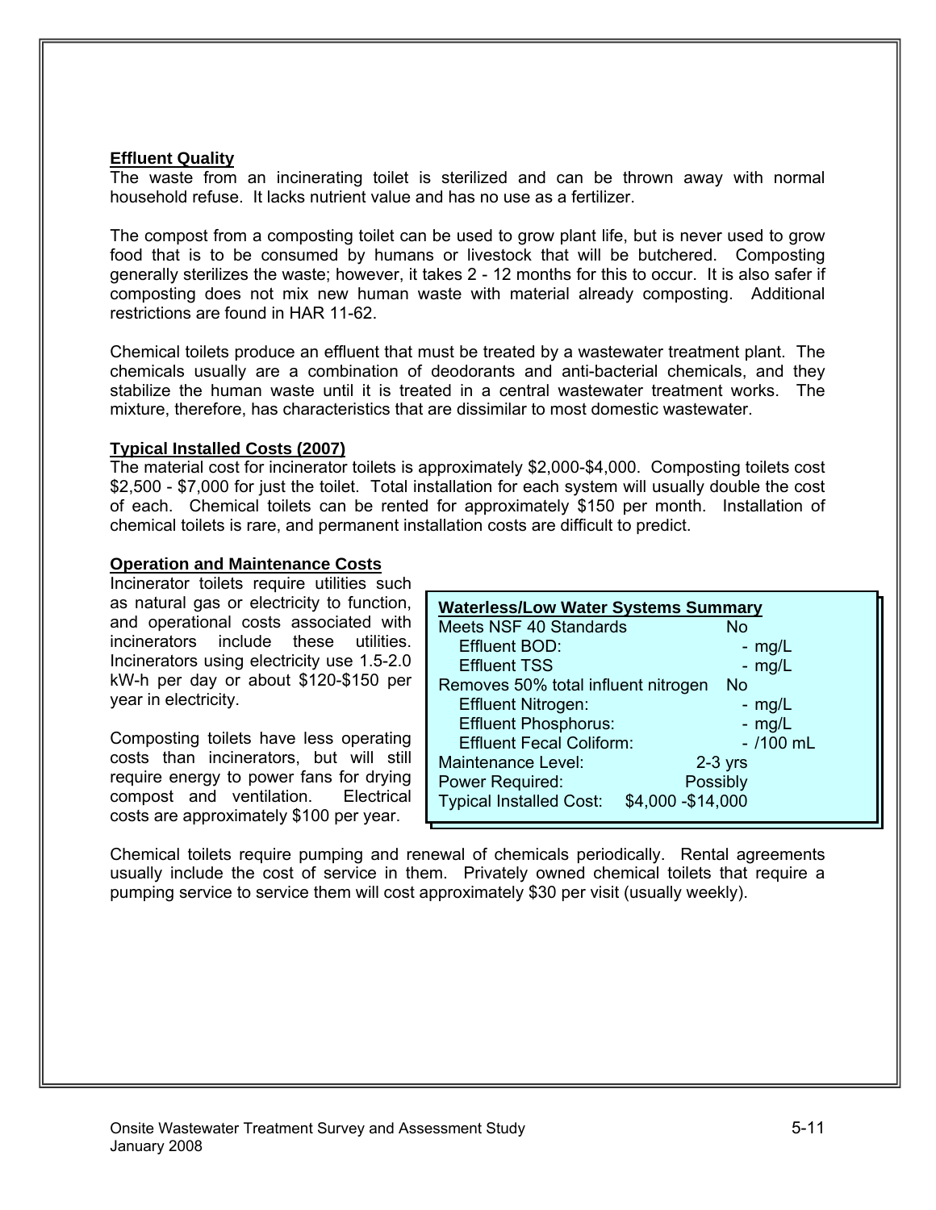### Effluent Quality

The waste from an incinerating toilet is sterilized and can be thrown away with normal household refuse. It lacks nutrient value and has no use as a fertilizer.

The compost from a composting toilet can be used to grow plant life, but is never used to grow food that is to be consumed by humans or livestock that will be butchered. Composting generally sterilizes the waste; however, it takes 2 - 12 months for this to occur. It is also safer if composting does not mix new human waste with material already composting. Additional restrictions are found in HAR 11-62.

Chemical toilets produce an effluent that must be treated by a wastewater treatment plant. The chemicals usually are a combination of deodorants and anti-bacterial chemicals, and they stabilize the human waste until it is treated in a central wastewater treatment works. The mixture, therefore, has characteristics that are dissimilar to most domestic wastewater.

### Typical Installed Costs (2007)

The material cost for incinerator toilets is approximately $2,000-$4,000. Composting toilets cost $2,500 - $7,000 for just the toilet. Total installation for each system will usually double the cost of each. Chemical toilets can be rented for approximately $150 per month. Installation of chemical toilets is rare, and permanent installation costs are difficult to predict.

### Operation and Maintenance Costs

Incinerator toilets require utilities such as natural gas or electricity to function, and operational costs associated with incinerators include these utilities. Incinerators using electricity use 1.5-2.0 kW-h per day or about $120-$150 per year in electricity.

Composting toilets have less operating costs than incinerators, but will still require energy to power fans for drying compost and ventilation. Electrical costs are approximately $100 per year.

| Waterless/Low Water Systems Summary | |
|---|---|
| Meets NSF 40 Standards | No |
| Effluent BOD: | - mg/L |
| Effluent TSS | - mg/L |
| Removes 50% total influent nitrogen | No |
| Effluent Nitrogen: | - mg/L |
| Effluent Phosphorus: | - mg/L |
| Effluent Fecal Coliform: | - /100 mL |
| Maintenance Level: | 2-3 yrs |
| Power Required: | Possibly |
| Typical Installed Cost: | $4,000 -$14,000 |

Chemical toilets require pumping and renewal of chemicals periodically. Rental agreements usually include the cost of service in them. Privately owned chemical toilets that require a pumping service to service them will cost approximately $30 per visit (usually weekly).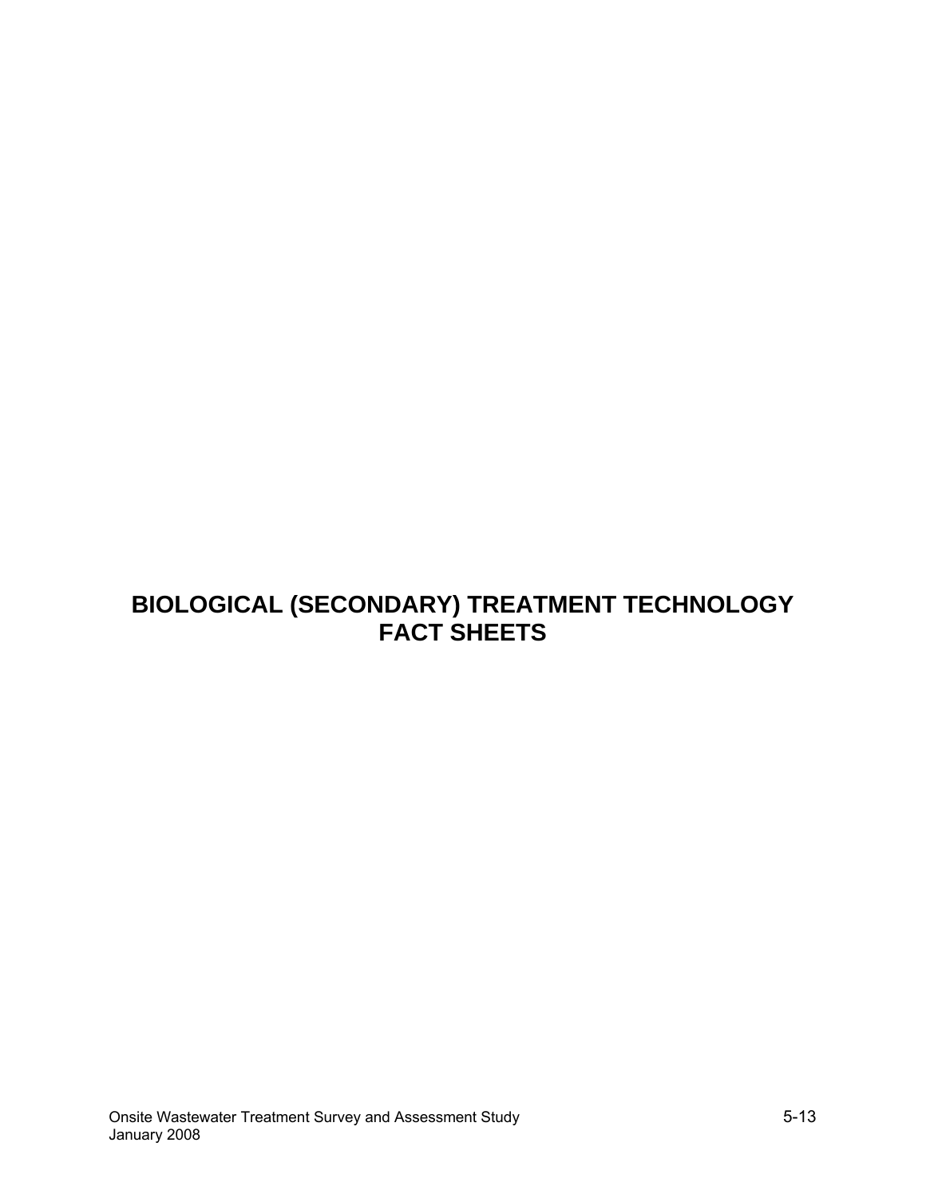# BIOLOGICAL (SECONDARY) TREATMENT TECHNOLOGY FACT SHEETS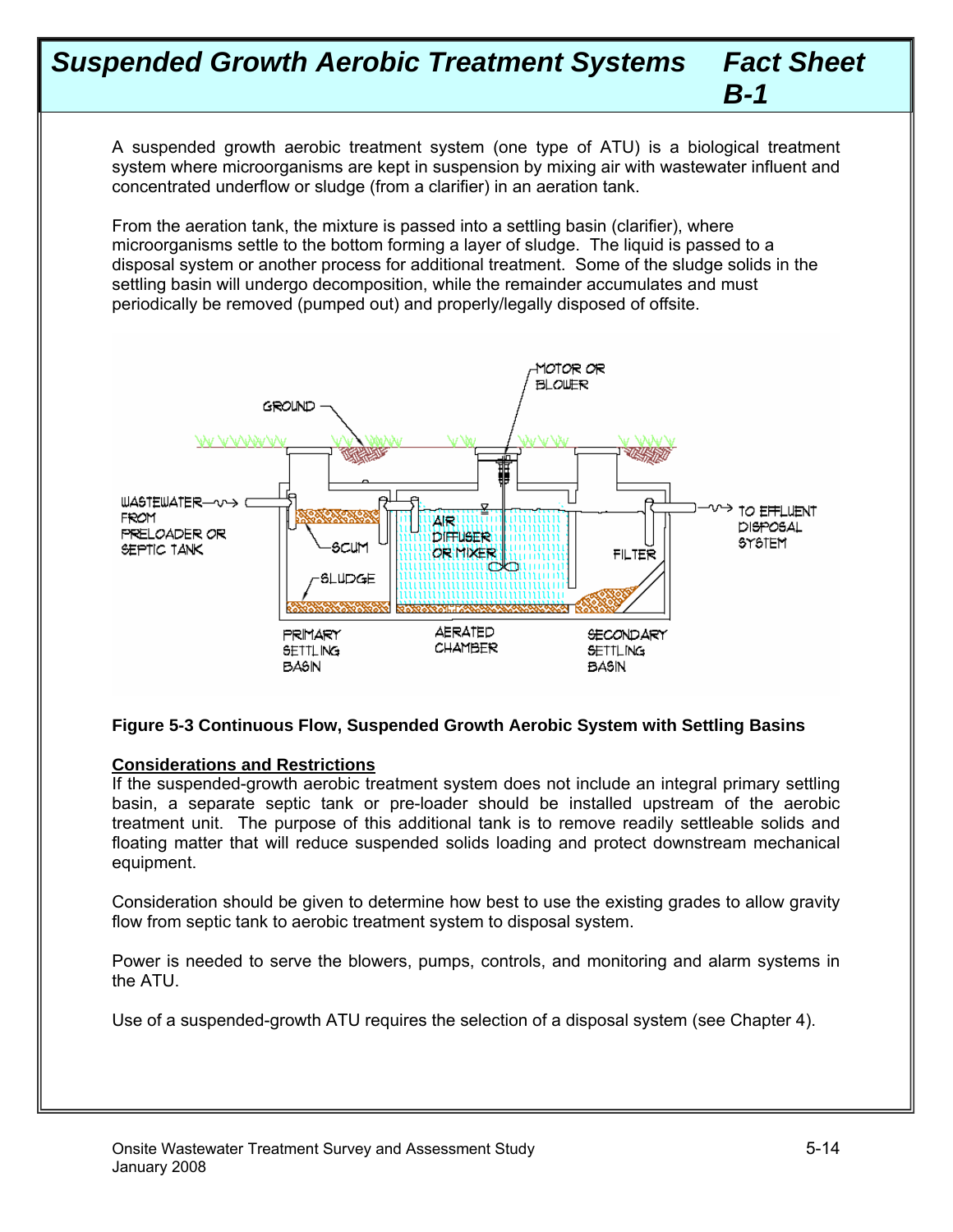# Suspended Growth Aerobic Treatment Systems — Fact Sheet B-1

A suspended growth aerobic treatment system (one type of ATU) is a biological treatment system where microorganisms are kept in suspension by mixing air with wastewater influent and concentrated underflow or sludge (from a clarifier) in an aeration tank.

From the aeration tank, the mixture is passed into a settling basin (clarifier), where microorganisms settle to the bottom forming a layer of sludge. The liquid is passed to a disposal system or another process for additional treatment. Some of the sludge solids in the settling basin will undergo decomposition, while the remainder accumulates and must periodically be removed (pumped out) and properly/legally disposed of offsite.

**Figure 5-3 Continuous Flow, Suspended Growth Aerobic System with Settling Basins**

## Considerations and Restrictions

If the suspended-growth aerobic treatment system does not include an integral primary settling basin, a separate septic tank or pre-loader should be installed upstream of the aerobic treatment unit. The purpose of this additional tank is to remove readily settleable solids and floating matter that will reduce suspended solids loading and protect downstream mechanical equipment.

Consideration should be given to determine how best to use the existing grades to allow gravity flow from septic tank to aerobic treatment system to disposal system.

Power is needed to serve the blowers, pumps, controls, and monitoring and alarm systems in the ATU.

Use of a suspended-growth ATU requires the selection of a disposal system (see Chapter 4).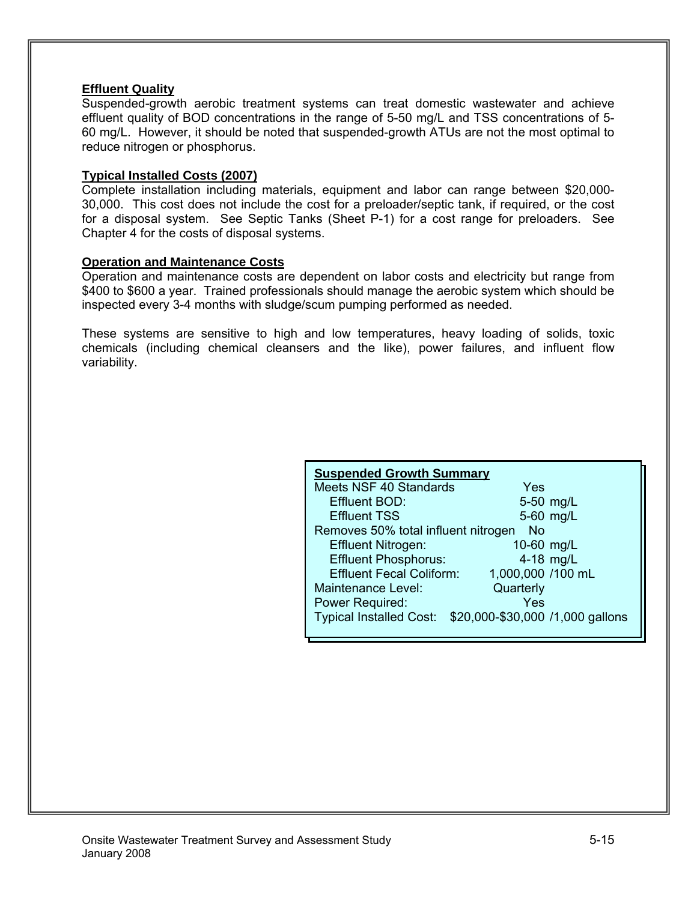**Effluent Quality**

Suspended-growth aerobic treatment systems can treat domestic wastewater and achieve effluent quality of BOD concentrations in the range of 5-50 mg/L and TSS concentrations of 5-60 mg/L. However, it should be noted that suspended-growth ATUs are not the most optimal to reduce nitrogen or phosphorus.

**Typical Installed Costs (2007)**

Complete installation including materials, equipment and labor can range between $20,000-30,000. This cost does not include the cost for a preloader/septic tank, if required, or the cost for a disposal system. See Septic Tanks (Sheet P-1) for a cost range for preloaders. See Chapter 4 for the costs of disposal systems.

**Operation and Maintenance Costs**

Operation and maintenance costs are dependent on labor costs and electricity but range from $400 to $600 a year. Trained professionals should manage the aerobic system which should be inspected every 3-4 months with sludge/scum pumping performed as needed.

These systems are sensitive to high and low temperatures, heavy loading of solids, toxic chemicals (including chemical cleansers and the like), power failures, and influent flow variability.

| **Suspended Growth Summary** | | |
|---|---|---|
| Meets NSF 40 Standards | Yes | |
| Effluent BOD: | 5-50 | mg/L |
| Effluent TSS | 5-60 | mg/L |
| Removes 50% total influent nitrogen | No | |
| Effluent Nitrogen: | 10-60 | mg/L |
| Effluent Phosphorus: | 4-18 | mg/L |
| Effluent Fecal Coliform: | 1,000,000 | /100 mL |
| Maintenance Level: | Quarterly | |
| Power Required: | Yes | |
| Typical Installed Cost: | $20,000-$30,000 | /1,000 gallons |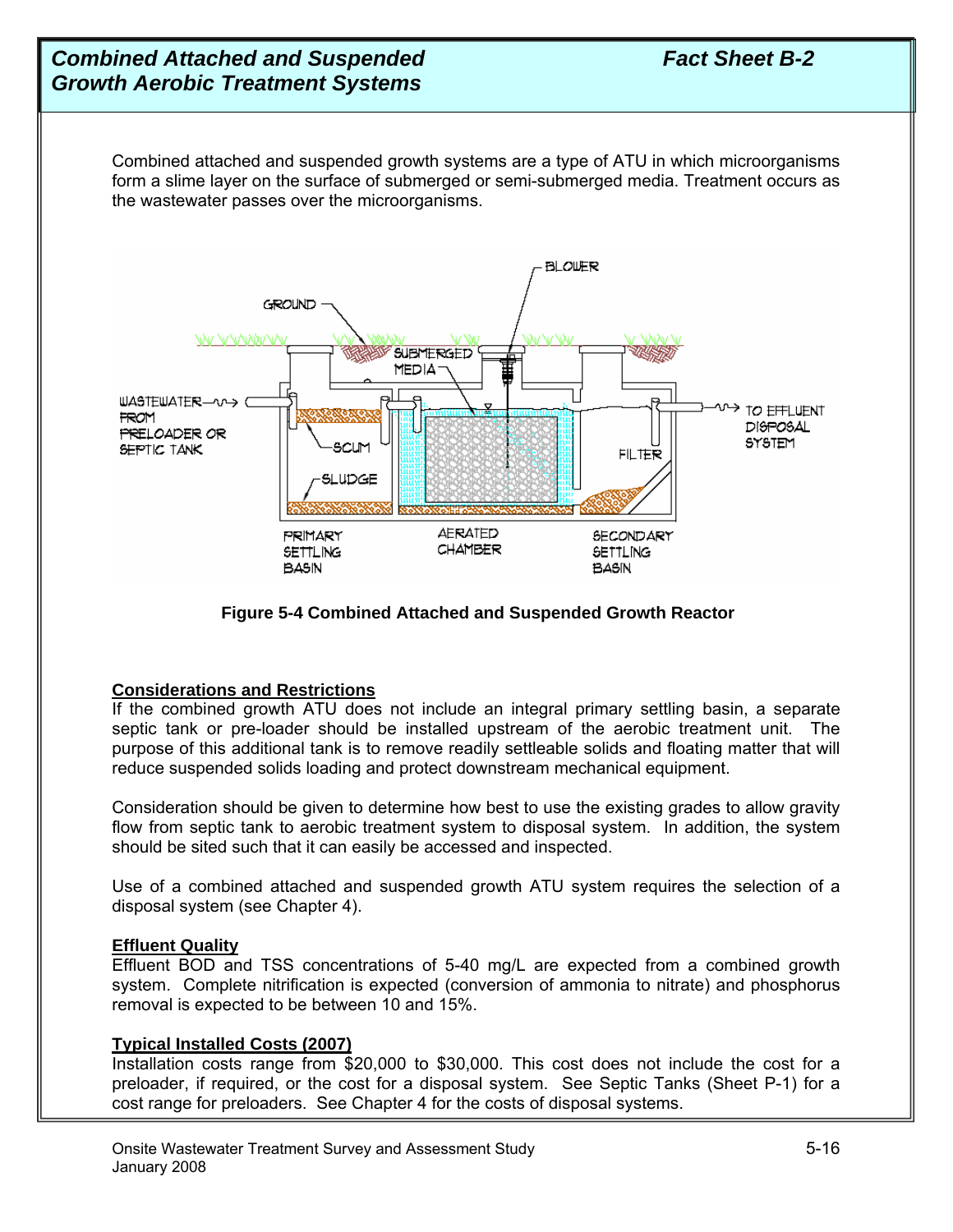# Combined Attached and Suspended Growth Aerobic Treatment Systems

***Fact Sheet B-2***

Combined attached and suspended growth systems are a type of ATU in which microorganisms form a slime layer on the surface of submerged or semi-submerged media. Treatment occurs as the wastewater passes over the microorganisms.

**Figure 5-4 Combined Attached and Suspended Growth Reactor**

**Considerations and Restrictions**

If the combined growth ATU does not include an integral primary settling basin, a separate septic tank or pre-loader should be installed upstream of the aerobic treatment unit. The purpose of this additional tank is to remove readily settleable solids and floating matter that will reduce suspended solids loading and protect downstream mechanical equipment.

Consideration should be given to determine how best to use the existing grades to allow gravity flow from septic tank to aerobic treatment system to disposal system. In addition, the system should be sited such that it can easily be accessed and inspected.

Use of a combined attached and suspended growth ATU system requires the selection of a disposal system (see Chapter 4).

**Effluent Quality**

Effluent BOD and TSS concentrations of 5-40 mg/L are expected from a combined growth system. Complete nitrification is expected (conversion of ammonia to nitrate) and phosphorus removal is expected to be between 10 and 15%.

**Typical Installed Costs (2007)**

Installation costs range from $20,000 to $30,000. This cost does not include the cost for a preloader, if required, or the cost for a disposal system. See Septic Tanks (Sheet P-1) for a cost range for preloaders. See Chapter 4 for the costs of disposal systems.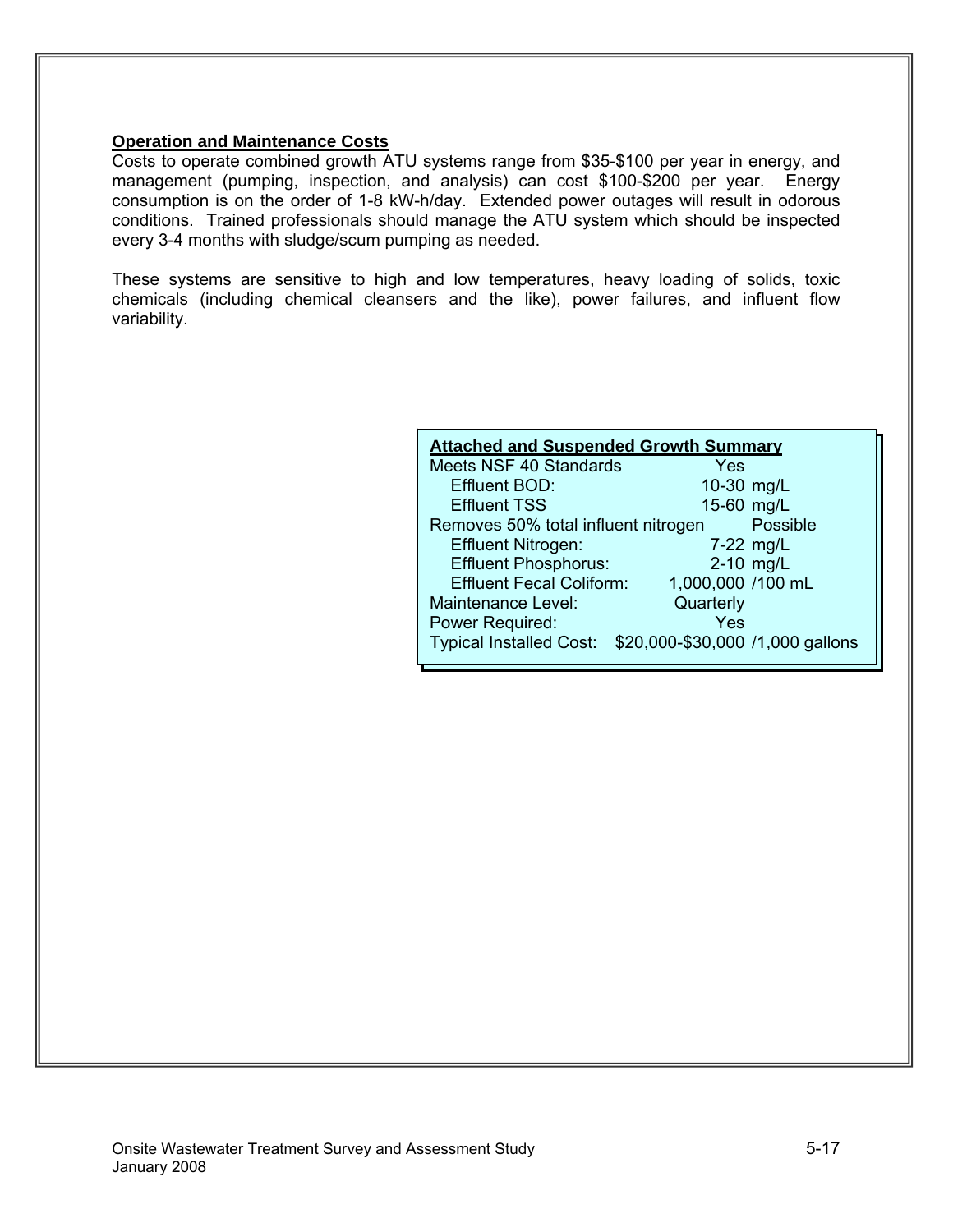**Operation and Maintenance Costs**

Costs to operate combined growth ATU systems range from $35-$100 per year in energy, and management (pumping, inspection, and analysis) can cost $100-$200 per year. Energy consumption is on the order of 1-8 kW-h/day. Extended power outages will result in odorous conditions. Trained professionals should manage the ATU system which should be inspected every 3-4 months with sludge/scum pumping as needed.

These systems are sensitive to high and low temperatures, heavy loading of solids, toxic chemicals (including chemical cleansers and the like), power failures, and influent flow variability.

| **Attached and Suspended Growth Summary** | | |
|---|---|---|
| Meets NSF 40 Standards | Yes | |
| Effluent BOD: | 10-30 | mg/L |
| Effluent TSS | 15-60 | mg/L |
| Removes 50% total influent nitrogen | | Possible |
| Effluent Nitrogen: | 7-22 | mg/L |
| Effluent Phosphorus: | 2-10 | mg/L |
| Effluent Fecal Coliform: | 1,000,000 | /100 mL |
| Maintenance Level: | Quarterly | |
| Power Required: | Yes | |
| Typical Installed Cost: | $20,000-$30,000 | /1,000 gallons |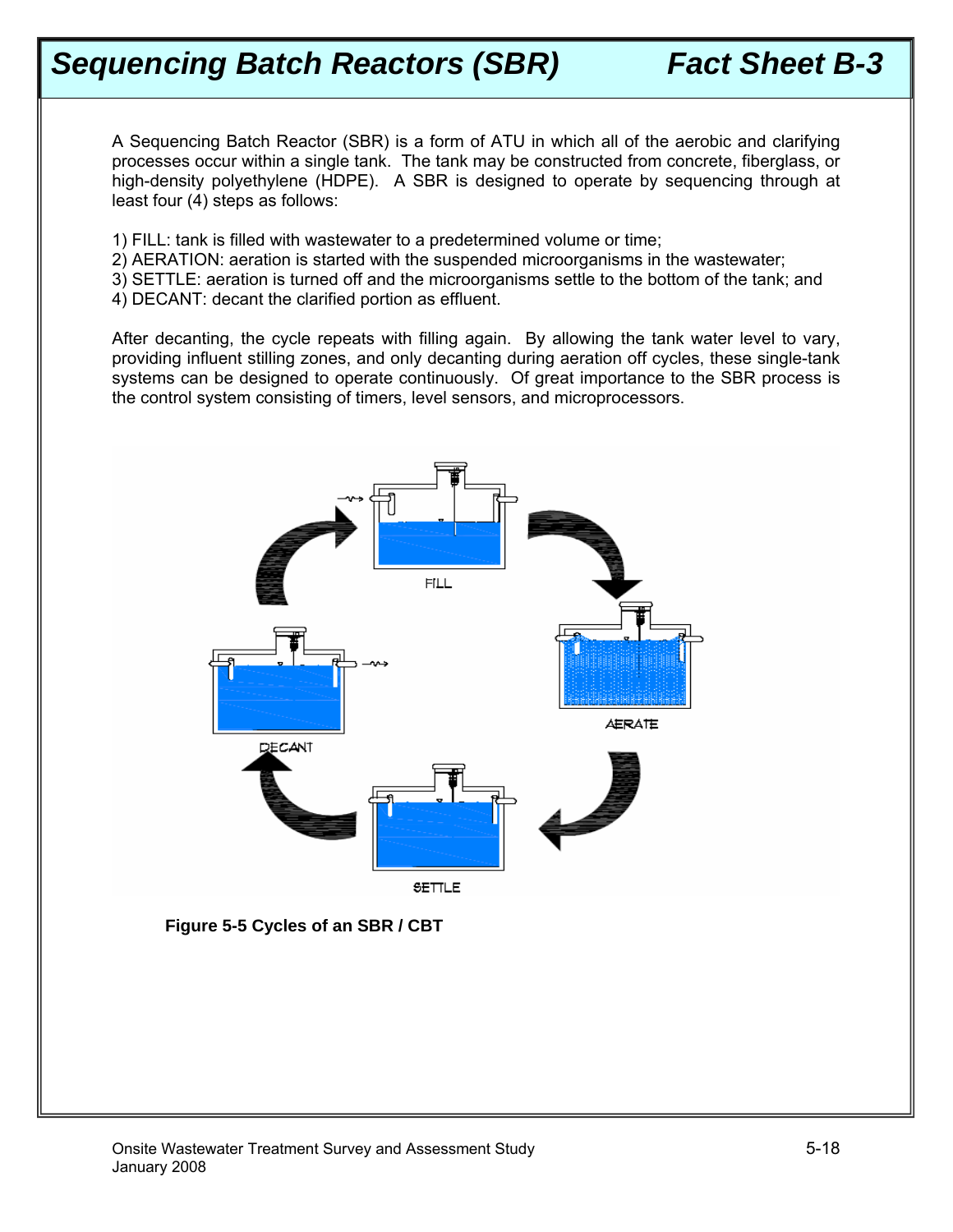# Sequencing Batch Reactors (SBR) Fact Sheet B-3

A Sequencing Batch Reactor (SBR) is a form of ATU in which all of the aerobic and clarifying processes occur within a single tank. The tank may be constructed from concrete, fiberglass, or high-density polyethylene (HDPE). A SBR is designed to operate by sequencing through at least four (4) steps as follows:

1) FILL: tank is filled with wastewater to a predetermined volume or time;
2) AERATION: aeration is started with the suspended microorganisms in the wastewater;
3) SETTLE: aeration is turned off and the microorganisms settle to the bottom of the tank; and
4) DECANT: decant the clarified portion as effluent.

After decanting, the cycle repeats with filling again. By allowing the tank water level to vary, providing influent stilling zones, and only decanting during aeration off cycles, these single-tank systems can be designed to operate continuously. Of great importance to the SBR process is the control system consisting of timers, level sensors, and microprocessors.

**Figure 5-5 Cycles of an SBR / CBT**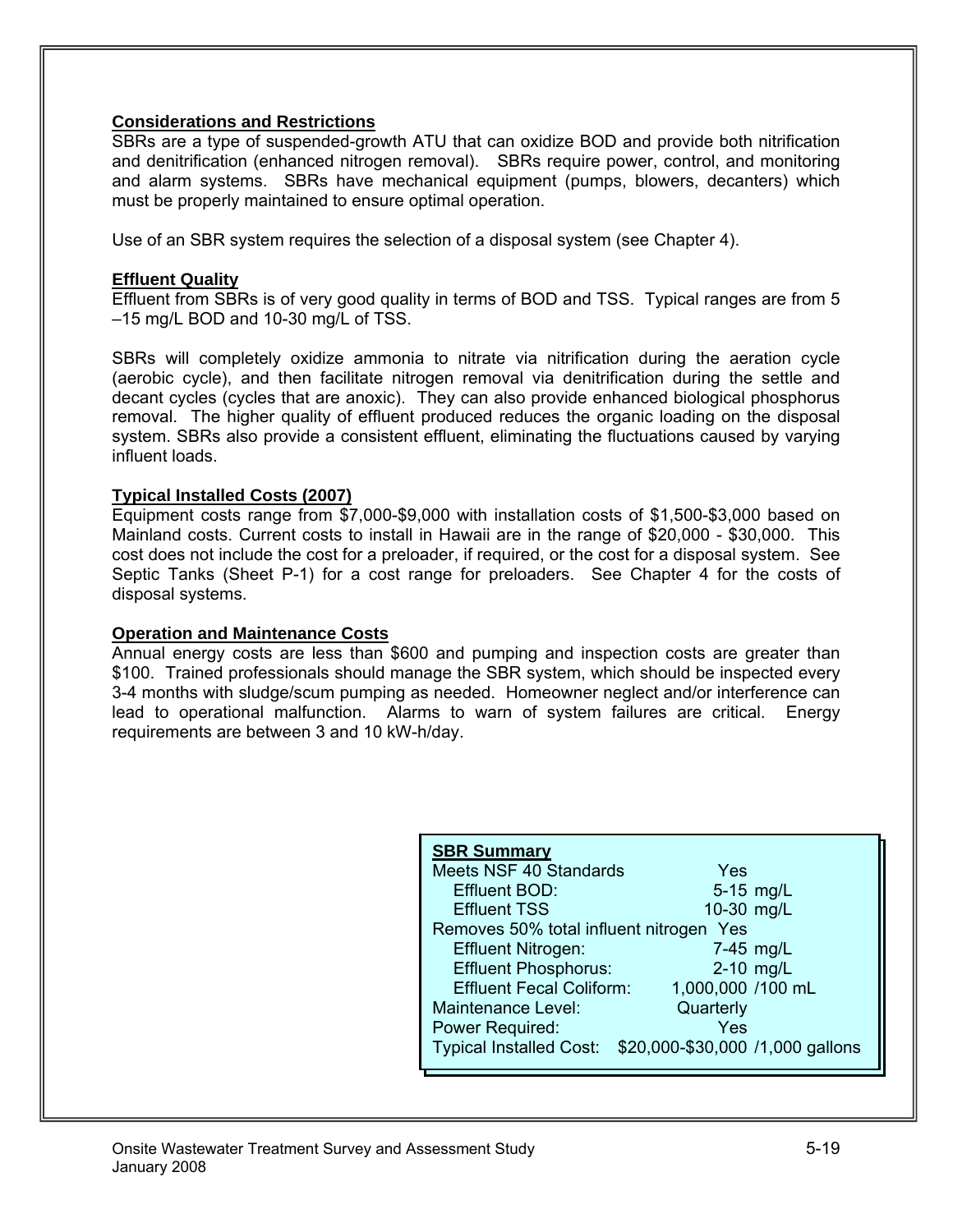### Considerations and Restrictions

SBRs are a type of suspended-growth ATU that can oxidize BOD and provide both nitrification and denitrification (enhanced nitrogen removal). SBRs require power, control, and monitoring and alarm systems. SBRs have mechanical equipment (pumps, blowers, decanters) which must be properly maintained to ensure optimal operation.

Use of an SBR system requires the selection of a disposal system (see Chapter 4).

### Effluent Quality

Effluent from SBRs is of very good quality in terms of BOD and TSS. Typical ranges are from 5 –15 mg/L BOD and 10-30 mg/L of TSS.

SBRs will completely oxidize ammonia to nitrate via nitrification during the aeration cycle (aerobic cycle), and then facilitate nitrogen removal via denitrification during the settle and decant cycles (cycles that are anoxic). They can also provide enhanced biological phosphorus removal. The higher quality of effluent produced reduces the organic loading on the disposal system. SBRs also provide a consistent effluent, eliminating the fluctuations caused by varying influent loads.

### Typical Installed Costs (2007)

Equipment costs range from $7,000-$9,000 with installation costs of $1,500-$3,000 based on Mainland costs. Current costs to install in Hawaii are in the range of $20,000 - $30,000. This cost does not include the cost for a preloader, if required, or the cost for a disposal system. See Septic Tanks (Sheet P-1) for a cost range for preloaders. See Chapter 4 for the costs of disposal systems.

### Operation and Maintenance Costs

Annual energy costs are less than $600 and pumping and inspection costs are greater than $100. Trained professionals should manage the SBR system, which should be inspected every 3-4 months with sludge/scum pumping as needed. Homeowner neglect and/or interference can lead to operational malfunction. Alarms to warn of system failures are critical. Energy requirements are between 3 and 10 kW-h/day.

| **SBR Summary** | | |
|---|---|---|
| Meets NSF 40 Standards | Yes | |
| Effluent BOD: | 5-15 | mg/L |
| Effluent TSS | 10-30 | mg/L |
| Removes 50% total influent nitrogen | Yes | |
| Effluent Nitrogen: | 7-45 | mg/L |
| Effluent Phosphorus: | 2-10 | mg/L |
| Effluent Fecal Coliform: | 1,000,000 | /100 mL |
| Maintenance Level: | Quarterly | |
| Power Required: | Yes | |
| Typical Installed Cost: | $20,000-$30,000 | /1,000 gallons |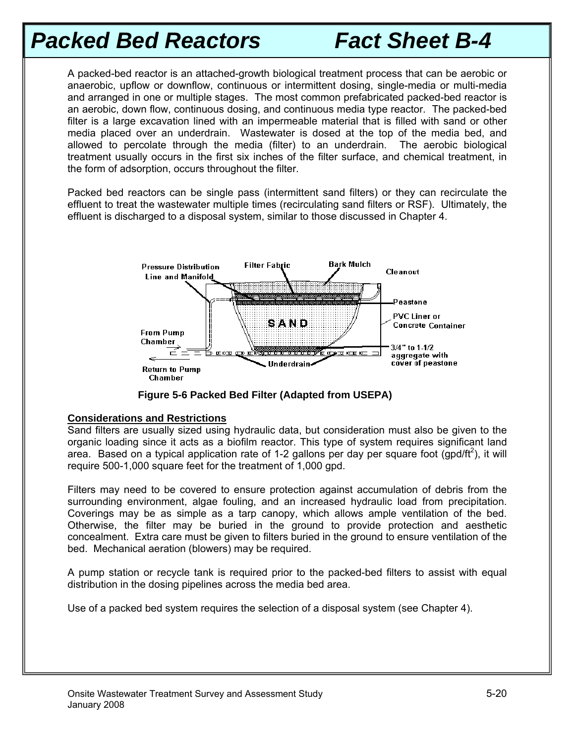# Packed Bed Reactors Fact Sheet B-4

A packed-bed reactor is an attached-growth biological treatment process that can be aerobic or anaerobic, upflow or downflow, continuous or intermittent dosing, single-media or multi-media and arranged in one or multiple stages. The most common prefabricated packed-bed reactor is an aerobic, down flow, continuous dosing, and continuous media type reactor. The packed-bed filter is a large excavation lined with an impermeable material that is filled with sand or other media placed over an underdrain. Wastewater is dosed at the top of the media bed, and allowed to percolate through the media (filter) to an underdrain. The aerobic biological treatment usually occurs in the first six inches of the filter surface, and chemical treatment, in the form of adsorption, occurs throughout the filter.

Packed bed reactors can be single pass (intermittent sand filters) or they can recirculate the effluent to treat the wastewater multiple times (recirculating sand filters or RSF). Ultimately, the effluent is discharged to a disposal system, similar to those discussed in Chapter 4.

**Figure 5-6 Packed Bed Filter (Adapted from USEPA)**

## Considerations and Restrictions

Sand filters are usually sized using hydraulic data, but consideration must also be given to the organic loading since it acts as a biofilm reactor. This type of system requires significant land area. Based on a typical application rate of 1-2 gallons per day per square foot (gpd/ft$^2$), it will require 500-1,000 square feet for the treatment of 1,000 gpd.

Filters may need to be covered to ensure protection against accumulation of debris from the surrounding environment, algae fouling, and an increased hydraulic load from precipitation. Coverings may be as simple as a tarp canopy, which allows ample ventilation of the bed. Otherwise, the filter may be buried in the ground to provide protection and aesthetic concealment. Extra care must be given to filters buried in the ground to ensure ventilation of the bed. Mechanical aeration (blowers) may be required.

A pump station or recycle tank is required prior to the packed-bed filters to assist with equal distribution in the dosing pipelines across the media bed area.

Use of a packed bed system requires the selection of a disposal system (see Chapter 4).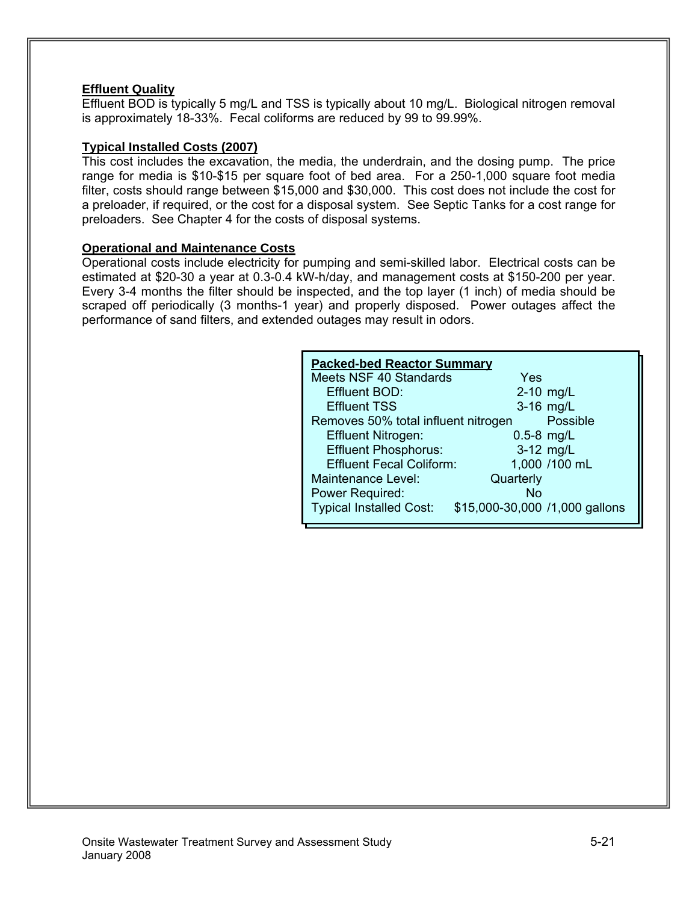**Effluent Quality**

Effluent BOD is typically 5 mg/L and TSS is typically about 10 mg/L. Biological nitrogen removal is approximately 18-33%. Fecal coliforms are reduced by 99 to 99.99%.

**Typical Installed Costs (2007)**

This cost includes the excavation, the media, the underdrain, and the dosing pump. The price range for media is $10-$15 per square foot of bed area. For a 250-1,000 square foot media filter, costs should range between $15,000 and $30,000. This cost does not include the cost for a preloader, if required, or the cost for a disposal system. See Septic Tanks for a cost range for preloaders. See Chapter 4 for the costs of disposal systems.

**Operational and Maintenance Costs**

Operational costs include electricity for pumping and semi-skilled labor. Electrical costs can be estimated at $20-30 a year at 0.3-0.4 kW-h/day, and management costs at $150-200 per year. Every 3-4 months the filter should be inspected, and the top layer (1 inch) of media should be scraped off periodically (3 months-1 year) and properly disposed. Power outages affect the performance of sand filters, and extended outages may result in odors.

| **Packed-bed Reactor Summary** | | |
|---|---|---|
| Meets NSF 40 Standards | Yes | |
| Effluent BOD: | 2-10 | mg/L |
| Effluent TSS | 3-16 | mg/L |
| Removes 50% total influent nitrogen | | Possible |
| Effluent Nitrogen: | 0.5-8 | mg/L |
| Effluent Phosphorus: | 3-12 | mg/L |
| Effluent Fecal Coliform: | 1,000 | /100 mL |
| Maintenance Level: | Quarterly | |
| Power Required: | No | |
| Typical Installed Cost: | $15,000-30,000 | /1,000 gallons |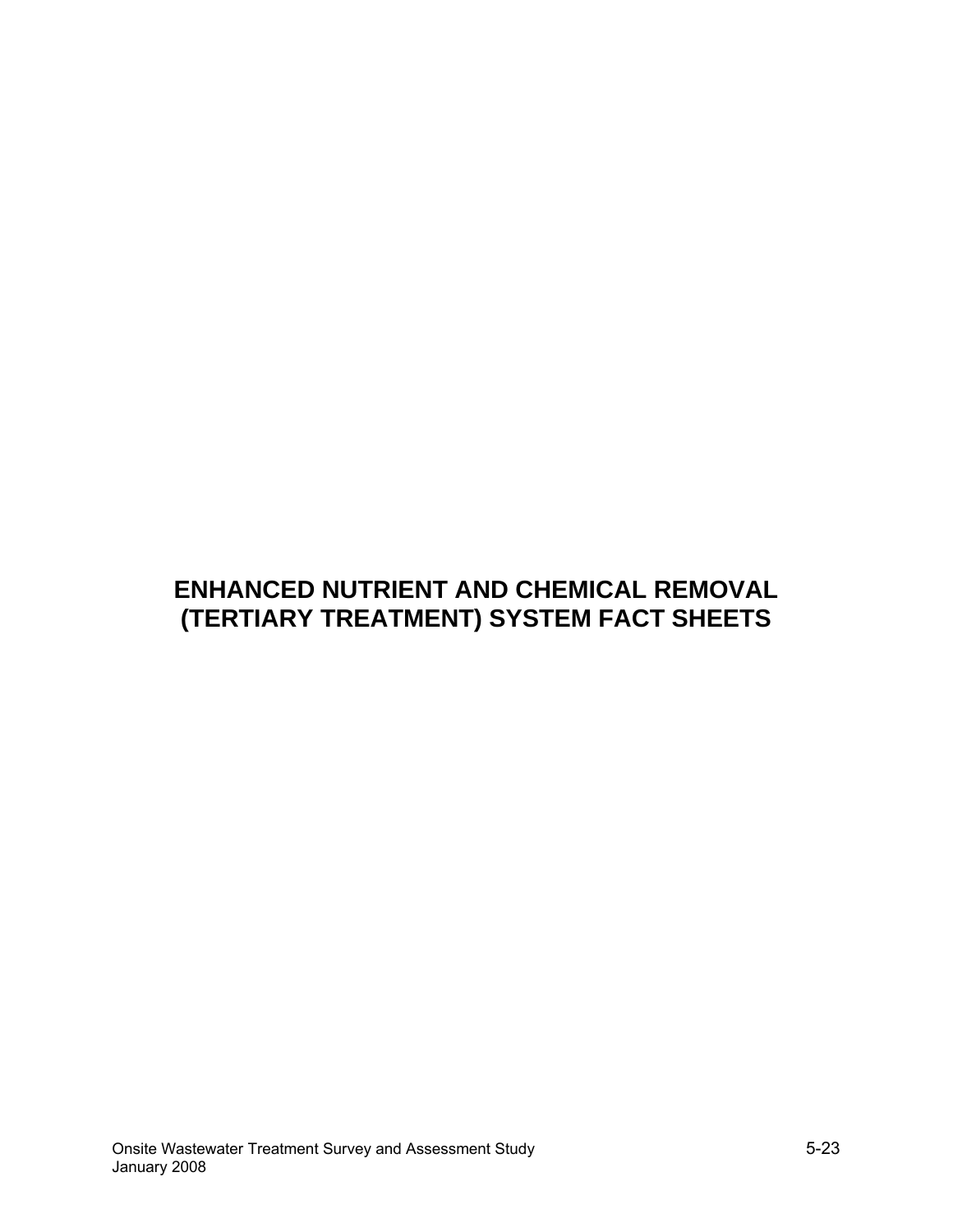# ENHANCED NUTRIENT AND CHEMICAL REMOVAL (TERTIARY TREATMENT) SYSTEM FACT SHEETS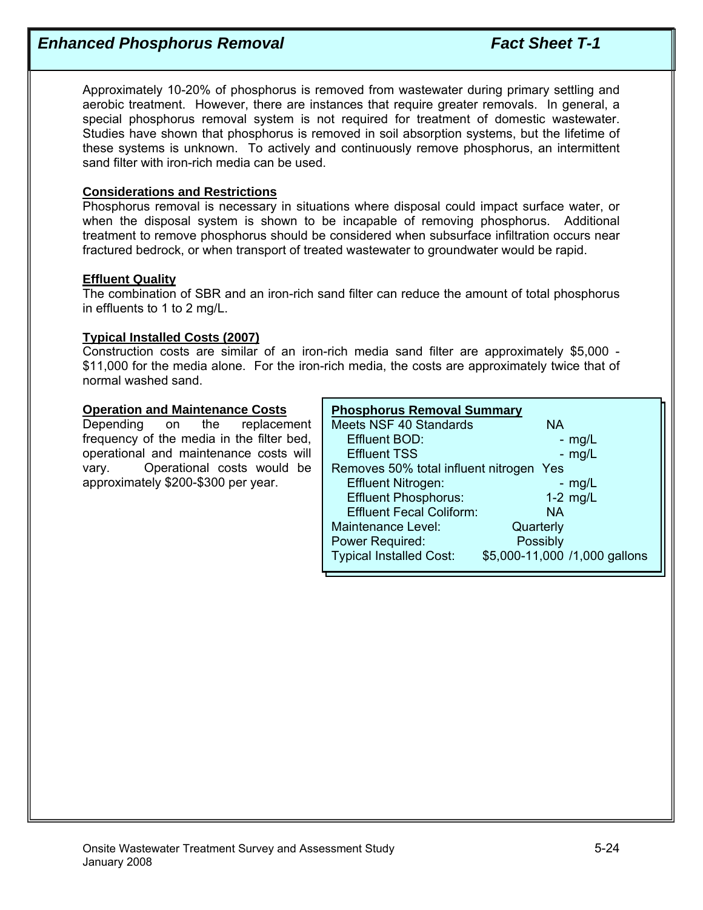# Enhanced Phosphorus Removal — Fact Sheet T-1

Approximately 10-20% of phosphorus is removed from wastewater during primary settling and aerobic treatment. However, there are instances that require greater removals. In general, a special phosphorus removal system is not required for treatment of domestic wastewater. Studies have shown that phosphorus is removed in soil absorption systems, but the lifetime of these systems is unknown. To actively and continuously remove phosphorus, an intermittent sand filter with iron-rich media can be used.

## Considerations and Restrictions

Phosphorus removal is necessary in situations where disposal could impact surface water, or when the disposal system is shown to be incapable of removing phosphorus. Additional treatment to remove phosphorus should be considered when subsurface infiltration occurs near fractured bedrock, or when transport of treated wastewater to groundwater would be rapid.

## Effluent Quality

The combination of SBR and an iron-rich sand filter can reduce the amount of total phosphorus in effluents to 1 to 2 mg/L.

## Typical Installed Costs (2007)

Construction costs are similar of an iron-rich media sand filter are approximately $5,000 - $11,000 for the media alone. For the iron-rich media, the costs are approximately twice that of normal washed sand.

## Operation and Maintenance Costs

Depending on the replacement frequency of the media in the filter bed, operational and maintenance costs will vary. Operational costs would be approximately $200-$300 per year.

| Phosphorus Removal Summary | | |
|---|---|---|
| Meets NSF 40 Standards | NA | |
| Effluent BOD: | - | mg/L |
| Effluent TSS | - | mg/L |
| Removes 50% total influent nitrogen | Yes | |
| Effluent Nitrogen: | - | mg/L |
| Effluent Phosphorus: | 1-2 | mg/L |
| Effluent Fecal Coliform: | NA | |
| Maintenance Level: | Quarterly | |
| Power Required: | Possibly | |
| Typical Installed Cost: | $5,000-11,000 | /1,000 gallons |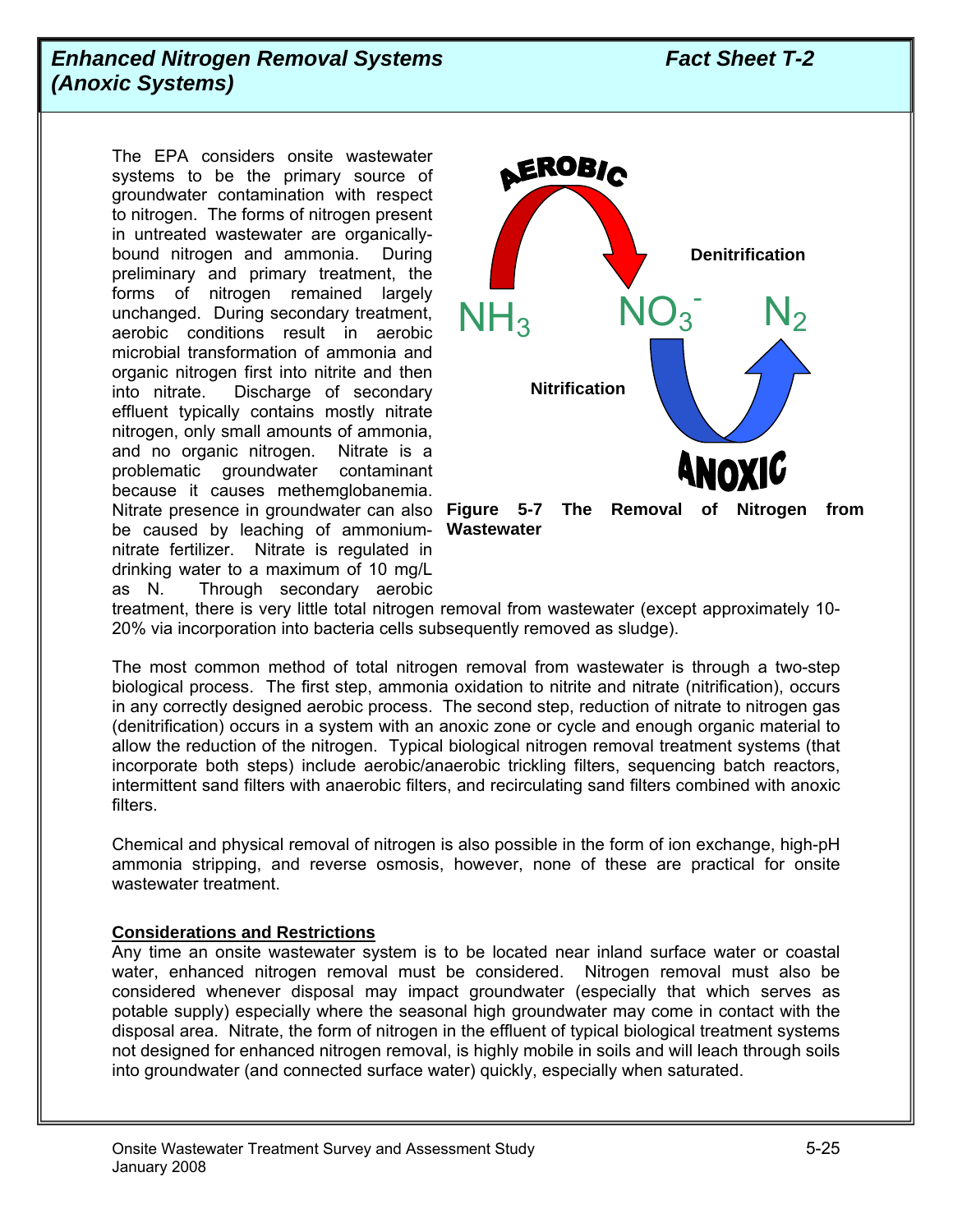## *Enhanced Nitrogen Removal Systems (Anoxic Systems)* — *Fact Sheet T-2*

The EPA considers onsite wastewater systems to be the primary source of groundwater contamination with respect to nitrogen. The forms of nitrogen present in untreated wastewater are organically-bound nitrogen and ammonia. During preliminary and primary treatment, the forms of nitrogen remained largely unchanged. During secondary treatment, aerobic conditions result in aerobic microbial transformation of ammonia and organic nitrogen first into nitrite and then into nitrate. Discharge of secondary effluent typically contains mostly nitrate nitrogen, only small amounts of ammonia, and no organic nitrogen. Nitrate is a problematic groundwater contaminant because it causes methemglobanemia. Nitrate presence in groundwater can also be caused by leaching of ammonium-nitrate fertilizer. Nitrate is regulated in drinking water to a maximum of 10 mg/L as N. Through secondary aerobic treatment, there is very little total nitrogen removal from wastewater (except approximately 10-20% via incorporation into bacteria cells subsequently removed as sludge).

AEROBIC — $NH_3$ → $NO_3^-$ → $N_2$ — ANOXIC

Nitrification — Denitrification

**Figure 5-7 The Removal of Nitrogen from Wastewater**

The most common method of total nitrogen removal from wastewater is through a two-step biological process. The first step, ammonia oxidation to nitrite and nitrate (nitrification), occurs in any correctly designed aerobic process. The second step, reduction of nitrate to nitrogen gas (denitrification) occurs in a system with an anoxic zone or cycle and enough organic material to allow the reduction of the nitrogen. Typical biological nitrogen removal treatment systems (that incorporate both steps) include aerobic/anaerobic trickling filters, sequencing batch reactors, intermittent sand filters with anaerobic filters, and recirculating sand filters combined with anoxic filters.

Chemical and physical removal of nitrogen is also possible in the form of ion exchange, high-pH ammonia stripping, and reverse osmosis, however, none of these are practical for onsite wastewater treatment.

### Considerations and Restrictions

Any time an onsite wastewater system is to be located near inland surface water or coastal water, enhanced nitrogen removal must be considered. Nitrogen removal must also be considered whenever disposal may impact groundwater (especially that which serves as potable supply) especially where the seasonal high groundwater may come in contact with the disposal area. Nitrate, the form of nitrogen in the effluent of typical biological treatment systems not designed for enhanced nitrogen removal, is highly mobile in soils and will leach through soils into groundwater (and connected surface water) quickly, especially when saturated.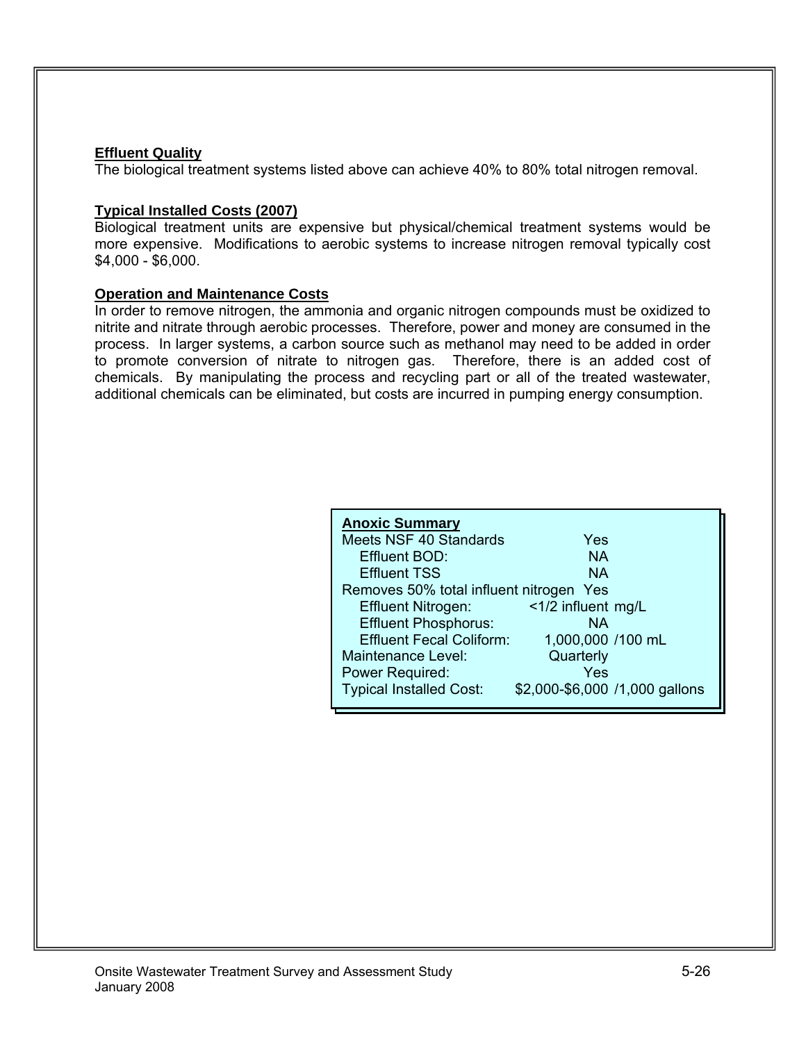**Effluent Quality**

The biological treatment systems listed above can achieve 40% to 80% total nitrogen removal.

**Typical Installed Costs (2007)**

Biological treatment units are expensive but physical/chemical treatment systems would be more expensive. Modifications to aerobic systems to increase nitrogen removal typically cost \$4,000 - \$6,000.

**Operation and Maintenance Costs**

In order to remove nitrogen, the ammonia and organic nitrogen compounds must be oxidized to nitrite and nitrate through aerobic processes. Therefore, power and money are consumed in the process. In larger systems, a carbon source such as methanol may need to be added in order to promote conversion of nitrate to nitrogen gas. Therefore, there is an added cost of chemicals. By manipulating the process and recycling part or all of the treated wastewater, additional chemicals can be eliminated, but costs are incurred in pumping energy consumption.

| **Anoxic Summary** | | |
|---|---|---|
| Meets NSF 40 Standards | Yes | |
| Effluent BOD: | NA | |
| Effluent TSS | NA | |
| Removes 50% total influent nitrogen | Yes | |
| Effluent Nitrogen: | <1/2 influent | mg/L |
| Effluent Phosphorus: | NA | |
| Effluent Fecal Coliform: | 1,000,000 | /100 mL |
| Maintenance Level: | Quarterly | |
| Power Required: | Yes | |
| Typical Installed Cost: | \$2,000-\$6,000 | /1,000 gallons |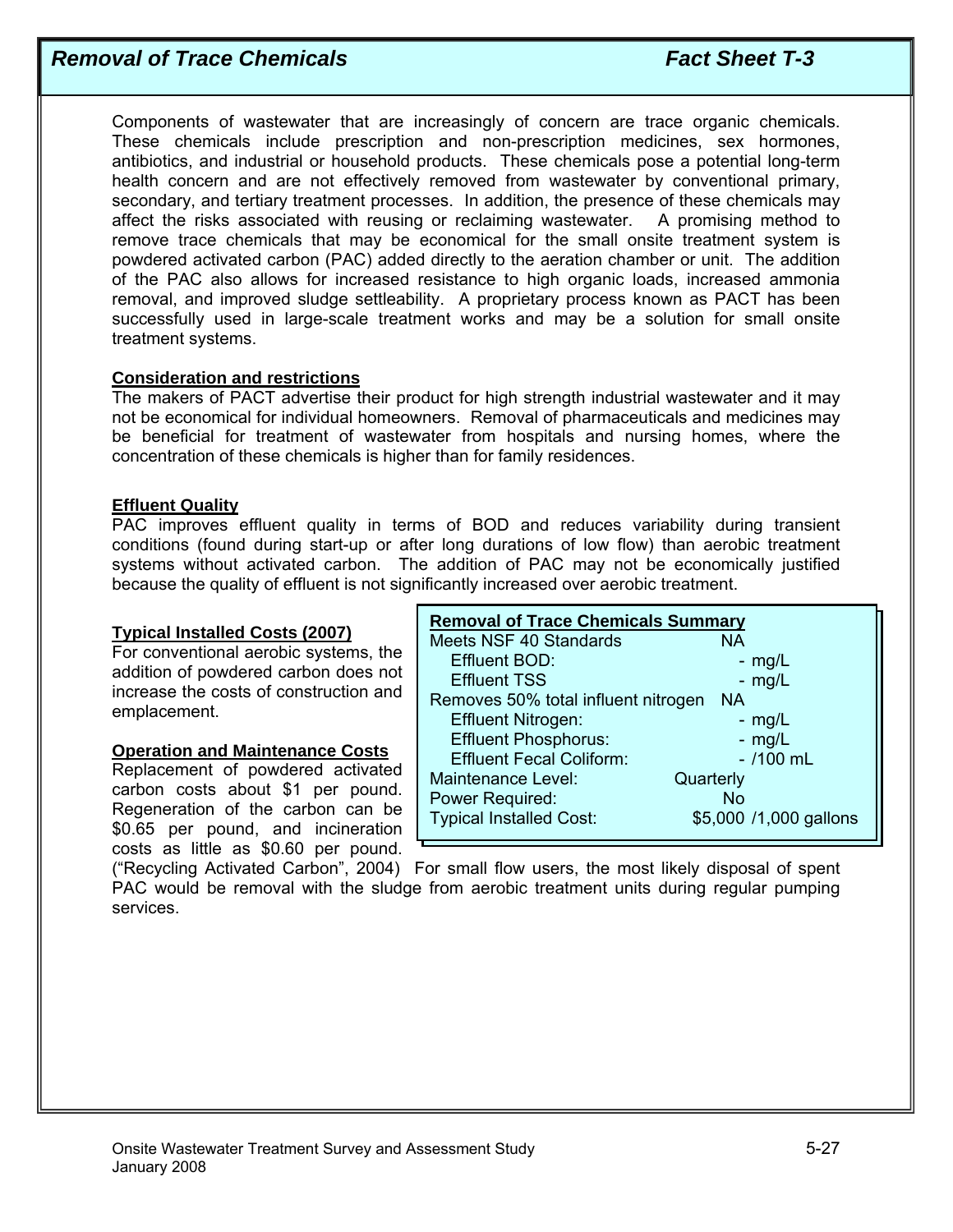# Removal of Trace Chemicals — Fact Sheet T-3

Components of wastewater that are increasingly of concern are trace organic chemicals. These chemicals include prescription and non-prescription medicines, sex hormones, antibiotics, and industrial or household products. These chemicals pose a potential long-term health concern and are not effectively removed from wastewater by conventional primary, secondary, and tertiary treatment processes. In addition, the presence of these chemicals may affect the risks associated with reusing or reclaiming wastewater. A promising method to remove trace chemicals that may be economical for the small onsite treatment system is powdered activated carbon (PAC) added directly to the aeration chamber or unit. The addition of the PAC also allows for increased resistance to high organic loads, increased ammonia removal, and improved sludge settleability. A proprietary process known as PACT has been successfully used in large-scale treatment works and may be a solution for small onsite treatment systems.

**Consideration and restrictions**

The makers of PACT advertise their product for high strength industrial wastewater and it may not be economical for individual homeowners. Removal of pharmaceuticals and medicines may be beneficial for treatment of wastewater from hospitals and nursing homes, where the concentration of these chemicals is higher than for family residences.

**Effluent Quality**

PAC improves effluent quality in terms of BOD and reduces variability during transient conditions (found during start-up or after long durations of low flow) than aerobic treatment systems without activated carbon. The addition of PAC may not be economically justified because the quality of effluent is not significantly increased over aerobic treatment.

**Removal of Trace Chemicals Summary**

| | | |
|---|---|---|
| Meets NSF 40 Standards | NA | |
| Effluent BOD: | - | mg/L |
| Effluent TSS | - | mg/L |
| Removes 50% total influent nitrogen | NA | |
| Effluent Nitrogen: | - | mg/L |
| Effluent Phosphorus: | - | mg/L |
| Effluent Fecal Coliform: | - | /100 mL |
| Maintenance Level: | Quarterly | |
| Power Required: | No | |
| Typical Installed Cost: | $5,000 | /1,000 gallons |

**Typical Installed Costs (2007)**

For conventional aerobic systems, the addition of powdered carbon does not increase the costs of construction and emplacement.

**Operation and Maintenance Costs**

Replacement of powdered activated carbon costs about $1 per pound. Regeneration of the carbon can be $0.65 per pound, and incineration costs as little as $0.60 per pound. ("Recycling Activated Carbon", 2004) For small flow users, the most likely disposal of spent PAC would be removal with the sludge from aerobic treatment units during regular pumping services.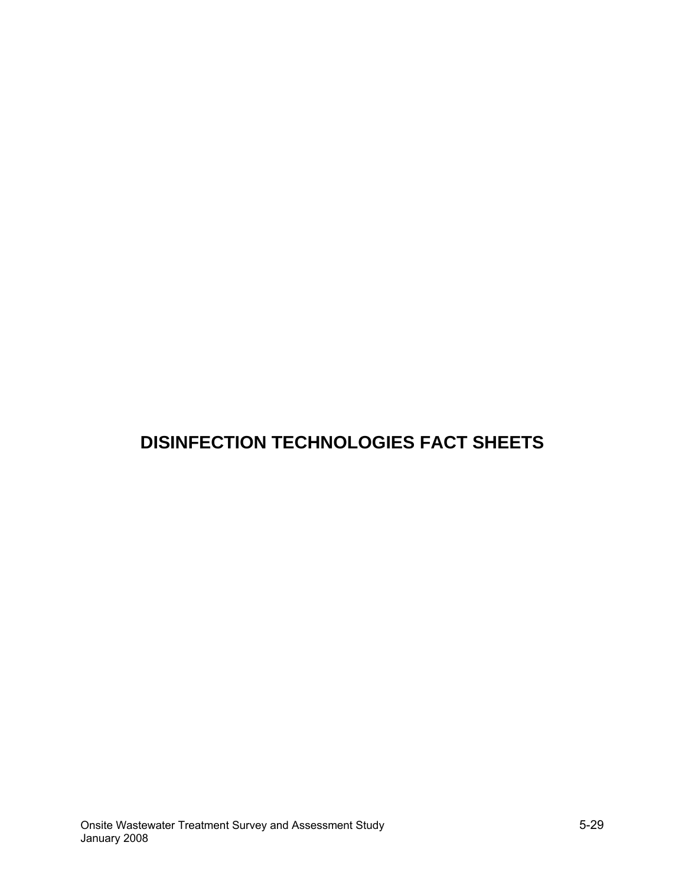# DISINFECTION TECHNOLOGIES FACT SHEETS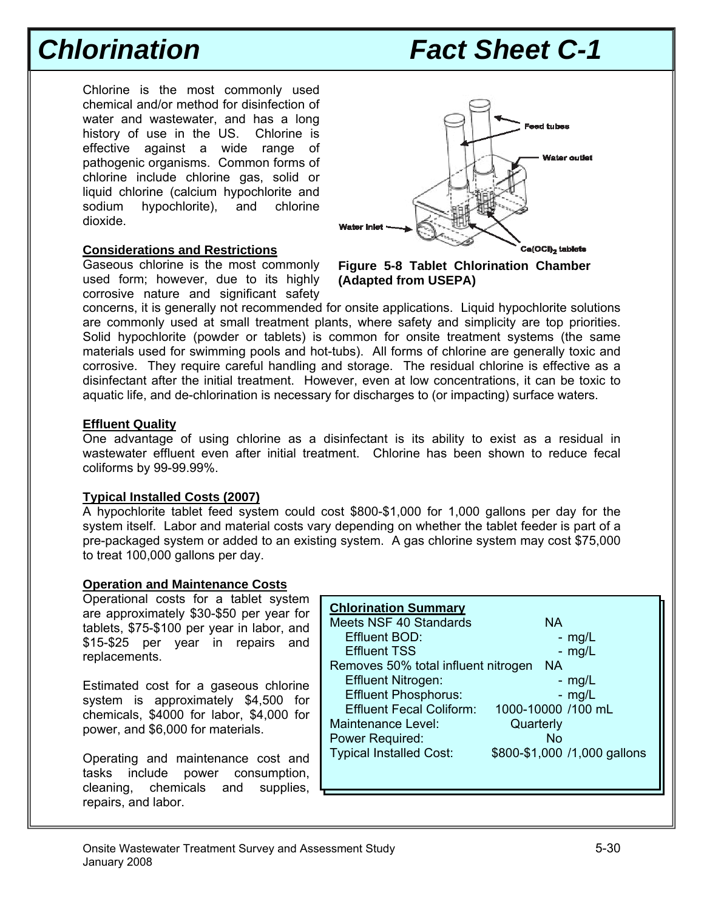# Chlorination Fact Sheet C-1

Chlorine is the most commonly used chemical and/or method for disinfection of water and wastewater, and has a long history of use in the US. Chlorine is effective against a wide range of pathogenic organisms. Common forms of chlorine include chlorine gas, solid or liquid chlorine (calcium hypochlorite and sodium hypochlorite), and chlorine dioxide.

**Figure 5-8 Tablet Chlorination Chamber (Adapted from USEPA)**

### Considerations and Restrictions

Gaseous chlorine is the most commonly used form; however, due to its highly corrosive nature and significant safety concerns, it is generally not recommended for onsite applications. Liquid hypochlorite solutions are commonly used at small treatment plants, where safety and simplicity are top priorities. Solid hypochlorite (powder or tablets) is common for onsite treatment systems (the same materials used for swimming pools and hot-tubs). All forms of chlorine are generally toxic and corrosive. They require careful handling and storage. The residual chlorine is effective as a disinfectant after the initial treatment. However, even at low concentrations, it can be toxic to aquatic life, and de-chlorination is necessary for discharges to (or impacting) surface waters.

### Effluent Quality

One advantage of using chlorine as a disinfectant is its ability to exist as a residual in wastewater effluent even after initial treatment. Chlorine has been shown to reduce fecal coliforms by 99-99.99%.

### Typical Installed Costs (2007)

A hypochlorite tablet feed system could cost $800-$1,000 for 1,000 gallons per day for the system itself. Labor and material costs vary depending on whether the tablet feeder is part of a pre-packaged system or added to an existing system. A gas chlorine system may cost $75,000 to treat 100,000 gallons per day.

### Operation and Maintenance Costs

Operational costs for a tablet system are approximately $30-$50 per year for tablets, $75-$100 per year in labor, and $15-$25 per year in repairs and replacements.

Estimated cost for a gaseous chlorine system is approximately $4,500 for chemicals, $4000 for labor, $4,000 for power, and $6,000 for materials.

Operating and maintenance cost and tasks include power consumption, cleaning, chemicals and supplies, repairs, and labor.

| Chlorination Summary | | |
|---|---|---|
| Meets NSF 40 Standards | NA | |
| Effluent BOD: | - | mg/L |
| Effluent TSS | - | mg/L |
| Removes 50% total influent nitrogen | NA | |
| Effluent Nitrogen: | - | mg/L |
| Effluent Phosphorus: | - | mg/L |
| Effluent Fecal Coliform: | 1000-10000 | /100 mL |
| Maintenance Level: | Quarterly | |
| Power Required: | No | |
| Typical Installed Cost: | $800-$1,000 | /1,000 gallons |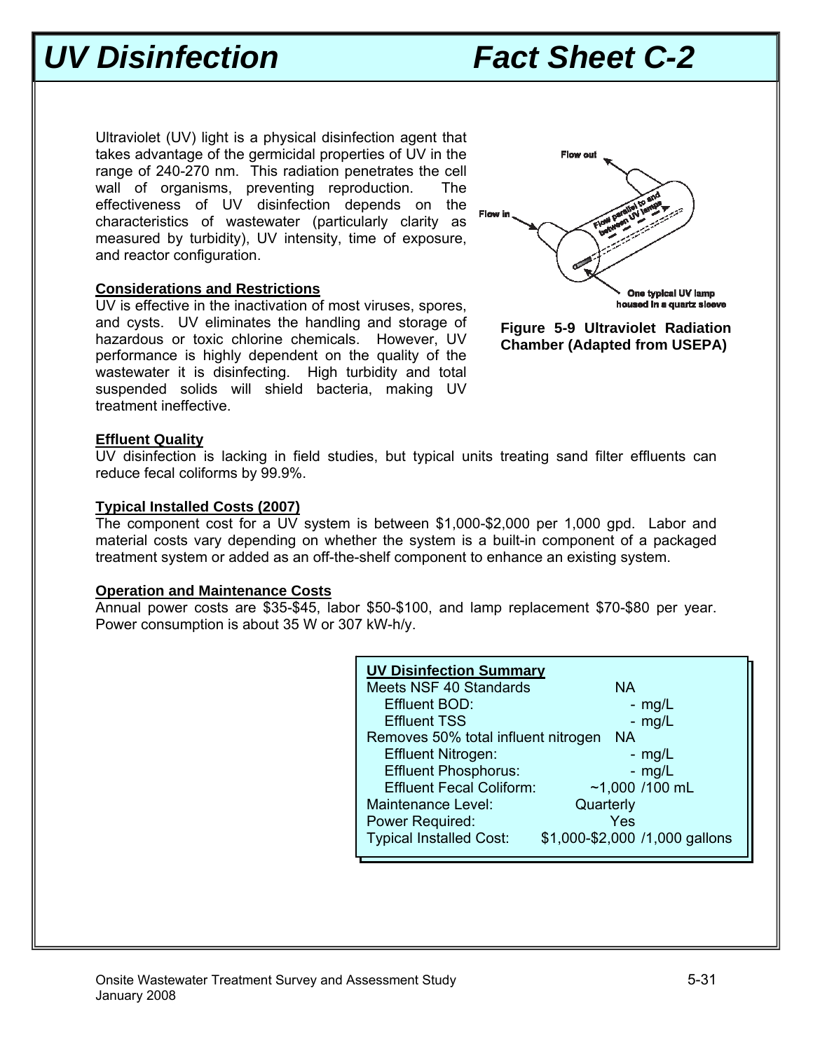# UV Disinfection — Fact Sheet C-2

Ultraviolet (UV) light is a physical disinfection agent that takes advantage of the germicidal properties of UV in the range of 240-270 nm. This radiation penetrates the cell wall of organisms, preventing reproduction. The effectiveness of UV disinfection depends on the characteristics of wastewater (particularly clarity as measured by turbidity), UV intensity, time of exposure, and reactor configuration.

**Figure 5-9 Ultraviolet Radiation Chamber (Adapted from USEPA)**

### Considerations and Restrictions

UV is effective in the inactivation of most viruses, spores, and cysts. UV eliminates the handling and storage of hazardous or toxic chlorine chemicals. However, UV performance is highly dependent on the quality of the wastewater it is disinfecting. High turbidity and total suspended solids will shield bacteria, making UV treatment ineffective.

### Effluent Quality

UV disinfection is lacking in field studies, but typical units treating sand filter effluents can reduce fecal coliforms by 99.9%.

### Typical Installed Costs (2007)

The component cost for a UV system is between $1,000-$2,000 per 1,000 gpd. Labor and material costs vary depending on whether the system is a built-in component of a packaged treatment system or added as an off-the-shelf component to enhance an existing system.

### Operation and Maintenance Costs

Annual power costs are $35-$45, labor $50-$100, and lamp replacement $70-$80 per year. Power consumption is about 35 W or 307 kW-h/y.

| UV Disinfection Summary | | |
|---|---|---|
| Meets NSF 40 Standards | NA | |
| Effluent BOD: | - | mg/L |
| Effluent TSS | - | mg/L |
| Removes 50% total influent nitrogen | NA | |
| Effluent Nitrogen: | - | mg/L |
| Effluent Phosphorus: | - | mg/L |
| Effluent Fecal Coliform: | ~1,000 | /100 mL |
| Maintenance Level: | Quarterly | |
| Power Required: | Yes | |
| Typical Installed Cost: | $1,000-$2,000 | /1,000 gallons |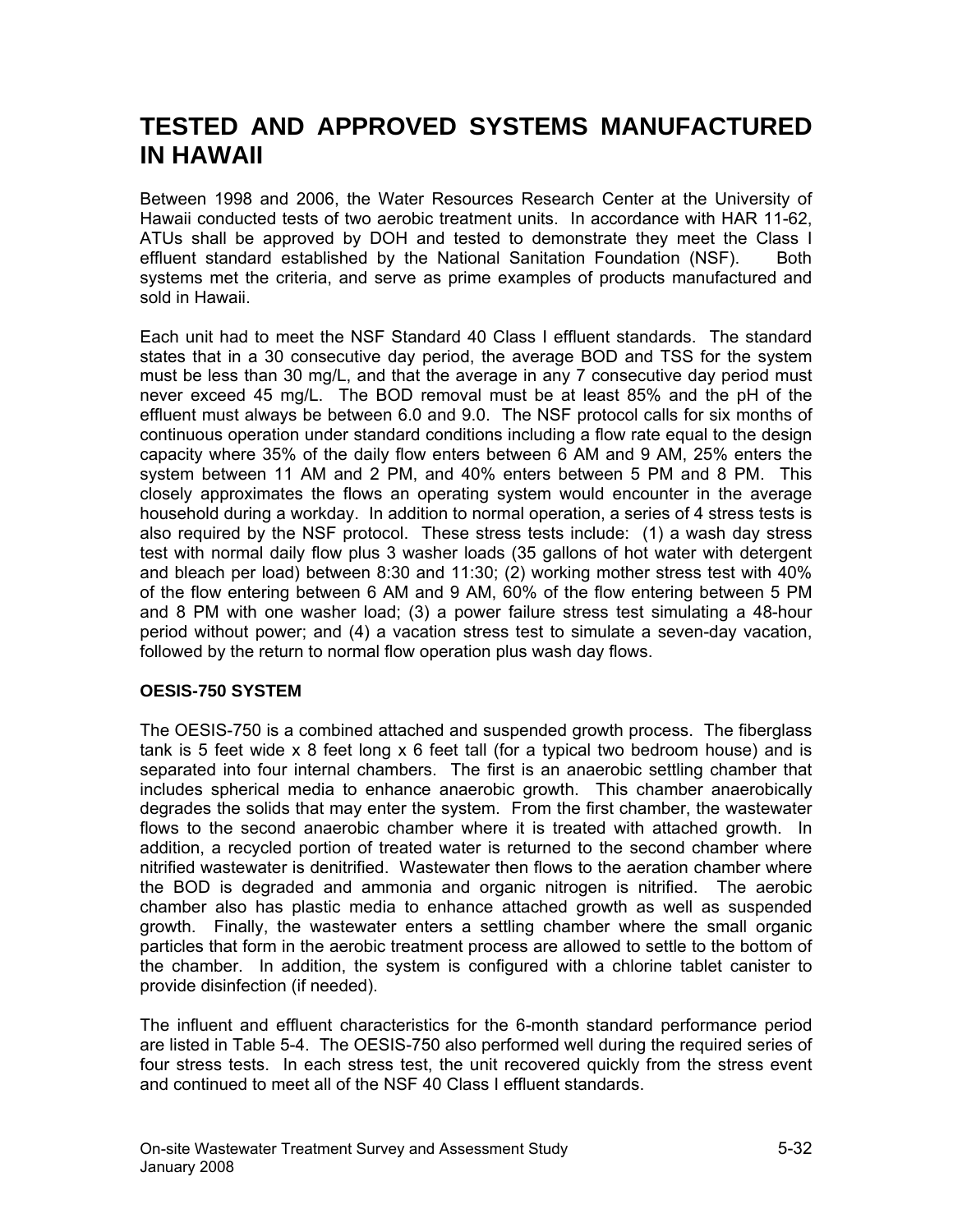# TESTED AND APPROVED SYSTEMS MANUFACTURED IN HAWAII

Between 1998 and 2006, the Water Resources Research Center at the University of Hawaii conducted tests of two aerobic treatment units. In accordance with HAR 11-62, ATUs shall be approved by DOH and tested to demonstrate they meet the Class I effluent standard established by the National Sanitation Foundation (NSF). Both systems met the criteria, and serve as prime examples of products manufactured and sold in Hawaii.

Each unit had to meet the NSF Standard 40 Class I effluent standards. The standard states that in a 30 consecutive day period, the average BOD and TSS for the system must be less than 30 mg/L, and that the average in any 7 consecutive day period must never exceed 45 mg/L. The BOD removal must be at least 85% and the pH of the effluent must always be between 6.0 and 9.0. The NSF protocol calls for six months of continuous operation under standard conditions including a flow rate equal to the design capacity where 35% of the daily flow enters between 6 AM and 9 AM, 25% enters the system between 11 AM and 2 PM, and 40% enters between 5 PM and 8 PM. This closely approximates the flows an operating system would encounter in the average household during a workday. In addition to normal operation, a series of 4 stress tests is also required by the NSF protocol. These stress tests include: (1) a wash day stress test with normal daily flow plus 3 washer loads (35 gallons of hot water with detergent and bleach per load) between 8:30 and 11:30; (2) working mother stress test with 40% of the flow entering between 6 AM and 9 AM, 60% of the flow entering between 5 PM and 8 PM with one washer load; (3) a power failure stress test simulating a 48-hour period without power; and (4) a vacation stress test to simulate a seven-day vacation, followed by the return to normal flow operation plus wash day flows.

### OESIS-750 SYSTEM

The OESIS-750 is a combined attached and suspended growth process. The fiberglass tank is 5 feet wide x 8 feet long x 6 feet tall (for a typical two bedroom house) and is separated into four internal chambers. The first is an anaerobic settling chamber that includes spherical media to enhance anaerobic growth. This chamber anaerobically degrades the solids that may enter the system. From the first chamber, the wastewater flows to the second anaerobic chamber where it is treated with attached growth. In addition, a recycled portion of treated water is returned to the second chamber where nitrified wastewater is denitrified. Wastewater then flows to the aeration chamber where the BOD is degraded and ammonia and organic nitrogen is nitrified. The aerobic chamber also has plastic media to enhance attached growth as well as suspended growth. Finally, the wastewater enters a settling chamber where the small organic particles that form in the aerobic treatment process are allowed to settle to the bottom of the chamber. In addition, the system is configured with a chlorine tablet canister to provide disinfection (if needed).

The influent and effluent characteristics for the 6-month standard performance period are listed in Table 5-4. The OESIS-750 also performed well during the required series of four stress tests. In each stress test, the unit recovered quickly from the stress event and continued to meet all of the NSF 40 Class I effluent standards.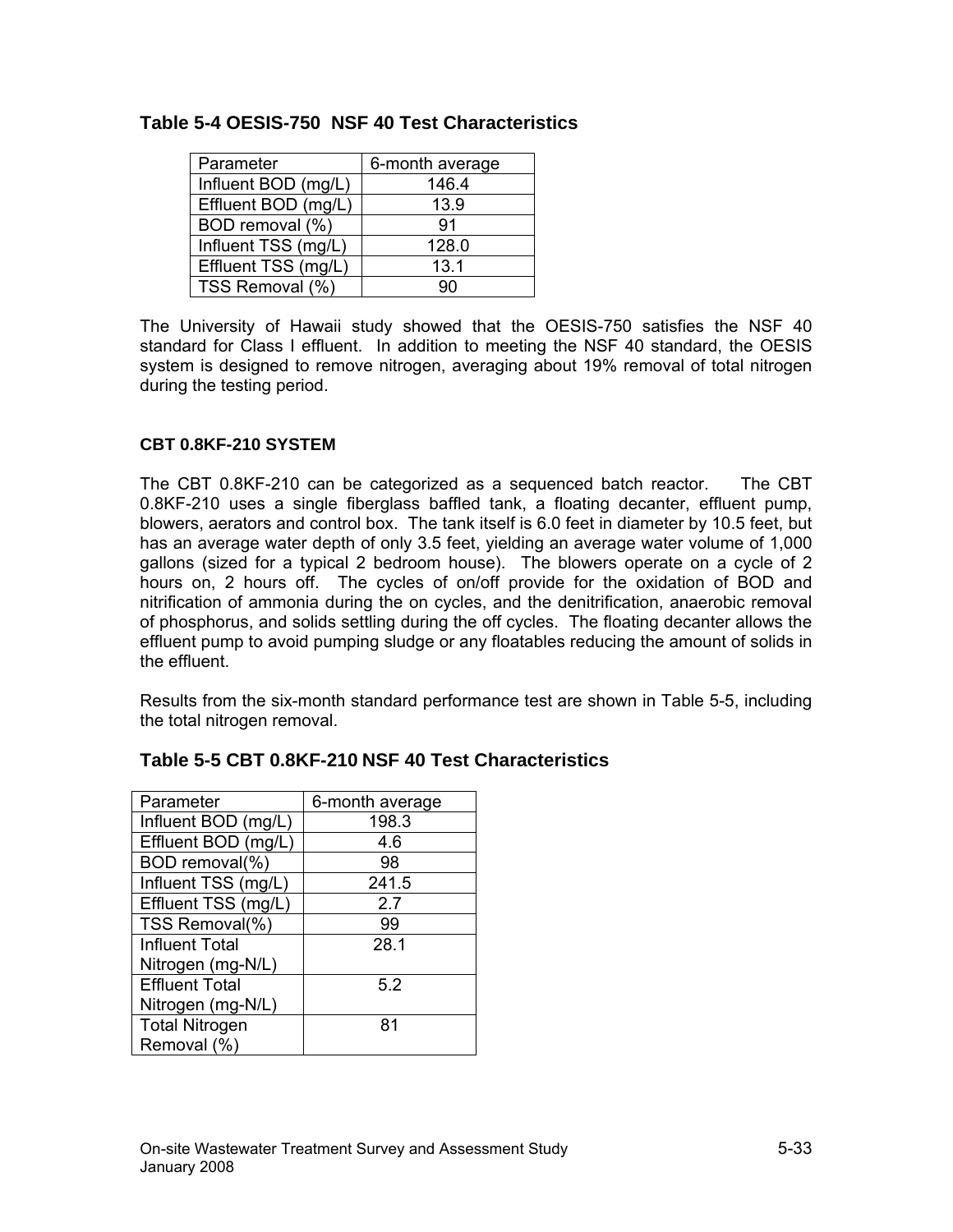**Table 5-4 OESIS-750 NSF 40 Test Characteristics**

| Parameter | 6-month average |
|---|---|
| Influent BOD (mg/L) | 146.4 |
| Effluent BOD (mg/L) | 13.9 |
| BOD removal (%) | 91 |
| Influent TSS (mg/L) | 128.0 |
| Effluent TSS (mg/L) | 13.1 |
| TSS Removal (%) | 90 |

The University of Hawaii study showed that the OESIS-750 satisfies the NSF 40 standard for Class I effluent. In addition to meeting the NSF 40 standard, the OESIS system is designed to remove nitrogen, averaging about 19% removal of total nitrogen during the testing period.

**CBT 0.8KF-210 SYSTEM**

The CBT 0.8KF-210 can be categorized as a sequenced batch reactor. The CBT 0.8KF-210 uses a single fiberglass baffled tank, a floating decanter, effluent pump, blowers, aerators and control box. The tank itself is 6.0 feet in diameter by 10.5 feet, but has an average water depth of only 3.5 feet, yielding an average water volume of 1,000 gallons (sized for a typical 2 bedroom house). The blowers operate on a cycle of 2 hours on, 2 hours off. The cycles of on/off provide for the oxidation of BOD and nitrification of ammonia during the on cycles, and the denitrification, anaerobic removal of phosphorus, and solids settling during the off cycles. The floating decanter allows the effluent pump to avoid pumping sludge or any floatables reducing the amount of solids in the effluent.

Results from the six-month standard performance test are shown in Table 5-5, including the total nitrogen removal.

**Table 5-5 CBT 0.8KF-210 NSF 40 Test Characteristics**

| Parameter | 6-month average |
|---|---|
| Influent BOD (mg/L) | 198.3 |
| Effluent BOD (mg/L) | 4.6 |
| BOD removal(%) | 98 |
| Influent TSS (mg/L) | 241.5 |
| Effluent TSS (mg/L) | 2.7 |
| TSS Removal(%) | 99 |
| Influent Total Nitrogen (mg-N/L) | 28.1 |
| Effluent Total Nitrogen (mg-N/L) | 5.2 |
| Total Nitrogen Removal (%) | 81 |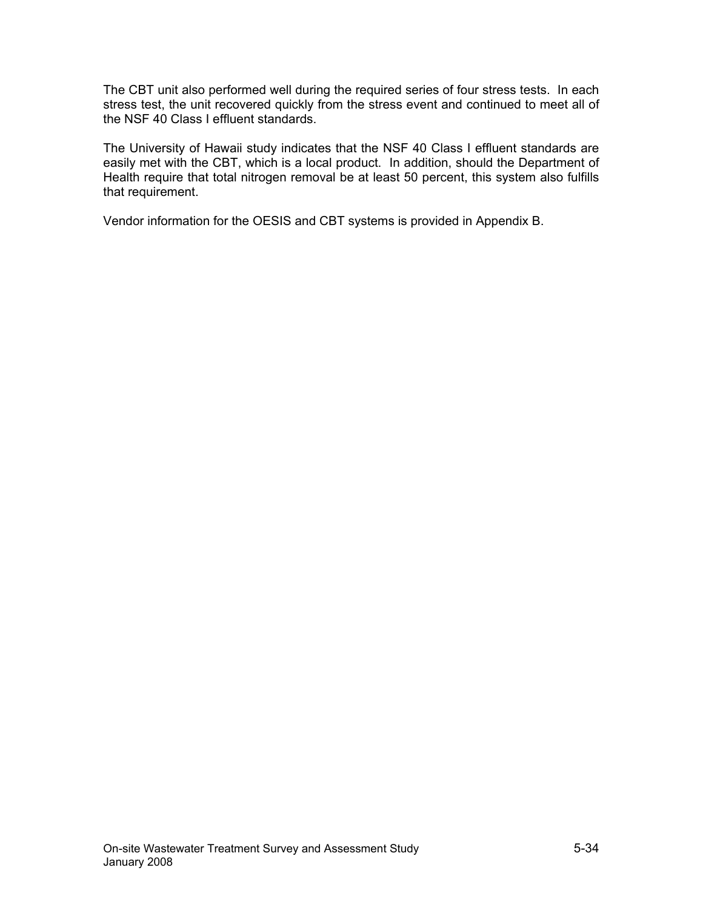The CBT unit also performed well during the required series of four stress tests. In each stress test, the unit recovered quickly from the stress event and continued to meet all of the NSF 40 Class I effluent standards.

The University of Hawaii study indicates that the NSF 40 Class I effluent standards are easily met with the CBT, which is a local product. In addition, should the Department of Health require that total nitrogen removal be at least 50 percent, this system also fulfills that requirement.

Vendor information for the OESIS and CBT systems is provided in Appendix B.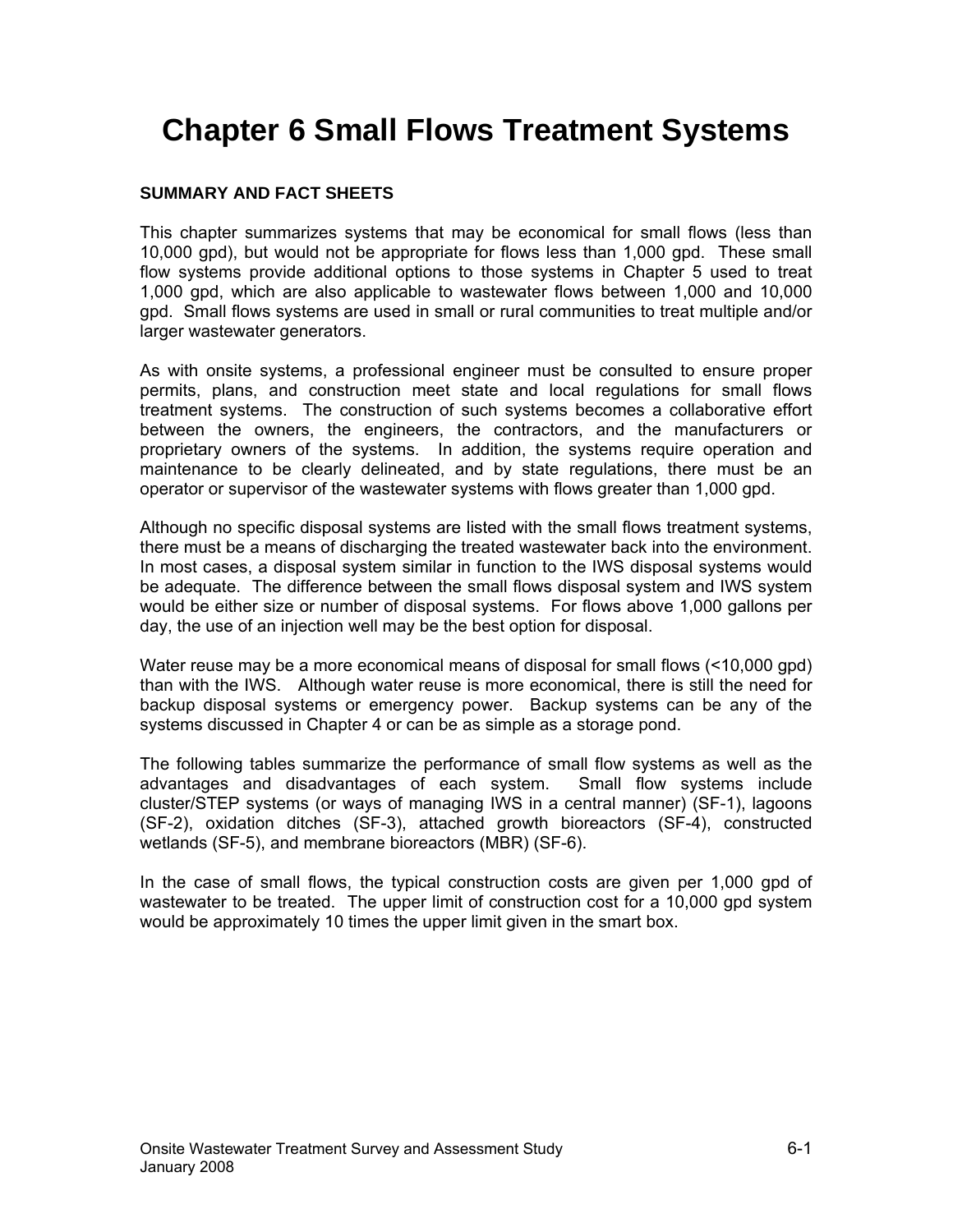# Chapter 6 Small Flows Treatment Systems

**SUMMARY AND FACT SHEETS**

This chapter summarizes systems that may be economical for small flows (less than 10,000 gpd), but would not be appropriate for flows less than 1,000 gpd. These small flow systems provide additional options to those systems in Chapter 5 used to treat 1,000 gpd, which are also applicable to wastewater flows between 1,000 and 10,000 gpd. Small flows systems are used in small or rural communities to treat multiple and/or larger wastewater generators.

As with onsite systems, a professional engineer must be consulted to ensure proper permits, plans, and construction meet state and local regulations for small flows treatment systems. The construction of such systems becomes a collaborative effort between the owners, the engineers, the contractors, and the manufacturers or proprietary owners of the systems. In addition, the systems require operation and maintenance to be clearly delineated, and by state regulations, there must be an operator or supervisor of the wastewater systems with flows greater than 1,000 gpd.

Although no specific disposal systems are listed with the small flows treatment systems, there must be a means of discharging the treated wastewater back into the environment. In most cases, a disposal system similar in function to the IWS disposal systems would be adequate. The difference between the small flows disposal system and IWS system would be either size or number of disposal systems. For flows above 1,000 gallons per day, the use of an injection well may be the best option for disposal.

Water reuse may be a more economical means of disposal for small flows (<10,000 gpd) than with the IWS. Although water reuse is more economical, there is still the need for backup disposal systems or emergency power. Backup systems can be any of the systems discussed in Chapter 4 or can be as simple as a storage pond.

The following tables summarize the performance of small flow systems as well as the advantages and disadvantages of each system. Small flow systems include cluster/STEP systems (or ways of managing IWS in a central manner) (SF-1), lagoons (SF-2), oxidation ditches (SF-3), attached growth bioreactors (SF-4), constructed wetlands (SF-5), and membrane bioreactors (MBR) (SF-6).

In the case of small flows, the typical construction costs are given per 1,000 gpd of wastewater to be treated. The upper limit of construction cost for a 10,000 gpd system would be approximately 10 times the upper limit given in the smart box.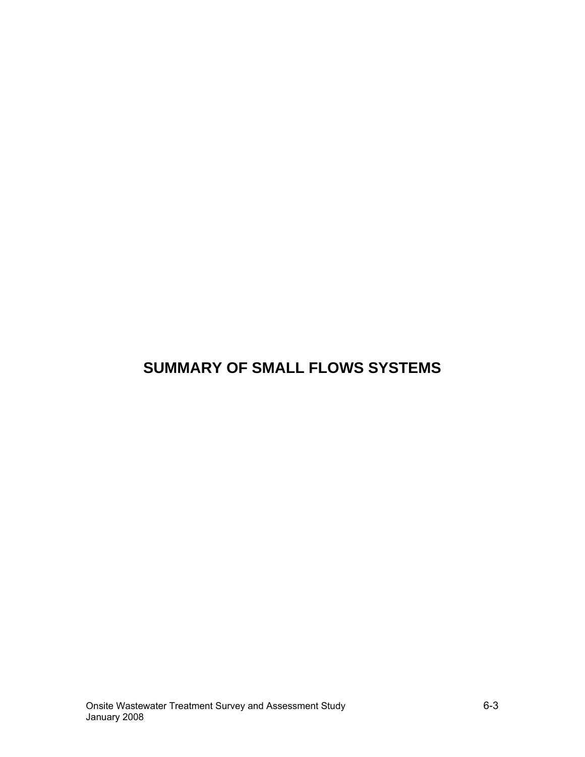# SUMMARY OF SMALL FLOWS SYSTEMS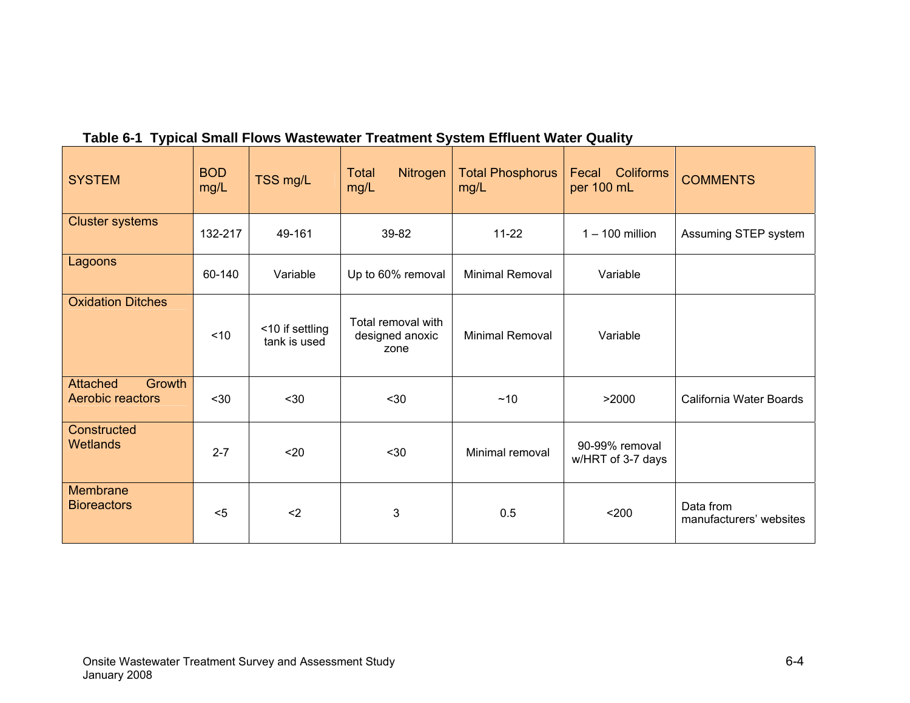**Table 6-1 Typical Small Flows Wastewater Treatment System Effluent Water Quality**

| SYSTEM | BOD mg/L | TSS mg/L | Total Nitrogen mg/L | Total Phosphorus mg/L | Fecal Coliforms per 100 mL | COMMENTS |
|---|---|---|---|---|---|---|
| Cluster systems | 132-217 | 49-161 | 39-82 | 11-22 | 1 – 100 million | Assuming STEP system |
| Lagoons | 60-140 | Variable | Up to 60% removal | Minimal Removal | Variable | |
| Oxidation Ditches | <10 | <10 if settling tank is used | Total removal with designed anoxic zone | Minimal Removal | Variable | |
| Attached Growth Aerobic reactors | <30 | <30 | <30 | ~10 | >2000 | California Water Boards |
| Constructed Wetlands | 2-7 | <20 | <30 | Minimal removal | 90-99% removal w/HRT of 3-7 days | |
| Membrane Bioreactors | <5 | <2 | 3 | 0.5 | <200 | Data from manufacturers' websites |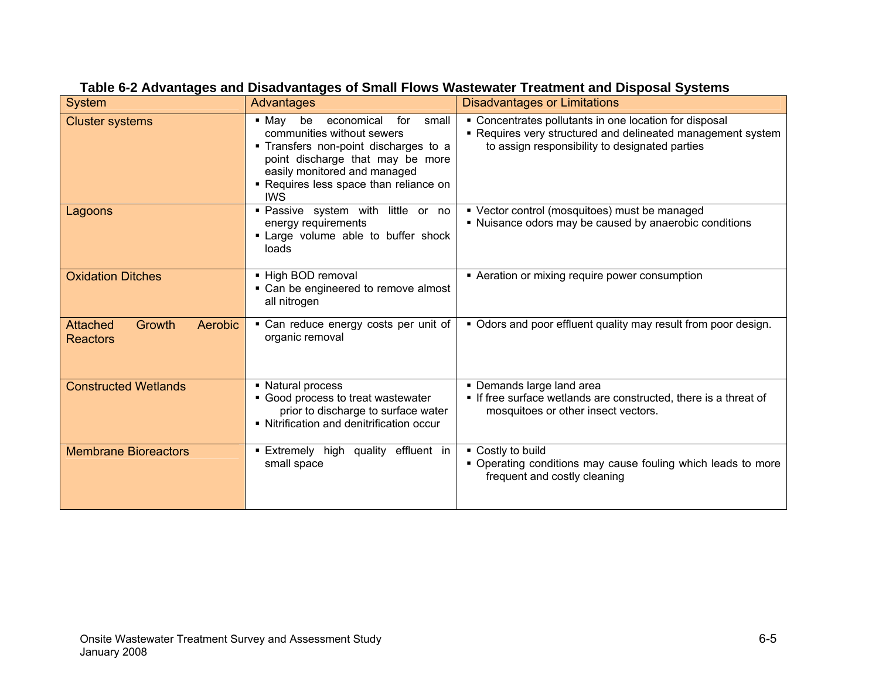**Table 6-2 Advantages and Disadvantages of Small Flows Wastewater Treatment and Disposal Systems**

| System | Advantages | Disadvantages or Limitations |
|---|---|---|
| Cluster systems | ▪ May be economical for small communities without sewers<br>▪ Transfers non-point discharges to a point discharge that may be more easily monitored and managed<br>▪ Requires less space than reliance on IWS | ▪ Concentrates pollutants in one location for disposal<br>▪ Requires very structured and delineated management system to assign responsibility to designated parties |
| Lagoons | ▪ Passive system with little or no energy requirements<br>▪ Large volume able to buffer shock loads | ▪ Vector control (mosquitoes) must be managed<br>▪ Nuisance odors may be caused by anaerobic conditions |
| Oxidation Ditches | ▪ High BOD removal<br>▪ Can be engineered to remove almost all nitrogen | ▪ Aeration or mixing require power consumption |
| Attached Growth Aerobic Reactors | ▪ Can reduce energy costs per unit of organic removal | ▪ Odors and poor effluent quality may result from poor design. |
| Constructed Wetlands | ▪ Natural process<br>▪ Good process to treat wastewater prior to discharge to surface water<br>▪ Nitrification and denitrification occur | ▪ Demands large land area<br>▪ If free surface wetlands are constructed, there is a threat of mosquitoes or other insect vectors. |
| Membrane Bioreactors | ▪ Extremely high quality effluent in small space | ▪ Costly to build<br>▪ Operating conditions may cause fouling which leads to more frequent and costly cleaning |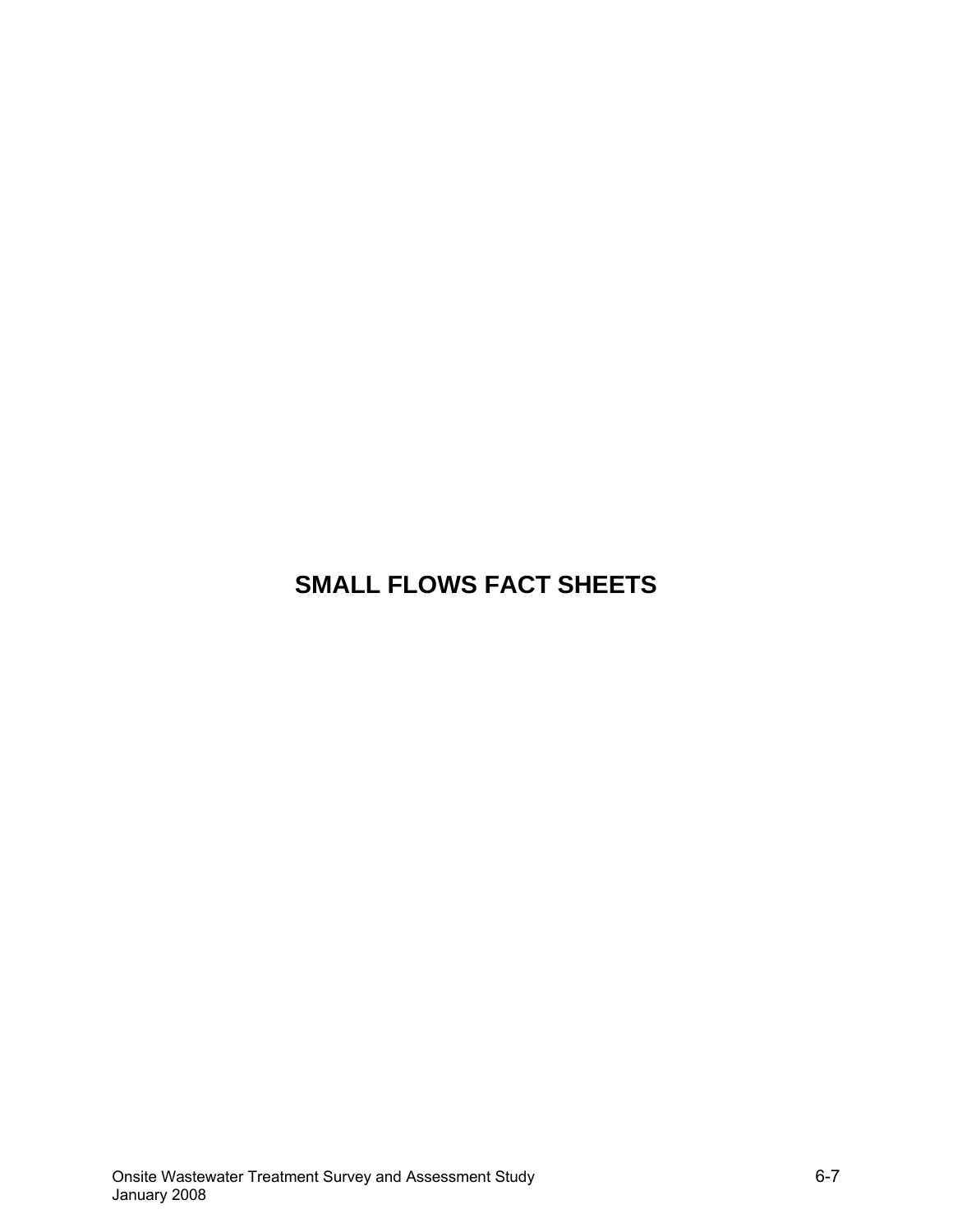# SMALL FLOWS FACT SHEETS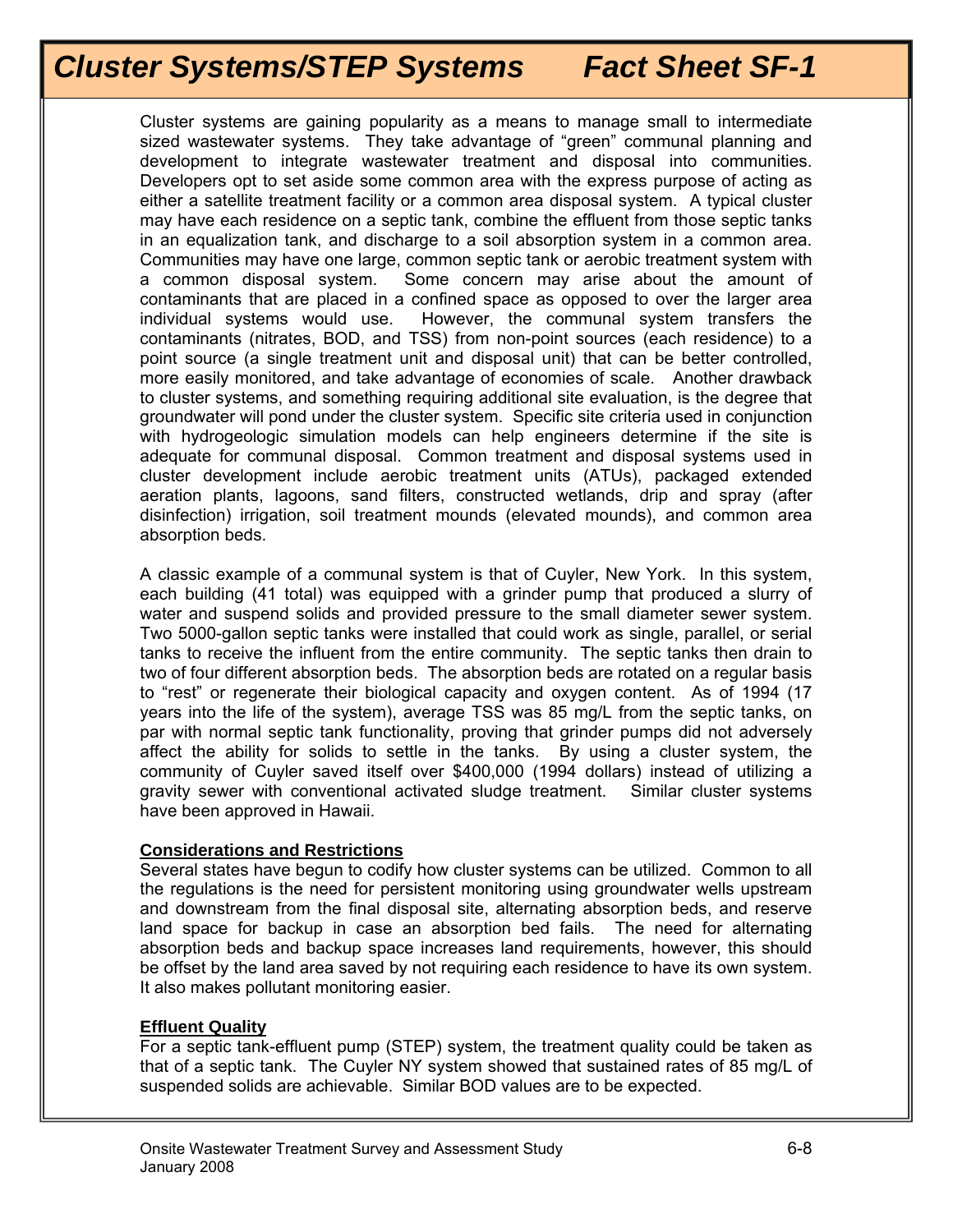# Cluster Systems/STEP Systems Fact Sheet SF-1

Cluster systems are gaining popularity as a means to manage small to intermediate sized wastewater systems. They take advantage of "green" communal planning and development to integrate wastewater treatment and disposal into communities. Developers opt to set aside some common area with the express purpose of acting as either a satellite treatment facility or a common area disposal system. A typical cluster may have each residence on a septic tank, combine the effluent from those septic tanks in an equalization tank, and discharge to a soil absorption system in a common area. Communities may have one large, common septic tank or aerobic treatment system with a common disposal system. Some concern may arise about the amount of contaminants that are placed in a confined space as opposed to over the larger area individual systems would use. However, the communal system transfers the contaminants (nitrates, BOD, and TSS) from non-point sources (each residence) to a point source (a single treatment unit and disposal unit) that can be better controlled, more easily monitored, and take advantage of economies of scale. Another drawback to cluster systems, and something requiring additional site evaluation, is the degree that groundwater will pond under the cluster system. Specific site criteria used in conjunction with hydrogeologic simulation models can help engineers determine if the site is adequate for communal disposal. Common treatment and disposal systems used in cluster development include aerobic treatment units (ATUs), packaged extended aeration plants, lagoons, sand filters, constructed wetlands, drip and spray (after disinfection) irrigation, soil treatment mounds (elevated mounds), and common area absorption beds.

A classic example of a communal system is that of Cuyler, New York. In this system, each building (41 total) was equipped with a grinder pump that produced a slurry of water and suspend solids and provided pressure to the small diameter sewer system. Two 5000-gallon septic tanks were installed that could work as single, parallel, or serial tanks to receive the influent from the entire community. The septic tanks then drain to two of four different absorption beds. The absorption beds are rotated on a regular basis to "rest" or regenerate their biological capacity and oxygen content. As of 1994 (17 years into the life of the system), average TSS was 85 mg/L from the septic tanks, on par with normal septic tank functionality, proving that grinder pumps did not adversely affect the ability for solids to settle in the tanks. By using a cluster system, the community of Cuyler saved itself over $400,000 (1994 dollars) instead of utilizing a gravity sewer with conventional activated sludge treatment. Similar cluster systems have been approved in Hawaii.

**Considerations and Restrictions**

Several states have begun to codify how cluster systems can be utilized. Common to all the regulations is the need for persistent monitoring using groundwater wells upstream and downstream from the final disposal site, alternating absorption beds, and reserve land space for backup in case an absorption bed fails. The need for alternating absorption beds and backup space increases land requirements, however, this should be offset by the land area saved by not requiring each residence to have its own system. It also makes pollutant monitoring easier.

**Effluent Quality**

For a septic tank-effluent pump (STEP) system, the treatment quality could be taken as that of a septic tank. The Cuyler NY system showed that sustained rates of 85 mg/L of suspended solids are achievable. Similar BOD values are to be expected.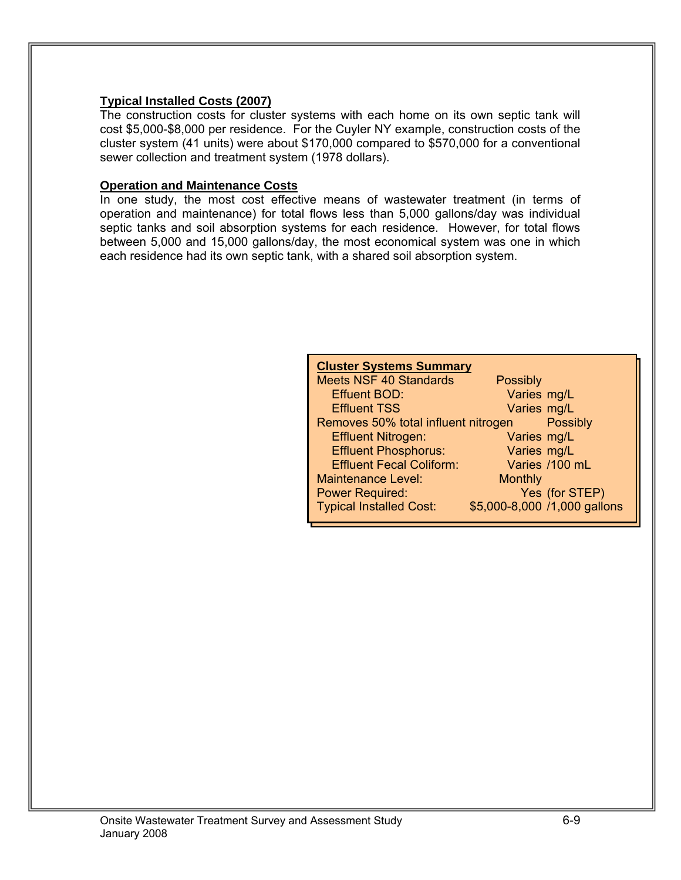**Typical Installed Costs (2007)**

The construction costs for cluster systems with each home on its own septic tank will cost $5,000-$8,000 per residence. For the Cuyler NY example, construction costs of the cluster system (41 units) were about $170,000 compared to $570,000 for a conventional sewer collection and treatment system (1978 dollars).

**Operation and Maintenance Costs**

In one study, the most cost effective means of wastewater treatment (in terms of operation and maintenance) for total flows less than 5,000 gallons/day was individual septic tanks and soil absorption systems for each residence. However, for total flows between 5,000 and 15,000 gallons/day, the most economical system was one in which each residence had its own septic tank, with a shared soil absorption system.

| **Cluster Systems Summary** | | |
|---|---|---|
| Meets NSF 40 Standards | Possibly | |
| Effluent BOD: | Varies | mg/L |
| Effluent TSS | Varies | mg/L |
| Removes 50% total influent nitrogen | Possibly | |
| Effluent Nitrogen: | Varies | mg/L |
| Effluent Phosphorus: | Varies | mg/L |
| Effluent Fecal Coliform: | Varies | /100 mL |
| Maintenance Level: | Monthly | |
| Power Required: | Yes | (for STEP) |
| Typical Installed Cost: | $5,000-8,000 | /1,000 gallons |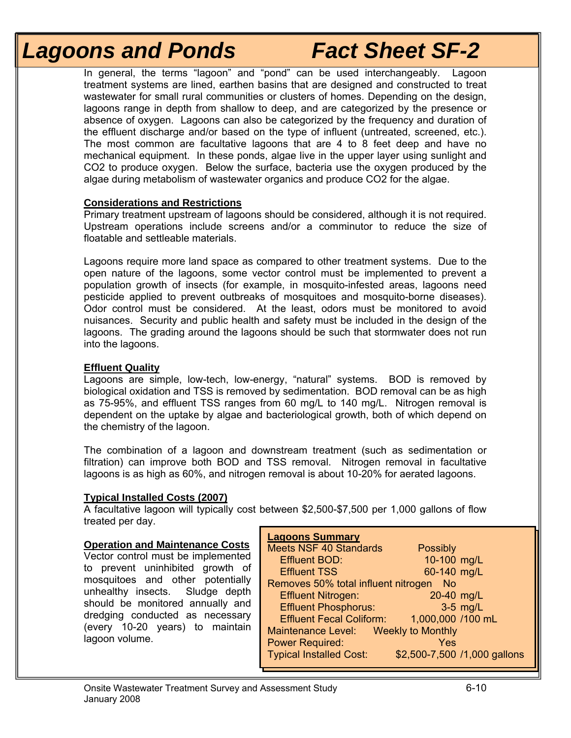# Lagoons and Ponds Fact Sheet SF-2

In general, the terms "lagoon" and "pond" can be used interchangeably. Lagoon treatment systems are lined, earthen basins that are designed and constructed to treat wastewater for small rural communities or clusters of homes. Depending on the design, lagoons range in depth from shallow to deep, and are categorized by the presence or absence of oxygen. Lagoons can also be categorized by the frequency and duration of the effluent discharge and/or based on the type of influent (untreated, screened, etc.). The most common are facultative lagoons that are 4 to 8 feet deep and have no mechanical equipment. In these ponds, algae live in the upper layer using sunlight and $CO_2$ to produce oxygen. Below the surface, bacteria use the oxygen produced by the algae during metabolism of wastewater organics and produce $CO_2$ for the algae.

## Considerations and Restrictions

Primary treatment upstream of lagoons should be considered, although it is not required. Upstream operations include screens and/or a comminutor to reduce the size of floatable and settleable materials.

Lagoons require more land space as compared to other treatment systems. Due to the open nature of the lagoons, some vector control must be implemented to prevent a population growth of insects (for example, in mosquito-infested areas, lagoons need pesticide applied to prevent outbreaks of mosquitoes and mosquito-borne diseases). Odor control must be considered. At the least, odors must be monitored to avoid nuisances. Security and public health and safety must be included in the design of the lagoons. The grading around the lagoons should be such that stormwater does not run into the lagoons.

## Effluent Quality

Lagoons are simple, low-tech, low-energy, "natural" systems. BOD is removed by biological oxidation and TSS is removed by sedimentation. BOD removal can be as high as 75-95%, and effluent TSS ranges from 60 mg/L to 140 mg/L. Nitrogen removal is dependent on the uptake by algae and bacteriological growth, both of which depend on the chemistry of the lagoon.

The combination of a lagoon and downstream treatment (such as sedimentation or filtration) can improve both BOD and TSS removal. Nitrogen removal in facultative lagoons is as high as 60%, and nitrogen removal is about 10-20% for aerated lagoons.

## Typical Installed Costs (2007)

A facultative lagoon will typically cost between $2,500-$7,500 per 1,000 gallons of flow treated per day.

## Operation and Maintenance Costs

Vector control must be implemented to prevent uninhibited growth of mosquitoes and other potentially unhealthy insects. Sludge depth should be monitored annually and dredging conducted as necessary (every 10-20 years) to maintain lagoon volume.

**Lagoons Summary**

| Parameter | Value |
|---|---|
| Meets NSF 40 Standards | Possibly |
| Effluent BOD: | 10-100 mg/L |
| Effluent TSS | 60-140 mg/L |
| Removes 50% total influent nitrogen | No |
| Effluent Nitrogen: | 20-40 mg/L |
| Effluent Phosphorus: | 3-5 mg/L |
| Effluent Fecal Coliform: | 1,000,000 /100 mL |
| Maintenance Level: | Weekly to Monthly |
| Power Required: | Yes |
| Typical Installed Cost: | $2,500-7,500 /1,000 gallons |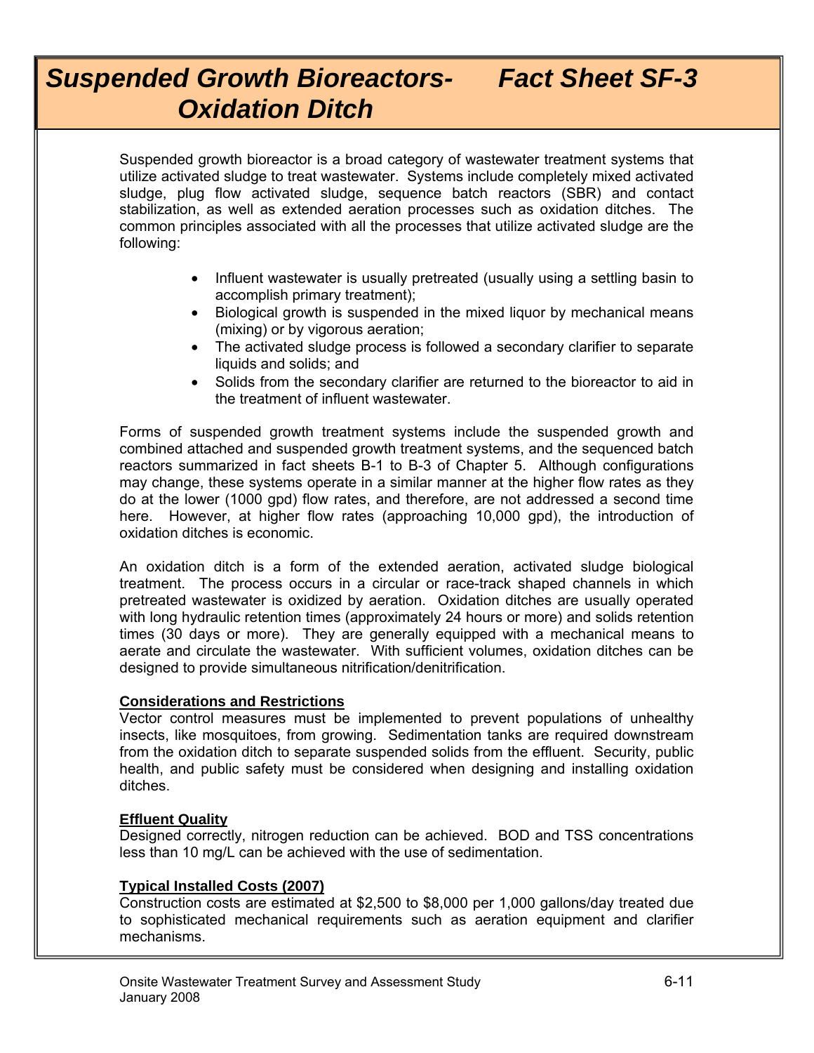# Suspended Growth Bioreactors- Oxidation Ditch — Fact Sheet SF-3

Suspended growth bioreactor is a broad category of wastewater treatment systems that utilize activated sludge to treat wastewater. Systems include completely mixed activated sludge, plug flow activated sludge, sequence batch reactors (SBR) and contact stabilization, as well as extended aeration processes such as oxidation ditches. The common principles associated with all the processes that utilize activated sludge are the following:

- Influent wastewater is usually pretreated (usually using a settling basin to accomplish primary treatment);
- Biological growth is suspended in the mixed liquor by mechanical means (mixing) or by vigorous aeration;
- The activated sludge process is followed a secondary clarifier to separate liquids and solids; and
- Solids from the secondary clarifier are returned to the bioreactor to aid in the treatment of influent wastewater.

Forms of suspended growth treatment systems include the suspended growth and combined attached and suspended growth treatment systems, and the sequenced batch reactors summarized in fact sheets B-1 to B-3 of Chapter 5. Although configurations may change, these systems operate in a similar manner at the higher flow rates as they do at the lower (1000 gpd) flow rates, and therefore, are not addressed a second time here. However, at higher flow rates (approaching 10,000 gpd), the introduction of oxidation ditches is economic.

An oxidation ditch is a form of the extended aeration, activated sludge biological treatment. The process occurs in a circular or race-track shaped channels in which pretreated wastewater is oxidized by aeration. Oxidation ditches are usually operated with long hydraulic retention times (approximately 24 hours or more) and solids retention times (30 days or more). They are generally equipped with a mechanical means to aerate and circulate the wastewater. With sufficient volumes, oxidation ditches can be designed to provide simultaneous nitrification/denitrification.

## Considerations and Restrictions

Vector control measures must be implemented to prevent populations of unhealthy insects, like mosquitoes, from growing. Sedimentation tanks are required downstream from the oxidation ditch to separate suspended solids from the effluent. Security, public health, and public safety must be considered when designing and installing oxidation ditches.

## Effluent Quality

Designed correctly, nitrogen reduction can be achieved. BOD and TSS concentrations less than 10 mg/L can be achieved with the use of sedimentation.

## Typical Installed Costs (2007)

Construction costs are estimated at $2,500 to $8,000 per 1,000 gallons/day treated due to sophisticated mechanical requirements such as aeration equipment and clarifier mechanisms.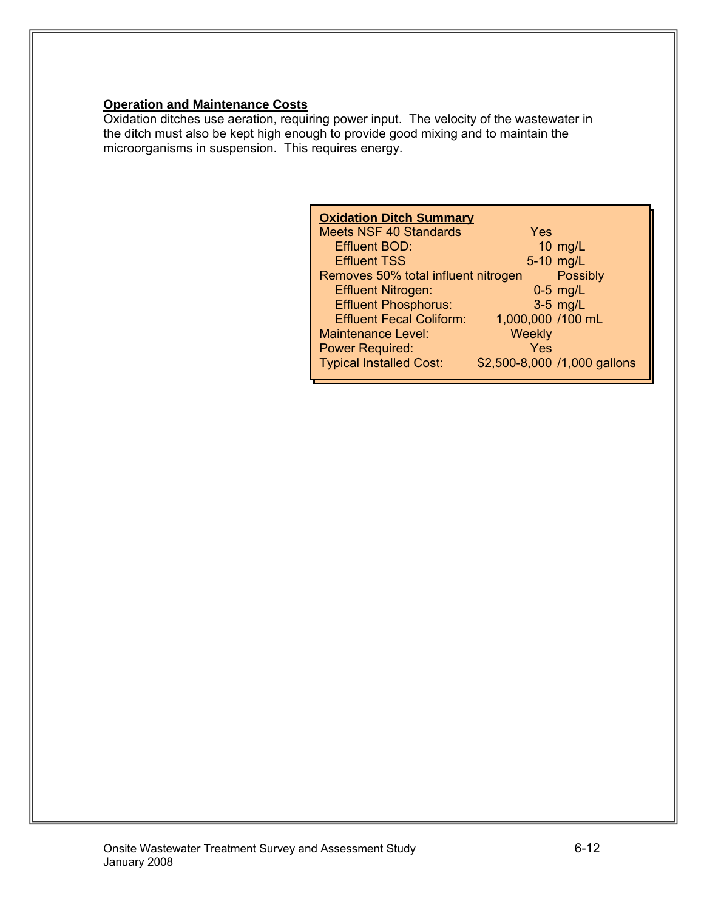**Operation and Maintenance Costs**

Oxidation ditches use aeration, requiring power input. The velocity of the wastewater in the ditch must also be kept high enough to provide good mixing and to maintain the microorganisms in suspension. This requires energy.

| **Oxidation Ditch Summary** | | |
|---|---|---|
| Meets NSF 40 Standards | Yes | |
| Effluent BOD: | 10 | mg/L |
| Effluent TSS | 5-10 | mg/L |
| Removes 50% total influent nitrogen | | Possibly |
| Effluent Nitrogen: | 0-5 | mg/L |
| Effluent Phosphorus: | 3-5 | mg/L |
| Effluent Fecal Coliform: | 1,000,000 | /100 mL |
| Maintenance Level: | Weekly | |
| Power Required: | Yes | |
| Typical Installed Cost: | $2,500-8,000 | /1,000 gallons |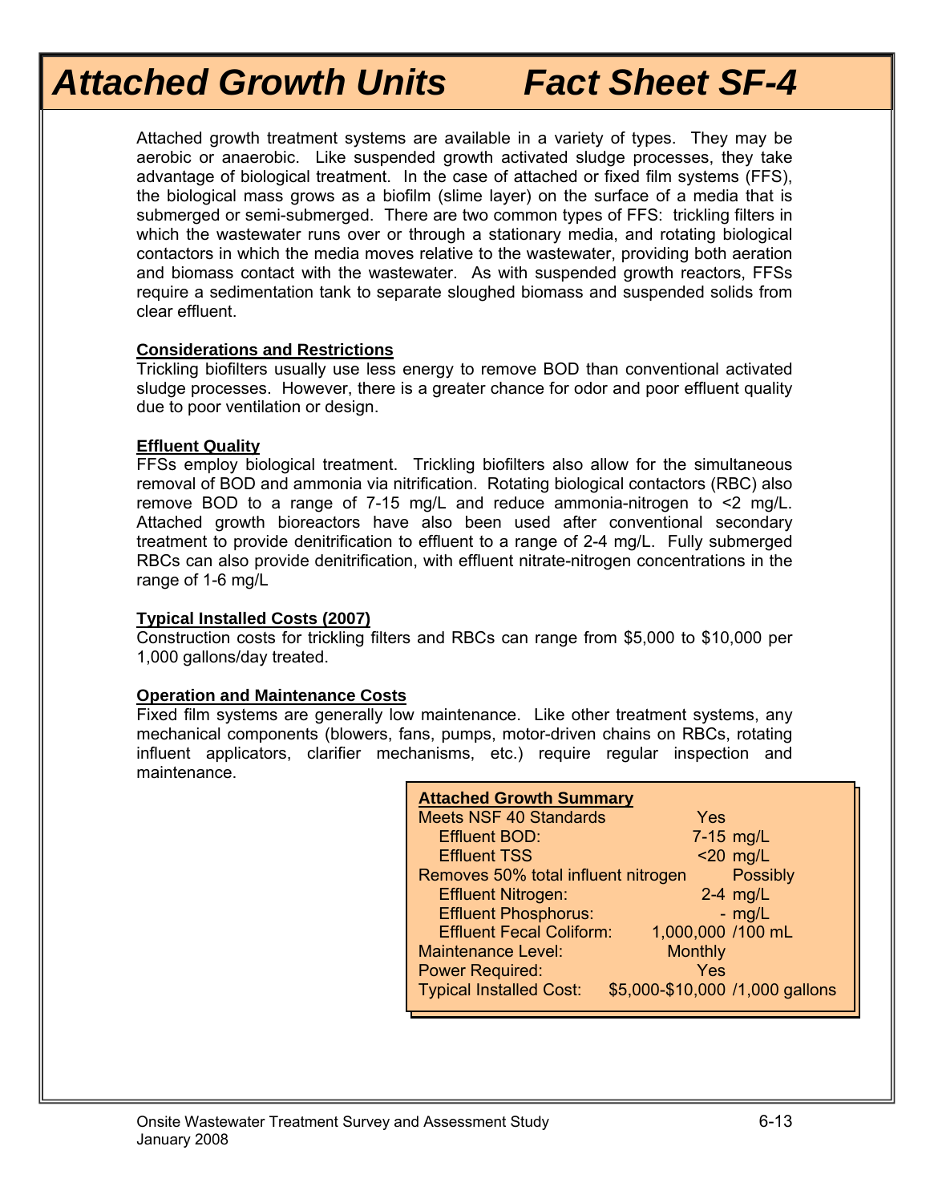# Attached Growth Units     Fact Sheet SF-4

Attached growth treatment systems are available in a variety of types. They may be aerobic or anaerobic. Like suspended growth activated sludge processes, they take advantage of biological treatment. In the case of attached or fixed film systems (FFS), the biological mass grows as a biofilm (slime layer) on the surface of a media that is submerged or semi-submerged. There are two common types of FFS: trickling filters in which the wastewater runs over or through a stationary media, and rotating biological contactors in which the media moves relative to the wastewater, providing both aeration and biomass contact with the wastewater. As with suspended growth reactors, FFSs require a sedimentation tank to separate sloughed biomass and suspended solids from clear effluent.

**Considerations and Restrictions**

Trickling biofilters usually use less energy to remove BOD than conventional activated sludge processes. However, there is a greater chance for odor and poor effluent quality due to poor ventilation or design.

**Effluent Quality**

FFSs employ biological treatment. Trickling biofilters also allow for the simultaneous removal of BOD and ammonia via nitrification. Rotating biological contactors (RBC) also remove BOD to a range of 7-15 mg/L and reduce ammonia-nitrogen to <2 mg/L. Attached growth bioreactors have also been used after conventional secondary treatment to provide denitrification to effluent to a range of 2-4 mg/L. Fully submerged RBCs can also provide denitrification, with effluent nitrate-nitrogen concentrations in the range of 1-6 mg/L

**Typical Installed Costs (2007)**

Construction costs for trickling filters and RBCs can range from $5,000 to $10,000 per 1,000 gallons/day treated.

**Operation and Maintenance Costs**

Fixed film systems are generally low maintenance. Like other treatment systems, any mechanical components (blowers, fans, pumps, motor-driven chains on RBCs, rotating influent applicators, clarifier mechanisms, etc.) require regular inspection and maintenance.

| **Attached Growth Summary** | | |
|---|---|---|
| Meets NSF 40 Standards | Yes | |
| Effluent BOD: | 7-15 | mg/L |
| Effluent TSS | <20 | mg/L |
| Removes 50% total influent nitrogen | | Possibly |
| Effluent Nitrogen: | 2-4 | mg/L |
| Effluent Phosphorus: | - | mg/L |
| Effluent Fecal Coliform: | 1,000,000 | /100 mL |
| Maintenance Level: | Monthly | |
| Power Required: | Yes | |
| Typical Installed Cost: | $5,000-$10,000 | /1,000 gallons |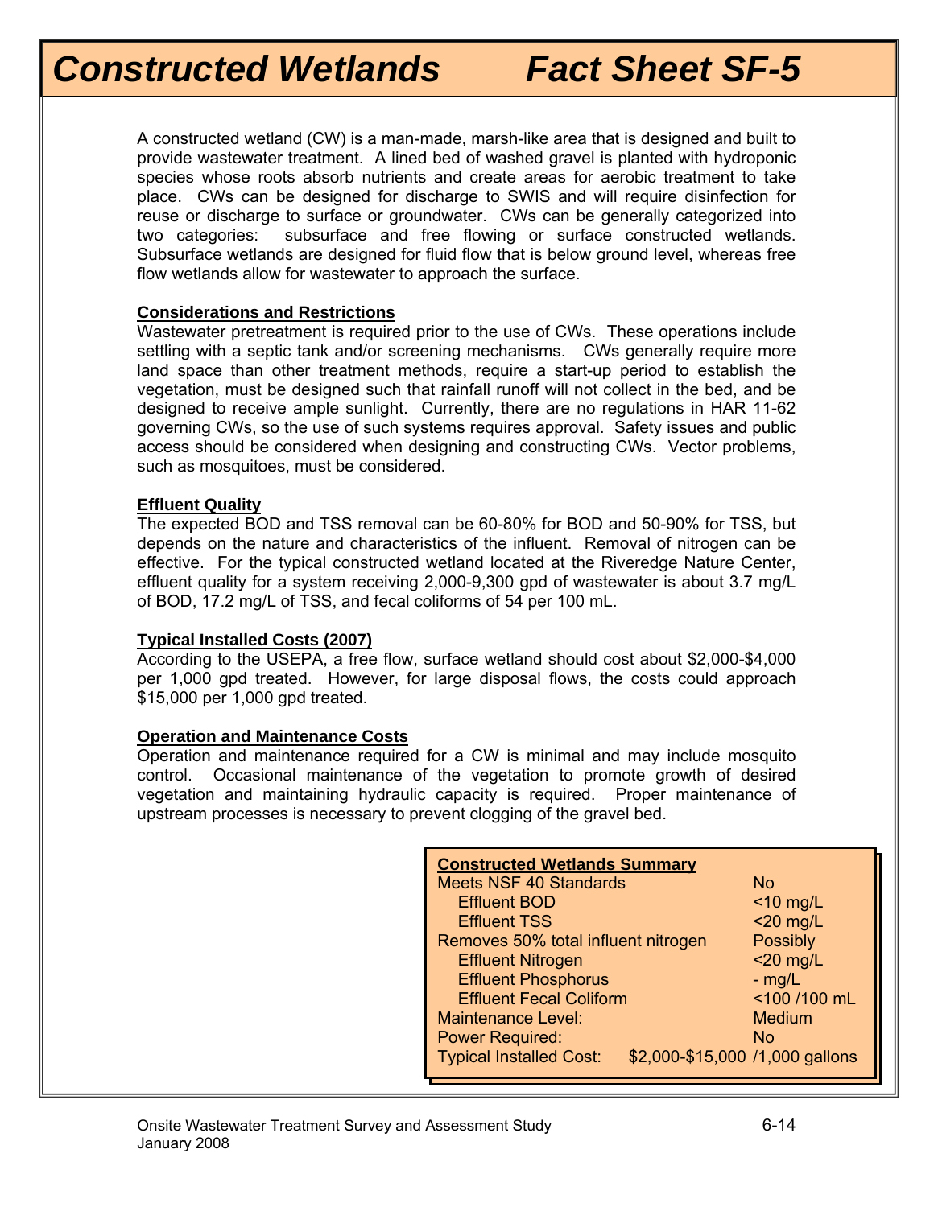# Constructed Wetlands Fact Sheet SF-5

A constructed wetland (CW) is a man-made, marsh-like area that is designed and built to provide wastewater treatment. A lined bed of washed gravel is planted with hydroponic species whose roots absorb nutrients and create areas for aerobic treatment to take place. CWs can be designed for discharge to SWIS and will require disinfection for reuse or discharge to surface or groundwater. CWs can be generally categorized into two categories: subsurface and free flowing or surface constructed wetlands. Subsurface wetlands are designed for fluid flow that is below ground level, whereas free flow wetlands allow for wastewater to approach the surface.

## Considerations and Restrictions

Wastewater pretreatment is required prior to the use of CWs. These operations include settling with a septic tank and/or screening mechanisms. CWs generally require more land space than other treatment methods, require a start-up period to establish the vegetation, must be designed such that rainfall runoff will not collect in the bed, and be designed to receive ample sunlight. Currently, there are no regulations in HAR 11-62 governing CWs, so the use of such systems requires approval. Safety issues and public access should be considered when designing and constructing CWs. Vector problems, such as mosquitoes, must be considered.

## Effluent Quality

The expected BOD and TSS removal can be 60-80% for BOD and 50-90% for TSS, but depends on the nature and characteristics of the influent. Removal of nitrogen can be effective. For the typical constructed wetland located at the Riveredge Nature Center, effluent quality for a system receiving 2,000-9,300 gpd of wastewater is about 3.7 mg/L of BOD, 17.2 mg/L of TSS, and fecal coliforms of 54 per 100 mL.

## Typical Installed Costs (2007)

According to the USEPA, a free flow, surface wetland should cost about \$2,000-\$4,000 per 1,000 gpd treated. However, for large disposal flows, the costs could approach \$15,000 per 1,000 gpd treated.

## Operation and Maintenance Costs

Operation and maintenance required for a CW is minimal and may include mosquito control. Occasional maintenance of the vegetation to promote growth of desired vegetation and maintaining hydraulic capacity is required. Proper maintenance of upstream processes is necessary to prevent clogging of the gravel bed.

| Constructed Wetlands Summary | |
|---|---|
| Meets NSF 40 Standards | No |
| Effluent BOD | <10 mg/L |
| Effluent TSS | <20 mg/L |
| Removes 50% total influent nitrogen | Possibly |
| Effluent Nitrogen | <20 mg/L |
| Effluent Phosphorus | - mg/L |
| Effluent Fecal Coliform | <100 /100 mL |
| Maintenance Level: | Medium |
| Power Required: | No |
| Typical Installed Cost: | \$2,000-\$15,000 /1,000 gallons |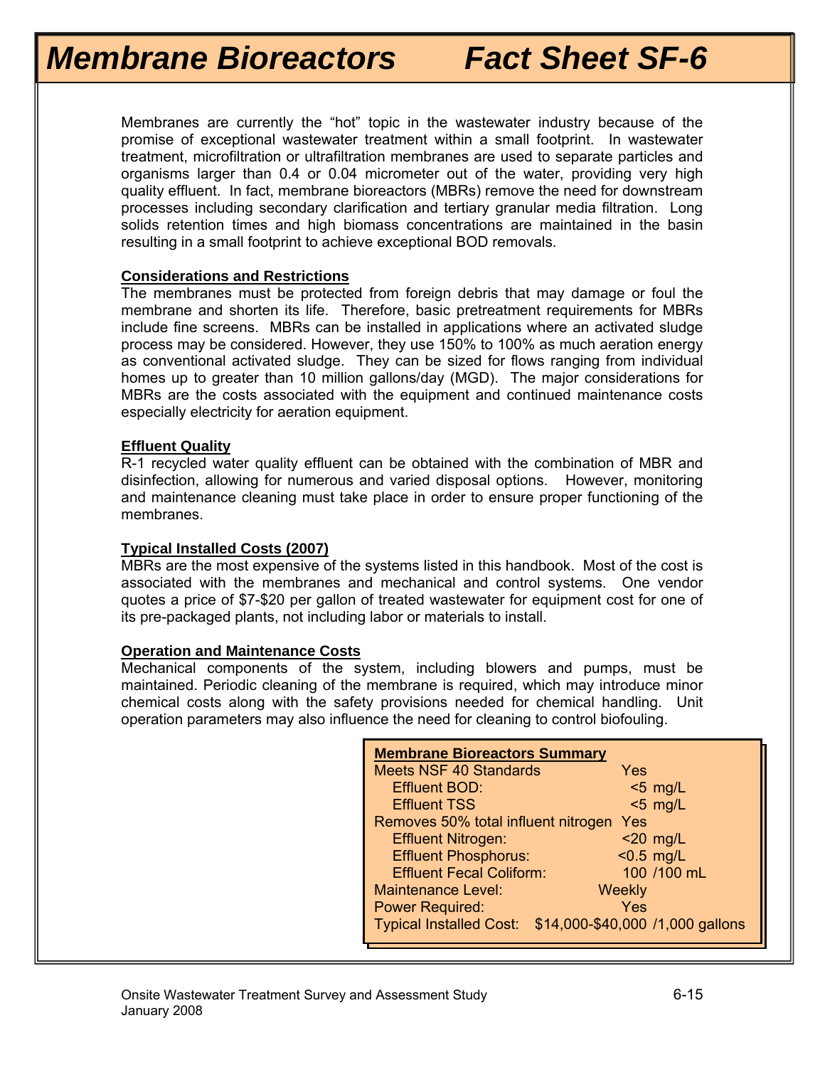# Membrane Bioreactors Fact Sheet SF-6

Membranes are currently the "hot" topic in the wastewater industry because of the promise of exceptional wastewater treatment within a small footprint. In wastewater treatment, microfiltration or ultrafiltration membranes are used to separate particles and organisms larger than 0.4 or 0.04 micrometer out of the water, providing very high quality effluent. In fact, membrane bioreactors (MBRs) remove the need for downstream processes including secondary clarification and tertiary granular media filtration. Long solids retention times and high biomass concentrations are maintained in the basin resulting in a small footprint to achieve exceptional BOD removals.

## Considerations and Restrictions

The membranes must be protected from foreign debris that may damage or foul the membrane and shorten its life. Therefore, basic pretreatment requirements for MBRs include fine screens. MBRs can be installed in applications where an activated sludge process may be considered. However, they use 150% to 100% as much aeration energy as conventional activated sludge. They can be sized for flows ranging from individual homes up to greater than 10 million gallons/day (MGD). The major considerations for MBRs are the costs associated with the equipment and continued maintenance costs especially electricity for aeration equipment.

## Effluent Quality

R-1 recycled water quality effluent can be obtained with the combination of MBR and disinfection, allowing for numerous and varied disposal options. However, monitoring and maintenance cleaning must take place in order to ensure proper functioning of the membranes.

## Typical Installed Costs (2007)

MBRs are the most expensive of the systems listed in this handbook. Most of the cost is associated with the membranes and mechanical and control systems. One vendor quotes a price of $7-$20 per gallon of treated wastewater for equipment cost for one of its pre-packaged plants, not including labor or materials to install.

## Operation and Maintenance Costs

Mechanical components of the system, including blowers and pumps, must be maintained. Periodic cleaning of the membrane is required, which may introduce minor chemical costs along with the safety provisions needed for chemical handling. Unit operation parameters may also influence the need for cleaning to control biofouling.

| Membrane Bioreactors Summary | | |
|---|---|---|
| Meets NSF 40 Standards | Yes | |
| Effluent BOD: | <5 | mg/L |
| Effluent TSS | <5 | mg/L |
| Removes 50% total influent nitrogen | Yes | |
| Effluent Nitrogen: | <20 | mg/L |
| Effluent Phosphorus: | <0.5 | mg/L |
| Effluent Fecal Coliform: | 100 | /100 mL |
| Maintenance Level: | Weekly | |
| Power Required: | Yes | |
| Typical Installed Cost: | $14,000-$40,000 | /1,000 gallons |

Onsite Wastewater Treatment Survey and Assessment Study
January 2008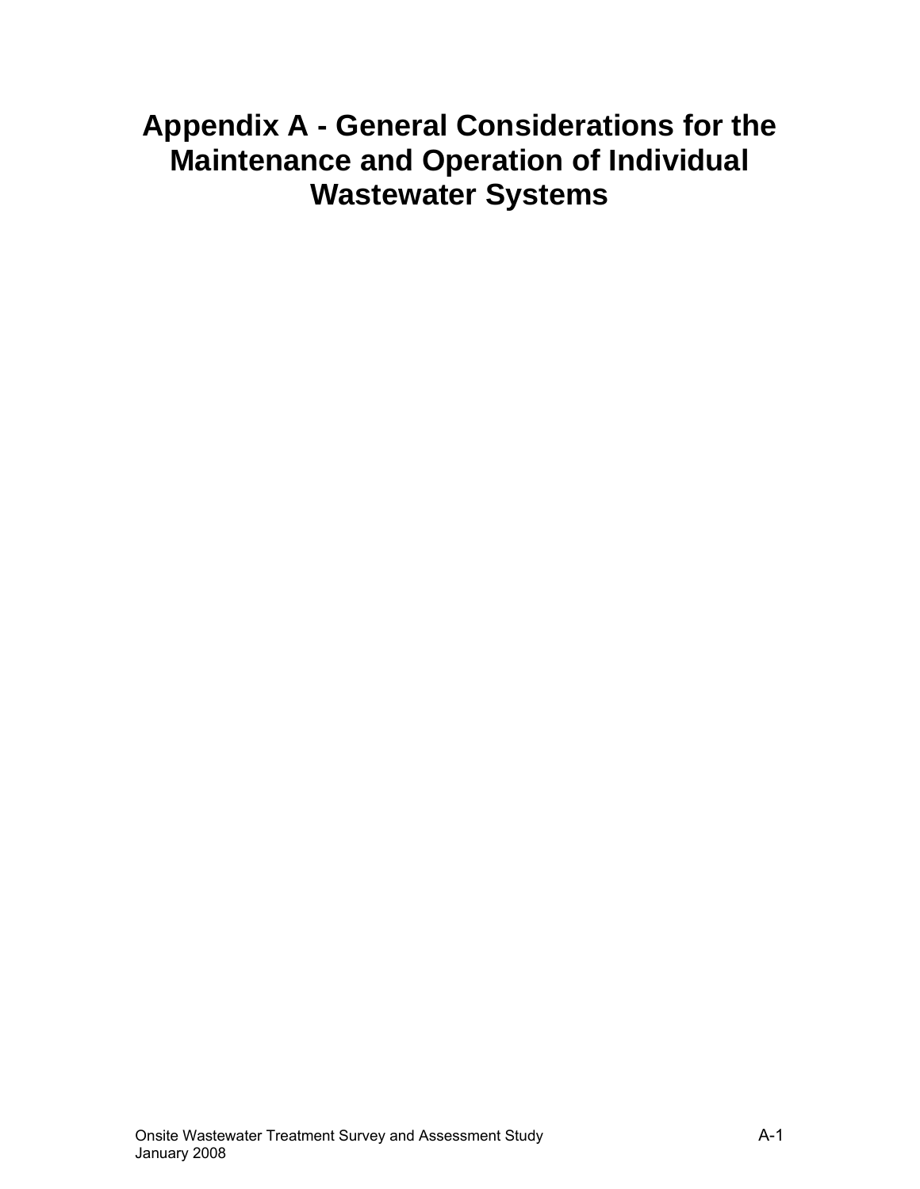# Appendix A - General Considerations for the Maintenance and Operation of Individual Wastewater Systems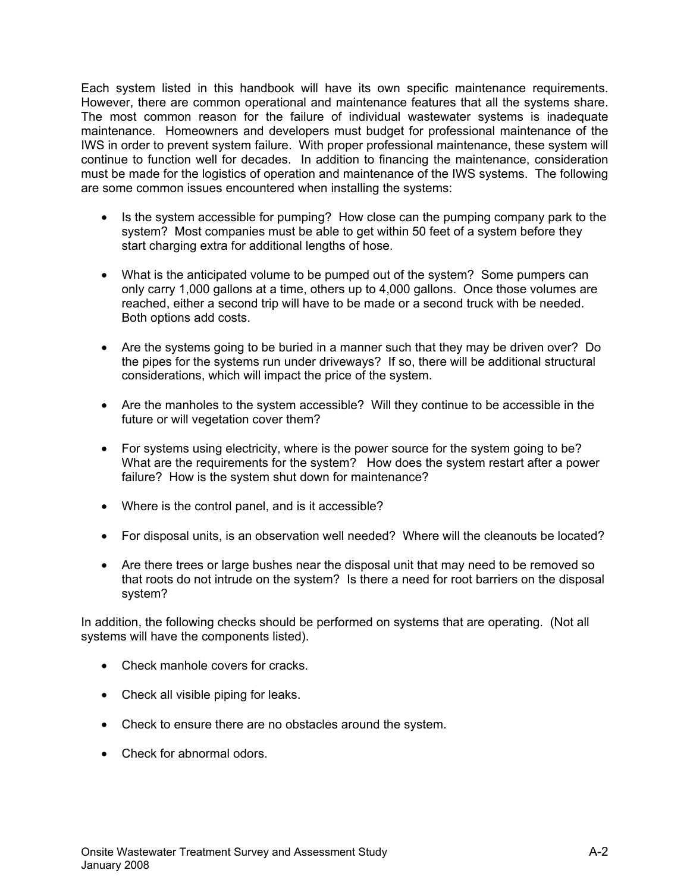Each system listed in this handbook will have its own specific maintenance requirements. However, there are common operational and maintenance features that all the systems share. The most common reason for the failure of individual wastewater systems is inadequate maintenance. Homeowners and developers must budget for professional maintenance of the IWS in order to prevent system failure. With proper professional maintenance, these system will continue to function well for decades. In addition to financing the maintenance, consideration must be made for the logistics of operation and maintenance of the IWS systems. The following are some common issues encountered when installing the systems:

- Is the system accessible for pumping? How close can the pumping company park to the system? Most companies must be able to get within 50 feet of a system before they start charging extra for additional lengths of hose.
- What is the anticipated volume to be pumped out of the system? Some pumpers can only carry 1,000 gallons at a time, others up to 4,000 gallons. Once those volumes are reached, either a second trip will have to be made or a second truck with be needed. Both options add costs.
- Are the systems going to be buried in a manner such that they may be driven over? Do the pipes for the systems run under driveways? If so, there will be additional structural considerations, which will impact the price of the system.
- Are the manholes to the system accessible? Will they continue to be accessible in the future or will vegetation cover them?
- For systems using electricity, where is the power source for the system going to be? What are the requirements for the system? How does the system restart after a power failure? How is the system shut down for maintenance?
- Where is the control panel, and is it accessible?
- For disposal units, is an observation well needed? Where will the cleanouts be located?
- Are there trees or large bushes near the disposal unit that may need to be removed so that roots do not intrude on the system? Is there a need for root barriers on the disposal system?

In addition, the following checks should be performed on systems that are operating. (Not all systems will have the components listed).

- Check manhole covers for cracks.
- Check all visible piping for leaks.
- Check to ensure there are no obstacles around the system.
- Check for abnormal odors.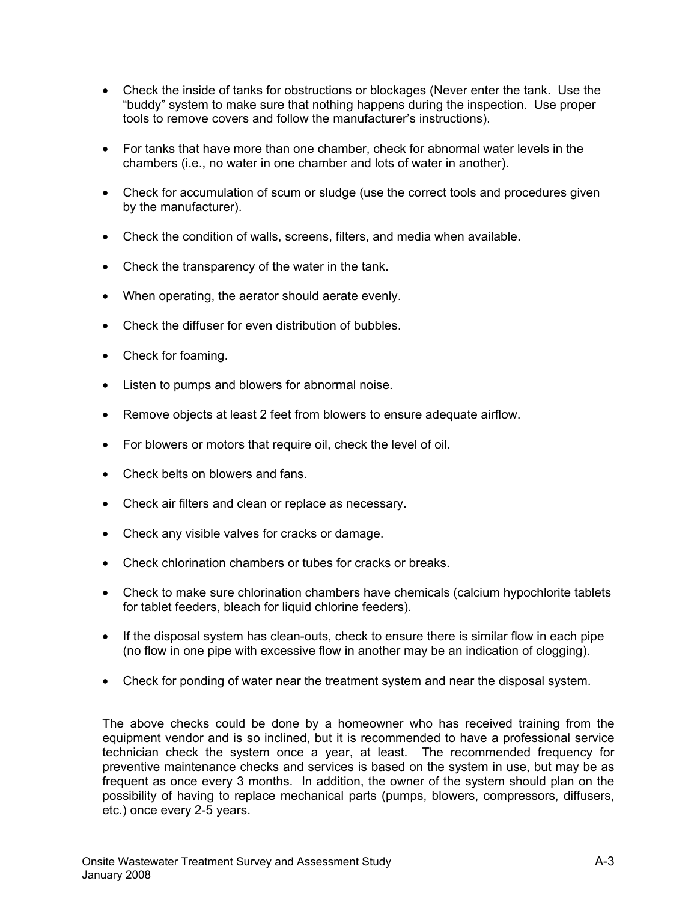- Check the inside of tanks for obstructions or blockages (Never enter the tank. Use the "buddy" system to make sure that nothing happens during the inspection. Use proper tools to remove covers and follow the manufacturer's instructions).

- For tanks that have more than one chamber, check for abnormal water levels in the chambers (i.e., no water in one chamber and lots of water in another).

- Check for accumulation of scum or sludge (use the correct tools and procedures given by the manufacturer).

- Check the condition of walls, screens, filters, and media when available.

- Check the transparency of the water in the tank.

- When operating, the aerator should aerate evenly.

- Check the diffuser for even distribution of bubbles.

- Check for foaming.

- Listen to pumps and blowers for abnormal noise.

- Remove objects at least 2 feet from blowers to ensure adequate airflow.

- For blowers or motors that require oil, check the level of oil.

- Check belts on blowers and fans.

- Check air filters and clean or replace as necessary.

- Check any visible valves for cracks or damage.

- Check chlorination chambers or tubes for cracks or breaks.

- Check to make sure chlorination chambers have chemicals (calcium hypochlorite tablets for tablet feeders, bleach for liquid chlorine feeders).

- If the disposal system has clean-outs, check to ensure there is similar flow in each pipe (no flow in one pipe with excessive flow in another may be an indication of clogging).

- Check for ponding of water near the treatment system and near the disposal system.

The above checks could be done by a homeowner who has received training from the equipment vendor and is so inclined, but it is recommended to have a professional service technician check the system once a year, at least. The recommended frequency for preventive maintenance checks and services is based on the system in use, but may be as frequent as once every 3 months. In addition, the owner of the system should plan on the possibility of having to replace mechanical parts (pumps, blowers, compressors, diffusers, etc.) once every 2-5 years.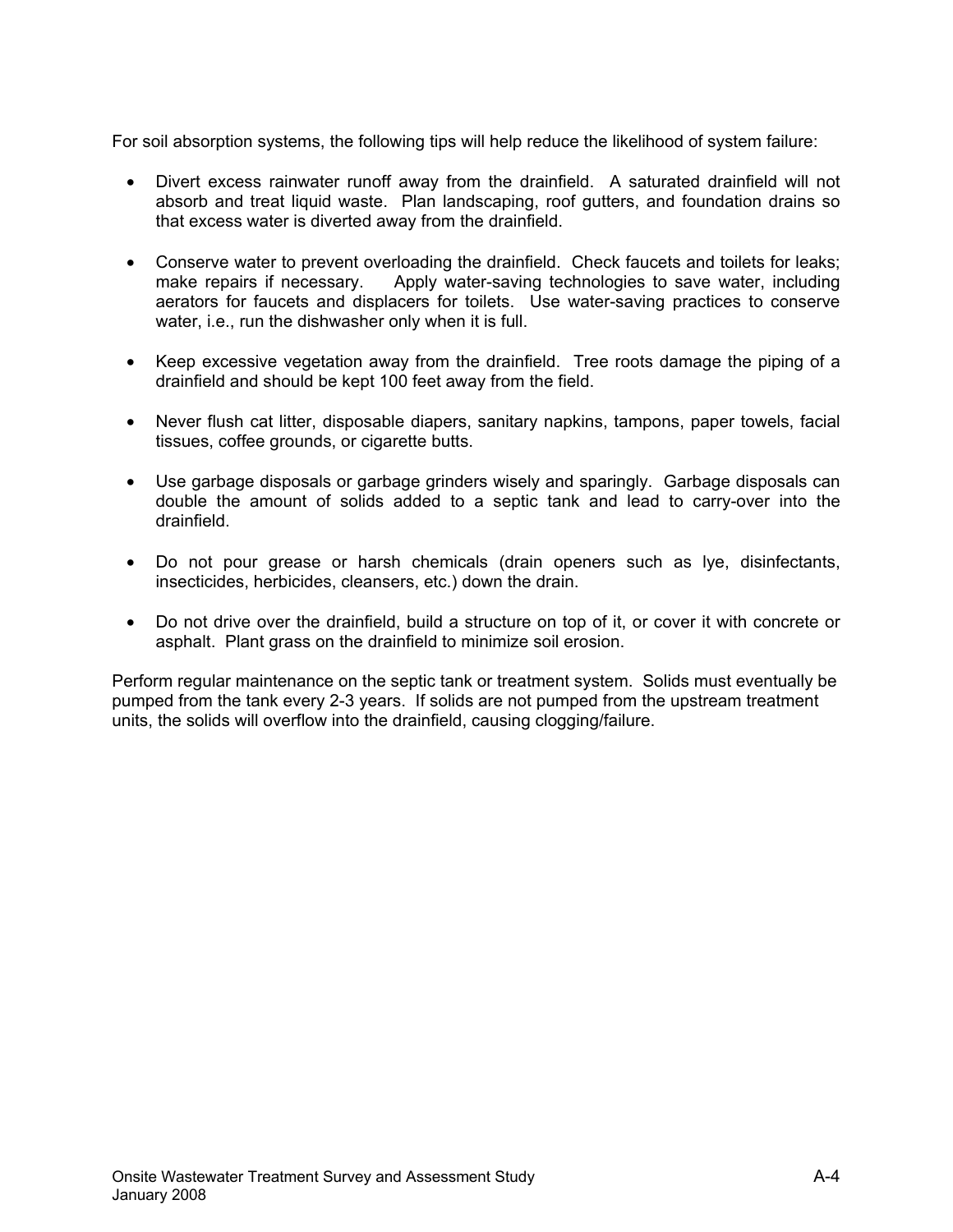For soil absorption systems, the following tips will help reduce the likelihood of system failure:

- Divert excess rainwater runoff away from the drainfield. A saturated drainfield will not absorb and treat liquid waste. Plan landscaping, roof gutters, and foundation drains so that excess water is diverted away from the drainfield.
- Conserve water to prevent overloading the drainfield. Check faucets and toilets for leaks; make repairs if necessary. Apply water-saving technologies to save water, including aerators for faucets and displacers for toilets. Use water-saving practices to conserve water, i.e., run the dishwasher only when it is full.
- Keep excessive vegetation away from the drainfield. Tree roots damage the piping of a drainfield and should be kept 100 feet away from the field.
- Never flush cat litter, disposable diapers, sanitary napkins, tampons, paper towels, facial tissues, coffee grounds, or cigarette butts.
- Use garbage disposals or garbage grinders wisely and sparingly. Garbage disposals can double the amount of solids added to a septic tank and lead to carry-over into the drainfield.
- Do not pour grease or harsh chemicals (drain openers such as lye, disinfectants, insecticides, herbicides, cleansers, etc.) down the drain.
- Do not drive over the drainfield, build a structure on top of it, or cover it with concrete or asphalt. Plant grass on the drainfield to minimize soil erosion.

Perform regular maintenance on the septic tank or treatment system. Solids must eventually be pumped from the tank every 2-3 years. If solids are not pumped from the upstream treatment units, the solids will overflow into the drainfield, causing clogging/failure.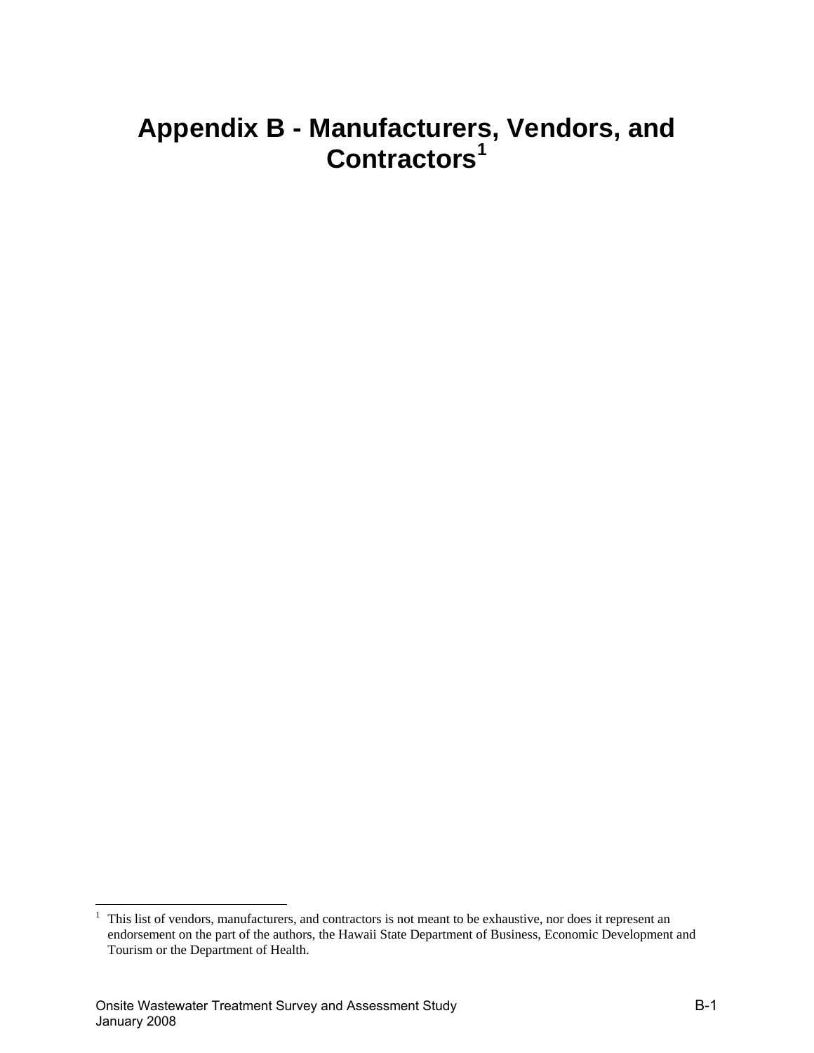# Appendix B - Manufacturers, Vendors, and Contractors[1]

[1] This list of vendors, manufacturers, and contractors is not meant to be exhaustive, nor does it represent an endorsement on the part of the authors, the Hawaii State Department of Business, Economic Development and Tourism or the Department of Health.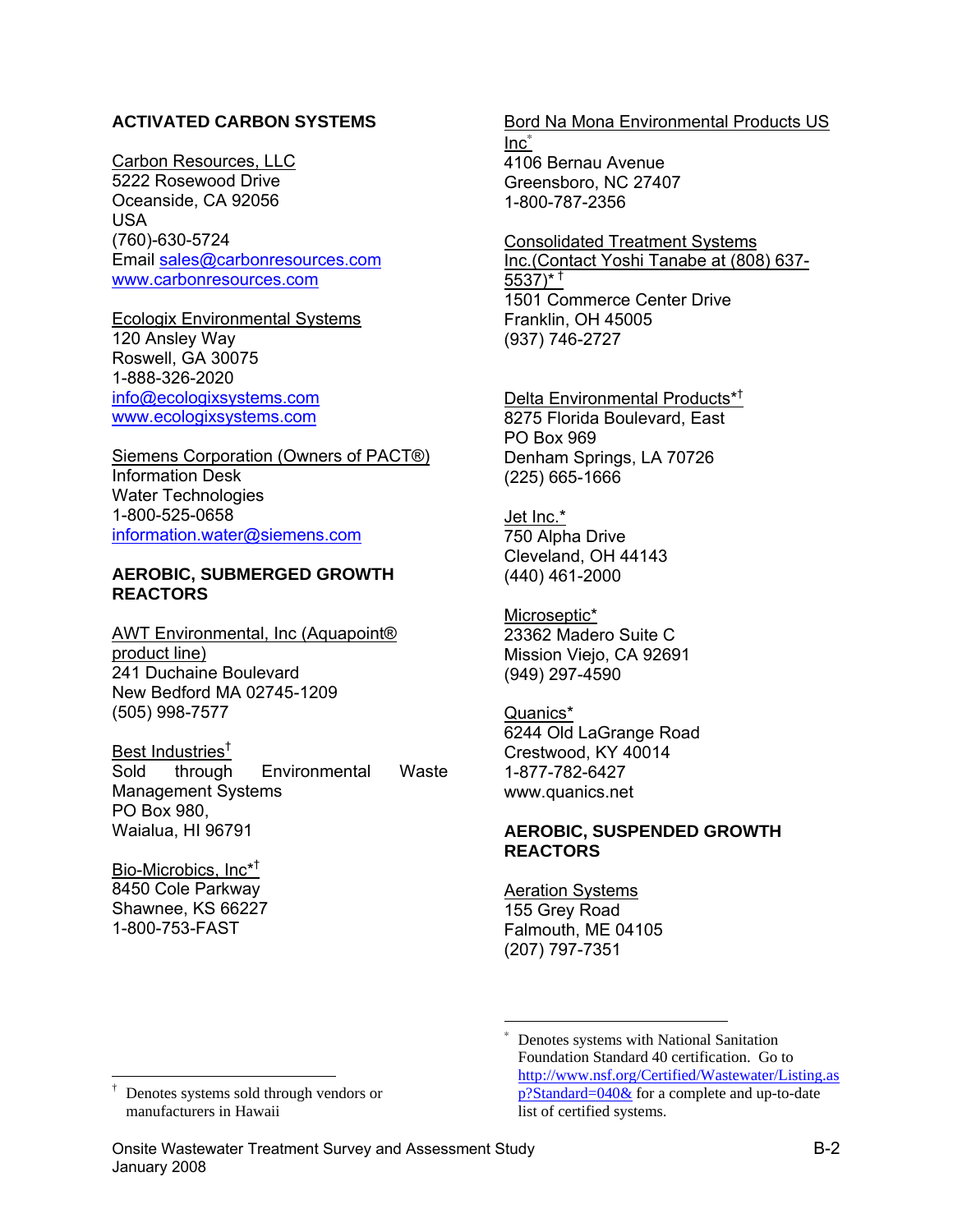**ACTIVATED CARBON SYSTEMS**

Carbon Resources, LLC
5222 Rosewood Drive
Oceanside, CA 92056
USA
(760)-630-5724
Email sales@carbonresources.com
www.carbonresources.com

Ecologix Environmental Systems
120 Ansley Way
Roswell, GA 30075
1-888-326-2020
info@ecologixsystems.com
www.ecologixsystems.com

Siemens Corporation (Owners of PACT®)
Information Desk
Water Technologies
1-800-525-0658
information.water@siemens.com

**AEROBIC, SUBMERGED GROWTH REACTORS**

AWT Environmental, Inc (Aquapoint® product line)
241 Duchaine Boulevard
New Bedford MA 02745-1209
(505) 998-7577

Best Industries†
Sold through Environmental Waste Management Systems
PO Box 980,
Waialua, HI 96791

Bio-Microbics, Inc*†
8450 Cole Parkway
Shawnee, KS 66227
1-800-753-FAST

Bord Na Mona Environmental Products US Inc*
4106 Bernau Avenue
Greensboro, NC 27407
1-800-787-2356

Consolidated Treatment Systems Inc.(Contact Yoshi Tanabe at (808) 637-5537)* †
1501 Commerce Center Drive
Franklin, OH 45005
(937) 746-2727

Delta Environmental Products*†
8275 Florida Boulevard, East
PO Box 969
Denham Springs, LA 70726
(225) 665-1666

Jet Inc.*
750 Alpha Drive
Cleveland, OH 44143
(440) 461-2000

Microseptic*
23362 Madero Suite C
Mission Viejo, CA 92691
(949) 297-4590

Quanics*
6244 Old LaGrange Road
Crestwood, KY 40014
1-877-782-6427
www.quanics.net

**AEROBIC, SUSPENDED GROWTH REACTORS**

Aeration Systems
155 Grey Road
Falmouth, ME 04105
(207) 797-7351

---

† Denotes systems sold through vendors or manufacturers in Hawaii

\* Denotes systems with National Sanitation Foundation Standard 40 certification. Go to http://www.nsf.org/Certified/Wastewater/Listing.asp?Standard=040& for a complete and up-to-date list of certified systems.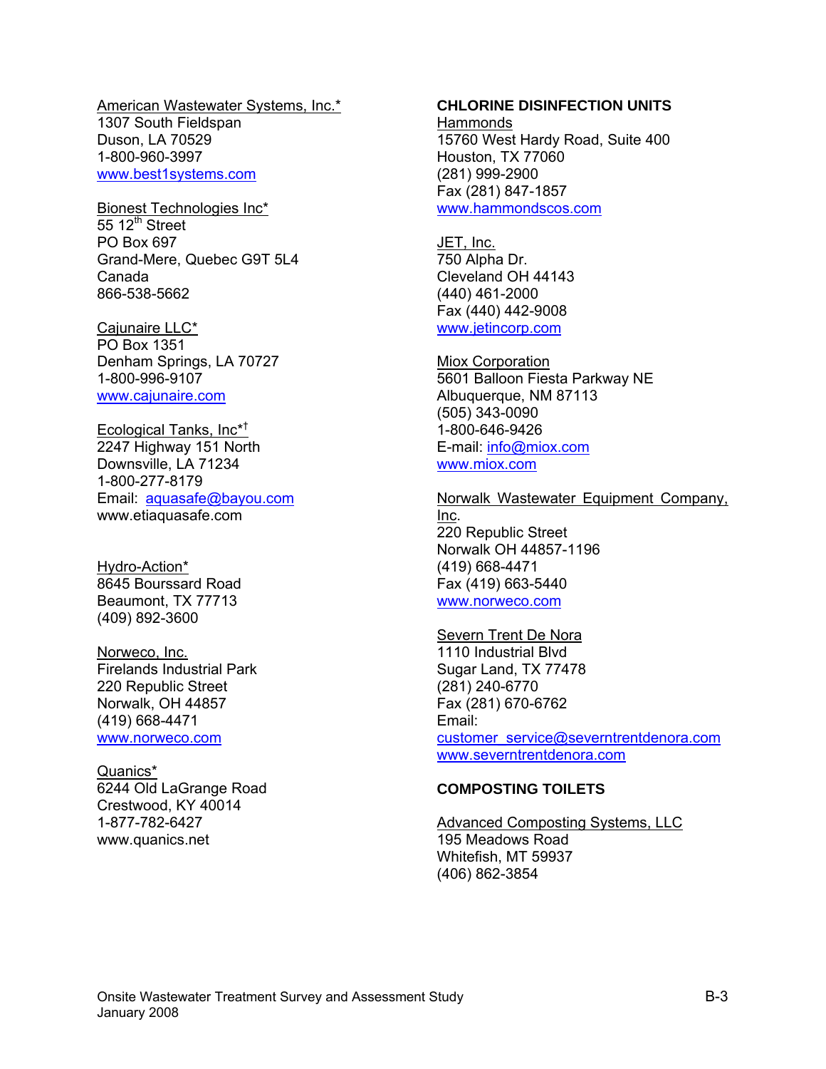American Wastewater Systems, Inc.*
1307 South Fieldspan
Duson, LA 70529
1-800-960-3997
www.best1systems.com

Bionest Technologies Inc*
55 12th Street
PO Box 697
Grand-Mere, Quebec G9T 5L4
Canada
866-538-5662

Cajunaire LLC*
PO Box 1351
Denham Springs, LA 70727
1-800-996-9107
www.cajunaire.com

Ecological Tanks, Inc*†
2247 Highway 151 North
Downsville, LA 71234
1-800-277-8179
Email: aquasafe@bayou.com
www.etiaquasafe.com

Hydro-Action*
8645 Bourssard Road
Beaumont, TX 77713
(409) 892-3600

Norweco, Inc.
Firelands Industrial Park
220 Republic Street
Norwalk, OH 44857
(419) 668-4471
www.norweco.com

Quanics*
6244 Old LaGrange Road
Crestwood, KY 40014
1-877-782-6427
www.quanics.net

**CHLORINE DISINFECTION UNITS**

Hammonds
15760 West Hardy Road, Suite 400
Houston, TX 77060
(281) 999-2900
Fax (281) 847-1857
www.hammondscos.com

JET, Inc.
750 Alpha Dr.
Cleveland OH 44143
(440) 461-2000
Fax (440) 442-9008
www.jetincorp.com

Miox Corporation
5601 Balloon Fiesta Parkway NE
Albuquerque, NM 87113
(505) 343-0090
1-800-646-9426
E-mail: info@miox.com
www.miox.com

Norwalk Wastewater Equipment Company, Inc.
220 Republic Street
Norwalk OH 44857-1196
(419) 668-4471
Fax (419) 663-5440
www.norweco.com

Severn Trent De Nora
1110 Industrial Blvd
Sugar Land, TX 77478
(281) 240-6770
Fax (281) 670-6762
Email:
customer_service@severntrentdenora.com
www.severntrentdenora.com

**COMPOSTING TOILETS**

Advanced Composting Systems, LLC
195 Meadows Road
Whitefish, MT 59937
(406) 862-3854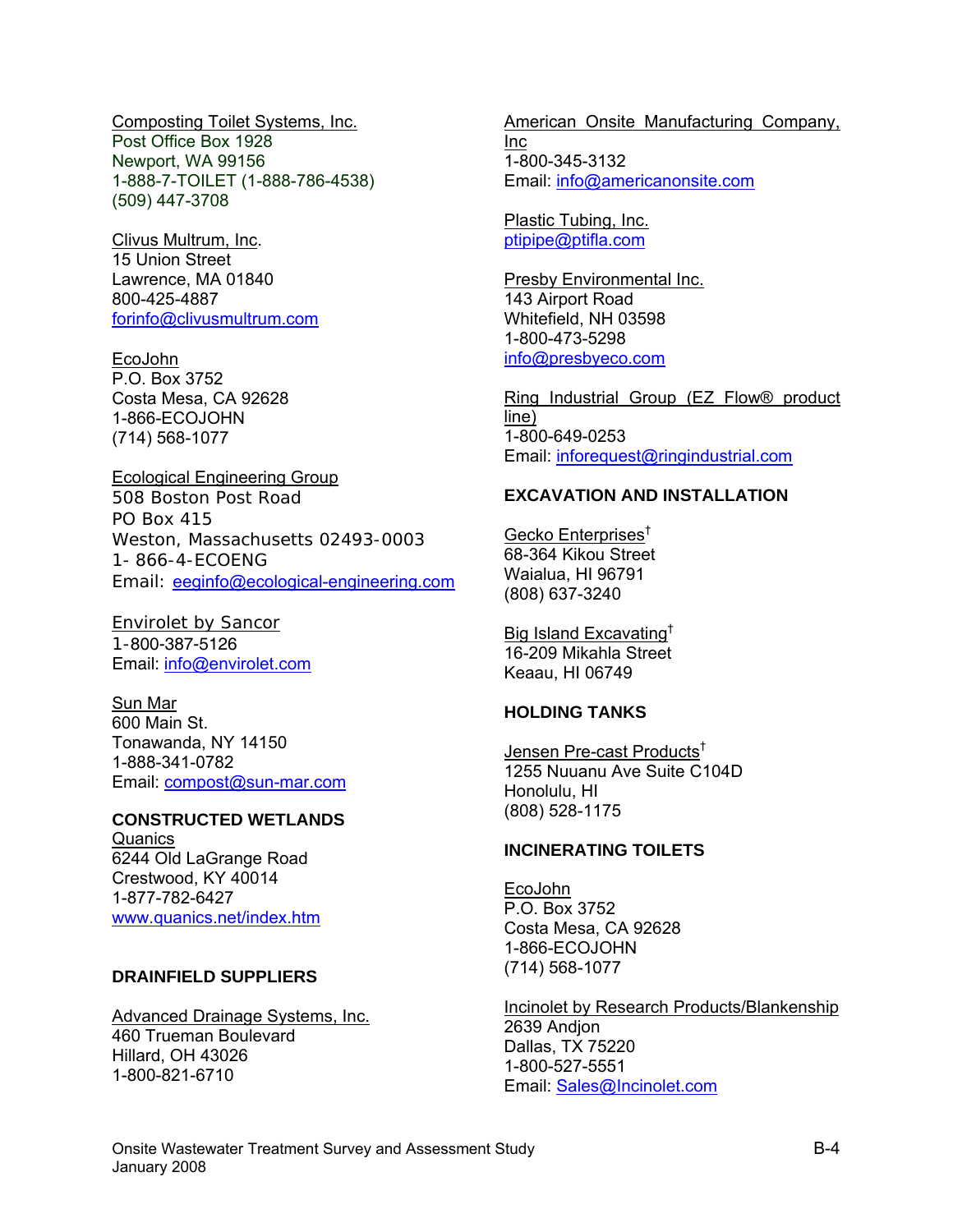Composting Toilet Systems, Inc.
Post Office Box 1928
Newport, WA 99156
1-888-7-TOILET (1-888-786-4538)
(509) 447-3708

Clivus Multrum, Inc.
15 Union Street
Lawrence, MA 01840
800-425-4887
forinfo@clivusmultrum.com

EcoJohn
P.O. Box 3752
Costa Mesa, CA 92628
1-866-ECOJOHN
(714) 568-1077

Ecological Engineering Group
508 Boston Post Road
PO Box 415
Weston, Massachusetts 02493-0003
1- 866-4-ECOENG
Email: eeginfo@ecological-engineering.com

Envirolet by Sancor
1-800-387-5126
Email: info@envirolet.com

Sun Mar
600 Main St.
Tonawanda, NY 14150
1-888-341-0782
Email: compost@sun-mar.com

**CONSTRUCTED WETLANDS**

Quanics
6244 Old LaGrange Road
Crestwood, KY 40014
1-877-782-6427
www.quanics.net/index.htm

**DRAINFIELD SUPPLIERS**

Advanced Drainage Systems, Inc.
460 Trueman Boulevard
Hillard, OH 43026
1-800-821-6710

American Onsite Manufacturing Company, Inc
1-800-345-3132
Email: info@americanonsite.com

Plastic Tubing, Inc.
ptipipe@ptifla.com

Presby Environmental Inc.
143 Airport Road
Whitefield, NH 03598
1-800-473-5298
info@presbyeco.com

Ring Industrial Group (EZ Flow® product line)
1-800-649-0253
Email: inforequest@ringindustrial.com

**EXCAVATION AND INSTALLATION**

Gecko Enterprises†
68-364 Kikou Street
Waialua, HI 96791
(808) 637-3240

Big Island Excavating†
16-209 Mikahla Street
Keaau, HI 06749

**HOLDING TANKS**

Jensen Pre-cast Products†
1255 Nuuanu Ave Suite C104D
Honolulu, HI
(808) 528-1175

**INCINERATING TOILETS**

EcoJohn
P.O. Box 3752
Costa Mesa, CA 92628
1-866-ECOJOHN
(714) 568-1077

Incinolet by Research Products/Blankenship
2639 Andjon
Dallas, TX 75220
1-800-527-5551
Email: Sales@Incinolet.com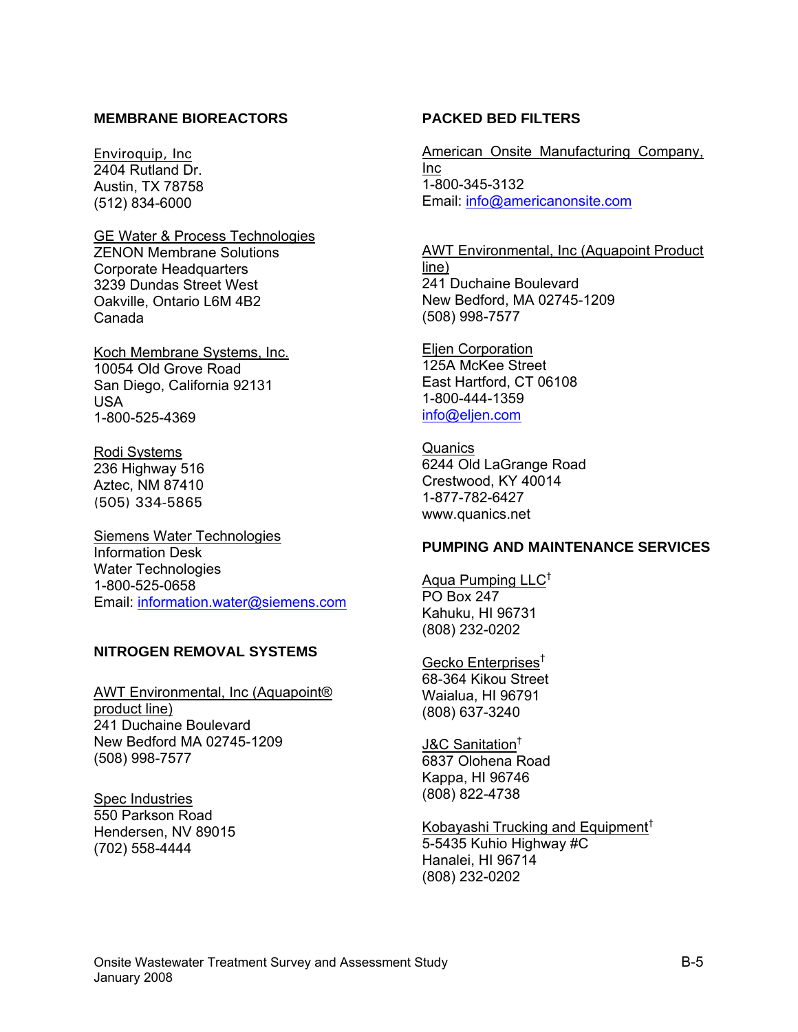## MEMBRANE BIOREACTORS

Enviroquip, Inc
2404 Rutland Dr.
Austin, TX 78758
(512) 834-6000

GE Water & Process Technologies
ZENON Membrane Solutions
Corporate Headquarters
3239 Dundas Street West
Oakville, Ontario L6M 4B2
Canada

Koch Membrane Systems, Inc.
10054 Old Grove Road
San Diego, California 92131
USA
1-800-525-4369

Rodi Systems
236 Highway 516
Aztec, NM 87410
(505) 334-5865

Siemens Water Technologies
Information Desk
Water Technologies
1-800-525-0658
Email: information.water@siemens.com

## NITROGEN REMOVAL SYSTEMS

AWT Environmental, Inc (Aquapoint® product line)
241 Duchaine Boulevard
New Bedford MA 02745-1209
(508) 998-7577

Spec Industries
550 Parkson Road
Hendersen, NV 89015
(702) 558-4444

## PACKED BED FILTERS

American Onsite Manufacturing Company, Inc
1-800-345-3132
Email: info@americanonsite.com

AWT Environmental, Inc (Aquapoint Product line)
241 Duchaine Boulevard
New Bedford, MA 02745-1209
(508) 998-7577

Eljen Corporation
125A McKee Street
East Hartford, CT 06108
1-800-444-1359
info@eljen.com

Quanics
6244 Old LaGrange Road
Crestwood, KY 40014
1-877-782-6427
www.quanics.net

## PUMPING AND MAINTENANCE SERVICES

Aqua Pumping LLC†
PO Box 247
Kahuku, HI 96731
(808) 232-0202

Gecko Enterprises†
68-364 Kikou Street
Waialua, HI 96791
(808) 637-3240

J&C Sanitation†
6837 Olohena Road
Kappa, HI 96746
(808) 822-4738

Kobayashi Trucking and Equipment†
5-5435 Kuhio Highway #C
Hanalei, HI 96714
(808) 232-0202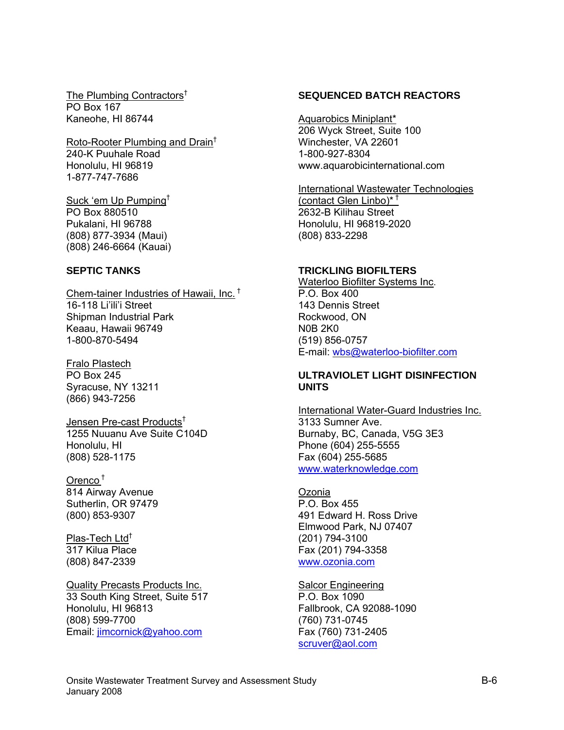The Plumbing Contractors†
PO Box 167
Kaneohe, HI 86744

Roto-Rooter Plumbing and Drain†
240-K Puuhale Road
Honolulu, HI 96819
1-877-747-7686

Suck 'em Up Pumping†
PO Box 880510
Pukalani, HI 96788
(808) 877-3934 (Maui)
(808) 246-6664 (Kauai)

**SEPTIC TANKS**

Chem-tainer Industries of Hawaii, Inc. †
16-118 Li'ili'i Street
Shipman Industrial Park
Keaau, Hawaii 96749
1-800-870-5494

Fralo Plastech
PO Box 245
Syracuse, NY 13211
(866) 943-7256

Jensen Pre-cast Products†
1255 Nuuanu Ave Suite C104D
Honolulu, HI
(808) 528-1175

Orenco †
814 Airway Avenue
Sutherlin, OR 97479
(800) 853-9307

Plas-Tech Ltd†
317 Kilua Place
(808) 847-2339

Quality Precasts Products Inc.
33 South King Street, Suite 517
Honolulu, HI 96813
(808) 599-7700
Email: jimcornick@yahoo.com

**SEQUENCED BATCH REACTORS**

Aquarobics Miniplant*
206 Wyck Street, Suite 100
Winchester, VA 22601
1-800-927-8304
www.aquarobicinternational.com

International Wastewater Technologies (contact Glen Linbo)* †
2632-B Kilihau Street
Honolulu, HI 96819-2020
(808) 833-2298

**TRICKLING BIOFILTERS**

Waterloo Biofilter Systems Inc.
P.O. Box 400
143 Dennis Street
Rockwood, ON
N0B 2K0
(519) 856-0757
E-mail: wbs@waterloo-biofilter.com

**ULTRAVIOLET LIGHT DISINFECTION UNITS**

International Water-Guard Industries Inc.
3133 Sumner Ave.
Burnaby, BC, Canada, V5G 3E3
Phone (604) 255-5555
Fax (604) 255-5685
www.waterknowledge.com

Ozonia
P.O. Box 455
491 Edward H. Ross Drive
Elmwood Park, NJ 07407
(201) 794-3100
Fax (201) 794-3358
www.ozonia.com

Salcor Engineering
P.O. Box 1090
Fallbrook, CA 92088-1090
(760) 731-0745
Fax (760) 731-2405
scruver@aol.com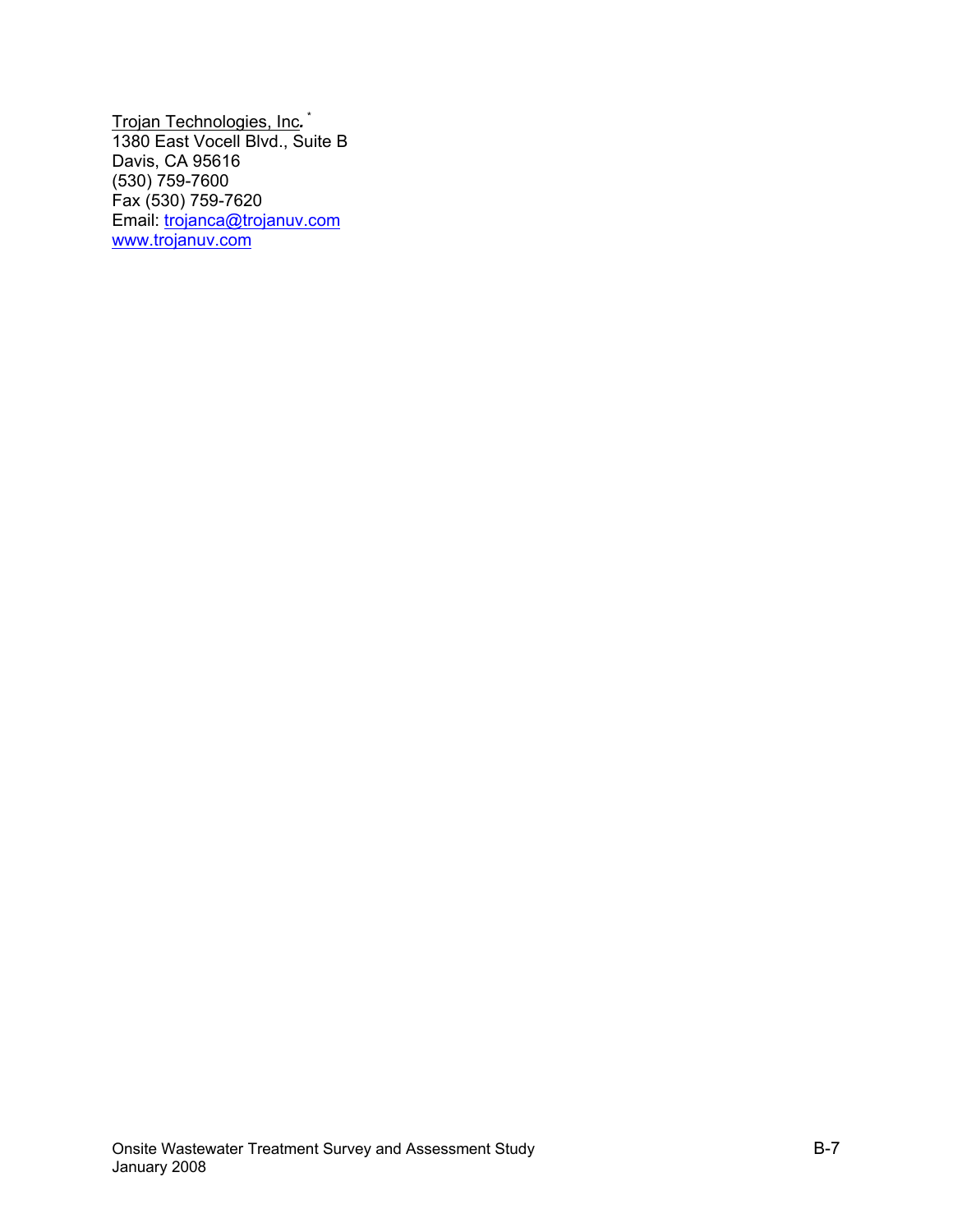Trojan Technologies, Inc. *
1380 East Vocell Blvd., Suite B
Davis, CA 95616
(530) 759-7600
Fax (530) 759-7620
Email: trojanca@trojanuv.com
www.trojanuv.com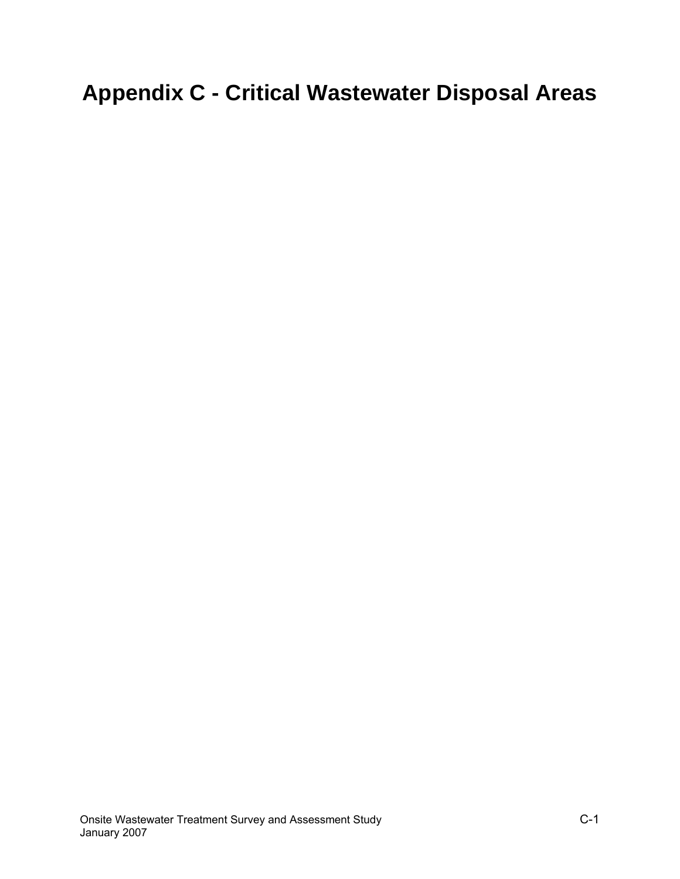# Appendix C - Critical Wastewater Disposal Areas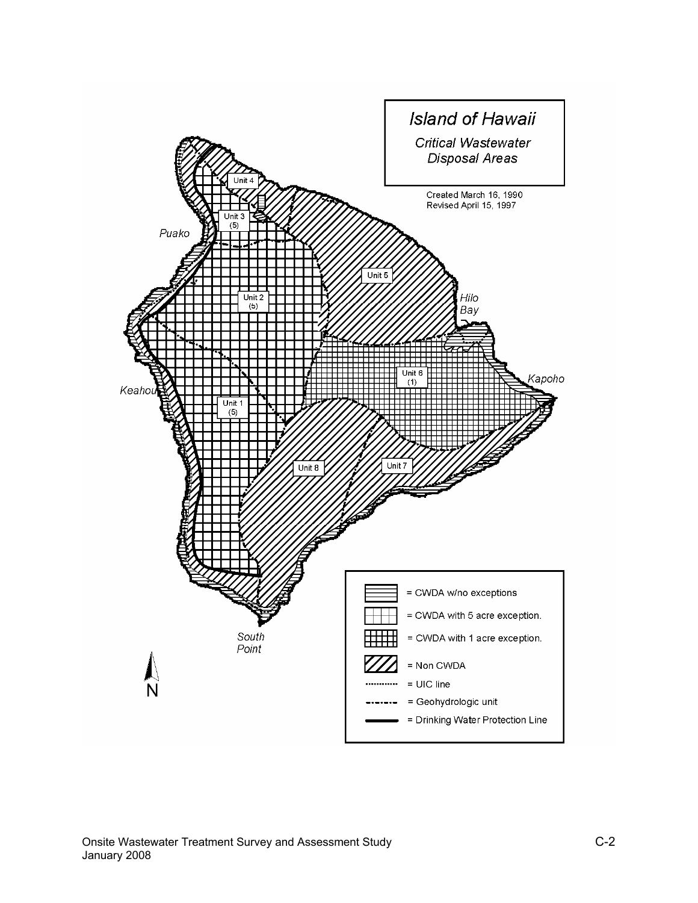# Island of Hawaii

*Critical Wastewater Disposal Areas*

Created March 16, 1990
Revised April 15, 1997

Unit 4

Unit 3 (5)

Puako

Unit 5

Unit 2 (5)

Hilo Bay

Unit 6 (1)

Kapoho

Keahou

Unit 1 (5)

Unit 8

Unit 7

South Point

N

= CWDA w/no exceptions

= CWDA with 5 acre exception.

= CWDA with 1 acre exception.

= Non CWDA

= UIC line

= Geohydrologic unit

= Drinking Water Protection Line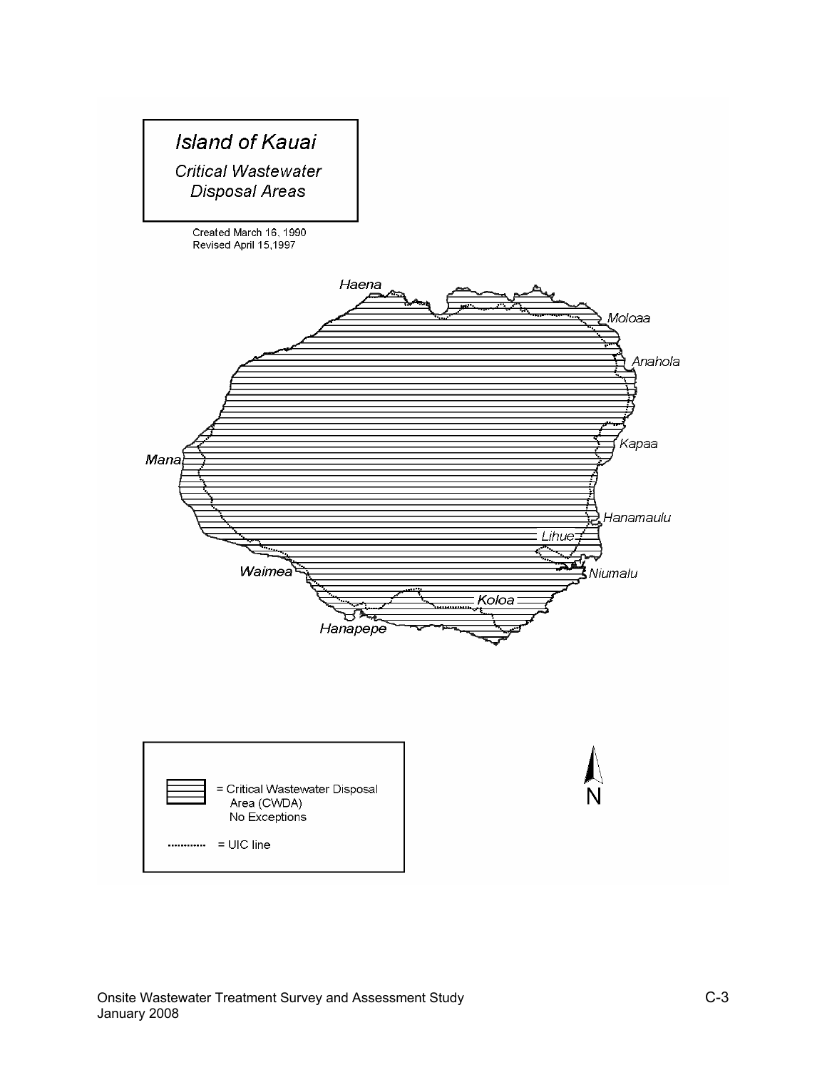# Island of Kauai

## Critical Wastewater Disposal Areas

Created March 16, 1990
Revised April 15,1997

Haena

Moloaa

Anahola

Kapaa

Mana

Hanamaulu

Lihue

Waimea

Niumalu

Koloa

Hanapepe

= Critical Wastewater Disposal Area (CWDA) No Exceptions

= UIC line

N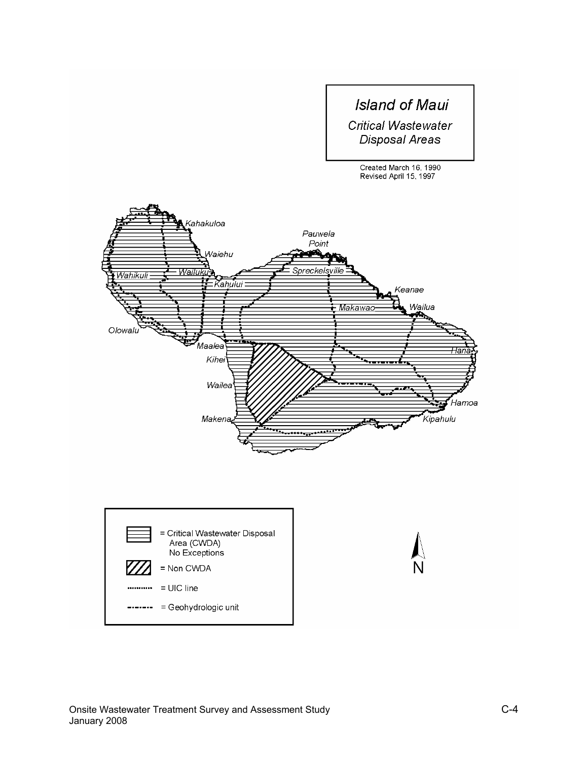# Island of Maui

## Critical Wastewater Disposal Areas

Created March 16, 1990
Revised April 15, 1997

Kahakuloa

Pauwela Point

Waiehu

Wahikuli

Wailuku

Spreckelsville

Kahului

Keanae

Makawao

Wailua

Olowalu

Maalea

Hana

Kihei

Wailea

Hamoa

Makena

Kipahulu

| Symbol | Meaning |
| --- | --- |
| (horizontal lines) | = Critical Wastewater Disposal Area (CWDA) No Exceptions |
| (diagonal hatching) | = Non CWDA |
| (dotted line) | = UIC line |
| (dash-dot line) | = Geohydrologic unit |

N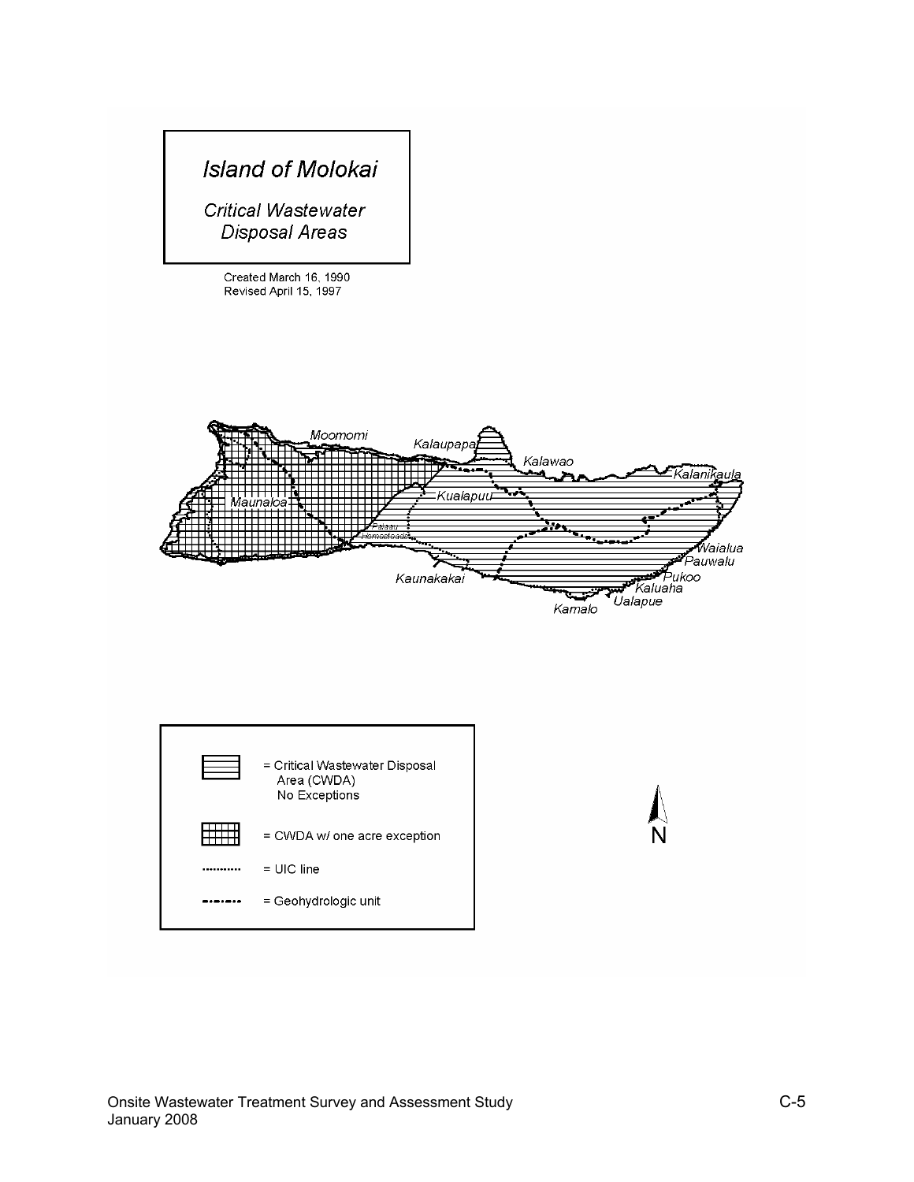# Island of Molokai

*Critical Wastewater Disposal Areas*

Created March 16, 1990
Revised April 15, 1997

Moomomi

Kalaupapa

Kalawao

Kalanikaula

Kualapuu

Maunaloa

Palaau Homesteads

Waialua

Pauwalu

Pukoo

Kaluaha

Ualapue

Kamalo

Kaunakakai

= Critical Wastewater Disposal Area (CWDA) No Exceptions

= CWDA w/ one acre exception

= UIC line

= Geohydrologic unit

N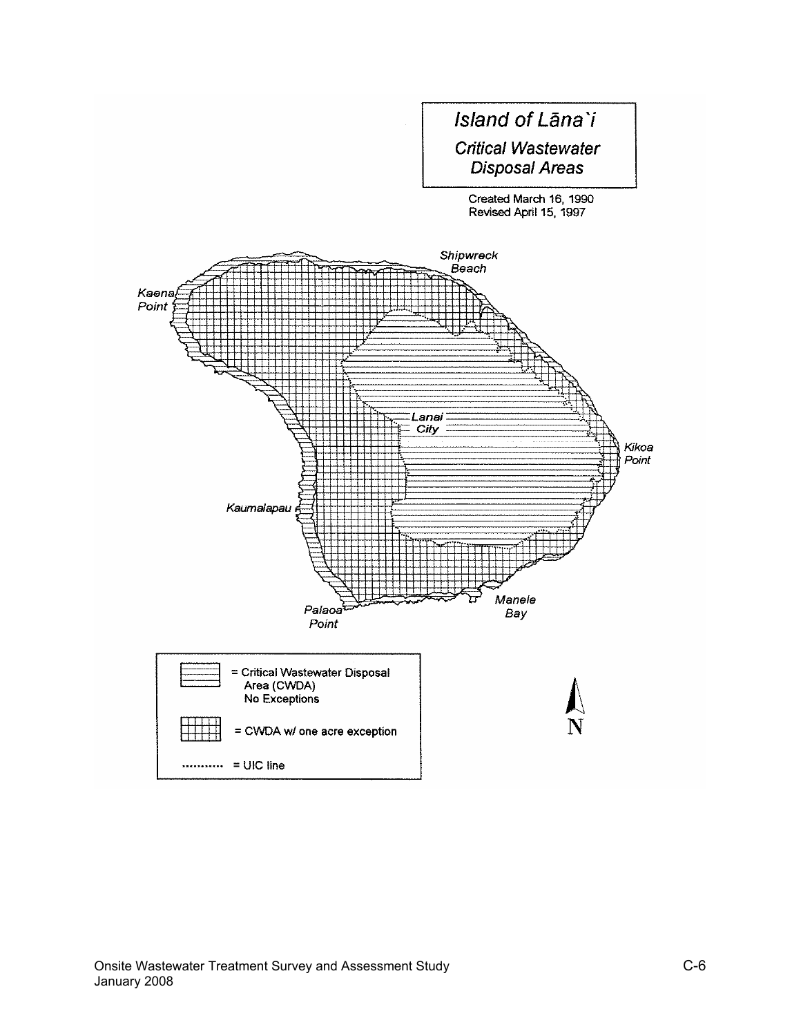# Island of Lāna`i

## Critical Wastewater Disposal Areas

Created March 16, 1990
Revised April 15, 1997

Shipwreck Beach

Kaena Point

Lanai City

Kikoa Point

Kaumalapau

Palaoa Point

Manele Bay

= Critical Wastewater Disposal Area (CWDA) No Exceptions

= CWDA w/ one acre exception

= UIC line

N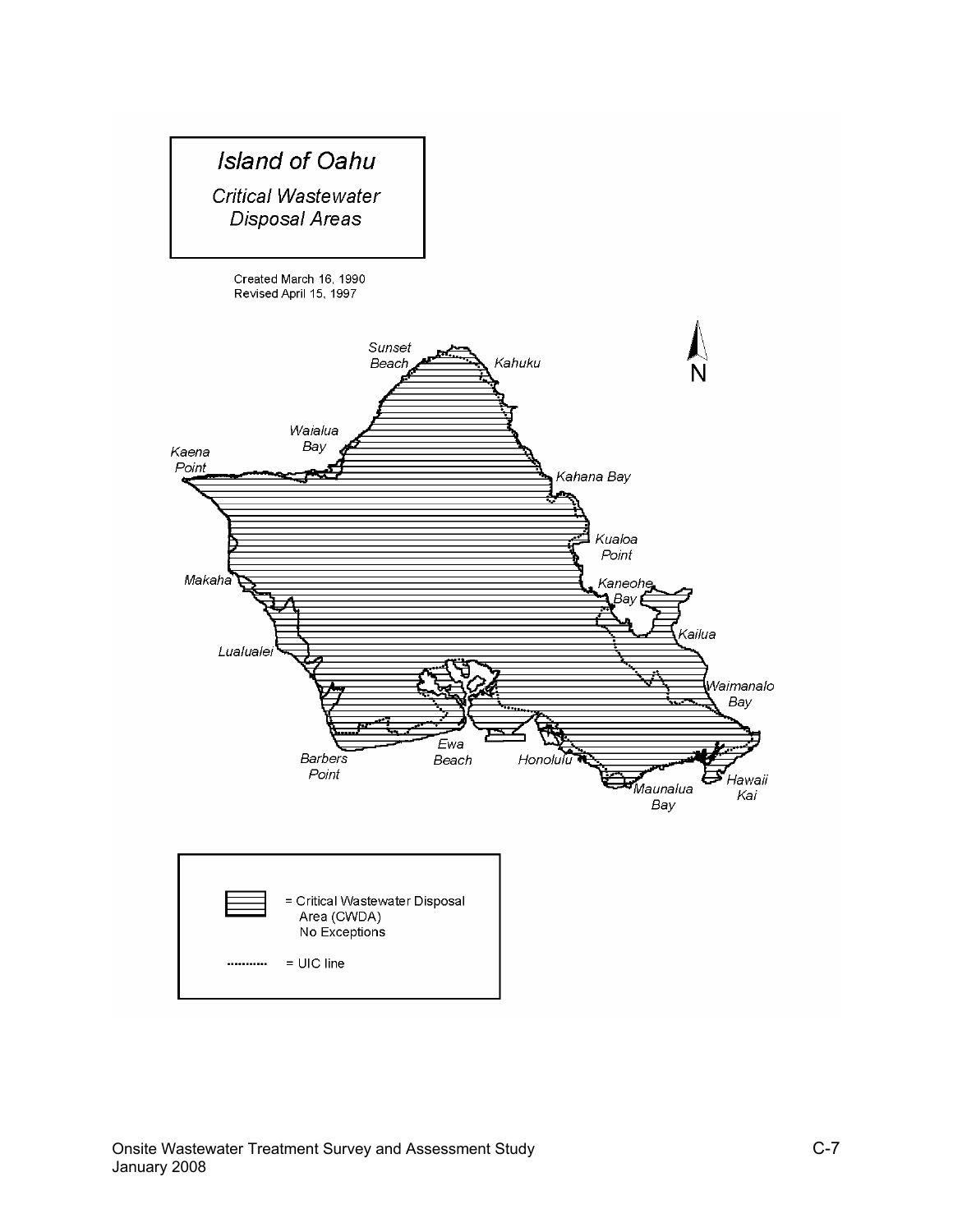# Island of Oahu

## Critical Wastewater Disposal Areas

Created March 16, 1990
Revised April 15, 1997

Sunset Beach

Kahuku

N

Waialua Bay

Kaena Point

Kahana Bay

Kualoa Point

Makaha

Kaneohe Bay

Kailua

Lualualei

Waimanalo Bay

Barbers Point

Ewa Beach

Honolulu

Maunalua Bay

Hawaii Kai

= Critical Wastewater Disposal Area (CWDA) No Exceptions

= UIC line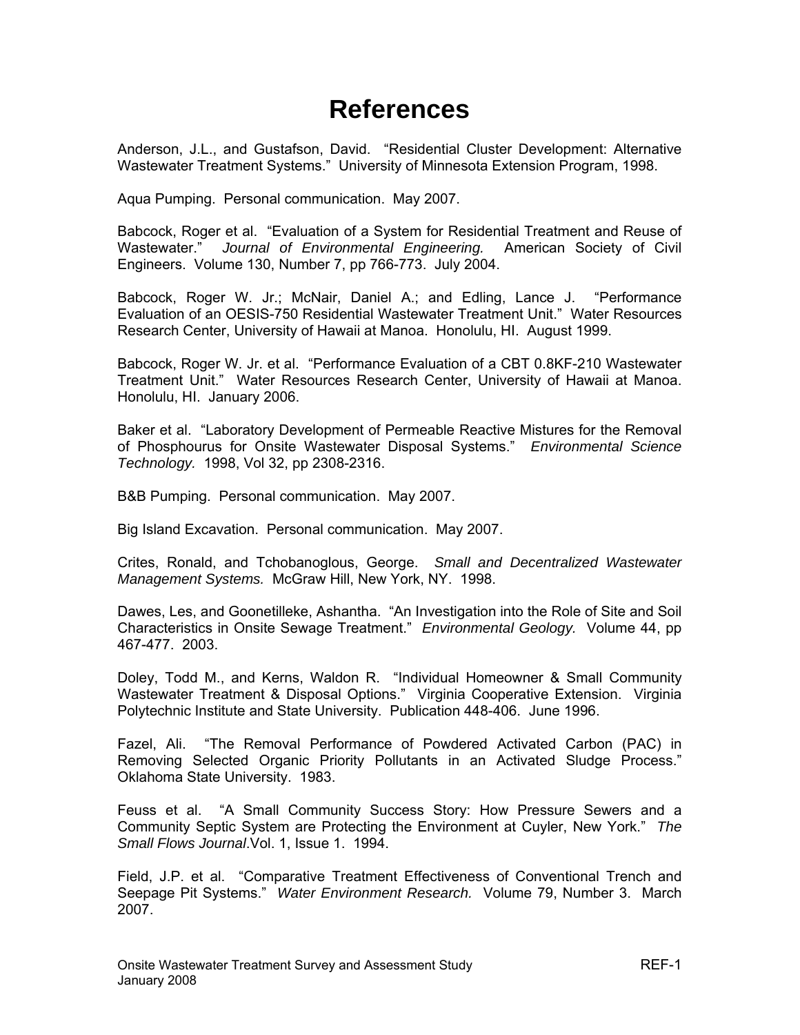# References

Anderson, J.L., and Gustafson, David. "Residential Cluster Development: Alternative Wastewater Treatment Systems." University of Minnesota Extension Program, 1998.

Aqua Pumping. Personal communication. May 2007.

Babcock, Roger et al. "Evaluation of a System for Residential Treatment and Reuse of Wastewater." *Journal of Environmental Engineering.* American Society of Civil Engineers. Volume 130, Number 7, pp 766-773. July 2004.

Babcock, Roger W. Jr.; McNair, Daniel A.; and Edling, Lance J. "Performance Evaluation of an OESIS-750 Residential Wastewater Treatment Unit." Water Resources Research Center, University of Hawaii at Manoa. Honolulu, HI. August 1999.

Babcock, Roger W. Jr. et al. "Performance Evaluation of a CBT 0.8KF-210 Wastewater Treatment Unit." Water Resources Research Center, University of Hawaii at Manoa. Honolulu, HI. January 2006.

Baker et al. "Laboratory Development of Permeable Reactive Mistures for the Removal of Phosphourus for Onsite Wastewater Disposal Systems." *Environmental Science Technology.* 1998, Vol 32, pp 2308-2316.

B&B Pumping. Personal communication. May 2007.

Big Island Excavation. Personal communication. May 2007.

Crites, Ronald, and Tchobanoglous, George. *Small and Decentralized Wastewater Management Systems.* McGraw Hill, New York, NY. 1998.

Dawes, Les, and Goonetilleke, Ashantha. "An Investigation into the Role of Site and Soil Characteristics in Onsite Sewage Treatment." *Environmental Geology.* Volume 44, pp 467-477. 2003.

Doley, Todd M., and Kerns, Waldon R. "Individual Homeowner & Small Community Wastewater Treatment & Disposal Options." Virginia Cooperative Extension. Virginia Polytechnic Institute and State University. Publication 448-406. June 1996.

Fazel, Ali. "The Removal Performance of Powdered Activated Carbon (PAC) in Removing Selected Organic Priority Pollutants in an Activated Sludge Process." Oklahoma State University. 1983.

Feuss et al. "A Small Community Success Story: How Pressure Sewers and a Community Septic System are Protecting the Environment at Cuyler, New York." *The Small Flows Journal*.Vol. 1, Issue 1. 1994.

Field, J.P. et al. "Comparative Treatment Effectiveness of Conventional Trench and Seepage Pit Systems." *Water Environment Research.* Volume 79, Number 3. March 2007.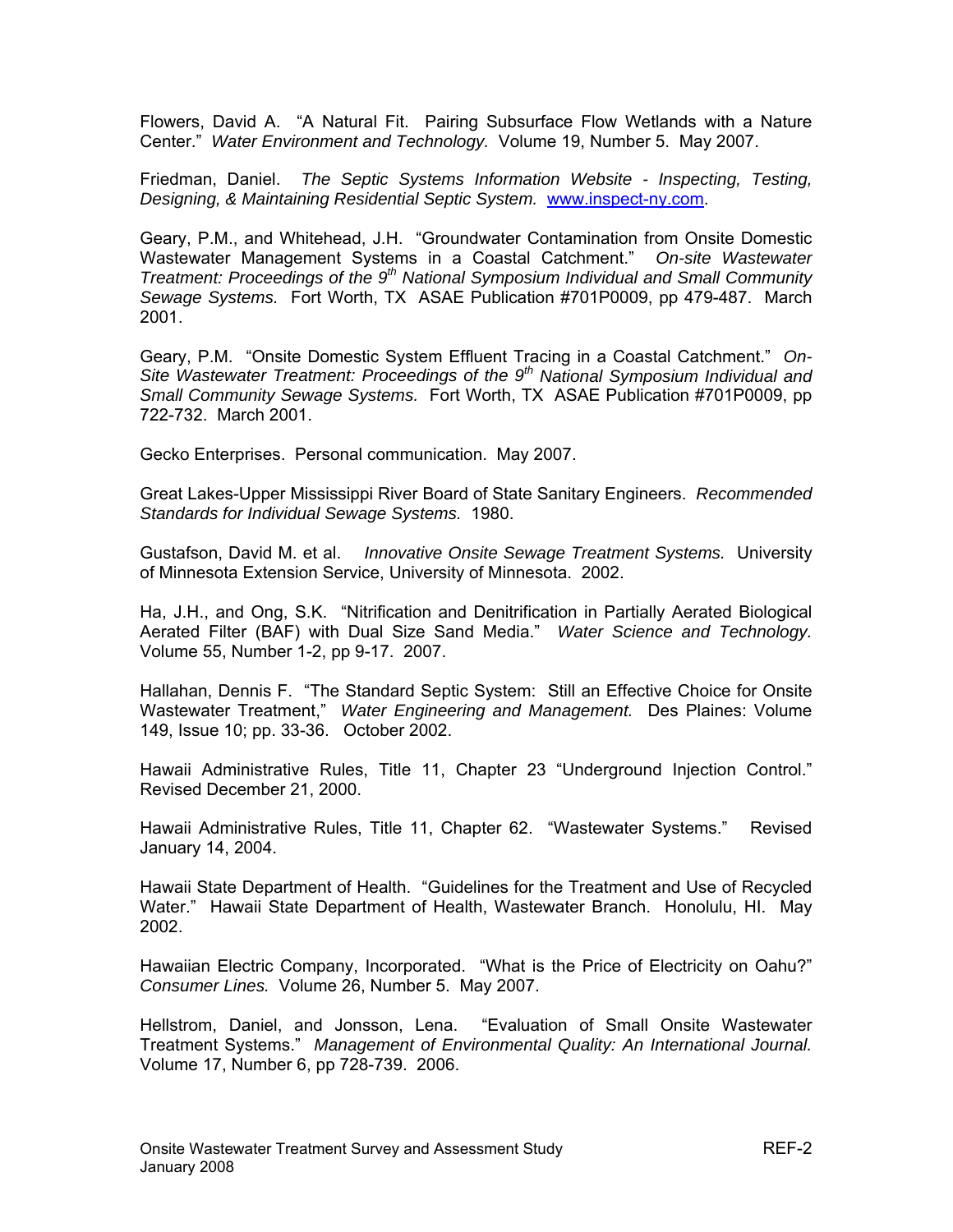Flowers, David A. "A Natural Fit. Pairing Subsurface Flow Wetlands with a Nature Center." *Water Environment and Technology.* Volume 19, Number 5. May 2007.

Friedman, Daniel. *The Septic Systems Information Website - Inspecting, Testing, Designing, & Maintaining Residential Septic System.* www.inspect-ny.com.

Geary, P.M., and Whitehead, J.H. "Groundwater Contamination from Onsite Domestic Wastewater Management Systems in a Coastal Catchment." *On-site Wastewater Treatment: Proceedings of the 9th National Symposium Individual and Small Community Sewage Systems.* Fort Worth, TX ASAE Publication #701P0009, pp 479-487. March 2001.

Geary, P.M. "Onsite Domestic System Effluent Tracing in a Coastal Catchment." *On-Site Wastewater Treatment: Proceedings of the 9th National Symposium Individual and Small Community Sewage Systems.* Fort Worth, TX ASAE Publication #701P0009, pp 722-732. March 2001.

Gecko Enterprises. Personal communication. May 2007.

Great Lakes-Upper Mississippi River Board of State Sanitary Engineers. *Recommended Standards for Individual Sewage Systems.* 1980.

Gustafson, David M. et al. *Innovative Onsite Sewage Treatment Systems.* University of Minnesota Extension Service, University of Minnesota. 2002.

Ha, J.H., and Ong, S.K. "Nitrification and Denitrification in Partially Aerated Biological Aerated Filter (BAF) with Dual Size Sand Media." *Water Science and Technology.* Volume 55, Number 1-2, pp 9-17. 2007.

Hallahan, Dennis F. "The Standard Septic System: Still an Effective Choice for Onsite Wastewater Treatment," *Water Engineering and Management.* Des Plaines: Volume 149, Issue 10; pp. 33-36. October 2002.

Hawaii Administrative Rules, Title 11, Chapter 23 "Underground Injection Control." Revised December 21, 2000.

Hawaii Administrative Rules, Title 11, Chapter 62. "Wastewater Systems." Revised January 14, 2004.

Hawaii State Department of Health. "Guidelines for the Treatment and Use of Recycled Water." Hawaii State Department of Health, Wastewater Branch. Honolulu, HI. May 2002.

Hawaiian Electric Company, Incorporated. "What is the Price of Electricity on Oahu?" *Consumer Lines.* Volume 26, Number 5. May 2007.

Hellstrom, Daniel, and Jonsson, Lena. "Evaluation of Small Onsite Wastewater Treatment Systems." *Management of Environmental Quality: An International Journal.* Volume 17, Number 6, pp 728-739. 2006.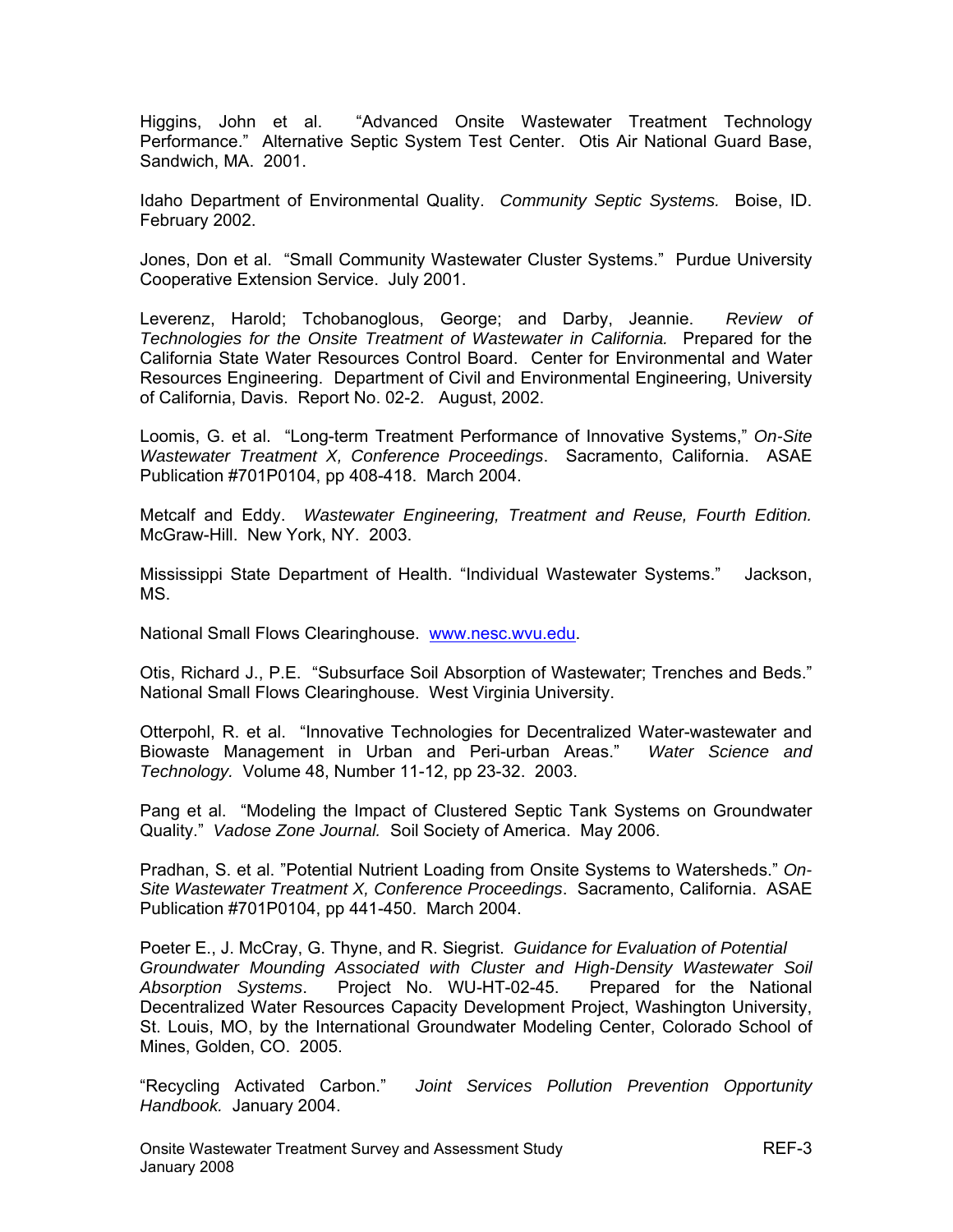Higgins, John et al. "Advanced Onsite Wastewater Treatment Technology Performance." Alternative Septic System Test Center. Otis Air National Guard Base, Sandwich, MA. 2001.

Idaho Department of Environmental Quality. *Community Septic Systems.* Boise, ID. February 2002.

Jones, Don et al. "Small Community Wastewater Cluster Systems." Purdue University Cooperative Extension Service. July 2001.

Leverenz, Harold; Tchobanoglous, George; and Darby, Jeannie. *Review of Technologies for the Onsite Treatment of Wastewater in California.* Prepared for the California State Water Resources Control Board. Center for Environmental and Water Resources Engineering. Department of Civil and Environmental Engineering, University of California, Davis. Report No. 02-2. August, 2002.

Loomis, G. et al. "Long-term Treatment Performance of Innovative Systems," *On-Site Wastewater Treatment X, Conference Proceedings*. Sacramento, California. ASAE Publication #701P0104, pp 408-418. March 2004.

Metcalf and Eddy. *Wastewater Engineering, Treatment and Reuse, Fourth Edition.* McGraw-Hill. New York, NY. 2003.

Mississippi State Department of Health. "Individual Wastewater Systems." Jackson, MS.

National Small Flows Clearinghouse. www.nesc.wvu.edu.

Otis, Richard J., P.E. "Subsurface Soil Absorption of Wastewater; Trenches and Beds." National Small Flows Clearinghouse. West Virginia University.

Otterpohl, R. et al. "Innovative Technologies for Decentralized Water-wastewater and Biowaste Management in Urban and Peri-urban Areas." *Water Science and Technology.* Volume 48, Number 11-12, pp 23-32. 2003.

Pang et al. "Modeling the Impact of Clustered Septic Tank Systems on Groundwater Quality." *Vadose Zone Journal.* Soil Society of America. May 2006.

Pradhan, S. et al. "Potential Nutrient Loading from Onsite Systems to Watersheds." *On-Site Wastewater Treatment X, Conference Proceedings*. Sacramento, California. ASAE Publication #701P0104, pp 441-450. March 2004.

Poeter E., J. McCray, G. Thyne, and R. Siegrist. *Guidance for Evaluation of Potential Groundwater Mounding Associated with Cluster and High-Density Wastewater Soil Absorption Systems*. Project No. WU-HT-02-45. Prepared for the National Decentralized Water Resources Capacity Development Project, Washington University, St. Louis, MO, by the International Groundwater Modeling Center, Colorado School of Mines, Golden, CO. 2005.

"Recycling Activated Carbon." *Joint Services Pollution Prevention Opportunity Handbook.* January 2004.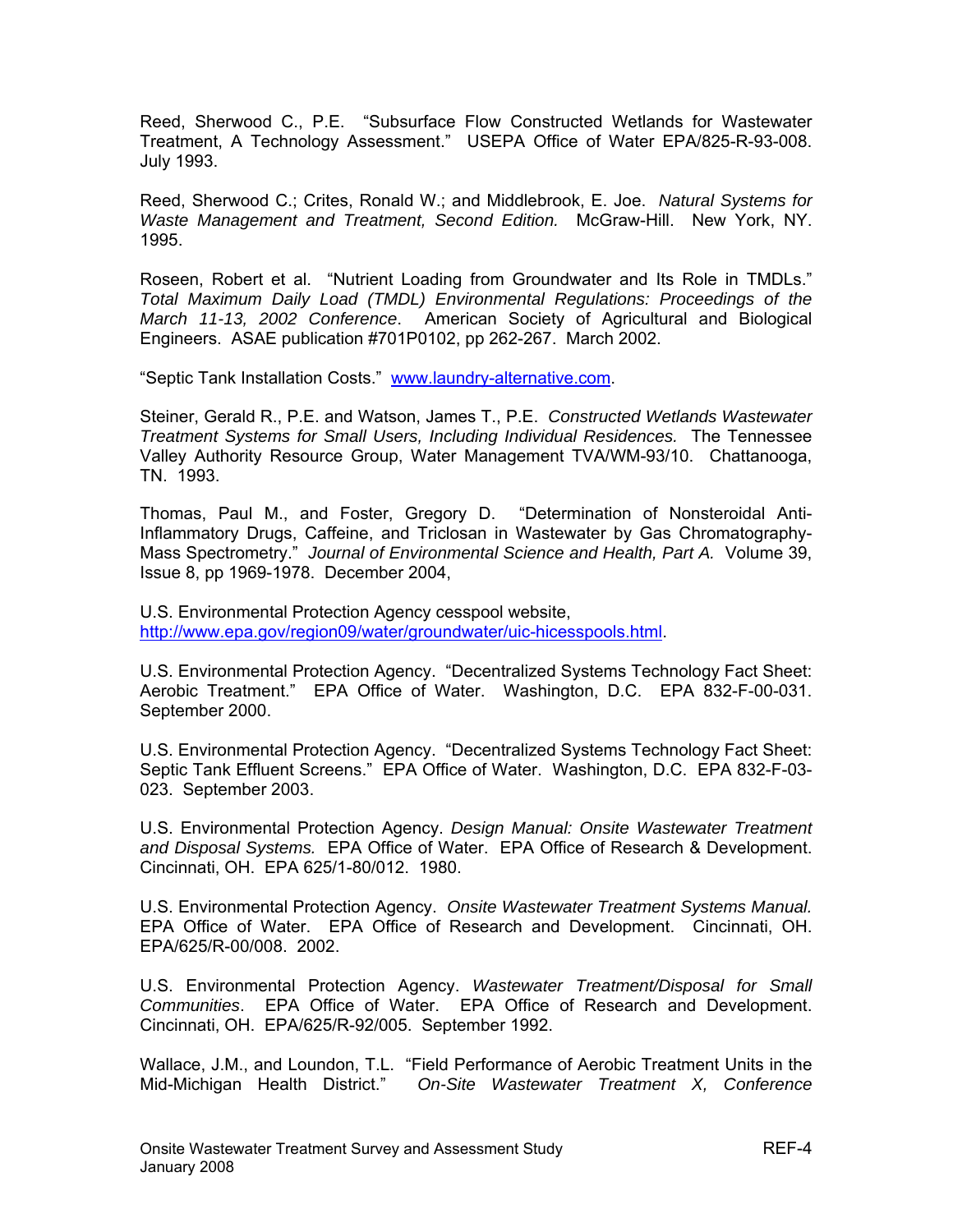Reed, Sherwood C., P.E. "Subsurface Flow Constructed Wetlands for Wastewater Treatment, A Technology Assessment." USEPA Office of Water EPA/825-R-93-008. July 1993.

Reed, Sherwood C.; Crites, Ronald W.; and Middlebrook, E. Joe. *Natural Systems for Waste Management and Treatment, Second Edition.* McGraw-Hill. New York, NY. 1995.

Roseen, Robert et al. "Nutrient Loading from Groundwater and Its Role in TMDLs." *Total Maximum Daily Load (TMDL) Environmental Regulations: Proceedings of the March 11-13, 2002 Conference*. American Society of Agricultural and Biological Engineers. ASAE publication #701P0102, pp 262-267. March 2002.

"Septic Tank Installation Costs." [www.laundry-alternative.com](www.laundry-alternative.com).

Steiner, Gerald R., P.E. and Watson, James T., P.E. *Constructed Wetlands Wastewater Treatment Systems for Small Users, Including Individual Residences.* The Tennessee Valley Authority Resource Group, Water Management TVA/WM-93/10. Chattanooga, TN. 1993.

Thomas, Paul M., and Foster, Gregory D. "Determination of Nonsteroidal Anti-Inflammatory Drugs, Caffeine, and Triclosan in Wastewater by Gas Chromatography-Mass Spectrometry." *Journal of Environmental Science and Health, Part A.* Volume 39, Issue 8, pp 1969-1978. December 2004,

U.S. Environmental Protection Agency cesspool website, [http://www.epa.gov/region09/water/groundwater/uic-hicesspools.html](http://www.epa.gov/region09/water/groundwater/uic-hicesspools.html).

U.S. Environmental Protection Agency. "Decentralized Systems Technology Fact Sheet: Aerobic Treatment." EPA Office of Water. Washington, D.C. EPA 832-F-00-031. September 2000.

U.S. Environmental Protection Agency. "Decentralized Systems Technology Fact Sheet: Septic Tank Effluent Screens." EPA Office of Water. Washington, D.C. EPA 832-F-03-023. September 2003.

U.S. Environmental Protection Agency. *Design Manual: Onsite Wastewater Treatment and Disposal Systems.* EPA Office of Water. EPA Office of Research & Development. Cincinnati, OH. EPA 625/1-80/012. 1980.

U.S. Environmental Protection Agency. *Onsite Wastewater Treatment Systems Manual.* EPA Office of Water. EPA Office of Research and Development. Cincinnati, OH. EPA/625/R-00/008. 2002.

U.S. Environmental Protection Agency. *Wastewater Treatment/Disposal for Small Communities*. EPA Office of Water. EPA Office of Research and Development. Cincinnati, OH. EPA/625/R-92/005. September 1992.

Wallace, J.M., and Loundon, T.L. "Field Performance of Aerobic Treatment Units in the Mid-Michigan Health District." *On-Site Wastewater Treatment X, Conference*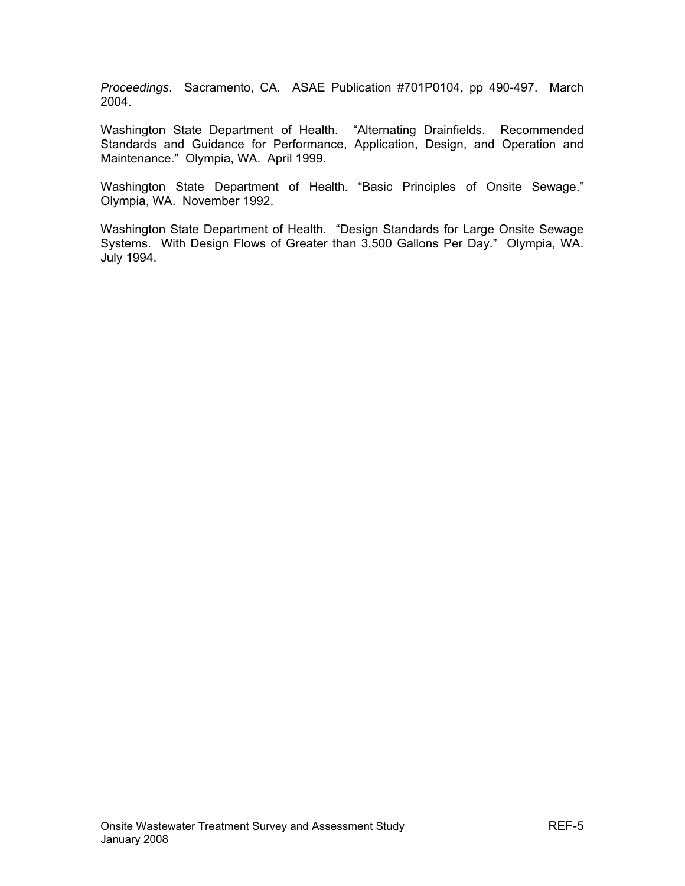*Proceedings*. Sacramento, CA. ASAE Publication #701P0104, pp 490-497. March 2004.

Washington State Department of Health. "Alternating Drainfields. Recommended Standards and Guidance for Performance, Application, Design, and Operation and Maintenance." Olympia, WA. April 1999.

Washington State Department of Health. "Basic Principles of Onsite Sewage." Olympia, WA. November 1992.

Washington State Department of Health. "Design Standards for Large Onsite Sewage Systems. With Design Flows of Greater than 3,500 Gallons Per Day." Olympia, WA. July 1994.